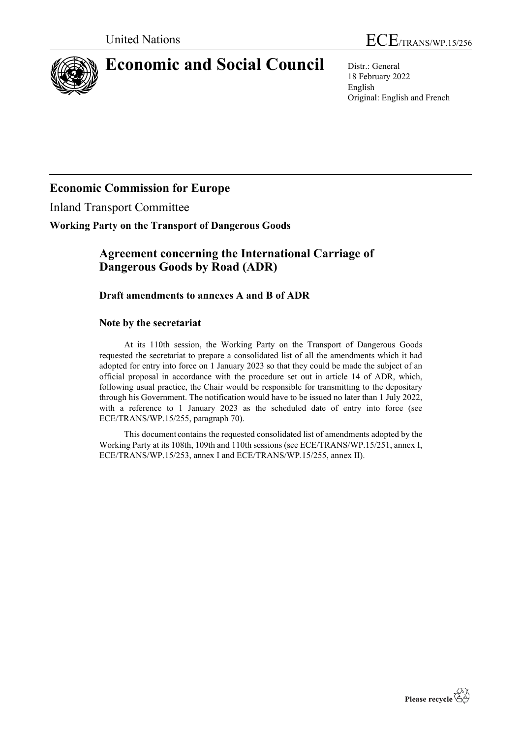United Nations

ECE/TRANS/WP.15/256

# Economic and Social Council

Distr.: General
18 February 2022
English
Original: English and French

## Economic Commission for Europe

Inland Transport Committee

**Working Party on the Transport of Dangerous Goods**

### Agreement concerning the International Carriage of Dangerous Goods by Road (ADR)

#### Draft amendments to annexes A and B of ADR

#### Note by the secretariat

At its 110th session, the Working Party on the Transport of Dangerous Goods requested the secretariat to prepare a consolidated list of all the amendments which it had adopted for entry into force on 1 January 2023 so that they could be made the subject of an official proposal in accordance with the procedure set out in article 14 of ADR, which, following usual practice, the Chair would be responsible for transmitting to the depositary through his Government. The notification would have to be issued no later than 1 July 2022, with a reference to 1 January 2023 as the scheduled date of entry into force (see ECE/TRANS/WP.15/255, paragraph 70).

This document contains the requested consolidated list of amendments adopted by the Working Party at its 108th, 109th and 110th sessions (see ECE/TRANS/WP.15/251, annex I, ECE/TRANS/WP.15/253, annex I and ECE/TRANS/WP.15/255, annex II).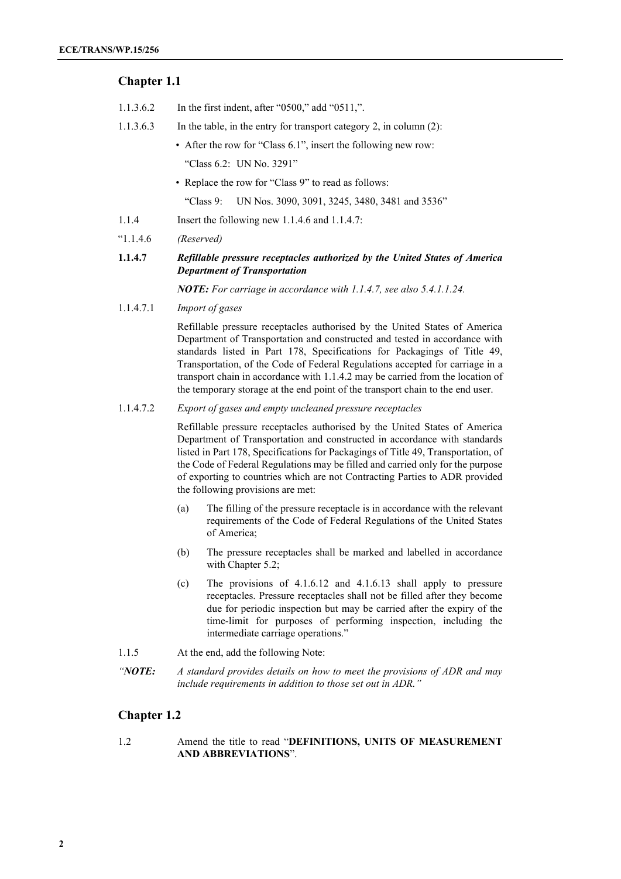## Chapter 1.1

1.1.3.6.2 In the first indent, after "0500," add "0511,".

1.1.3.6.3 In the table, in the entry for transport category 2, in column (2):

- After the row for "Class 6.1", insert the following new row:

  "Class 6.2: UN No. 3291"

- Replace the row for "Class 9" to read as follows:

  "Class 9: UN Nos. 3090, 3091, 3245, 3480, 3481 and 3536"

1.1.4 Insert the following new 1.1.4.6 and 1.1.4.7:

"1.1.4.6 *(Reserved)*

**1.1.4.7** ***Refillable pressure receptacles authorized by the United States of America Department of Transportation***

***NOTE:*** *For carriage in accordance with 1.1.4.7, see also 5.4.1.1.24.*

1.1.4.7.1 *Import of gases*

Refillable pressure receptacles authorised by the United States of America Department of Transportation and constructed and tested in accordance with standards listed in Part 178, Specifications for Packagings of Title 49, Transportation, of the Code of Federal Regulations accepted for carriage in a transport chain in accordance with 1.1.4.2 may be carried from the location of the temporary storage at the end point of the transport chain to the end user.

1.1.4.7.2 *Export of gases and empty uncleaned pressure receptacles*

Refillable pressure receptacles authorised by the United States of America Department of Transportation and constructed in accordance with standards listed in Part 178, Specifications for Packagings of Title 49, Transportation, of the Code of Federal Regulations may be filled and carried only for the purpose of exporting to countries which are not Contracting Parties to ADR provided the following provisions are met:

(a) The filling of the pressure receptacle is in accordance with the relevant requirements of the Code of Federal Regulations of the United States of America;

(b) The pressure receptacles shall be marked and labelled in accordance with Chapter 5.2;

(c) The provisions of 4.1.6.12 and 4.1.6.13 shall apply to pressure receptacles. Pressure receptacles shall not be filled after they become due for periodic inspection but may be carried after the expiry of the time-limit for purposes of performing inspection, including the intermediate carriage operations."

1.1.5 At the end, add the following Note:

*"**NOTE:** A standard provides details on how to meet the provisions of ADR and may include requirements in addition to those set out in ADR."*

## Chapter 1.2

1.2 Amend the title to read "**DEFINITIONS, UNITS OF MEASUREMENT AND ABBREVIATIONS**".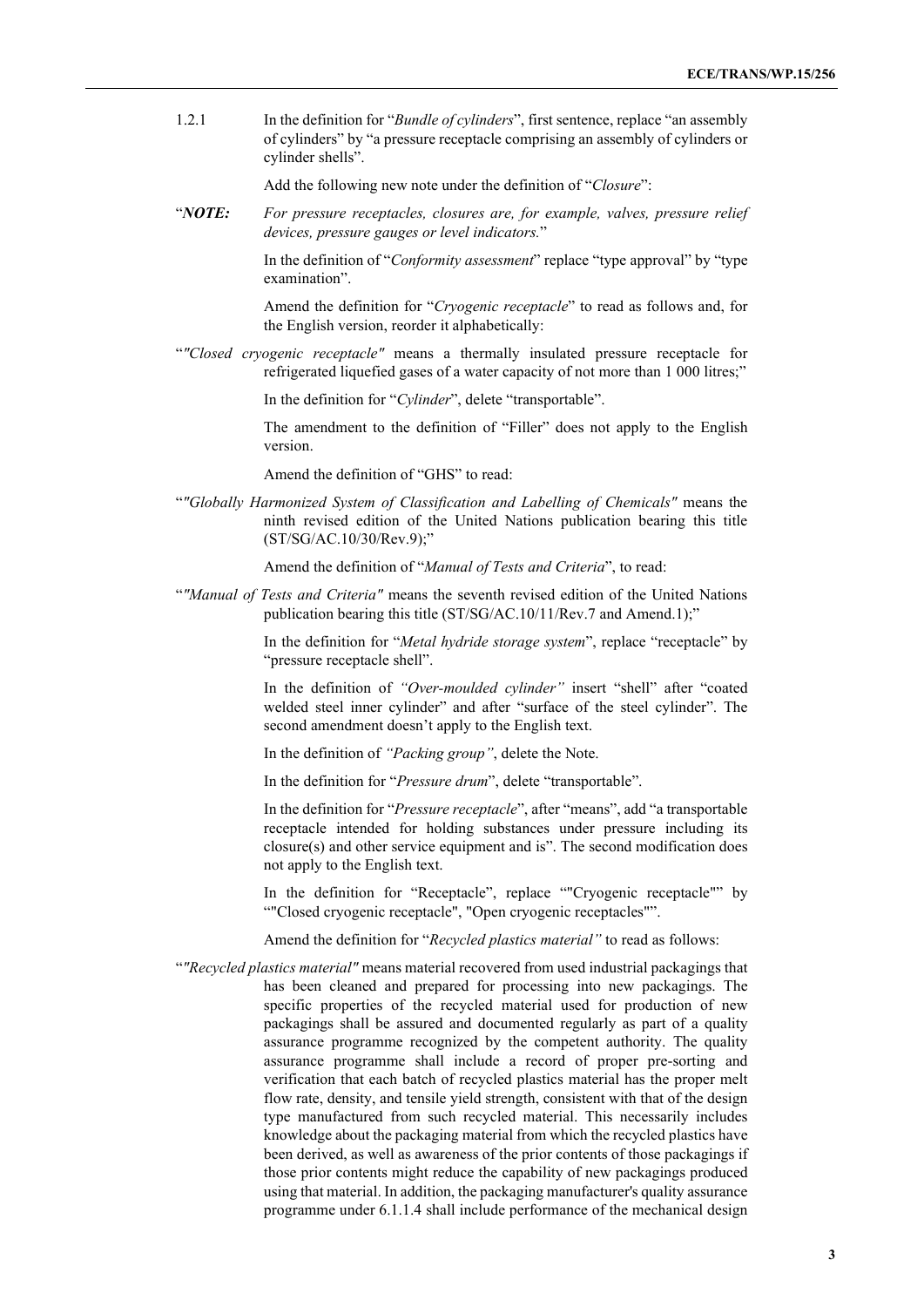1.2.1 In the definition for "*Bundle of cylinders*", first sentence, replace "an assembly of cylinders" by "a pressure receptacle comprising an assembly of cylinders or cylinder shells".

Add the following new note under the definition of "*Closure*":

"***NOTE:*** *For pressure receptacles, closures are, for example, valves, pressure relief devices, pressure gauges or level indicators.*"

In the definition of "*Conformity assessment*" replace "type approval" by "type examination".

Amend the definition for "*Cryogenic receptacle*" to read as follows and, for the English version, reorder it alphabetically:

"*"Closed cryogenic receptacle"* means a thermally insulated pressure receptacle for refrigerated liquefied gases of a water capacity of not more than 1 000 litres;"

In the definition for "*Cylinder*", delete "transportable".

The amendment to the definition of "Filler" does not apply to the English version.

Amend the definition of "GHS" to read:

"*"Globally Harmonized System of Classification and Labelling of Chemicals"* means the ninth revised edition of the United Nations publication bearing this title (ST/SG/AC.10/30/Rev.9);"

Amend the definition of "*Manual of Tests and Criteria*", to read:

"*"Manual of Tests and Criteria"* means the seventh revised edition of the United Nations publication bearing this title (ST/SG/AC.10/11/Rev.7 and Amend.1);"

In the definition for "*Metal hydride storage system*", replace "receptacle" by "pressure receptacle shell".

In the definition of *"Over-moulded cylinder"* insert "shell" after "coated welded steel inner cylinder" and after "surface of the steel cylinder". The second amendment doesn't apply to the English text.

In the definition of *"Packing group"*, delete the Note.

In the definition for "*Pressure drum*", delete "transportable".

In the definition for "*Pressure receptacle*", after "means", add "a transportable receptacle intended for holding substances under pressure including its closure(s) and other service equipment and is". The second modification does not apply to the English text.

In the definition for "Receptacle", replace ""Cryogenic receptacle"" by ""Closed cryogenic receptacle", "Open cryogenic receptacles"".

Amend the definition for "*Recycled plastics material"* to read as follows:

"*"Recycled plastics material"* means material recovered from used industrial packagings that has been cleaned and prepared for processing into new packagings. The specific properties of the recycled material used for production of new packagings shall be assured and documented regularly as part of a quality assurance programme recognized by the competent authority. The quality assurance programme shall include a record of proper pre-sorting and verification that each batch of recycled plastics material has the proper melt flow rate, density, and tensile yield strength, consistent with that of the design type manufactured from such recycled material. This necessarily includes knowledge about the packaging material from which the recycled plastics have been derived, as well as awareness of the prior contents of those packagings if those prior contents might reduce the capability of new packagings produced using that material. In addition, the packaging manufacturer's quality assurance programme under 6.1.1.4 shall include performance of the mechanical design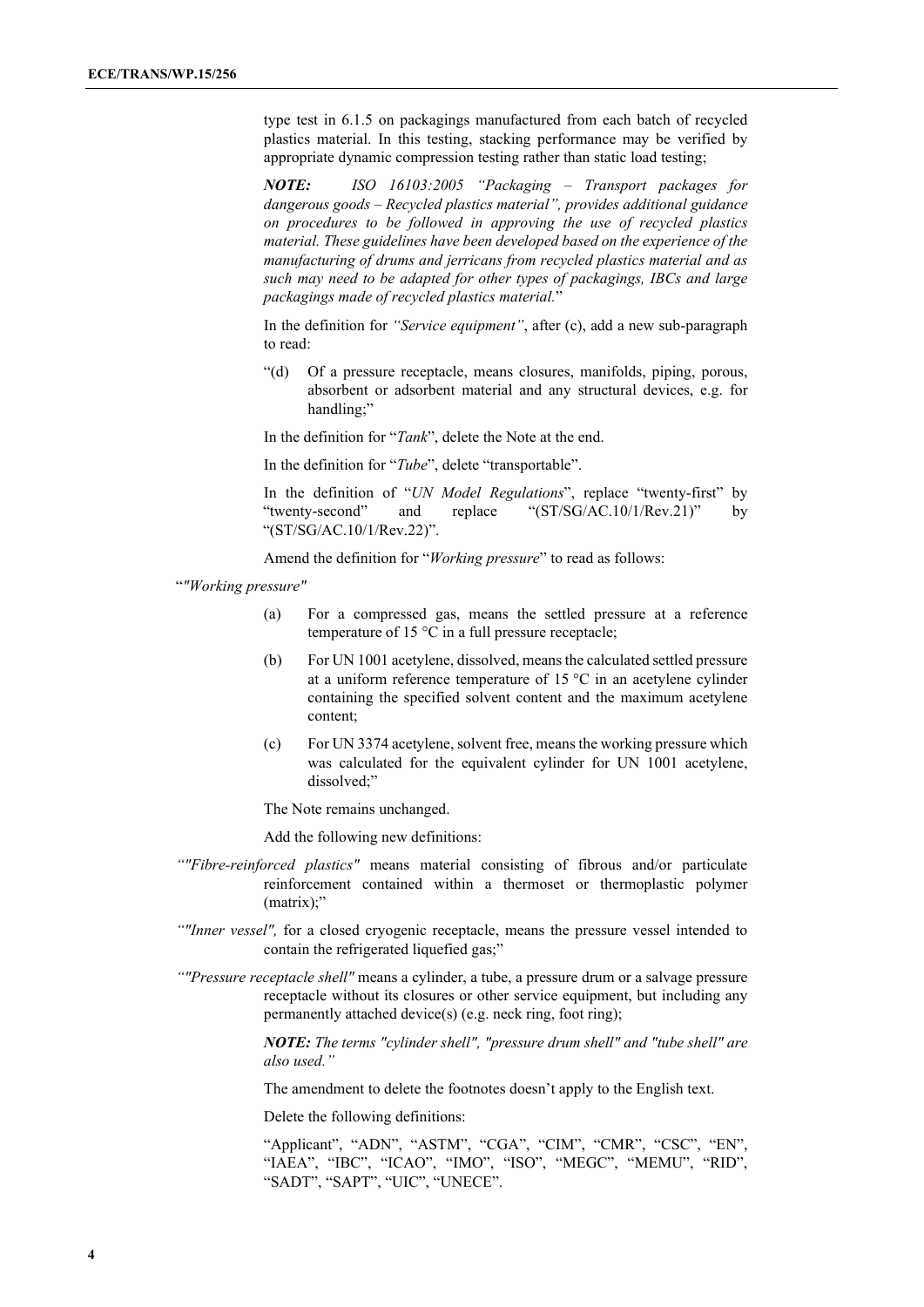type test in 6.1.5 on packagings manufactured from each batch of recycled plastics material. In this testing, stacking performance may be verified by appropriate dynamic compression testing rather than static load testing;

***NOTE:*** *ISO 16103:2005 "Packaging – Transport packages for dangerous goods – Recycled plastics material", provides additional guidance on procedures to be followed in approving the use of recycled plastics material. These guidelines have been developed based on the experience of the manufacturing of drums and jerricans from recycled plastics material and as such may need to be adapted for other types of packagings, IBCs and large packagings made of recycled plastics material.*"

In the definition for *"Service equipment"*, after (c), add a new sub-paragraph to read:

"(d) Of a pressure receptacle, means closures, manifolds, piping, porous, absorbent or adsorbent material and any structural devices, e.g. for handling;"

In the definition for "*Tank*", delete the Note at the end.

In the definition for "*Tube*", delete "transportable".

In the definition of "*UN Model Regulations*", replace "twenty-first" by "twenty-second" and replace "(ST/SG/AC.10/1/Rev.21)" by "(ST/SG/AC.10/1/Rev.22)".

Amend the definition for "*Working pressure*" to read as follows:

"*"Working pressure"*

(a) For a compressed gas, means the settled pressure at a reference temperature of 15 °C in a full pressure receptacle;

(b) For UN 1001 acetylene, dissolved, means the calculated settled pressure at a uniform reference temperature of 15 °C in an acetylene cylinder containing the specified solvent content and the maximum acetylene content;

(c) For UN 3374 acetylene, solvent free, means the working pressure which was calculated for the equivalent cylinder for UN 1001 acetylene, dissolved;"

The Note remains unchanged.

Add the following new definitions:

*""Fibre-reinforced plastics"* means material consisting of fibrous and/or particulate reinforcement contained within a thermoset or thermoplastic polymer (matrix);"

*""Inner vessel",* for a closed cryogenic receptacle, means the pressure vessel intended to contain the refrigerated liquefied gas;"

*""Pressure receptacle shell"* means a cylinder, a tube, a pressure drum or a salvage pressure receptacle without its closures or other service equipment, but including any permanently attached device(s) (e.g. neck ring, foot ring);

***NOTE:*** *The terms "cylinder shell", "pressure drum shell" and "tube shell" are also used."*

The amendment to delete the footnotes doesn't apply to the English text.

Delete the following definitions:

"Applicant", "ADN", "ASTM", "CGA", "CIM", "CMR", "CSC", "EN", "IAEA", "IBC", "ICAO", "IMO", "ISO", "MEGC", "MEMU", "RID", "SADT", "SAPT", "UIC", "UNECE".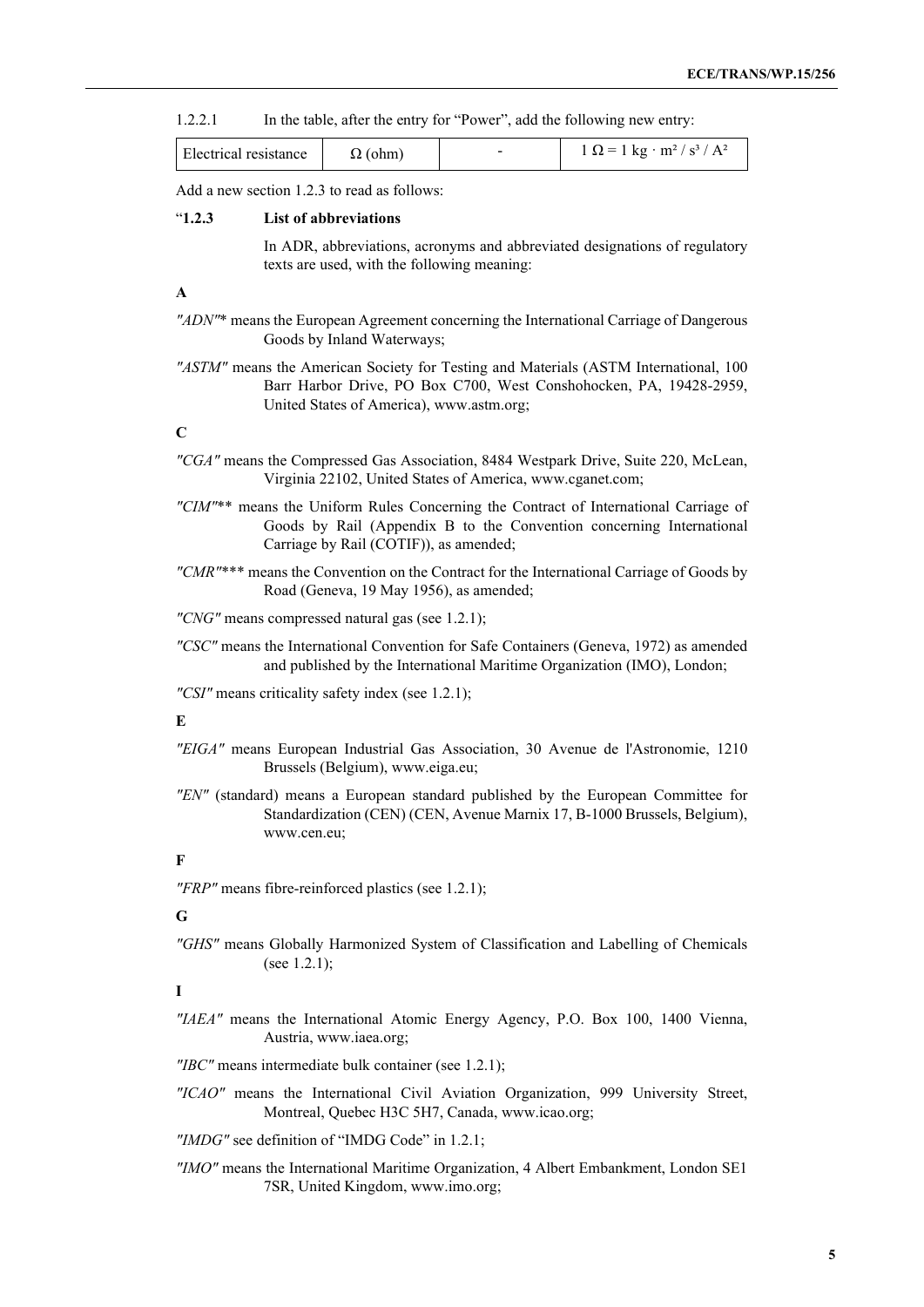1.2.2.1 In the table, after the entry for "Power", add the following new entry:

| Electrical resistance | Ω (ohm) | - | $1\ \Omega = 1\ \text{kg} \cdot \text{m}^2 / \text{s}^3 / \text{A}^2$ |
|---|---|---|---|

Add a new section 1.2.3 to read as follows:

"**1.2.3 List of abbreviations**

In ADR, abbreviations, acronyms and abbreviated designations of regulatory texts are used, with the following meaning:

**A**

*"ADN"** means the European Agreement concerning the International Carriage of Dangerous Goods by Inland Waterways;

*"ASTM"* means the American Society for Testing and Materials (ASTM International, 100 Barr Harbor Drive, PO Box C700, West Conshohocken, PA, 19428-2959, United States of America), www.astm.org;

**C**

*"CGA"* means the Compressed Gas Association, 8484 Westpark Drive, Suite 220, McLean, Virginia 22102, United States of America, www.cganet.com;

*"CIM"*** means the Uniform Rules Concerning the Contract of International Carriage of Goods by Rail (Appendix B to the Convention concerning International Carriage by Rail (COTIF)), as amended;

*"CMR"**** means the Convention on the Contract for the International Carriage of Goods by Road (Geneva, 19 May 1956), as amended;

*"CNG"* means compressed natural gas (see 1.2.1);

*"CSC"* means the International Convention for Safe Containers (Geneva, 1972) as amended and published by the International Maritime Organization (IMO), London;

*"CSI"* means criticality safety index (see 1.2.1);

**E**

*"EIGA"* means European Industrial Gas Association, 30 Avenue de l'Astronomie, 1210 Brussels (Belgium), www.eiga.eu;

*"EN"* (standard) means a European standard published by the European Committee for Standardization (CEN) (CEN, Avenue Marnix 17, B-1000 Brussels, Belgium), www.cen.eu;

**F**

*"FRP"* means fibre-reinforced plastics (see 1.2.1);

**G**

*"GHS"* means Globally Harmonized System of Classification and Labelling of Chemicals (see 1.2.1);

**I**

*"IAEA"* means the International Atomic Energy Agency, P.O. Box 100, 1400 Vienna, Austria, www.iaea.org;

*"IBC"* means intermediate bulk container (see 1.2.1);

*"ICAO"* means the International Civil Aviation Organization, 999 University Street, Montreal, Quebec H3C 5H7, Canada, www.icao.org;

*"IMDG"* see definition of "IMDG Code" in 1.2.1;

*"IMO"* means the International Maritime Organization, 4 Albert Embankment, London SE1 7SR, United Kingdom, www.imo.org;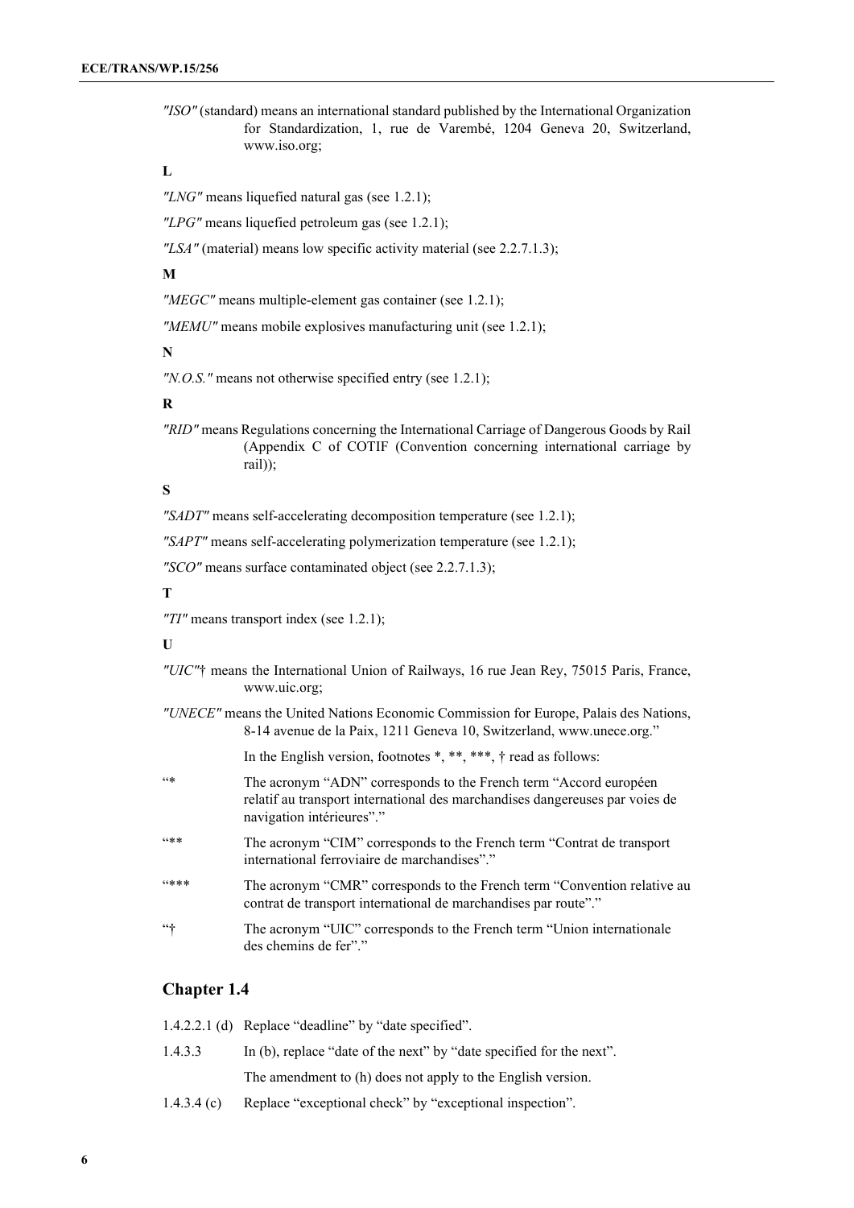*"ISO"* (standard) means an international standard published by the International Organization for Standardization, 1, rue de Varembé, 1204 Geneva 20, Switzerland, www.iso.org;

**L**

*"LNG"* means liquefied natural gas (see 1.2.1);

*"LPG"* means liquefied petroleum gas (see 1.2.1);

*"LSA"* (material) means low specific activity material (see 2.2.7.1.3);

**M**

*"MEGC"* means multiple-element gas container (see 1.2.1);

*"MEMU"* means mobile explosives manufacturing unit (see 1.2.1);

**N**

*"N.O.S."* means not otherwise specified entry (see 1.2.1);

**R**

*"RID"* means Regulations concerning the International Carriage of Dangerous Goods by Rail (Appendix C of COTIF (Convention concerning international carriage by rail));

**S**

*"SADT"* means self-accelerating decomposition temperature (see 1.2.1);

*"SAPT"* means self-accelerating polymerization temperature (see 1.2.1);

*"SCO"* means surface contaminated object (see 2.2.7.1.3);

**T**

*"TI"* means transport index (see 1.2.1);

**U**

*"UIC"*† means the International Union of Railways, 16 rue Jean Rey, 75015 Paris, France, www.uic.org;

*"UNECE"* means the United Nations Economic Commission for Europe, Palais des Nations, 8-14 avenue de la Paix, 1211 Geneva 10, Switzerland, www.unece.org."

In the English version, footnotes *, **, ***, † read as follows:

"* The acronym "ADN" corresponds to the French term "Accord européen relatif au transport international des marchandises dangereuses par voies de navigation intérieures"."

"** The acronym "CIM" corresponds to the French term "Contrat de transport international ferroviaire de marchandises"."

"*** The acronym "CMR" corresponds to the French term "Convention relative au contrat de transport international de marchandises par route"."

"† The acronym "UIC" corresponds to the French term "Union internationale des chemins de fer"."

## Chapter 1.4

1.4.2.2.1 (d) Replace "deadline" by "date specified".

1.4.3.3 In (b), replace "date of the next" by "date specified for the next".

The amendment to (h) does not apply to the English version.

1.4.3.4 (c) Replace "exceptional check" by "exceptional inspection".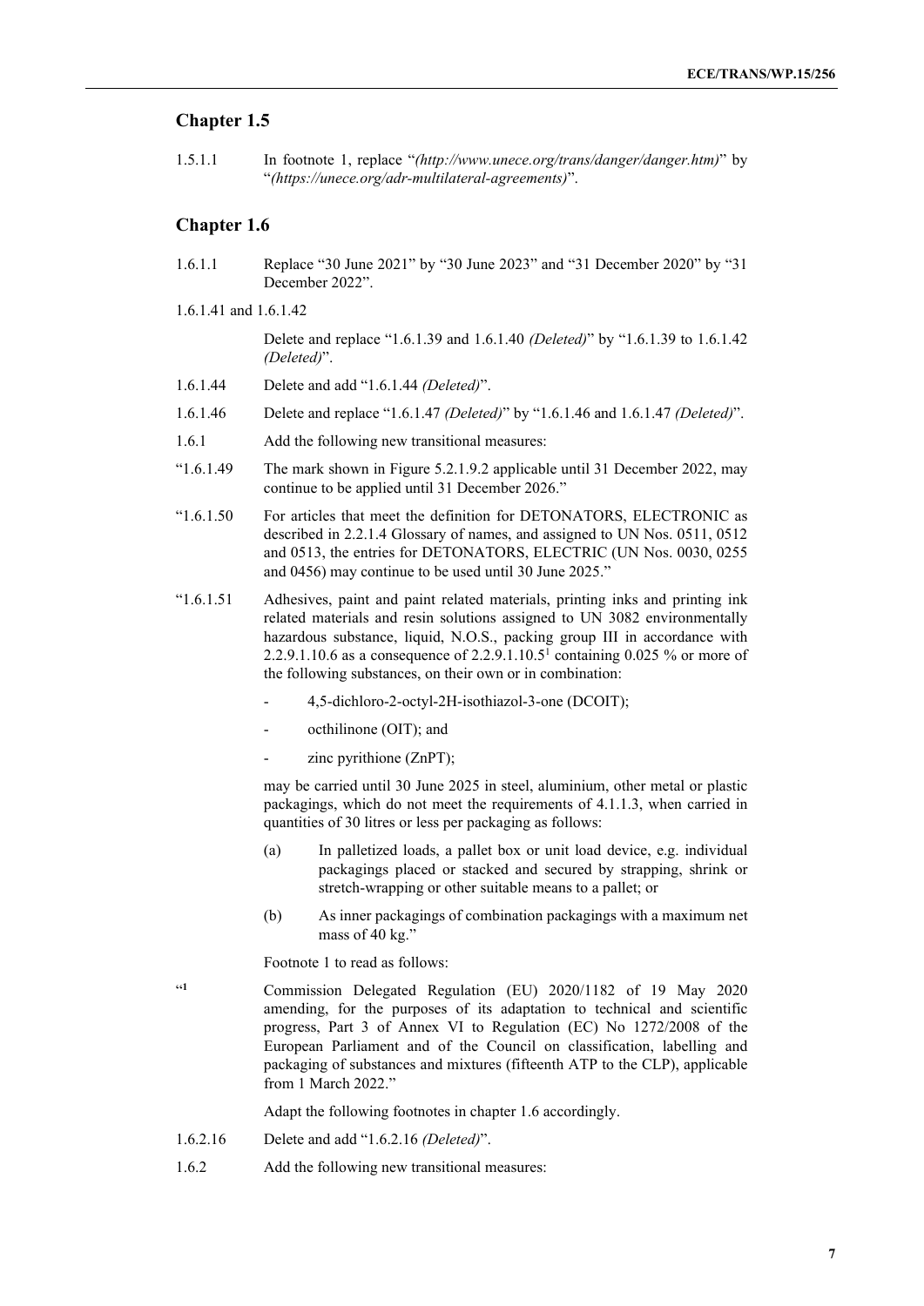## Chapter 1.5

1.5.1.1 In footnote 1, replace "*(http://www.unece.org/trans/danger/danger.htm)*" by "*(https://unece.org/adr-multilateral-agreements)*".

## Chapter 1.6

1.6.1.1 Replace "30 June 2021" by "30 June 2023" and "31 December 2020" by "31 December 2022".

1.6.1.41 and 1.6.1.42

Delete and replace "1.6.1.39 and 1.6.1.40 *(Deleted)*" by "1.6.1.39 to 1.6.1.42 *(Deleted)*".

1.6.1.44 Delete and add "1.6.1.44 *(Deleted)*".

1.6.1.46 Delete and replace "1.6.1.47 *(Deleted)*" by "1.6.1.46 and 1.6.1.47 *(Deleted)*".

1.6.1 Add the following new transitional measures:

"1.6.1.49 The mark shown in Figure 5.2.1.9.2 applicable until 31 December 2022, may continue to be applied until 31 December 2026."

"1.6.1.50 For articles that meet the definition for DETONATORS, ELECTRONIC as described in 2.2.1.4 Glossary of names, and assigned to UN Nos. 0511, 0512 and 0513, the entries for DETONATORS, ELECTRIC (UN Nos. 0030, 0255 and 0456) may continue to be used until 30 June 2025."

"1.6.1.51 Adhesives, paint and paint related materials, printing inks and printing ink related materials and resin solutions assigned to UN 3082 environmentally hazardous substance, liquid, N.O.S., packing group III in accordance with 2.2.9.1.10.6 as a consequence of 2.2.9.1.10.5[1] containing 0.025 % or more of the following substances, on their own or in combination:

- 4,5-dichloro-2-octyl-2H-isothiazol-3-one (DCOIT);
- octhilinone (OIT); and
- zinc pyrithione (ZnPT);

may be carried until 30 June 2025 in steel, aluminium, other metal or plastic packagings, which do not meet the requirements of 4.1.1.3, when carried in quantities of 30 litres or less per packaging as follows:

(a) In palletized loads, a pallet box or unit load device, e.g. individual packagings placed or stacked and secured by strapping, shrink or stretch-wrapping or other suitable means to a pallet; or

(b) As inner packagings of combination packagings with a maximum net mass of 40 kg."

Footnote 1 to read as follows:

"[1] Commission Delegated Regulation (EU) 2020/1182 of 19 May 2020 amending, for the purposes of its adaptation to technical and scientific progress, Part 3 of Annex VI to Regulation (EC) No 1272/2008 of the European Parliament and of the Council on classification, labelling and packaging of substances and mixtures (fifteenth ATP to the CLP), applicable from 1 March 2022."

Adapt the following footnotes in chapter 1.6 accordingly.

1.6.2.16 Delete and add "1.6.2.16 *(Deleted)*".

1.6.2 Add the following new transitional measures: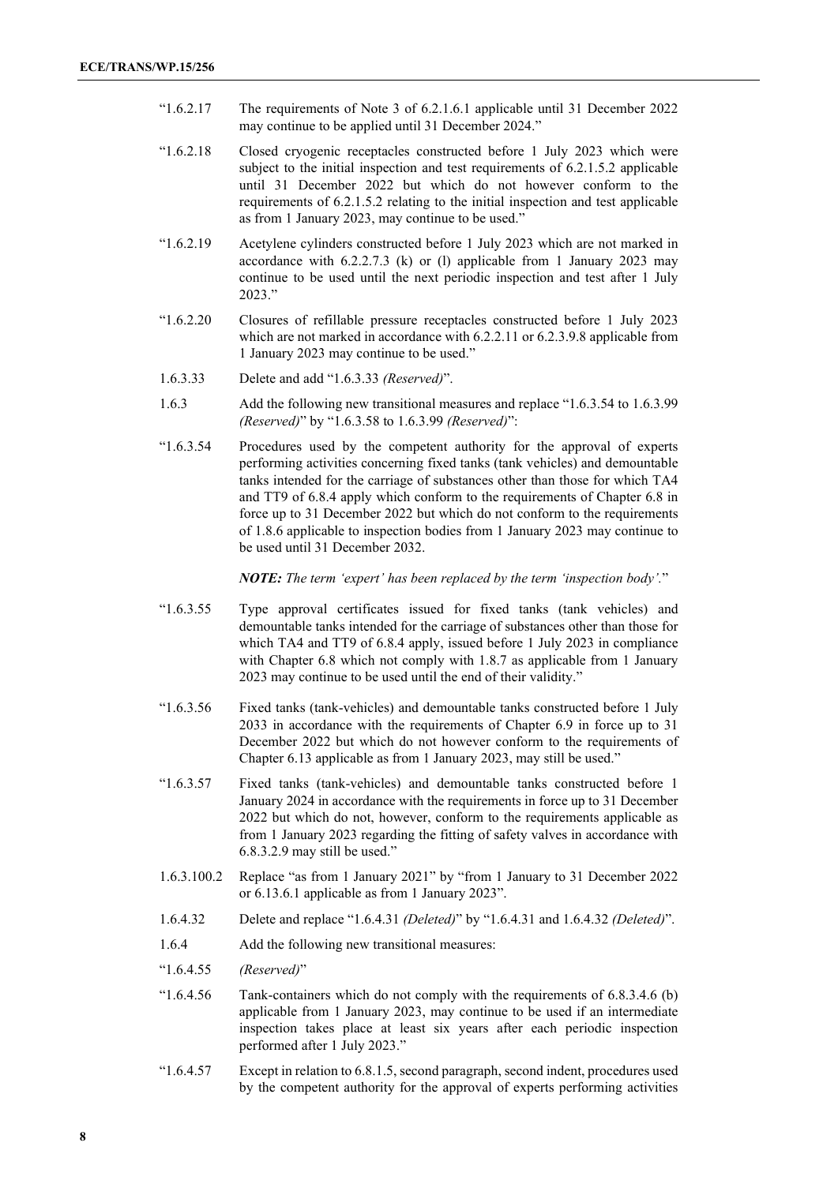"1.6.2.17 The requirements of Note 3 of 6.2.1.6.1 applicable until 31 December 2022 may continue to be applied until 31 December 2024."

"1.6.2.18 Closed cryogenic receptacles constructed before 1 July 2023 which were subject to the initial inspection and test requirements of 6.2.1.5.2 applicable until 31 December 2022 but which do not however conform to the requirements of 6.2.1.5.2 relating to the initial inspection and test applicable as from 1 January 2023, may continue to be used."

"1.6.2.19 Acetylene cylinders constructed before 1 July 2023 which are not marked in accordance with 6.2.2.7.3 (k) or (l) applicable from 1 January 2023 may continue to be used until the next periodic inspection and test after 1 July 2023."

"1.6.2.20 Closures of refillable pressure receptacles constructed before 1 July 2023 which are not marked in accordance with 6.2.2.11 or 6.2.3.9.8 applicable from 1 January 2023 may continue to be used."

1.6.3.33 Delete and add "1.6.3.33 *(Reserved)*".

1.6.3 Add the following new transitional measures and replace "1.6.3.54 to 1.6.3.99 *(Reserved)*" by "1.6.3.58 to 1.6.3.99 *(Reserved)*":

"1.6.3.54 Procedures used by the competent authority for the approval of experts performing activities concerning fixed tanks (tank vehicles) and demountable tanks intended for the carriage of substances other than those for which TA4 and TT9 of 6.8.4 apply which conform to the requirements of Chapter 6.8 in force up to 31 December 2022 but which do not conform to the requirements of 1.8.6 applicable to inspection bodies from 1 January 2023 may continue to be used until 31 December 2032.

***NOTE:*** *The term 'expert' has been replaced by the term 'inspection body'.*"

"1.6.3.55 Type approval certificates issued for fixed tanks (tank vehicles) and demountable tanks intended for the carriage of substances other than those for which TA4 and TT9 of 6.8.4 apply, issued before 1 July 2023 in compliance with Chapter 6.8 which not comply with 1.8.7 as applicable from 1 January 2023 may continue to be used until the end of their validity."

"1.6.3.56 Fixed tanks (tank-vehicles) and demountable tanks constructed before 1 July 2033 in accordance with the requirements of Chapter 6.9 in force up to 31 December 2022 but which do not however conform to the requirements of Chapter 6.13 applicable as from 1 January 2023, may still be used."

"1.6.3.57 Fixed tanks (tank-vehicles) and demountable tanks constructed before 1 January 2024 in accordance with the requirements in force up to 31 December 2022 but which do not, however, conform to the requirements applicable as from 1 January 2023 regarding the fitting of safety valves in accordance with 6.8.3.2.9 may still be used."

1.6.3.100.2 Replace "as from 1 January 2021" by "from 1 January to 31 December 2022 or 6.13.6.1 applicable as from 1 January 2023".

1.6.4.32 Delete and replace "1.6.4.31 *(Deleted)*" by "1.6.4.31 and 1.6.4.32 *(Deleted)*".

1.6.4 Add the following new transitional measures:

"1.6.4.55 *(Reserved)*"

"1.6.4.56 Tank-containers which do not comply with the requirements of 6.8.3.4.6 (b) applicable from 1 January 2023, may continue to be used if an intermediate inspection takes place at least six years after each periodic inspection performed after 1 July 2023."

"1.6.4.57 Except in relation to 6.8.1.5, second paragraph, second indent, procedures used by the competent authority for the approval of experts performing activities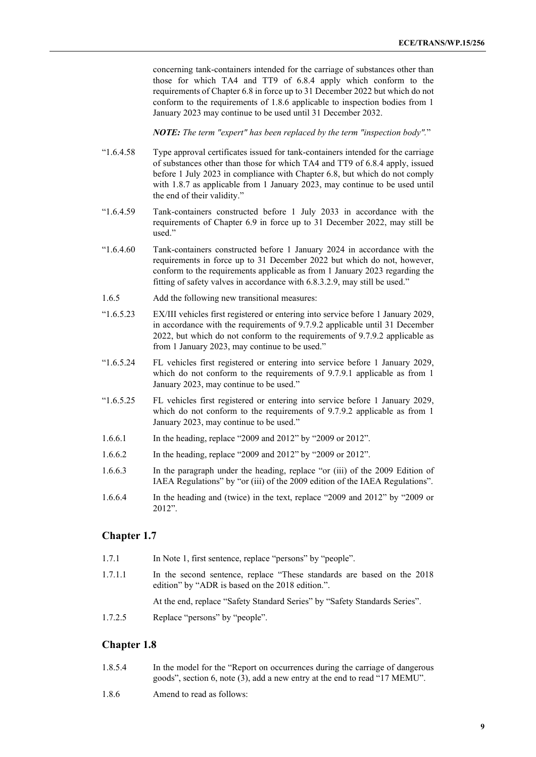concerning tank-containers intended for the carriage of substances other than those for which TA4 and TT9 of 6.8.4 apply which conform to the requirements of Chapter 6.8 in force up to 31 December 2022 but which do not conform to the requirements of 1.8.6 applicable to inspection bodies from 1 January 2023 may continue to be used until 31 December 2032.

***NOTE:** The term "expert" has been replaced by the term "inspection body".*"

"1.6.4.58 Type approval certificates issued for tank-containers intended for the carriage of substances other than those for which TA4 and TT9 of 6.8.4 apply, issued before 1 July 2023 in compliance with Chapter 6.8, but which do not comply with 1.8.7 as applicable from 1 January 2023, may continue to be used until the end of their validity."

"1.6.4.59 Tank-containers constructed before 1 July 2033 in accordance with the requirements of Chapter 6.9 in force up to 31 December 2022, may still be used."

"1.6.4.60 Tank-containers constructed before 1 January 2024 in accordance with the requirements in force up to 31 December 2022 but which do not, however, conform to the requirements applicable as from 1 January 2023 regarding the fitting of safety valves in accordance with 6.8.3.2.9, may still be used."

1.6.5 Add the following new transitional measures:

"1.6.5.23 EX/III vehicles first registered or entering into service before 1 January 2029, in accordance with the requirements of 9.7.9.2 applicable until 31 December 2022, but which do not conform to the requirements of 9.7.9.2 applicable as from 1 January 2023, may continue to be used."

"1.6.5.24 FL vehicles first registered or entering into service before 1 January 2029, which do not conform to the requirements of 9.7.9.1 applicable as from 1 January 2023, may continue to be used."

"1.6.5.25 FL vehicles first registered or entering into service before 1 January 2029, which do not conform to the requirements of 9.7.9.2 applicable as from 1 January 2023, may continue to be used."

1.6.6.1 In the heading, replace "2009 and 2012" by "2009 or 2012".

1.6.6.2 In the heading, replace "2009 and 2012" by "2009 or 2012".

1.6.6.3 In the paragraph under the heading, replace "or (iii) of the 2009 Edition of IAEA Regulations" by "or (iii) of the 2009 edition of the IAEA Regulations".

1.6.6.4 In the heading and (twice) in the text, replace "2009 and 2012" by "2009 or 2012".

## Chapter 1.7

1.7.1 In Note 1, first sentence, replace "persons" by "people".

1.7.1.1 In the second sentence, replace "These standards are based on the 2018 edition" by "ADR is based on the 2018 edition.".

At the end, replace "Safety Standard Series" by "Safety Standards Series".

1.7.2.5 Replace "persons" by "people".

## Chapter 1.8

1.8.5.4 In the model for the "Report on occurrences during the carriage of dangerous goods", section 6, note (3), add a new entry at the end to read "17 MEMU".

1.8.6 Amend to read as follows: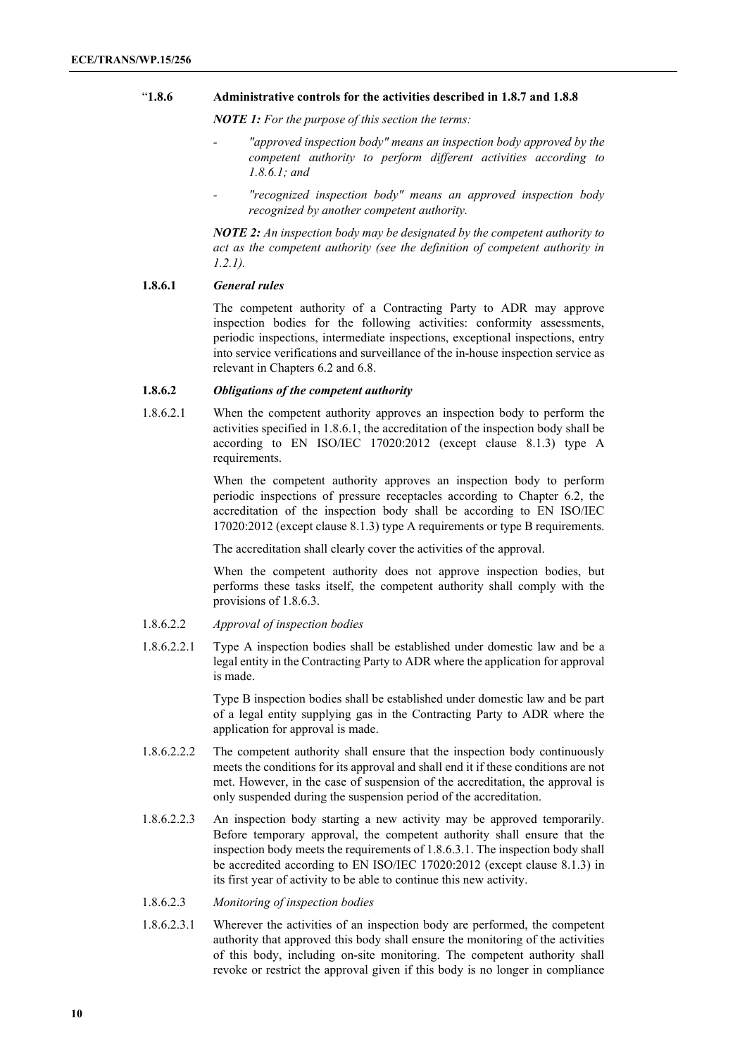"**1.8.6 Administrative controls for the activities described in 1.8.7 and 1.8.8**

***NOTE 1:*** *For the purpose of this section the terms:*

- *"approved inspection body" means an inspection body approved by the competent authority to perform different activities according to 1.8.6.1; and*
- *"recognized inspection body" means an approved inspection body recognized by another competent authority.*

***NOTE 2:*** *An inspection body may be designated by the competent authority to act as the competent authority (see the definition of competent authority in 1.2.1).*

**1.8.6.1 *General rules***

The competent authority of a Contracting Party to ADR may approve inspection bodies for the following activities: conformity assessments, periodic inspections, intermediate inspections, exceptional inspections, entry into service verifications and surveillance of the in-house inspection service as relevant in Chapters 6.2 and 6.8.

**1.8.6.2 *Obligations of the competent authority***

1.8.6.2.1 When the competent authority approves an inspection body to perform the activities specified in 1.8.6.1, the accreditation of the inspection body shall be according to EN ISO/IEC 17020:2012 (except clause 8.1.3) type A requirements.

When the competent authority approves an inspection body to perform periodic inspections of pressure receptacles according to Chapter 6.2, the accreditation of the inspection body shall be according to EN ISO/IEC 17020:2012 (except clause 8.1.3) type A requirements or type B requirements.

The accreditation shall clearly cover the activities of the approval.

When the competent authority does not approve inspection bodies, but performs these tasks itself, the competent authority shall comply with the provisions of 1.8.6.3.

1.8.6.2.2 *Approval of inspection bodies*

1.8.6.2.2.1 Type A inspection bodies shall be established under domestic law and be a legal entity in the Contracting Party to ADR where the application for approval is made.

Type B inspection bodies shall be established under domestic law and be part of a legal entity supplying gas in the Contracting Party to ADR where the application for approval is made.

1.8.6.2.2.2 The competent authority shall ensure that the inspection body continuously meets the conditions for its approval and shall end it if these conditions are not met. However, in the case of suspension of the accreditation, the approval is only suspended during the suspension period of the accreditation.

1.8.6.2.2.3 An inspection body starting a new activity may be approved temporarily. Before temporary approval, the competent authority shall ensure that the inspection body meets the requirements of 1.8.6.3.1. The inspection body shall be accredited according to EN ISO/IEC 17020:2012 (except clause 8.1.3) in its first year of activity to be able to continue this new activity.

1.8.6.2.3 *Monitoring of inspection bodies*

1.8.6.2.3.1 Wherever the activities of an inspection body are performed, the competent authority that approved this body shall ensure the monitoring of the activities of this body, including on-site monitoring. The competent authority shall revoke or restrict the approval given if this body is no longer in compliance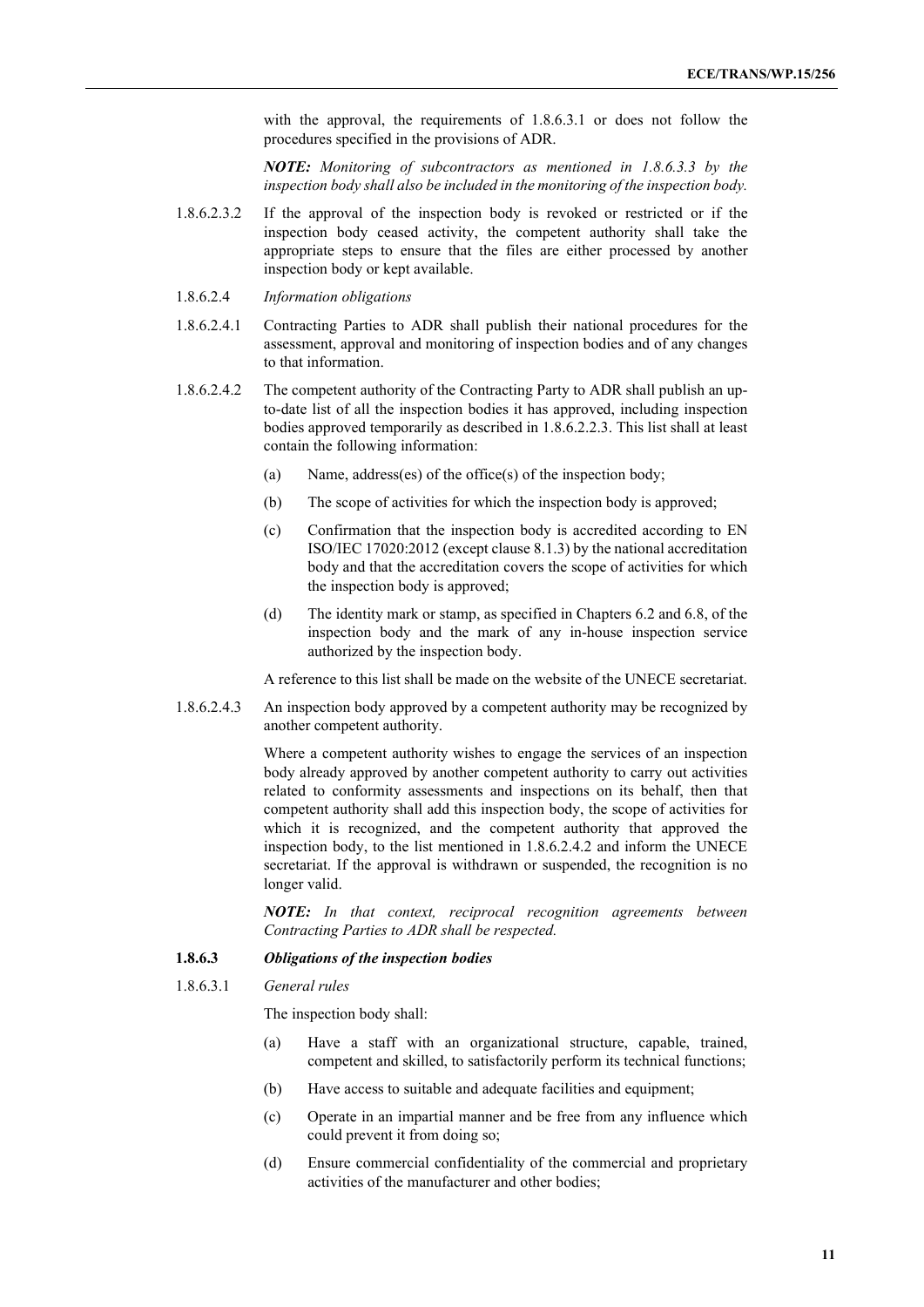with the approval, the requirements of 1.8.6.3.1 or does not follow the procedures specified in the provisions of ADR.

***NOTE:*** *Monitoring of subcontractors as mentioned in 1.8.6.3.3 by the inspection body shall also be included in the monitoring of the inspection body.*

1.8.6.2.3.2 If the approval of the inspection body is revoked or restricted or if the inspection body ceased activity, the competent authority shall take the appropriate steps to ensure that the files are either processed by another inspection body or kept available.

1.8.6.2.4 *Information obligations*

1.8.6.2.4.1 Contracting Parties to ADR shall publish their national procedures for the assessment, approval and monitoring of inspection bodies and of any changes to that information.

1.8.6.2.4.2 The competent authority of the Contracting Party to ADR shall publish an up-to-date list of all the inspection bodies it has approved, including inspection bodies approved temporarily as described in 1.8.6.2.2.3. This list shall at least contain the following information:

(a) Name, address(es) of the office(s) of the inspection body;

(b) The scope of activities for which the inspection body is approved;

(c) Confirmation that the inspection body is accredited according to EN ISO/IEC 17020:2012 (except clause 8.1.3) by the national accreditation body and that the accreditation covers the scope of activities for which the inspection body is approved;

(d) The identity mark or stamp, as specified in Chapters 6.2 and 6.8, of the inspection body and the mark of any in-house inspection service authorized by the inspection body.

A reference to this list shall be made on the website of the UNECE secretariat.

1.8.6.2.4.3 An inspection body approved by a competent authority may be recognized by another competent authority.

Where a competent authority wishes to engage the services of an inspection body already approved by another competent authority to carry out activities related to conformity assessments and inspections on its behalf, then that competent authority shall add this inspection body, the scope of activities for which it is recognized, and the competent authority that approved the inspection body, to the list mentioned in 1.8.6.2.4.2 and inform the UNECE secretariat. If the approval is withdrawn or suspended, the recognition is no longer valid.

***NOTE:*** *In that context, reciprocal recognition agreements between Contracting Parties to ADR shall be respected.*

**1.8.6.3** ***Obligations of the inspection bodies***

1.8.6.3.1 *General rules*

The inspection body shall:

(a) Have a staff with an organizational structure, capable, trained, competent and skilled, to satisfactorily perform its technical functions;

(b) Have access to suitable and adequate facilities and equipment;

(c) Operate in an impartial manner and be free from any influence which could prevent it from doing so;

(d) Ensure commercial confidentiality of the commercial and proprietary activities of the manufacturer and other bodies;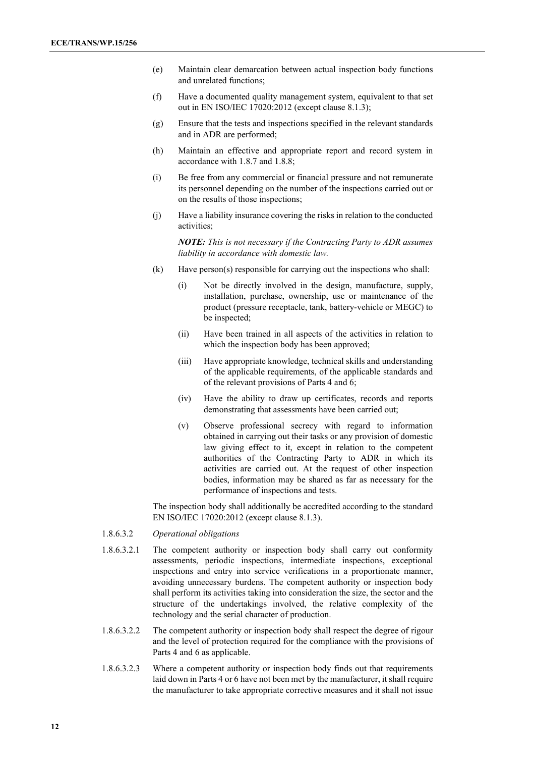(e) Maintain clear demarcation between actual inspection body functions and unrelated functions;

(f) Have a documented quality management system, equivalent to that set out in EN ISO/IEC 17020:2012 (except clause 8.1.3);

(g) Ensure that the tests and inspections specified in the relevant standards and in ADR are performed;

(h) Maintain an effective and appropriate report and record system in accordance with 1.8.7 and 1.8.8;

(i) Be free from any commercial or financial pressure and not remunerate its personnel depending on the number of the inspections carried out or on the results of those inspections;

(j) Have a liability insurance covering the risks in relation to the conducted activities;

*NOTE: This is not necessary if the Contracting Party to ADR assumes liability in accordance with domestic law.*

(k) Have person(s) responsible for carrying out the inspections who shall:

(i) Not be directly involved in the design, manufacture, supply, installation, purchase, ownership, use or maintenance of the product (pressure receptacle, tank, battery-vehicle or MEGC) to be inspected;

(ii) Have been trained in all aspects of the activities in relation to which the inspection body has been approved;

(iii) Have appropriate knowledge, technical skills and understanding of the applicable requirements, of the applicable standards and of the relevant provisions of Parts 4 and 6;

(iv) Have the ability to draw up certificates, records and reports demonstrating that assessments have been carried out;

(v) Observe professional secrecy with regard to information obtained in carrying out their tasks or any provision of domestic law giving effect to it, except in relation to the competent authorities of the Contracting Party to ADR in which its activities are carried out. At the request of other inspection bodies, information may be shared as far as necessary for the performance of inspections and tests.

The inspection body shall additionally be accredited according to the standard EN ISO/IEC 17020:2012 (except clause 8.1.3).

1.8.6.3.2 *Operational obligations*

1.8.6.3.2.1 The competent authority or inspection body shall carry out conformity assessments, periodic inspections, intermediate inspections, exceptional inspections and entry into service verifications in a proportionate manner, avoiding unnecessary burdens. The competent authority or inspection body shall perform its activities taking into consideration the size, the sector and the structure of the undertakings involved, the relative complexity of the technology and the serial character of production.

1.8.6.3.2.2 The competent authority or inspection body shall respect the degree of rigour and the level of protection required for the compliance with the provisions of Parts 4 and 6 as applicable.

1.8.6.3.2.3 Where a competent authority or inspection body finds out that requirements laid down in Parts 4 or 6 have not been met by the manufacturer, it shall require the manufacturer to take appropriate corrective measures and it shall not issue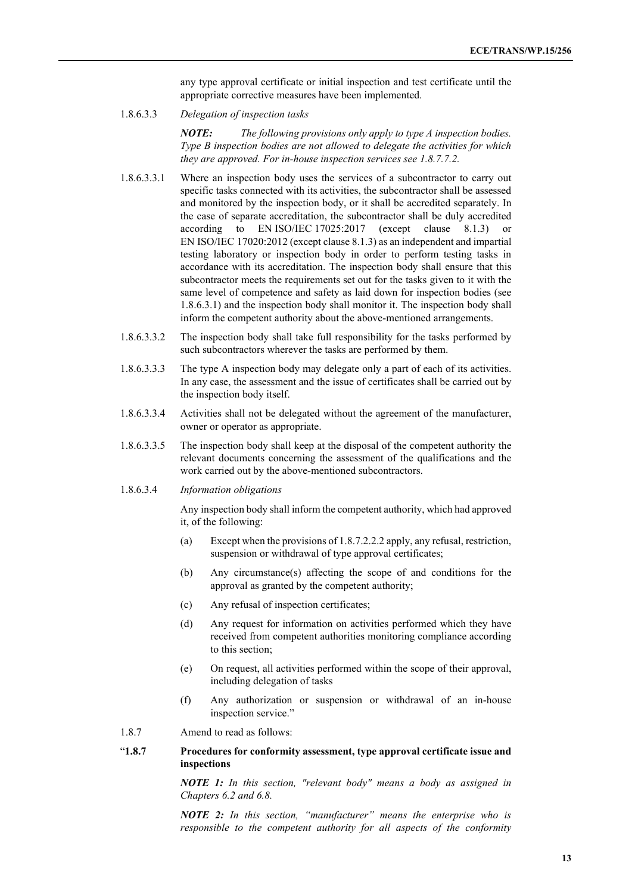any type approval certificate or initial inspection and test certificate until the appropriate corrective measures have been implemented.

1.8.6.3.3 *Delegation of inspection tasks*

***NOTE:*** *The following provisions only apply to type A inspection bodies. Type B inspection bodies are not allowed to delegate the activities for which they are approved. For in-house inspection services see 1.8.7.7.2.*

1.8.6.3.3.1 Where an inspection body uses the services of a subcontractor to carry out specific tasks connected with its activities, the subcontractor shall be assessed and monitored by the inspection body, or it shall be accredited separately. In the case of separate accreditation, the subcontractor shall be duly accredited according to EN ISO/IEC 17025:2017 (except clause 8.1.3) or EN ISO/IEC 17020:2012 (except clause 8.1.3) as an independent and impartial testing laboratory or inspection body in order to perform testing tasks in accordance with its accreditation. The inspection body shall ensure that this subcontractor meets the requirements set out for the tasks given to it with the same level of competence and safety as laid down for inspection bodies (see 1.8.6.3.1) and the inspection body shall monitor it. The inspection body shall inform the competent authority about the above-mentioned arrangements.

1.8.6.3.3.2 The inspection body shall take full responsibility for the tasks performed by such subcontractors wherever the tasks are performed by them.

1.8.6.3.3.3 The type A inspection body may delegate only a part of each of its activities. In any case, the assessment and the issue of certificates shall be carried out by the inspection body itself.

1.8.6.3.3.4 Activities shall not be delegated without the agreement of the manufacturer, owner or operator as appropriate.

1.8.6.3.3.5 The inspection body shall keep at the disposal of the competent authority the relevant documents concerning the assessment of the qualifications and the work carried out by the above-mentioned subcontractors.

1.8.6.3.4 *Information obligations*

Any inspection body shall inform the competent authority, which had approved it, of the following:

(a) Except when the provisions of 1.8.7.2.2.2 apply, any refusal, restriction, suspension or withdrawal of type approval certificates;

(b) Any circumstance(s) affecting the scope of and conditions for the approval as granted by the competent authority;

(c) Any refusal of inspection certificates;

(d) Any request for information on activities performed which they have received from competent authorities monitoring compliance according to this section;

(e) On request, all activities performed within the scope of their approval, including delegation of tasks

(f) Any authorization or suspension or withdrawal of an in-house inspection service."

1.8.7 Amend to read as follows:

"**1.8.7 Procedures for conformity assessment, type approval certificate issue and inspections**

***NOTE 1:*** *In this section, "relevant body" means a body as assigned in Chapters 6.2 and 6.8.*

***NOTE 2:*** *In this section, "manufacturer" means the enterprise who is responsible to the competent authority for all aspects of the conformity*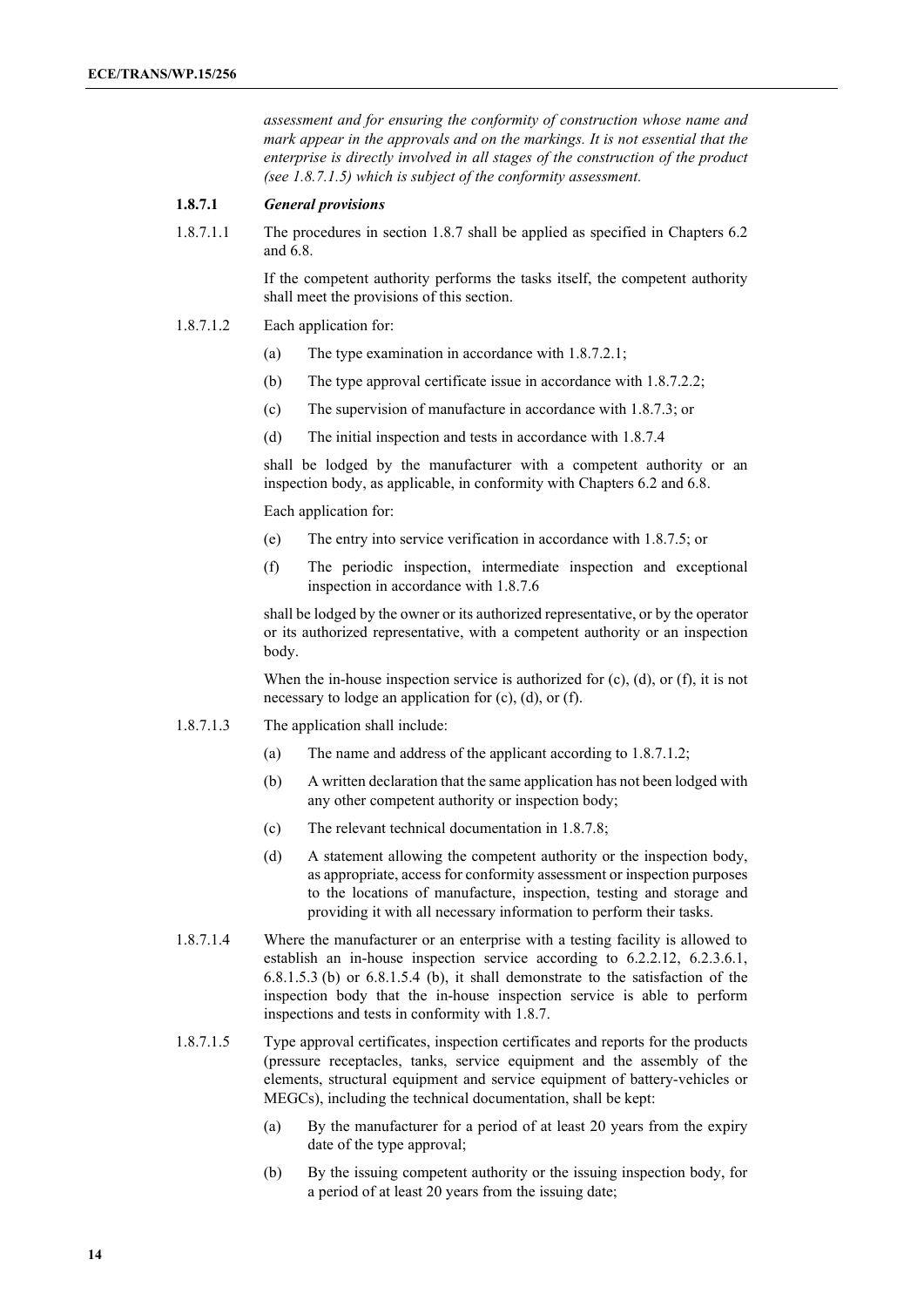*assessment and for ensuring the conformity of construction whose name and mark appear in the approvals and on the markings. It is not essential that the enterprise is directly involved in all stages of the construction of the product (see 1.8.7.1.5) which is subject of the conformity assessment.*

**1.8.7.1** ***General provisions***

1.8.7.1.1 The procedures in section 1.8.7 shall be applied as specified in Chapters 6.2 and 6.8.

If the competent authority performs the tasks itself, the competent authority shall meet the provisions of this section.

1.8.7.1.2 Each application for:

(a) The type examination in accordance with 1.8.7.2.1;

(b) The type approval certificate issue in accordance with 1.8.7.2.2;

(c) The supervision of manufacture in accordance with 1.8.7.3; or

(d) The initial inspection and tests in accordance with 1.8.7.4

shall be lodged by the manufacturer with a competent authority or an inspection body, as applicable, in conformity with Chapters 6.2 and 6.8.

Each application for:

(e) The entry into service verification in accordance with 1.8.7.5; or

(f) The periodic inspection, intermediate inspection and exceptional inspection in accordance with 1.8.7.6

shall be lodged by the owner or its authorized representative, or by the operator or its authorized representative, with a competent authority or an inspection body.

When the in-house inspection service is authorized for (c), (d), or (f), it is not necessary to lodge an application for (c), (d), or (f).

1.8.7.1.3 The application shall include:

(a) The name and address of the applicant according to 1.8.7.1.2;

(b) A written declaration that the same application has not been lodged with any other competent authority or inspection body;

(c) The relevant technical documentation in 1.8.7.8;

(d) A statement allowing the competent authority or the inspection body, as appropriate, access for conformity assessment or inspection purposes to the locations of manufacture, inspection, testing and storage and providing it with all necessary information to perform their tasks.

1.8.7.1.4 Where the manufacturer or an enterprise with a testing facility is allowed to establish an in-house inspection service according to 6.2.2.12, 6.2.3.6.1, 6.8.1.5.3 (b) or 6.8.1.5.4 (b), it shall demonstrate to the satisfaction of the inspection body that the in-house inspection service is able to perform inspections and tests in conformity with 1.8.7.

1.8.7.1.5 Type approval certificates, inspection certificates and reports for the products (pressure receptacles, tanks, service equipment and the assembly of the elements, structural equipment and service equipment of battery-vehicles or MEGCs), including the technical documentation, shall be kept:

(a) By the manufacturer for a period of at least 20 years from the expiry date of the type approval;

(b) By the issuing competent authority or the issuing inspection body, for a period of at least 20 years from the issuing date;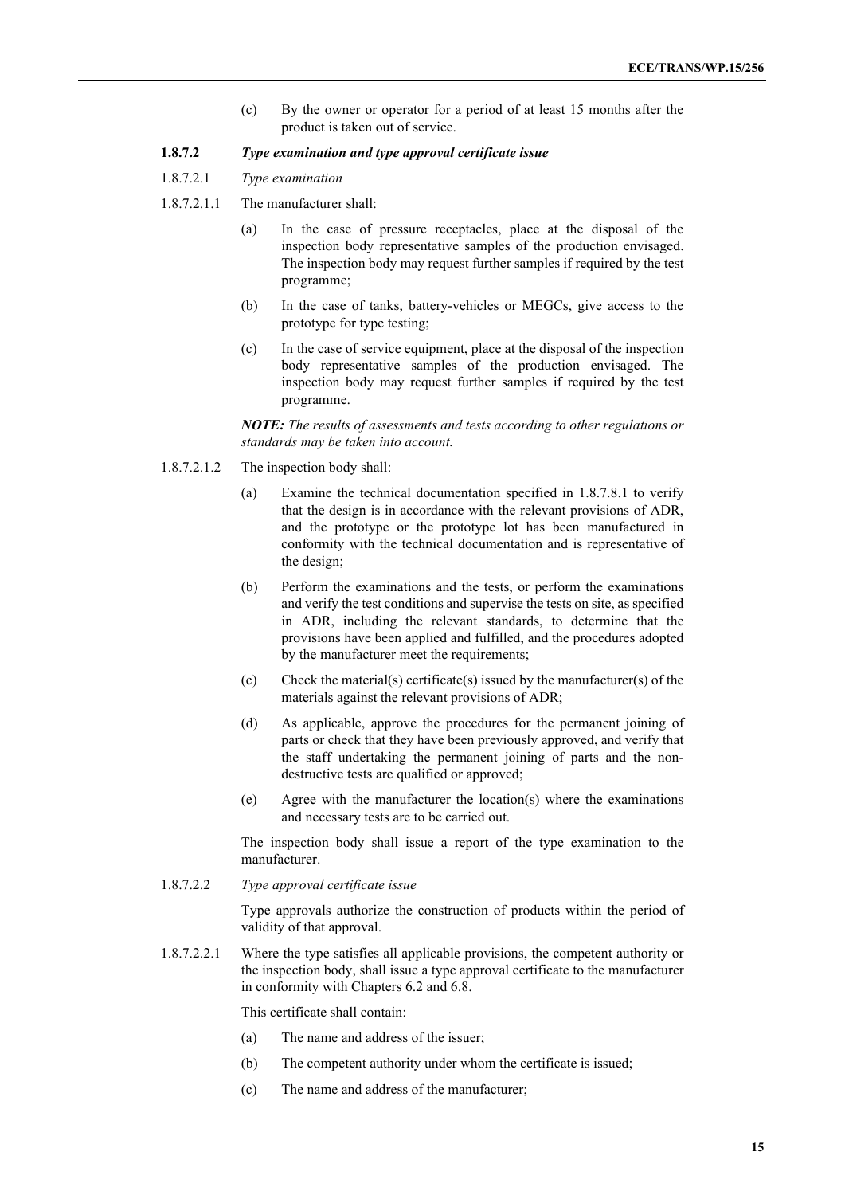(c) By the owner or operator for a period of at least 15 months after the product is taken out of service.

**1.8.7.2** ***Type examination and type approval certificate issue***

1.8.7.2.1 *Type examination*

1.8.7.2.1.1 The manufacturer shall:

(a) In the case of pressure receptacles, place at the disposal of the inspection body representative samples of the production envisaged. The inspection body may request further samples if required by the test programme;

(b) In the case of tanks, battery-vehicles or MEGCs, give access to the prototype for type testing;

(c) In the case of service equipment, place at the disposal of the inspection body representative samples of the production envisaged. The inspection body may request further samples if required by the test programme.

***NOTE:*** *The results of assessments and tests according to other regulations or standards may be taken into account.*

1.8.7.2.1.2 The inspection body shall:

(a) Examine the technical documentation specified in 1.8.7.8.1 to verify that the design is in accordance with the relevant provisions of ADR, and the prototype or the prototype lot has been manufactured in conformity with the technical documentation and is representative of the design;

(b) Perform the examinations and the tests, or perform the examinations and verify the test conditions and supervise the tests on site, as specified in ADR, including the relevant standards, to determine that the provisions have been applied and fulfilled, and the procedures adopted by the manufacturer meet the requirements;

(c) Check the material(s) certificate(s) issued by the manufacturer(s) of the materials against the relevant provisions of ADR;

(d) As applicable, approve the procedures for the permanent joining of parts or check that they have been previously approved, and verify that the staff undertaking the permanent joining of parts and the non-destructive tests are qualified or approved;

(e) Agree with the manufacturer the location(s) where the examinations and necessary tests are to be carried out.

The inspection body shall issue a report of the type examination to the manufacturer.

1.8.7.2.2 *Type approval certificate issue*

Type approvals authorize the construction of products within the period of validity of that approval.

1.8.7.2.2.1 Where the type satisfies all applicable provisions, the competent authority or the inspection body, shall issue a type approval certificate to the manufacturer in conformity with Chapters 6.2 and 6.8.

This certificate shall contain:

(a) The name and address of the issuer;

(b) The competent authority under whom the certificate is issued;

(c) The name and address of the manufacturer;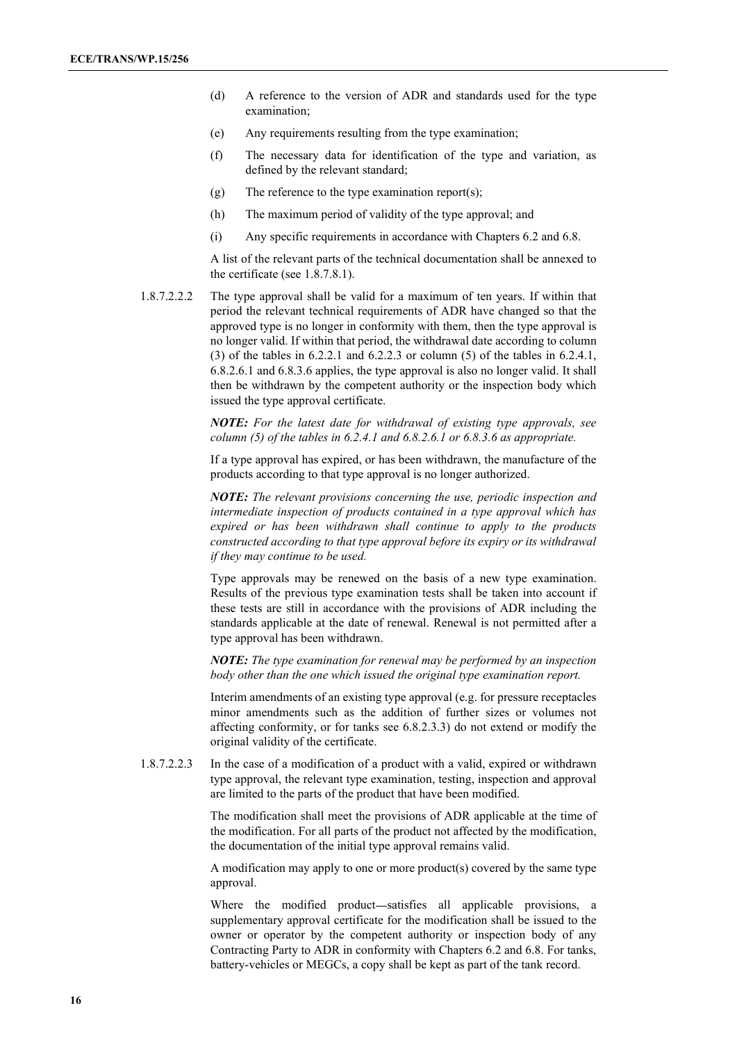(d) A reference to the version of ADR and standards used for the type examination;

(e) Any requirements resulting from the type examination;

(f) The necessary data for identification of the type and variation, as defined by the relevant standard;

(g) The reference to the type examination report(s);

(h) The maximum period of validity of the type approval; and

(i) Any specific requirements in accordance with Chapters 6.2 and 6.8.

A list of the relevant parts of the technical documentation shall be annexed to the certificate (see 1.8.7.8.1).

1.8.7.2.2.2 The type approval shall be valid for a maximum of ten years. If within that period the relevant technical requirements of ADR have changed so that the approved type is no longer in conformity with them, then the type approval is no longer valid. If within that period, the withdrawal date according to column (3) of the tables in 6.2.2.1 and 6.2.2.3 or column (5) of the tables in 6.2.4.1, 6.8.2.6.1 and 6.8.3.6 applies, the type approval is also no longer valid. It shall then be withdrawn by the competent authority or the inspection body which issued the type approval certificate.

***NOTE:*** *For the latest date for withdrawal of existing type approvals, see column (5) of the tables in 6.2.4.1 and 6.8.2.6.1 or 6.8.3.6 as appropriate.*

If a type approval has expired, or has been withdrawn, the manufacture of the products according to that type approval is no longer authorized.

***NOTE:*** *The relevant provisions concerning the use, periodic inspection and intermediate inspection of products contained in a type approval which has expired or has been withdrawn shall continue to apply to the products constructed according to that type approval before its expiry or its withdrawal if they may continue to be used.*

Type approvals may be renewed on the basis of a new type examination. Results of the previous type examination tests shall be taken into account if these tests are still in accordance with the provisions of ADR including the standards applicable at the date of renewal. Renewal is not permitted after a type approval has been withdrawn.

***NOTE:*** *The type examination for renewal may be performed by an inspection body other than the one which issued the original type examination report.*

Interim amendments of an existing type approval (e.g. for pressure receptacles minor amendments such as the addition of further sizes or volumes not affecting conformity, or for tanks see 6.8.2.3.3) do not extend or modify the original validity of the certificate.

1.8.7.2.2.3 In the case of a modification of a product with a valid, expired or withdrawn type approval, the relevant type examination, testing, inspection and approval are limited to the parts of the product that have been modified.

The modification shall meet the provisions of ADR applicable at the time of the modification. For all parts of the product not affected by the modification, the documentation of the initial type approval remains valid.

A modification may apply to one or more product(s) covered by the same type approval.

Where the modified product—satisfies all applicable provisions, a supplementary approval certificate for the modification shall be issued to the owner or operator by the competent authority or inspection body of any Contracting Party to ADR in conformity with Chapters 6.2 and 6.8. For tanks, battery-vehicles or MEGCs, a copy shall be kept as part of the tank record.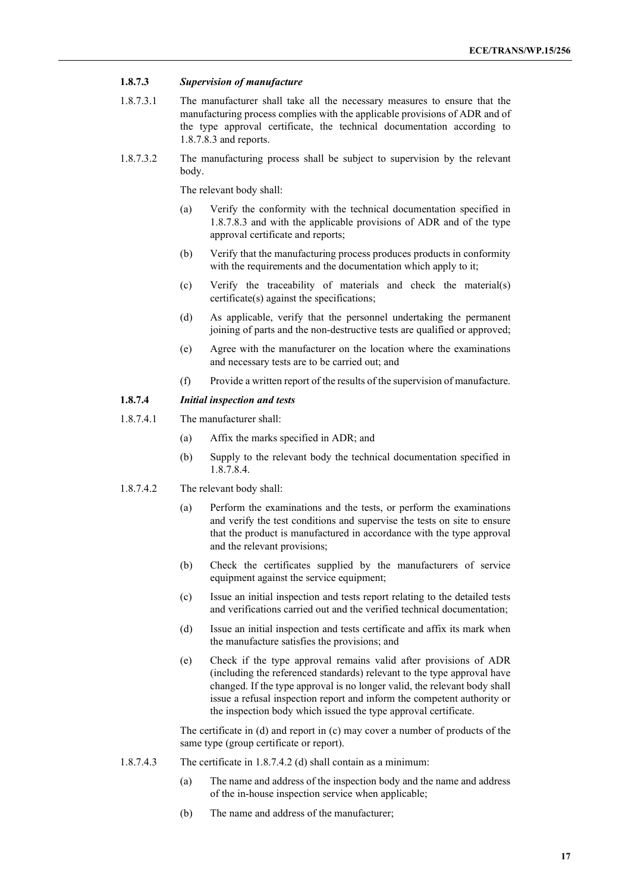**1.8.7.3** ***Supervision of manufacture***

1.8.7.3.1 The manufacturer shall take all the necessary measures to ensure that the manufacturing process complies with the applicable provisions of ADR and of the type approval certificate, the technical documentation according to 1.8.7.8.3 and reports.

1.8.7.3.2 The manufacturing process shall be subject to supervision by the relevant body.

The relevant body shall:

(a) Verify the conformity with the technical documentation specified in 1.8.7.8.3 and with the applicable provisions of ADR and of the type approval certificate and reports;

(b) Verify that the manufacturing process produces products in conformity with the requirements and the documentation which apply to it;

(c) Verify the traceability of materials and check the material(s) certificate(s) against the specifications;

(d) As applicable, verify that the personnel undertaking the permanent joining of parts and the non-destructive tests are qualified or approved;

(e) Agree with the manufacturer on the location where the examinations and necessary tests are to be carried out; and

(f) Provide a written report of the results of the supervision of manufacture.

**1.8.7.4** ***Initial inspection and tests***

1.8.7.4.1 The manufacturer shall:

(a) Affix the marks specified in ADR; and

(b) Supply to the relevant body the technical documentation specified in 1.8.7.8.4.

1.8.7.4.2 The relevant body shall:

(a) Perform the examinations and the tests, or perform the examinations and verify the test conditions and supervise the tests on site to ensure that the product is manufactured in accordance with the type approval and the relevant provisions;

(b) Check the certificates supplied by the manufacturers of service equipment against the service equipment;

(c) Issue an initial inspection and tests report relating to the detailed tests and verifications carried out and the verified technical documentation;

(d) Issue an initial inspection and tests certificate and affix its mark when the manufacture satisfies the provisions; and

(e) Check if the type approval remains valid after provisions of ADR (including the referenced standards) relevant to the type approval have changed. If the type approval is no longer valid, the relevant body shall issue a refusal inspection report and inform the competent authority or the inspection body which issued the type approval certificate.

The certificate in (d) and report in (c) may cover a number of products of the same type (group certificate or report).

1.8.7.4.3 The certificate in 1.8.7.4.2 (d) shall contain as a minimum:

(a) The name and address of the inspection body and the name and address of the in-house inspection service when applicable;

(b) The name and address of the manufacturer;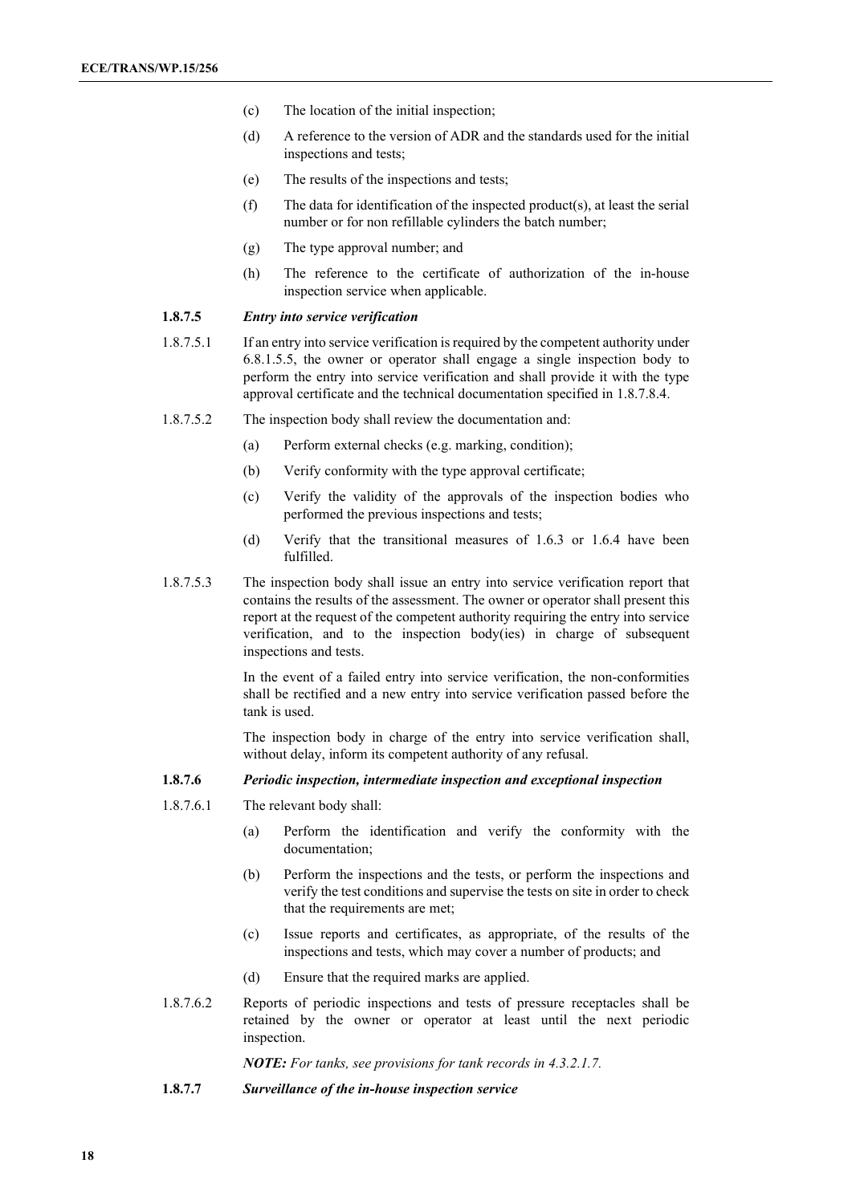(c) The location of the initial inspection;

(d) A reference to the version of ADR and the standards used for the initial inspections and tests;

(e) The results of the inspections and tests;

(f) The data for identification of the inspected product(s), at least the serial number or for non refillable cylinders the batch number;

(g) The type approval number; and

(h) The reference to the certificate of authorization of the in-house inspection service when applicable.

**1.8.7.5** ***Entry into service verification***

1.8.7.5.1 If an entry into service verification is required by the competent authority under 6.8.1.5.5, the owner or operator shall engage a single inspection body to perform the entry into service verification and shall provide it with the type approval certificate and the technical documentation specified in 1.8.7.8.4.

1.8.7.5.2 The inspection body shall review the documentation and:

(a) Perform external checks (e.g. marking, condition);

(b) Verify conformity with the type approval certificate;

(c) Verify the validity of the approvals of the inspection bodies who performed the previous inspections and tests;

(d) Verify that the transitional measures of 1.6.3 or 1.6.4 have been fulfilled.

1.8.7.5.3 The inspection body shall issue an entry into service verification report that contains the results of the assessment. The owner or operator shall present this report at the request of the competent authority requiring the entry into service verification, and to the inspection body(ies) in charge of subsequent inspections and tests.

In the event of a failed entry into service verification, the non-conformities shall be rectified and a new entry into service verification passed before the tank is used.

The inspection body in charge of the entry into service verification shall, without delay, inform its competent authority of any refusal.

**1.8.7.6** ***Periodic inspection, intermediate inspection and exceptional inspection***

1.8.7.6.1 The relevant body shall:

(a) Perform the identification and verify the conformity with the documentation;

(b) Perform the inspections and the tests, or perform the inspections and verify the test conditions and supervise the tests on site in order to check that the requirements are met;

(c) Issue reports and certificates, as appropriate, of the results of the inspections and tests, which may cover a number of products; and

(d) Ensure that the required marks are applied.

1.8.7.6.2 Reports of periodic inspections and tests of pressure receptacles shall be retained by the owner or operator at least until the next periodic inspection.

***NOTE:*** *For tanks, see provisions for tank records in 4.3.2.1.7.*

**1.8.7.7** ***Surveillance of the in-house inspection service***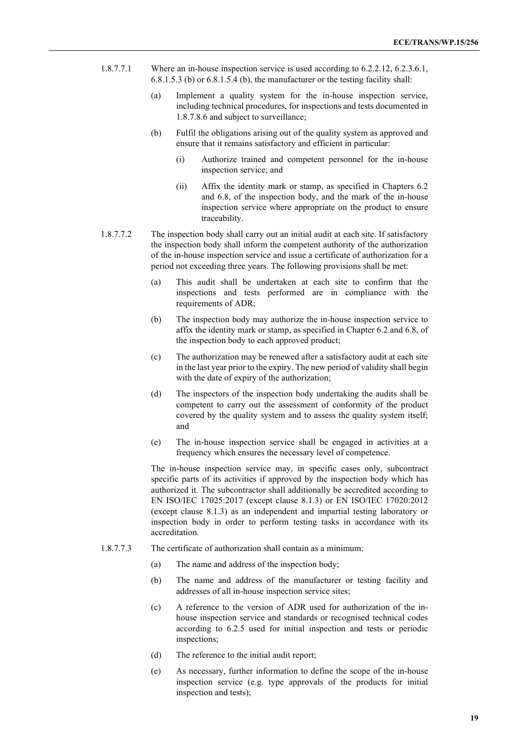1.8.7.7.1 Where an in-house inspection service is used according to 6.2.2.12, 6.2.3.6.1, 6.8.1.5.3 (b) or 6.8.1.5.4 (b), the manufacturer or the testing facility shall:

(a) Implement a quality system for the in-house inspection service, including technical procedures, for inspections and tests documented in 1.8.7.8.6 and subject to surveillance;

(b) Fulfil the obligations arising out of the quality system as approved and ensure that it remains satisfactory and efficient in particular:

(i) Authorize trained and competent personnel for the in-house inspection service; and

(ii) Affix the identity mark or stamp, as specified in Chapters 6.2 and 6.8, of the inspection body, and the mark of the in-house inspection service where appropriate on the product to ensure traceability.

1.8.7.7.2 The inspection body shall carry out an initial audit at each site. If satisfactory the inspection body shall inform the competent authority of the authorization of the in-house inspection service and issue a certificate of authorization for a period not exceeding three years. The following provisions shall be met:

(a) This audit shall be undertaken at each site to confirm that the inspections and tests performed are in compliance with the requirements of ADR;

(b) The inspection body may authorize the in-house inspection service to affix the identity mark or stamp, as specified in Chapter 6.2 and 6.8, of the inspection body to each approved product;

(c) The authorization may be renewed after a satisfactory audit at each site in the last year prior to the expiry. The new period of validity shall begin with the date of expiry of the authorization;

(d) The inspectors of the inspection body undertaking the audits shall be competent to carry out the assessment of conformity of the product covered by the quality system and to assess the quality system itself; and

(e) The in-house inspection service shall be engaged in activities at a frequency which ensures the necessary level of competence.

The in-house inspection service may, in specific cases only, subcontract specific parts of its activities if approved by the inspection body which has authorized it. The subcontractor shall additionally be accredited according to EN ISO/IEC 17025:2017 (except clause 8.1.3) or EN ISO/IEC 17020:2012 (except clause 8.1.3) as an independent and impartial testing laboratory or inspection body in order to perform testing tasks in accordance with its accreditation.

1.8.7.7.3 The certificate of authorization shall contain as a minimum:

(a) The name and address of the inspection body;

(b) The name and address of the manufacturer or testing facility and addresses of all in-house inspection service sites;

(c) A reference to the version of ADR used for authorization of the in-house inspection service and standards or recognised technical codes according to 6.2.5 used for initial inspection and tests or periodic inspections;

(d) The reference to the initial audit report;

(e) As necessary, further information to define the scope of the in-house inspection service (e.g. type approvals of the products for initial inspection and tests);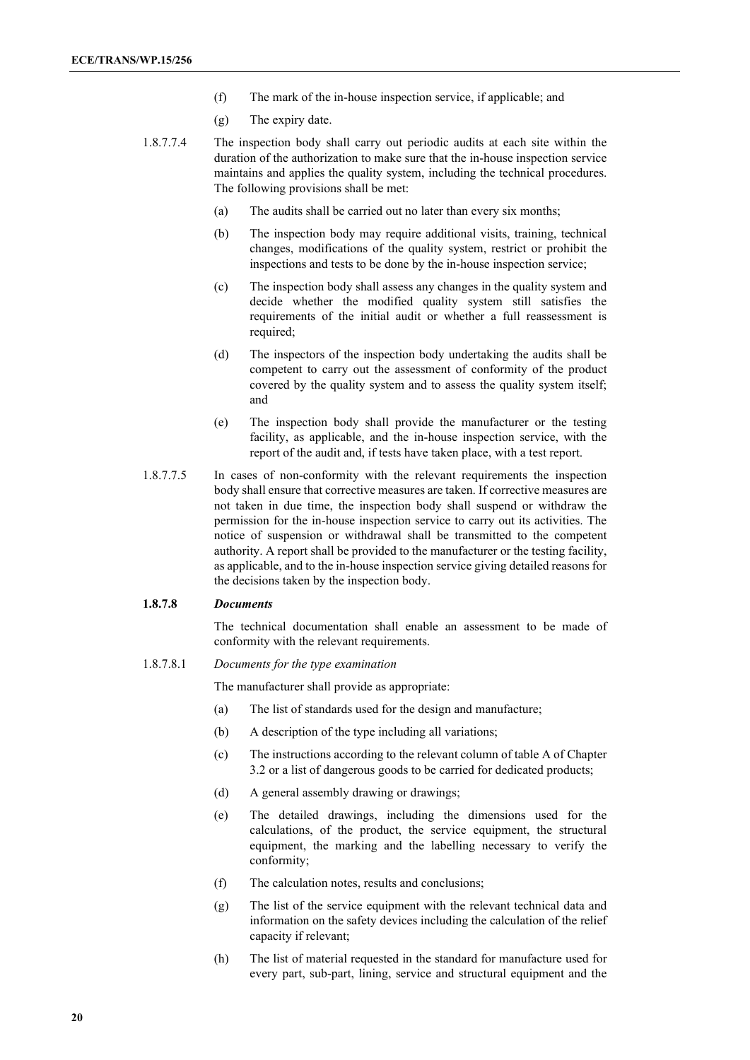(f) The mark of the in-house inspection service, if applicable; and

(g) The expiry date.

1.8.7.7.4 The inspection body shall carry out periodic audits at each site within the duration of the authorization to make sure that the in-house inspection service maintains and applies the quality system, including the technical procedures. The following provisions shall be met:

(a) The audits shall be carried out no later than every six months;

(b) The inspection body may require additional visits, training, technical changes, modifications of the quality system, restrict or prohibit the inspections and tests to be done by the in-house inspection service;

(c) The inspection body shall assess any changes in the quality system and decide whether the modified quality system still satisfies the requirements of the initial audit or whether a full reassessment is required;

(d) The inspectors of the inspection body undertaking the audits shall be competent to carry out the assessment of conformity of the product covered by the quality system and to assess the quality system itself; and

(e) The inspection body shall provide the manufacturer or the testing facility, as applicable, and the in-house inspection service, with the report of the audit and, if tests have taken place, with a test report.

1.8.7.7.5 In cases of non-conformity with the relevant requirements the inspection body shall ensure that corrective measures are taken. If corrective measures are not taken in due time, the inspection body shall suspend or withdraw the permission for the in-house inspection service to carry out its activities. The notice of suspension or withdrawal shall be transmitted to the competent authority. A report shall be provided to the manufacturer or the testing facility, as applicable, and to the in-house inspection service giving detailed reasons for the decisions taken by the inspection body.

**1.8.7.8** ***Documents***

The technical documentation shall enable an assessment to be made of conformity with the relevant requirements.

1.8.7.8.1 *Documents for the type examination*

The manufacturer shall provide as appropriate:

(a) The list of standards used for the design and manufacture;

(b) A description of the type including all variations;

(c) The instructions according to the relevant column of table A of Chapter 3.2 or a list of dangerous goods to be carried for dedicated products;

(d) A general assembly drawing or drawings;

(e) The detailed drawings, including the dimensions used for the calculations, of the product, the service equipment, the structural equipment, the marking and the labelling necessary to verify the conformity;

(f) The calculation notes, results and conclusions;

(g) The list of the service equipment with the relevant technical data and information on the safety devices including the calculation of the relief capacity if relevant;

(h) The list of material requested in the standard for manufacture used for every part, sub-part, lining, service and structural equipment and the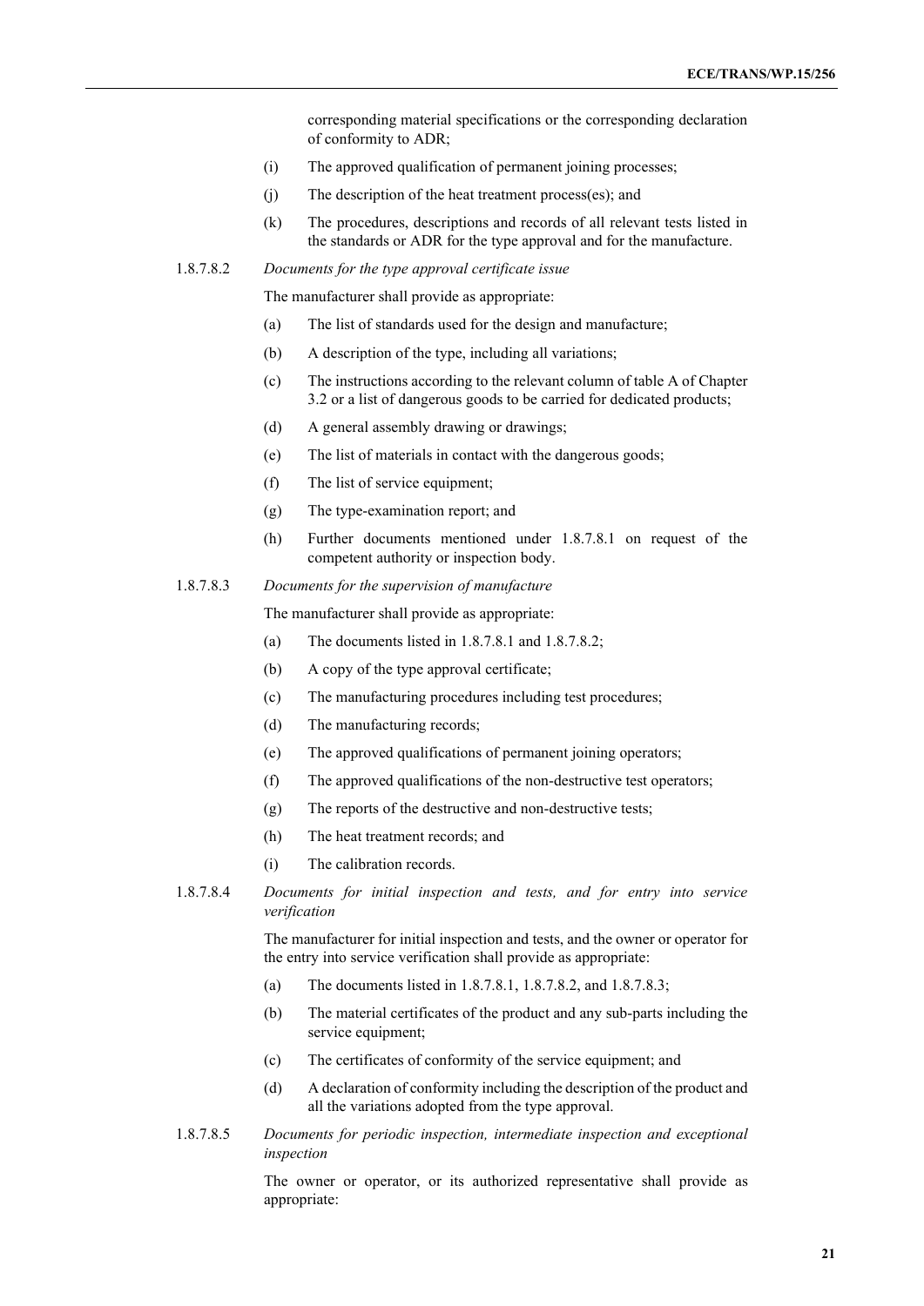corresponding material specifications or the corresponding declaration of conformity to ADR;

(i) The approved qualification of permanent joining processes;

(j) The description of the heat treatment process(es); and

(k) The procedures, descriptions and records of all relevant tests listed in the standards or ADR for the type approval and for the manufacture.

1.8.7.8.2 *Documents for the type approval certificate issue*

The manufacturer shall provide as appropriate:

(a) The list of standards used for the design and manufacture;

(b) A description of the type, including all variations;

(c) The instructions according to the relevant column of table A of Chapter 3.2 or a list of dangerous goods to be carried for dedicated products;

(d) A general assembly drawing or drawings;

(e) The list of materials in contact with the dangerous goods;

(f) The list of service equipment;

(g) The type-examination report; and

(h) Further documents mentioned under 1.8.7.8.1 on request of the competent authority or inspection body.

1.8.7.8.3 *Documents for the supervision of manufacture*

The manufacturer shall provide as appropriate:

(a) The documents listed in 1.8.7.8.1 and 1.8.7.8.2;

(b) A copy of the type approval certificate;

(c) The manufacturing procedures including test procedures;

(d) The manufacturing records;

(e) The approved qualifications of permanent joining operators;

(f) The approved qualifications of the non-destructive test operators;

(g) The reports of the destructive and non-destructive tests;

(h) The heat treatment records; and

(i) The calibration records.

1.8.7.8.4 *Documents for initial inspection and tests, and for entry into service verification*

The manufacturer for initial inspection and tests, and the owner or operator for the entry into service verification shall provide as appropriate:

(a) The documents listed in 1.8.7.8.1, 1.8.7.8.2, and 1.8.7.8.3;

(b) The material certificates of the product and any sub-parts including the service equipment;

(c) The certificates of conformity of the service equipment; and

(d) A declaration of conformity including the description of the product and all the variations adopted from the type approval.

1.8.7.8.5 *Documents for periodic inspection, intermediate inspection and exceptional inspection*

The owner or operator, or its authorized representative shall provide as appropriate: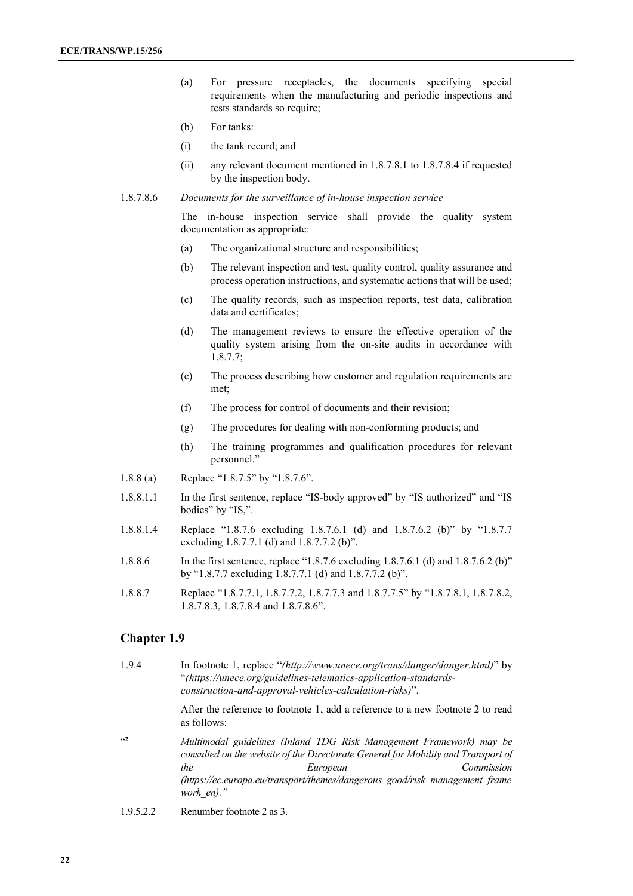(a) For pressure receptacles, the documents specifying special requirements when the manufacturing and periodic inspections and tests standards so require;

(b) For tanks:

(i) the tank record; and

(ii) any relevant document mentioned in 1.8.7.8.1 to 1.8.7.8.4 if requested by the inspection body.

1.8.7.8.6 *Documents for the surveillance of in-house inspection service*

The in-house inspection service shall provide the quality system documentation as appropriate:

(a) The organizational structure and responsibilities;

(b) The relevant inspection and test, quality control, quality assurance and process operation instructions, and systematic actions that will be used;

(c) The quality records, such as inspection reports, test data, calibration data and certificates;

(d) The management reviews to ensure the effective operation of the quality system arising from the on-site audits in accordance with 1.8.7.7;

(e) The process describing how customer and regulation requirements are met;

(f) The process for control of documents and their revision;

(g) The procedures for dealing with non-conforming products; and

(h) The training programmes and qualification procedures for relevant personnel."

1.8.8 (a) Replace "1.8.7.5" by "1.8.7.6".

1.8.8.1.1 In the first sentence, replace "IS-body approved" by "IS authorized" and "IS bodies" by "IS,".

1.8.8.1.4 Replace "1.8.7.6 excluding 1.8.7.6.1 (d) and 1.8.7.6.2 (b)" by "1.8.7.7 excluding 1.8.7.7.1 (d) and 1.8.7.7.2 (b)".

1.8.8.6 In the first sentence, replace "1.8.7.6 excluding 1.8.7.6.1 (d) and 1.8.7.6.2 (b)" by "1.8.7.7 excluding 1.8.7.7.1 (d) and 1.8.7.7.2 (b)".

1.8.8.7 Replace "1.8.7.7.1, 1.8.7.7.2, 1.8.7.7.3 and 1.8.7.7.5" by "1.8.7.8.1, 1.8.7.8.2, 1.8.7.8.3, 1.8.7.8.4 and 1.8.7.8.6".

## Chapter 1.9

1.9.4 In footnote 1, replace "*(http://www.unece.org/trans/danger/danger.html)*" by "*(https://unece.org/guidelines-telematics-application-standards-construction-and-approval-vehicles-calculation-risks)*".

After the reference to footnote 1, add a reference to a new footnote 2 to read as follows:

"2 *Multimodal guidelines (Inland TDG Risk Management Framework) may be consulted on the website of the Directorate General for Mobility and Transport of the European Commission (https://ec.europa.eu/transport/themes/dangerous_good/risk_management_framework_en)."*

1.9.5.2.2 Renumber footnote 2 as 3.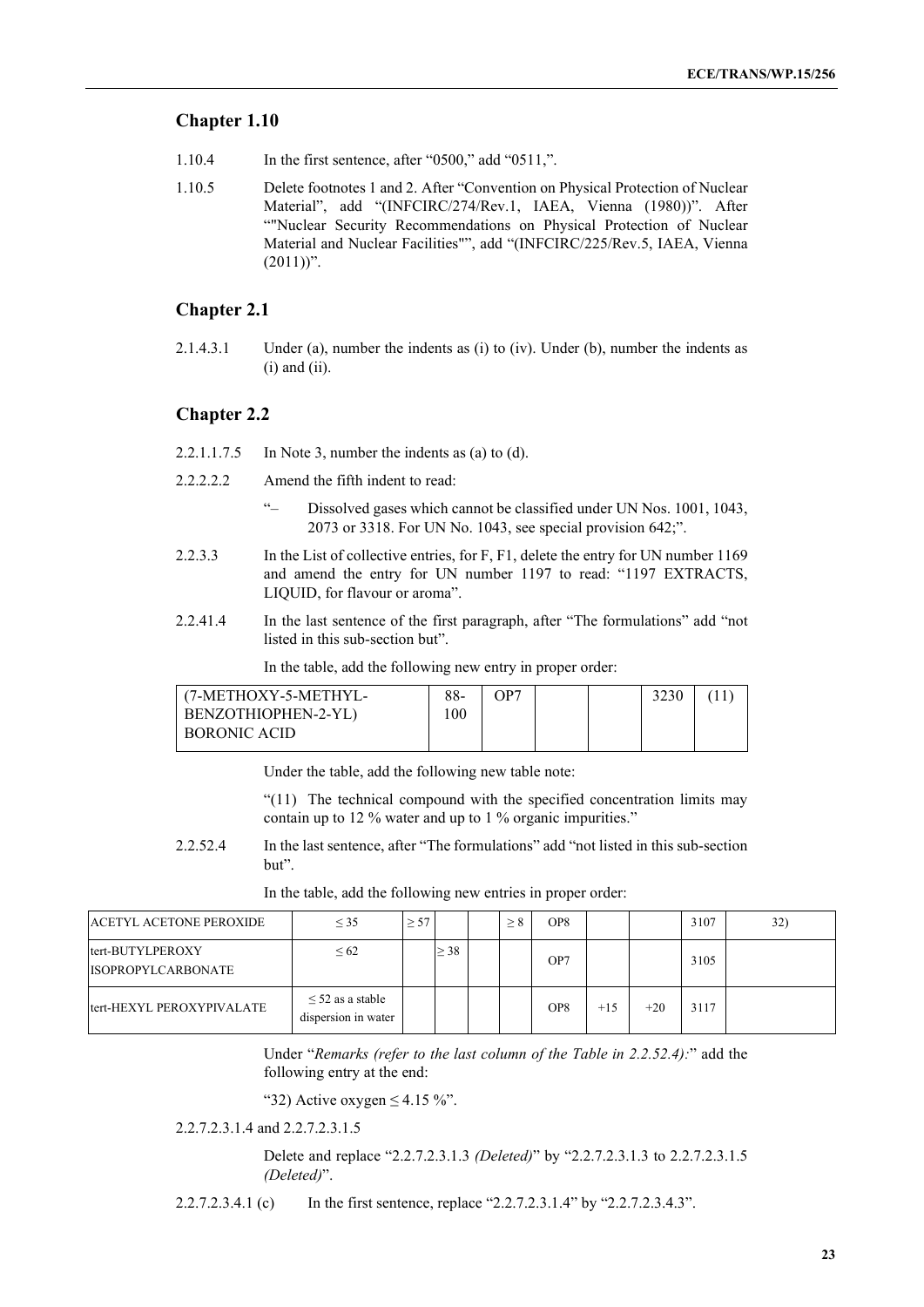## Chapter 1.10

1.10.4 In the first sentence, after "0500," add "0511,".

1.10.5 Delete footnotes 1 and 2. After "Convention on Physical Protection of Nuclear Material", add "(INFCIRC/274/Rev.1, IAEA, Vienna (1980))". After ""Nuclear Security Recommendations on Physical Protection of Nuclear Material and Nuclear Facilities"", add "(INFCIRC/225/Rev.5, IAEA, Vienna (2011))".

## Chapter 2.1

2.1.4.3.1 Under (a), number the indents as (i) to (iv). Under (b), number the indents as (i) and (ii).

## Chapter 2.2

2.2.1.1.7.5 In Note 3, number the indents as (a) to (d).

2.2.2.2.2 Amend the fifth indent to read:

"– Dissolved gases which cannot be classified under UN Nos. 1001, 1043, 2073 or 3318. For UN No. 1043, see special provision 642;".

2.2.3.3 In the List of collective entries, for F, F1, delete the entry for UN number 1169 and amend the entry for UN number 1197 to read: "1197 EXTRACTS, LIQUID, for flavour or aroma".

2.2.41.4 In the last sentence of the first paragraph, after "The formulations" add "not listed in this sub-section but".

In the table, add the following new entry in proper order:

| | | | | | | |
|---|---|---|---|---|---|---|
| (7-METHOXY-5-METHYL-BENZOTHIOPHEN-2-YL) BORONIC ACID | 88-100 | OP7 | | | 3230 | (11) |

Under the table, add the following new table note:

"(11) The technical compound with the specified concentration limits may contain up to 12 % water and up to 1 % organic impurities."

2.2.52.4 In the last sentence, after "The formulations" add "not listed in this sub-section but".

In the table, add the following new entries in proper order:

| | | | | | | | | | | |
|---|---|---|---|---|---|---|---|---|---|---|
| ACETYL ACETONE PEROXIDE | ≤ 35 | ≥ 57 | | | ≥ 8 | OP8 | | | 3107 | 32) |
| tert-BUTYLPEROXY ISOPROPYLCARBONATE | ≤ 62 | | ≥ 38 | | | OP7 | | | 3105 | |
| tert-HEXYL PEROXYPIVALATE | ≤ 52 as a stable dispersion in water | | | | | OP8 | +15 | +20 | 3117 | |

Under "*Remarks (refer to the last column of the Table in 2.2.52.4):*" add the following entry at the end:

"32) Active oxygen ≤ 4.15 %".

2.2.7.2.3.1.4 and 2.2.7.2.3.1.5

Delete and replace "2.2.7.2.3.1.3 *(Deleted)*" by "2.2.7.2.3.1.3 to 2.2.7.2.3.1.5 *(Deleted)*".

2.2.7.2.3.4.1 (c) In the first sentence, replace "2.2.7.2.3.1.4" by "2.2.7.2.3.4.3".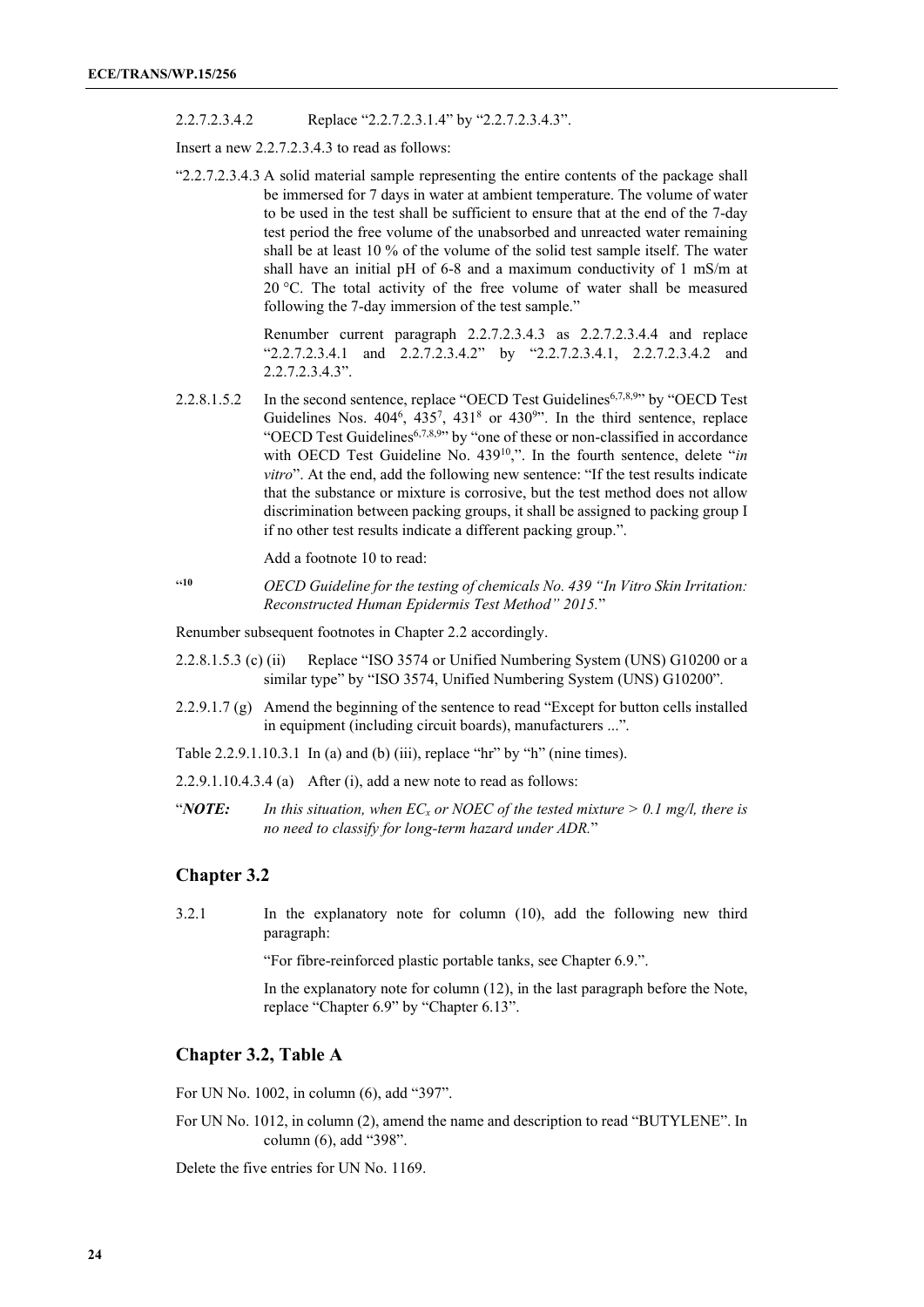2.2.7.2.3.4.2 Replace "2.2.7.2.3.1.4" by "2.2.7.2.3.4.3".

Insert a new 2.2.7.2.3.4.3 to read as follows:

"2.2.7.2.3.4.3 A solid material sample representing the entire contents of the package shall be immersed for 7 days in water at ambient temperature. The volume of water to be used in the test shall be sufficient to ensure that at the end of the 7-day test period the free volume of the unabsorbed and unreacted water remaining shall be at least 10 % of the volume of the solid test sample itself. The water shall have an initial pH of 6-8 and a maximum conductivity of 1 mS/m at 20 °C. The total activity of the free volume of water shall be measured following the 7-day immersion of the test sample."

Renumber current paragraph 2.2.7.2.3.4.3 as 2.2.7.2.3.4.4 and replace "2.2.7.2.3.4.1 and 2.2.7.2.3.4.2" by "2.2.7.2.3.4.1, 2.2.7.2.3.4.2 and 2.2.7.2.3.4.3".

2.2.8.1.5.2 In the second sentence, replace "OECD Test Guidelines[6,7,8,9]" by "OECD Test Guidelines Nos. 404[6], 435[7], 431[8] or 430[9]". In the third sentence, replace "OECD Test Guidelines[6,7,8,9]" by "one of these or non-classified in accordance with OECD Test Guideline No. 439[10],". In the fourth sentence, delete "*in vitro*". At the end, add the following new sentence: "If the test results indicate that the substance or mixture is corrosive, but the test method does not allow discrimination between packing groups, it shall be assigned to packing group I if no other test results indicate a different packing group.".

Add a footnote 10 to read:

"[10] *OECD Guideline for the testing of chemicals No. 439 "In Vitro Skin Irritation: Reconstructed Human Epidermis Test Method" 2015.*"

Renumber subsequent footnotes in Chapter 2.2 accordingly.

2.2.8.1.5.3 (c) (ii) Replace "ISO 3574 or Unified Numbering System (UNS) G10200 or a similar type" by "ISO 3574, Unified Numbering System (UNS) G10200".

2.2.9.1.7 (g) Amend the beginning of the sentence to read "Except for button cells installed in equipment (including circuit boards), manufacturers ...".

Table 2.2.9.1.10.3.1 In (a) and (b) (iii), replace "hr" by "h" (nine times).

2.2.9.1.10.4.3.4 (a) After (i), add a new note to read as follows:

"***NOTE:*** *In this situation, when $EC_x$ or NOEC of the tested mixture > 0.1 mg/l, there is no need to classify for long-term hazard under ADR.*"

## Chapter 3.2

3.2.1 In the explanatory note for column (10), add the following new third paragraph:

"For fibre-reinforced plastic portable tanks, see Chapter 6.9.".

In the explanatory note for column (12), in the last paragraph before the Note, replace "Chapter 6.9" by "Chapter 6.13".

## Chapter 3.2, Table A

For UN No. 1002, in column (6), add "397".

For UN No. 1012, in column (2), amend the name and description to read "BUTYLENE". In column (6), add "398".

Delete the five entries for UN No. 1169.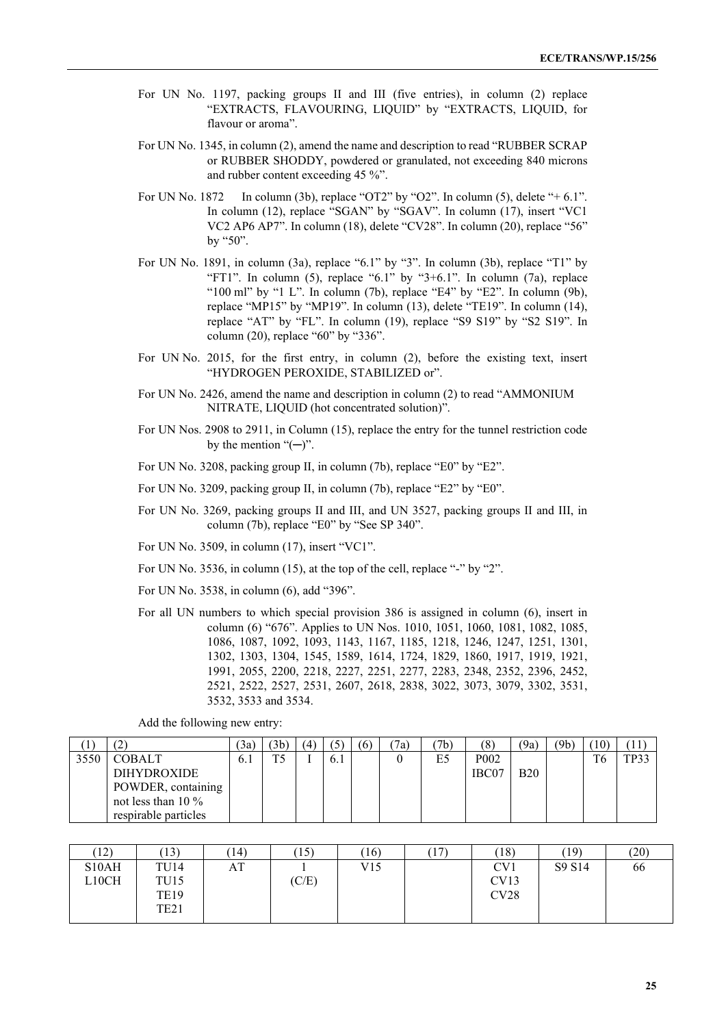For UN No. 1197, packing groups II and III (five entries), in column (2) replace "EXTRACTS, FLAVOURING, LIQUID" by "EXTRACTS, LIQUID, for flavour or aroma".

For UN No. 1345, in column (2), amend the name and description to read "RUBBER SCRAP or RUBBER SHODDY, powdered or granulated, not exceeding 840 microns and rubber content exceeding 45 %".

For UN No. 1872 In column (3b), replace "OT2" by "O2". In column (5), delete "+ 6.1". In column (12), replace "SGAN" by "SGAV". In column (17), insert "VC1 VC2 AP6 AP7". In column (18), delete "CV28". In column (20), replace "56" by "50".

For UN No. 1891, in column (3a), replace "6.1" by "3". In column (3b), replace "T1" by "FT1". In column (5), replace "6.1" by "3+6.1". In column (7a), replace "100 ml" by "1 L". In column (7b), replace "E4" by "E2". In column (9b), replace "MP15" by "MP19". In column (13), delete "TE19". In column (14), replace "AT" by "FL". In column (19), replace "S9 S19" by "S2 S19". In column (20), replace "60" by "336".

For UN No. 2015, for the first entry, in column (2), before the existing text, insert "HYDROGEN PEROXIDE, STABILIZED or".

For UN No. 2426, amend the name and description in column (2) to read "AMMONIUM NITRATE, LIQUID (hot concentrated solution)".

For UN Nos. 2908 to 2911, in Column (15), replace the entry for the tunnel restriction code by the mention "(—)".

For UN No. 3208, packing group II, in column (7b), replace "E0" by "E2".

For UN No. 3209, packing group II, in column (7b), replace "E2" by "E0".

For UN No. 3269, packing groups II and III, and UN 3527, packing groups II and III, in column (7b), replace "E0" by "See SP 340".

For UN No. 3509, in column (17), insert "VC1".

For UN No. 3536, in column (15), at the top of the cell, replace "-" by "2".

For UN No. 3538, in column (6), add "396".

For all UN numbers to which special provision 386 is assigned in column (6), insert in column (6) "676". Applies to UN Nos. 1010, 1051, 1060, 1081, 1082, 1085, 1086, 1087, 1092, 1093, 1143, 1167, 1185, 1218, 1246, 1247, 1251, 1301, 1302, 1303, 1304, 1545, 1589, 1614, 1724, 1829, 1860, 1917, 1919, 1921, 1991, 2055, 2200, 2218, 2227, 2251, 2277, 2283, 2348, 2352, 2396, 2452, 2521, 2522, 2527, 2531, 2607, 2618, 2838, 3022, 3073, 3079, 3302, 3531, 3532, 3533 and 3534.

Add the following new entry:

| (1) | (2) | (3a) | (3b) | (4) | (5) | (6) | (7a) | (7b) | (8) | (9a) | (9b) | (10) | (11) |
|---|---|---|---|---|---|---|---|---|---|---|---|---|---|
| 3550 | COBALT DIHYDROXIDE POWDER, containing not less than 10 % respirable particles | 6.1 | T5 | I | 6.1 | | 0 | E5 | P002 IBC07 | B20 | | T6 | TP33 |

| (12) | (13) | (14) | (15) | (16) | (17) | (18) | (19) | (20) |
|---|---|---|---|---|---|---|---|---|
| S10AH L10CH | TU14 TU15 TE19 TE21 | AT | 1 (C/E) | V15 | | CV1 CV13 CV28 | S9 S14 | 66 |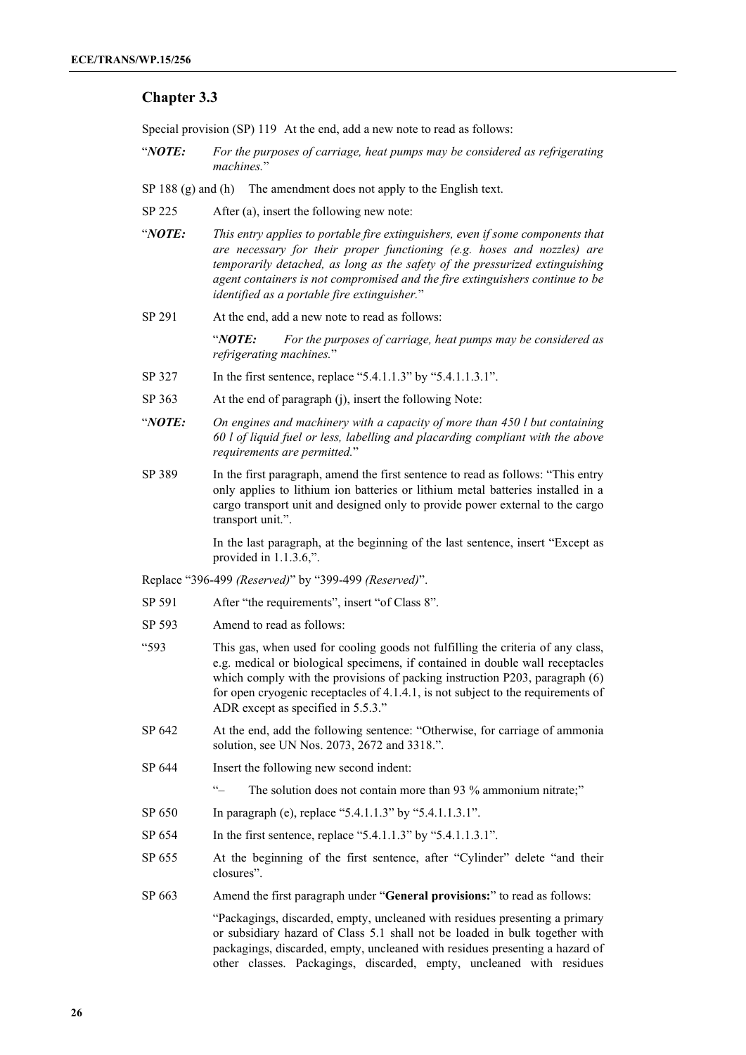## Chapter 3.3

Special provision (SP) 119 At the end, add a new note to read as follows:

"***NOTE:*** *For the purposes of carriage, heat pumps may be considered as refrigerating machines.*"

SP 188 (g) and (h) The amendment does not apply to the English text.

SP 225 After (a), insert the following new note:

"***NOTE:*** *This entry applies to portable fire extinguishers, even if some components that are necessary for their proper functioning (e.g. hoses and nozzles) are temporarily detached, as long as the safety of the pressurized extinguishing agent containers is not compromised and the fire extinguishers continue to be identified as a portable fire extinguisher.*"

SP 291 At the end, add a new note to read as follows:

"***NOTE:*** *For the purposes of carriage, heat pumps may be considered as refrigerating machines.*"

SP 327 In the first sentence, replace "5.4.1.1.3" by "5.4.1.1.3.1".

SP 363 At the end of paragraph (j), insert the following Note:

"***NOTE:*** *On engines and machinery with a capacity of more than 450 l but containing 60 l of liquid fuel or less, labelling and placarding compliant with the above requirements are permitted.*"

SP 389 In the first paragraph, amend the first sentence to read as follows: "This entry only applies to lithium ion batteries or lithium metal batteries installed in a cargo transport unit and designed only to provide power external to the cargo transport unit.".

In the last paragraph, at the beginning of the last sentence, insert "Except as provided in 1.1.3.6,".

Replace "396-499 *(Reserved)*" by "399-499 *(Reserved)*".

SP 591 After "the requirements", insert "of Class 8".

SP 593 Amend to read as follows:

"593 This gas, when used for cooling goods not fulfilling the criteria of any class, e.g. medical or biological specimens, if contained in double wall receptacles which comply with the provisions of packing instruction P203, paragraph (6) for open cryogenic receptacles of 4.1.4.1, is not subject to the requirements of ADR except as specified in 5.5.3."

SP 642 At the end, add the following sentence: "Otherwise, for carriage of ammonia solution, see UN Nos. 2073, 2672 and 3318.".

SP 644 Insert the following new second indent:

"– The solution does not contain more than 93 % ammonium nitrate;"

SP 650 In paragraph (e), replace "5.4.1.1.3" by "5.4.1.1.3.1".

SP 654 In the first sentence, replace "5.4.1.1.3" by "5.4.1.1.3.1".

SP 655 At the beginning of the first sentence, after "Cylinder" delete "and their closures".

SP 663 Amend the first paragraph under "**General provisions:**" to read as follows:

"Packagings, discarded, empty, uncleaned with residues presenting a primary or subsidiary hazard of Class 5.1 shall not be loaded in bulk together with packagings, discarded, empty, uncleaned with residues presenting a hazard of other classes. Packagings, discarded, empty, uncleaned with residues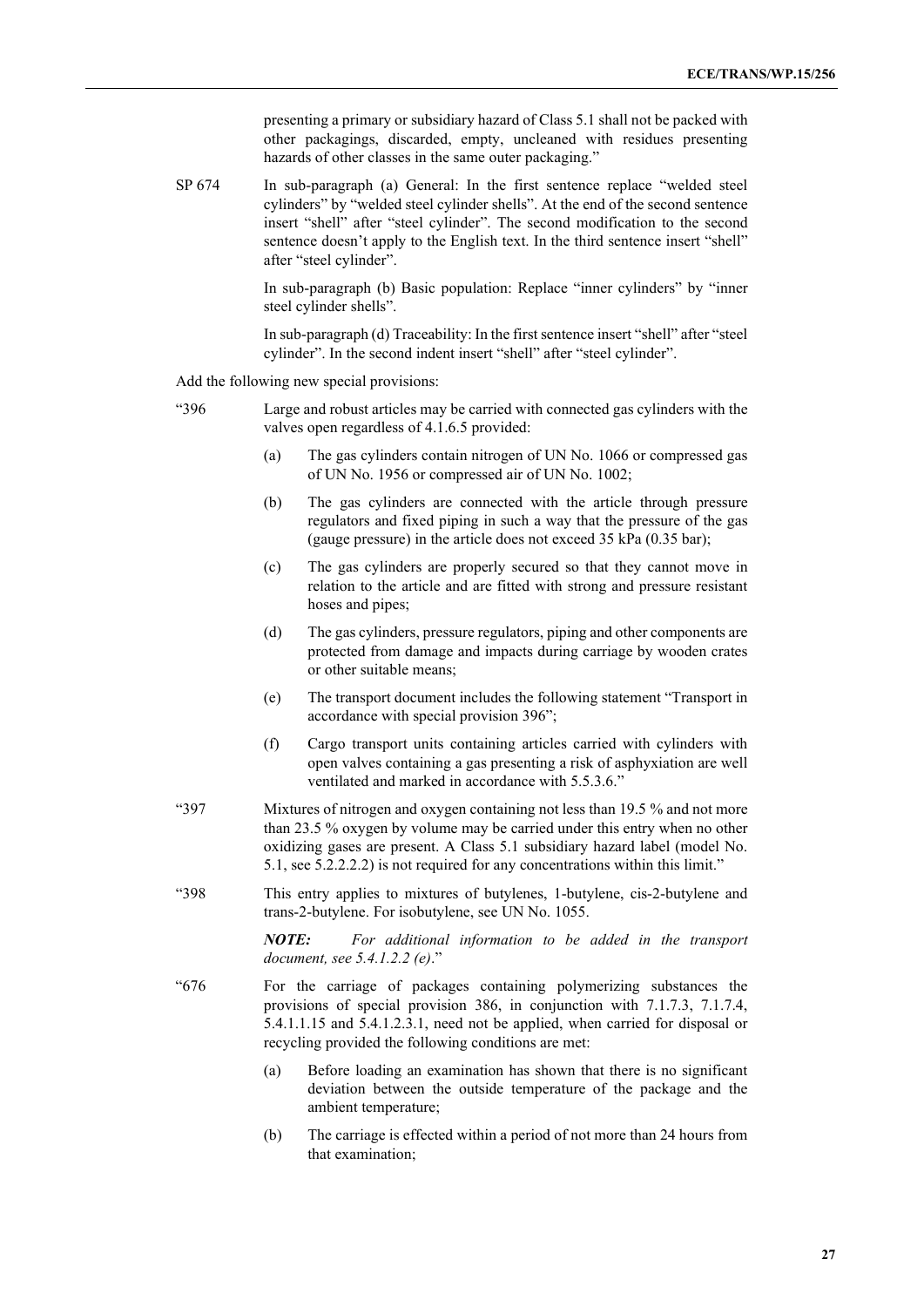presenting a primary or subsidiary hazard of Class 5.1 shall not be packed with other packagings, discarded, empty, uncleaned with residues presenting hazards of other classes in the same outer packaging."

SP 674 In sub-paragraph (a) General: In the first sentence replace "welded steel cylinders" by "welded steel cylinder shells". At the end of the second sentence insert "shell" after "steel cylinder". The second modification to the second sentence doesn't apply to the English text. In the third sentence insert "shell" after "steel cylinder".

In sub-paragraph (b) Basic population: Replace "inner cylinders" by "inner steel cylinder shells".

In sub-paragraph (d) Traceability: In the first sentence insert "shell" after "steel cylinder". In the second indent insert "shell" after "steel cylinder".

Add the following new special provisions:

"396 Large and robust articles may be carried with connected gas cylinders with the valves open regardless of 4.1.6.5 provided:

(a) The gas cylinders contain nitrogen of UN No. 1066 or compressed gas of UN No. 1956 or compressed air of UN No. 1002;

(b) The gas cylinders are connected with the article through pressure regulators and fixed piping in such a way that the pressure of the gas (gauge pressure) in the article does not exceed 35 kPa (0.35 bar);

(c) The gas cylinders are properly secured so that they cannot move in relation to the article and are fitted with strong and pressure resistant hoses and pipes;

(d) The gas cylinders, pressure regulators, piping and other components are protected from damage and impacts during carriage by wooden crates or other suitable means;

(e) The transport document includes the following statement "Transport in accordance with special provision 396";

(f) Cargo transport units containing articles carried with cylinders with open valves containing a gas presenting a risk of asphyxiation are well ventilated and marked in accordance with 5.5.3.6."

"397 Mixtures of nitrogen and oxygen containing not less than 19.5 % and not more than 23.5 % oxygen by volume may be carried under this entry when no other oxidizing gases are present. A Class 5.1 subsidiary hazard label (model No. 5.1, see 5.2.2.2.2) is not required for any concentrations within this limit."

"398 This entry applies to mixtures of butylenes, 1-butylene, cis-2-butylene and trans-2-butylene. For isobutylene, see UN No. 1055.

***NOTE:*** *For additional information to be added in the transport document, see 5.4.1.2.2 (e)*."

"676 For the carriage of packages containing polymerizing substances the provisions of special provision 386, in conjunction with 7.1.7.3, 7.1.7.4, 5.4.1.1.15 and 5.4.1.2.3.1, need not be applied, when carried for disposal or recycling provided the following conditions are met:

(a) Before loading an examination has shown that there is no significant deviation between the outside temperature of the package and the ambient temperature;

(b) The carriage is effected within a period of not more than 24 hours from that examination;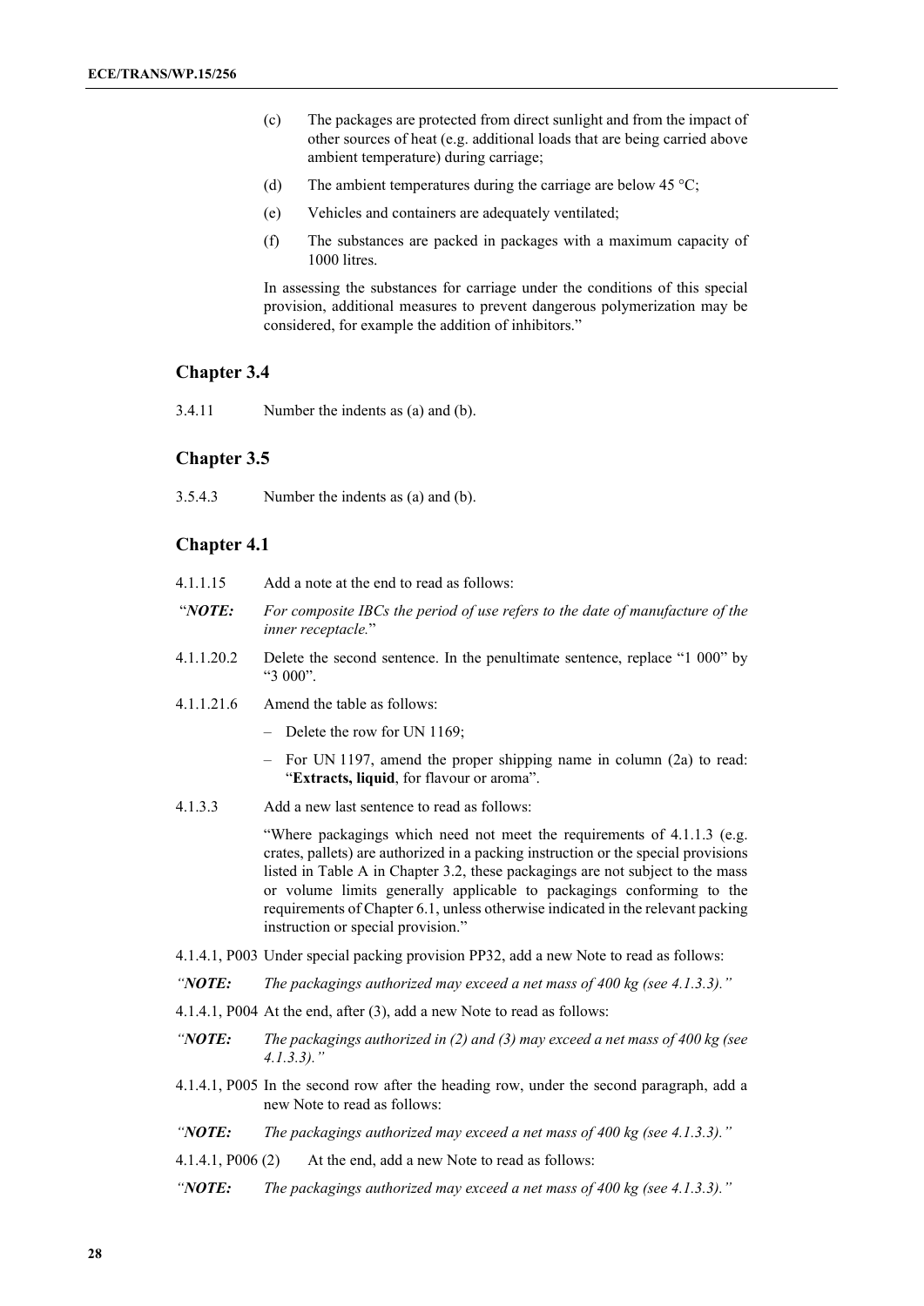(c) The packages are protected from direct sunlight and from the impact of other sources of heat (e.g. additional loads that are being carried above ambient temperature) during carriage;

(d) The ambient temperatures during the carriage are below 45 °C;

(e) Vehicles and containers are adequately ventilated;

(f) The substances are packed in packages with a maximum capacity of 1000 litres.

In assessing the substances for carriage under the conditions of this special provision, additional measures to prevent dangerous polymerization may be considered, for example the addition of inhibitors."

## Chapter 3.4

3.4.11 Number the indents as (a) and (b).

## Chapter 3.5

3.5.4.3 Number the indents as (a) and (b).

## Chapter 4.1

4.1.1.15 Add a note at the end to read as follows:

"***NOTE:*** *For composite IBCs the period of use refers to the date of manufacture of the inner receptacle.*"

4.1.1.20.2 Delete the second sentence. In the penultimate sentence, replace "1 000" by "3 000".

4.1.1.21.6 Amend the table as follows:

- Delete the row for UN 1169;
- For UN 1197, amend the proper shipping name in column (2a) to read: "**Extracts, liquid**, for flavour or aroma".

4.1.3.3 Add a new last sentence to read as follows:

"Where packagings which need not meet the requirements of 4.1.1.3 (e.g. crates, pallets) are authorized in a packing instruction or the special provisions listed in Table A in Chapter 3.2, these packagings are not subject to the mass or volume limits generally applicable to packagings conforming to the requirements of Chapter 6.1, unless otherwise indicated in the relevant packing instruction or special provision."

4.1.4.1, P003 Under special packing provision PP32, add a new Note to read as follows:

*"**NOTE:** The packagings authorized may exceed a net mass of 400 kg (see 4.1.3.3)."*

4.1.4.1, P004 At the end, after (3), add a new Note to read as follows:

*"**NOTE:** The packagings authorized in (2) and (3) may exceed a net mass of 400 kg (see 4.1.3.3)."*

4.1.4.1, P005 In the second row after the heading row, under the second paragraph, add a new Note to read as follows:

*"**NOTE:** The packagings authorized may exceed a net mass of 400 kg (see 4.1.3.3)."*

4.1.4.1, P006 (2) At the end, add a new Note to read as follows:

*"**NOTE:** The packagings authorized may exceed a net mass of 400 kg (see 4.1.3.3)."*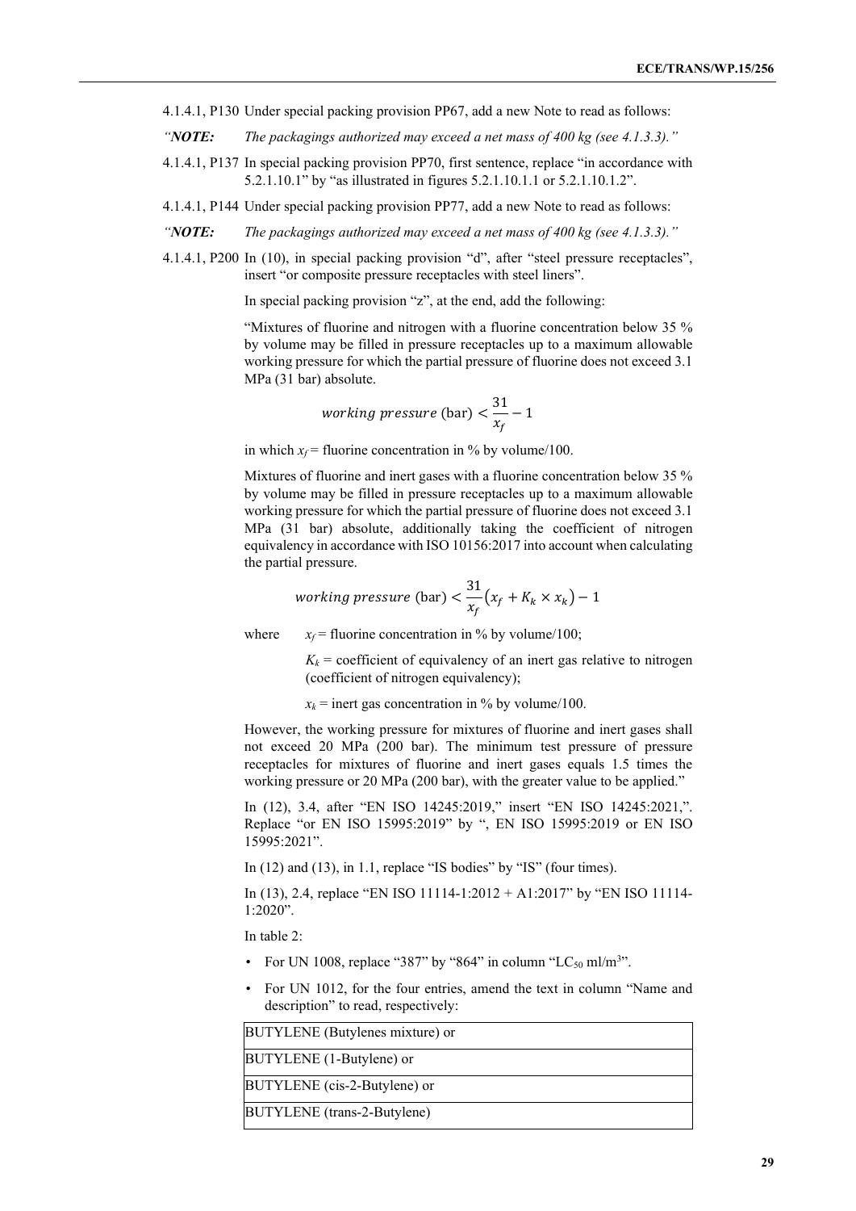4.1.4.1, P130 Under special packing provision PP67, add a new Note to read as follows:

*"**NOTE:** The packagings authorized may exceed a net mass of 400 kg (see 4.1.3.3)."*

4.1.4.1, P137 In special packing provision PP70, first sentence, replace "in accordance with 5.2.1.10.1" by "as illustrated in figures 5.2.1.10.1.1 or 5.2.1.10.1.2".

4.1.4.1, P144 Under special packing provision PP77, add a new Note to read as follows:

*"**NOTE:** The packagings authorized may exceed a net mass of 400 kg (see 4.1.3.3)."*

4.1.4.1, P200 In (10), in special packing provision "d", after "steel pressure receptacles", insert "or composite pressure receptacles with steel liners".

In special packing provision "z", at the end, add the following:

"Mixtures of fluorine and nitrogen with a fluorine concentration below 35 % by volume may be filled in pressure receptacles up to a maximum allowable working pressure for which the partial pressure of fluorine does not exceed 3.1 MPa (31 bar) absolute.

$$working\ pressure\ (\text{bar}) < \frac{31}{x_f} - 1$$

in which $x_f$ = fluorine concentration in % by volume/100.

Mixtures of fluorine and inert gases with a fluorine concentration below 35 % by volume may be filled in pressure receptacles up to a maximum allowable working pressure for which the partial pressure of fluorine does not exceed 3.1 MPa (31 bar) absolute, additionally taking the coefficient of nitrogen equivalency in accordance with ISO 10156:2017 into account when calculating the partial pressure.

$$working\ pressure\ (\text{bar}) < \frac{31}{x_f}\left(x_f + K_k \times x_k\right) - 1$$

where $x_f$ = fluorine concentration in % by volume/100;

$K_k$ = coefficient of equivalency of an inert gas relative to nitrogen (coefficient of nitrogen equivalency);

$x_k$ = inert gas concentration in % by volume/100.

However, the working pressure for mixtures of fluorine and inert gases shall not exceed 20 MPa (200 bar). The minimum test pressure of pressure receptacles for mixtures of fluorine and inert gases equals 1.5 times the working pressure or 20 MPa (200 bar), with the greater value to be applied."

In (12), 3.4, after "EN ISO 14245:2019," insert "EN ISO 14245:2021,". Replace "or EN ISO 15995:2019" by ", EN ISO 15995:2019 or EN ISO 15995:2021".

In (12) and (13), in 1.1, replace "IS bodies" by "IS" (four times).

In (13), 2.4, replace "EN ISO 11114-1:2012 + A1:2017" by "EN ISO 11114-1:2020".

In table 2:

- For UN 1008, replace "387" by "864" in column "$LC_{50}$ ml/m$^3$".
- For UN 1012, for the four entries, amend the text in column "Name and description" to read, respectively:

| BUTYLENE (Butylenes mixture) or |
|---|
| BUTYLENE (1-Butylene) or |
| BUTYLENE (cis-2-Butylene) or |
| BUTYLENE (trans-2-Butylene) |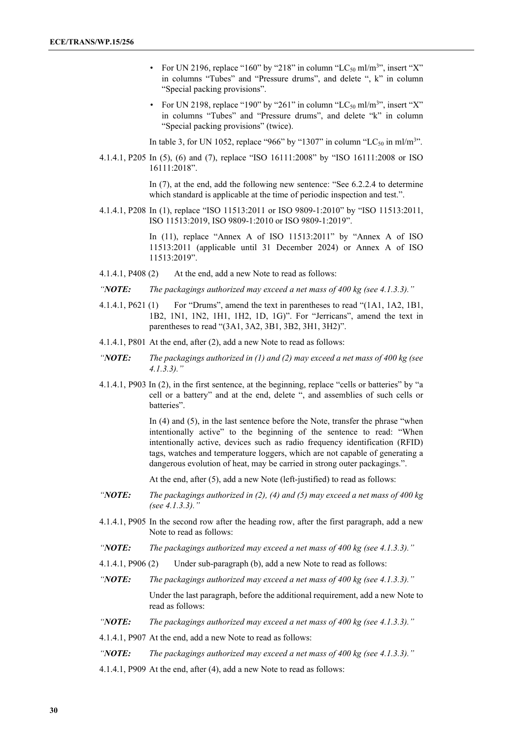- For UN 2196, replace "160" by "218" in column "$LC_{50}$ ml/m³", insert "X" in columns "Tubes" and "Pressure drums", and delete ", k" in column "Special packing provisions".
- For UN 2198, replace "190" by "261" in column "$LC_{50}$ ml/m³", insert "X" in columns "Tubes" and "Pressure drums", and delete "k" in column "Special packing provisions" (twice).

In table 3, for UN 1052, replace "966" by "1307" in column "$LC_{50}$ in ml/m³".

4.1.4.1, P205 In (5), (6) and (7), replace "ISO 16111:2008" by "ISO 16111:2008 or ISO 16111:2018".

In (7), at the end, add the following new sentence: "See 6.2.2.4 to determine which standard is applicable at the time of periodic inspection and test.".

4.1.4.1, P208 In (1), replace "ISO 11513:2011 or ISO 9809-1:2010" by "ISO 11513:2011, ISO 11513:2019, ISO 9809-1:2010 or ISO 9809-1:2019".

In (11), replace "Annex A of ISO 11513:2011" by "Annex A of ISO 11513:2011 (applicable until 31 December 2024) or Annex A of ISO 11513:2019".

4.1.4.1, P408 (2) At the end, add a new Note to read as follows:

*"**NOTE:** The packagings authorized may exceed a net mass of 400 kg (see 4.1.3.3)."*

4.1.4.1, P621 (1) For "Drums", amend the text in parentheses to read "(1A1, 1A2, 1B1, 1B2, 1N1, 1N2, 1H1, 1H2, 1D, 1G)". For "Jerricans", amend the text in parentheses to read "(3A1, 3A2, 3B1, 3B2, 3H1, 3H2)".

4.1.4.1, P801 At the end, after (2), add a new Note to read as follows:

*"**NOTE:** The packagings authorized in (1) and (2) may exceed a net mass of 400 kg (see 4.1.3.3)."*

4.1.4.1, P903 In (2), in the first sentence, at the beginning, replace "cells or batteries" by "a cell or a battery" and at the end, delete ", and assemblies of such cells or batteries".

In (4) and (5), in the last sentence before the Note, transfer the phrase "when intentionally active" to the beginning of the sentence to read: "When intentionally active, devices such as radio frequency identification (RFID) tags, watches and temperature loggers, which are not capable of generating a dangerous evolution of heat, may be carried in strong outer packagings.".

At the end, after (5), add a new Note (left-justified) to read as follows:

*"**NOTE:** The packagings authorized in (2), (4) and (5) may exceed a net mass of 400 kg (see 4.1.3.3)."*

4.1.4.1, P905 In the second row after the heading row, after the first paragraph, add a new Note to read as follows:

*"**NOTE:** The packagings authorized may exceed a net mass of 400 kg (see 4.1.3.3)."*

4.1.4.1, P906 (2) Under sub-paragraph (b), add a new Note to read as follows:

*"**NOTE:** The packagings authorized may exceed a net mass of 400 kg (see 4.1.3.3)."*

Under the last paragraph, before the additional requirement, add a new Note to read as follows:

*"**NOTE:** The packagings authorized may exceed a net mass of 400 kg (see 4.1.3.3)."*

4.1.4.1, P907 At the end, add a new Note to read as follows:

*"**NOTE:** The packagings authorized may exceed a net mass of 400 kg (see 4.1.3.3)."*

4.1.4.1, P909 At the end, after (4), add a new Note to read as follows: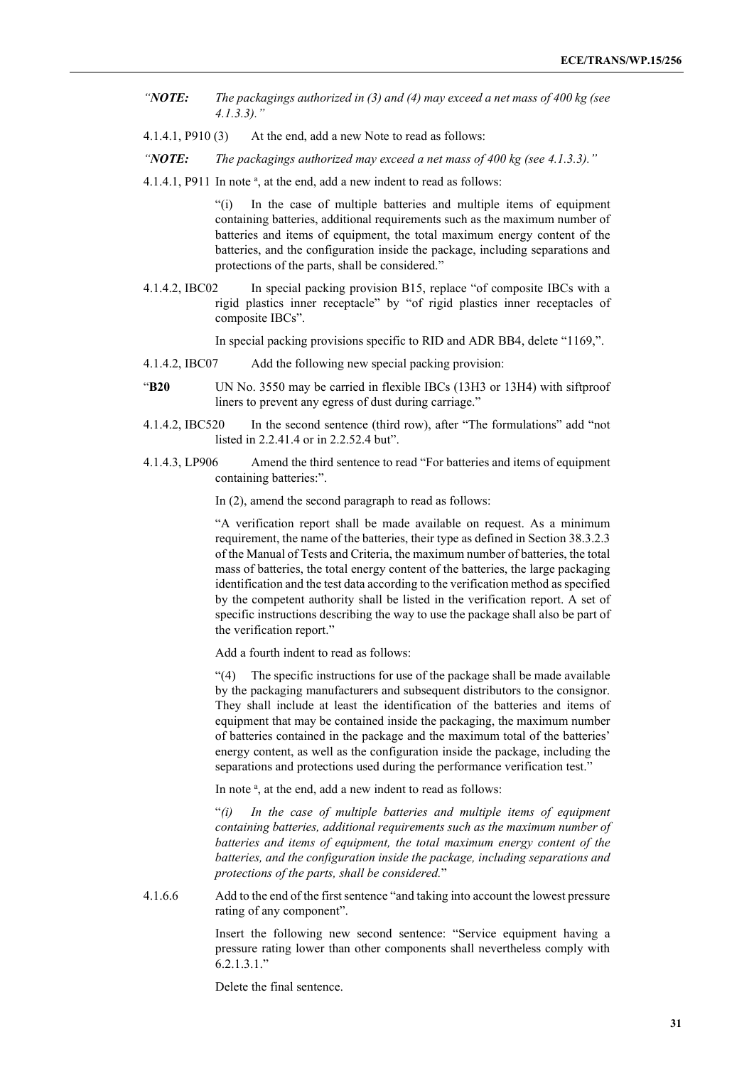*"**NOTE:** The packagings authorized in (3) and (4) may exceed a net mass of 400 kg (see 4.1.3.3)."*

4.1.4.1, P910 (3) At the end, add a new Note to read as follows:

*"**NOTE:** The packagings authorized may exceed a net mass of 400 kg (see 4.1.3.3)."*

4.1.4.1, P911 In note [a], at the end, add a new indent to read as follows:

"(i) In the case of multiple batteries and multiple items of equipment containing batteries, additional requirements such as the maximum number of batteries and items of equipment, the total maximum energy content of the batteries, and the configuration inside the package, including separations and protections of the parts, shall be considered."

4.1.4.2, IBC02 In special packing provision B15, replace "of composite IBCs with a rigid plastics inner receptacle" by "of rigid plastics inner receptacles of composite IBCs".

In special packing provisions specific to RID and ADR BB4, delete "1169,".

4.1.4.2, IBC07 Add the following new special packing provision:

"**B20** UN No. 3550 may be carried in flexible IBCs (13H3 or 13H4) with siftproof liners to prevent any egress of dust during carriage."

4.1.4.2, IBC520 In the second sentence (third row), after "The formulations" add "not listed in 2.2.41.4 or in 2.2.52.4 but".

4.1.4.3, LP906 Amend the third sentence to read "For batteries and items of equipment containing batteries:".

In (2), amend the second paragraph to read as follows:

"A verification report shall be made available on request. As a minimum requirement, the name of the batteries, their type as defined in Section 38.3.2.3 of the Manual of Tests and Criteria, the maximum number of batteries, the total mass of batteries, the total energy content of the batteries, the large packaging identification and the test data according to the verification method as specified by the competent authority shall be listed in the verification report. A set of specific instructions describing the way to use the package shall also be part of the verification report."

Add a fourth indent to read as follows:

"(4) The specific instructions for use of the package shall be made available by the packaging manufacturers and subsequent distributors to the consignor. They shall include at least the identification of the batteries and items of equipment that may be contained inside the packaging, the maximum number of batteries contained in the package and the maximum total of the batteries' energy content, as well as the configuration inside the package, including the separations and protections used during the performance verification test."

In note [a], at the end, add a new indent to read as follows:

"*(i) In the case of multiple batteries and multiple items of equipment containing batteries, additional requirements such as the maximum number of batteries and items of equipment, the total maximum energy content of the batteries, and the configuration inside the package, including separations and protections of the parts, shall be considered.*"

4.1.6.6 Add to the end of the first sentence "and taking into account the lowest pressure rating of any component".

Insert the following new second sentence: "Service equipment having a pressure rating lower than other components shall nevertheless comply with 6.2.1.3.1."

Delete the final sentence.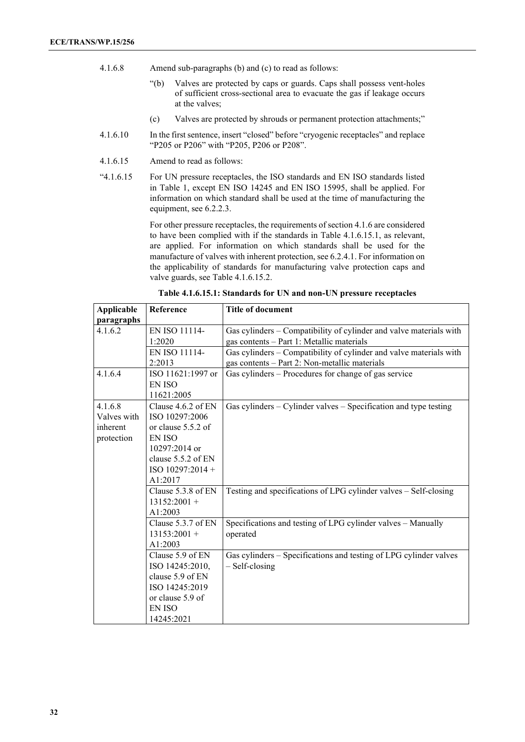4.1.6.8 Amend sub-paragraphs (b) and (c) to read as follows:

"(b) Valves are protected by caps or guards. Caps shall possess vent-holes of sufficient cross-sectional area to evacuate the gas if leakage occurs at the valves;

(c) Valves are protected by shrouds or permanent protection attachments;"

4.1.6.10 In the first sentence, insert "closed" before "cryogenic receptacles" and replace "P205 or P206" with "P205, P206 or P208".

4.1.6.15 Amend to read as follows:

"4.1.6.15 For UN pressure receptacles, the ISO standards and EN ISO standards listed in Table 1, except EN ISO 14245 and EN ISO 15995, shall be applied. For information on which standard shall be used at the time of manufacturing the equipment, see 6.2.2.3.

For other pressure receptacles, the requirements of section 4.1.6 are considered to have been complied with if the standards in Table 4.1.6.15.1, as relevant, are applied. For information on which standards shall be used for the manufacture of valves with inherent protection, see 6.2.4.1. For information on the applicability of standards for manufacturing valve protection caps and valve guards, see Table 4.1.6.15.2.

**Table 4.1.6.15.1: Standards for UN and non-UN pressure receptacles**

| Applicable paragraphs | Reference | Title of document |
|---|---|---|
| 4.1.6.2 | EN ISO 11114-1:2020 | Gas cylinders – Compatibility of cylinder and valve materials with gas contents – Part 1: Metallic materials |
| | EN ISO 11114-2:2013 | Gas cylinders – Compatibility of cylinder and valve materials with gas contents – Part 2: Non-metallic materials |
| 4.1.6.4 | ISO 11621:1997 or EN ISO 11621:2005 | Gas cylinders – Procedures for change of gas service |
| 4.1.6.8 Valves with inherent protection | Clause 4.6.2 of EN ISO 10297:2006 or clause 5.5.2 of EN ISO 10297:2014 or clause 5.5.2 of EN ISO 10297:2014 + A1:2017 | Gas cylinders – Cylinder valves – Specification and type testing |
| | Clause 5.3.8 of EN 13152:2001 + A1:2003 | Testing and specifications of LPG cylinder valves – Self-closing |
| | Clause 5.3.7 of EN 13153:2001 + A1:2003 | Specifications and testing of LPG cylinder valves – Manually operated |
| | Clause 5.9 of EN ISO 14245:2010, clause 5.9 of EN ISO 14245:2019 or clause 5.9 of EN ISO 14245:2021 | Gas cylinders – Specifications and testing of LPG cylinder valves – Self-closing |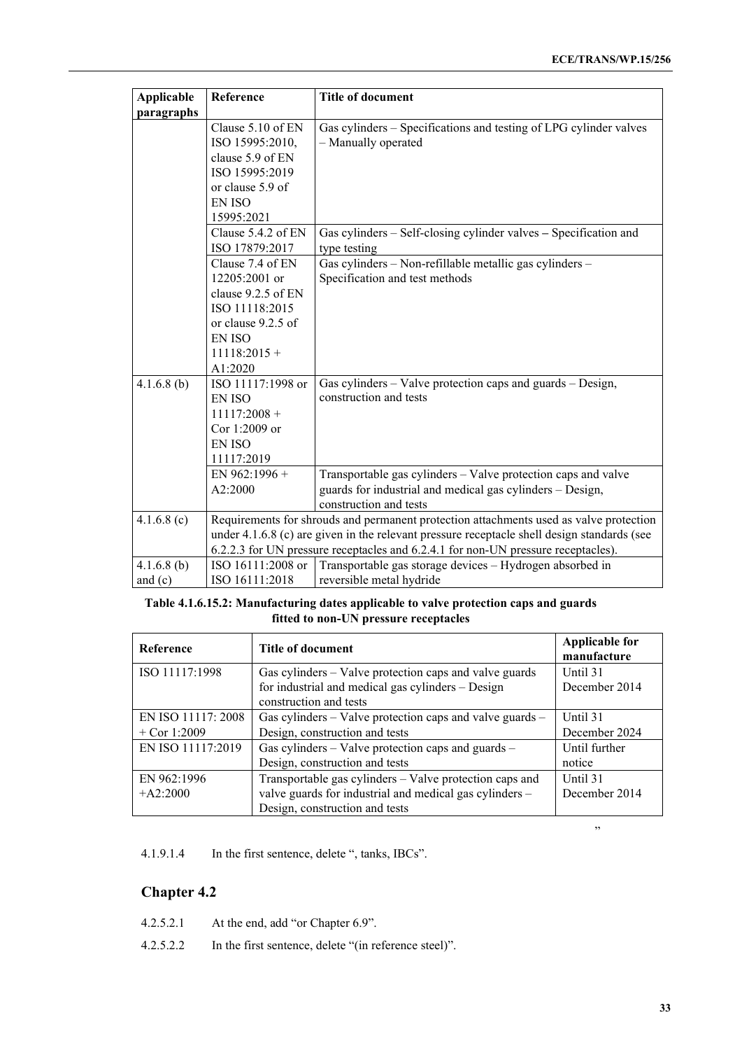| Applicable paragraphs | Reference | Title of document |
|---|---|---|
| | Clause 5.10 of EN ISO 15995:2010, clause 5.9 of EN ISO 15995:2019 or clause 5.9 of EN ISO 15995:2021 | Gas cylinders – Specifications and testing of LPG cylinder valves – Manually operated |
| | Clause 5.4.2 of EN ISO 17879:2017 | Gas cylinders – Self-closing cylinder valves – Specification and type testing |
| | Clause 7.4 of EN 12205:2001 or clause 9.2.5 of EN ISO 11118:2015 or clause 9.2.5 of EN ISO 11118:2015 + A1:2020 | Gas cylinders – Non-refillable metallic gas cylinders – Specification and test methods |
| 4.1.6.8 (b) | ISO 11117:1998 or EN ISO 11117:2008 + Cor 1:2009 or EN ISO 11117:2019 | Gas cylinders – Valve protection caps and guards – Design, construction and tests |
| | EN 962:1996 + A2:2000 | Transportable gas cylinders – Valve protection caps and valve guards for industrial and medical gas cylinders – Design, construction and tests |
| 4.1.6.8 (c) | Requirements for shrouds and permanent protection attachments used as valve protection under 4.1.6.8 (c) are given in the relevant pressure receptacle shell design standards (see 6.2.2.3 for UN pressure receptacles and 6.2.4.1 for non-UN pressure receptacles). | |
| 4.1.6.8 (b) and (c) | ISO 16111:2008 or ISO 16111:2018 | Transportable gas storage devices – Hydrogen absorbed in reversible metal hydride |

**Table 4.1.6.15.2: Manufacturing dates applicable to valve protection caps and guards fitted to non-UN pressure receptacles**

| Reference | Title of document | Applicable for manufacture |
|---|---|---|
| ISO 11117:1998 | Gas cylinders – Valve protection caps and valve guards for industrial and medical gas cylinders – Design construction and tests | Until 31 December 2014 |
| EN ISO 11117: 2008 + Cor 1:2009 | Gas cylinders – Valve protection caps and valve guards – Design, construction and tests | Until 31 December 2024 |
| EN ISO 11117:2019 | Gas cylinders – Valve protection caps and guards – Design, construction and tests | Until further notice |
| EN 962:1996 +A2:2000 | Transportable gas cylinders – Valve protection caps and valve guards for industrial and medical gas cylinders – Design, construction and tests | Until 31 December 2014 |

”

4.1.9.1.4 In the first sentence, delete “, tanks, IBCs”.

## Chapter 4.2

4.2.5.2.1 At the end, add “or Chapter 6.9”.

4.2.5.2.2 In the first sentence, delete “(in reference steel)”.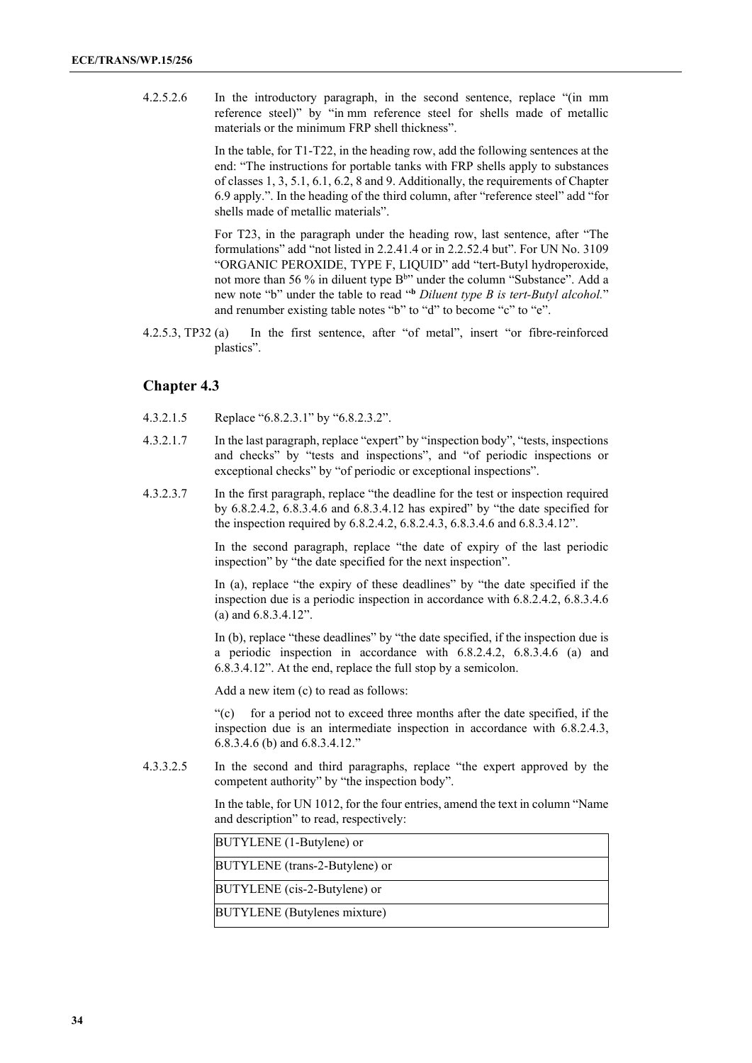4.2.5.2.6 In the introductory paragraph, in the second sentence, replace "(in mm reference steel)" by "in mm reference steel for shells made of metallic materials or the minimum FRP shell thickness".

In the table, for T1-T22, in the heading row, add the following sentences at the end: "The instructions for portable tanks with FRP shells apply to substances of classes 1, 3, 5.1, 6.1, 6.2, 8 and 9. Additionally, the requirements of Chapter 6.9 apply.". In the heading of the third column, after "reference steel" add "for shells made of metallic materials".

For T23, in the paragraph under the heading row, last sentence, after "The formulations" add "not listed in 2.2.41.4 or in 2.2.52.4 but". For UN No. 3109 "ORGANIC PEROXIDE, TYPE F, LIQUID" add "tert-Butyl hydroperoxide, not more than 56 % in diluent type B[b]" under the column "Substance". Add a new note "b" under the table to read "[b] *Diluent type B is tert-Butyl alcohol.*" and renumber existing table notes "b" to "d" to become "c" to "e".

4.2.5.3, TP32 (a) In the first sentence, after "of metal", insert "or fibre-reinforced plastics".

## Chapter 4.3

4.3.2.1.5 Replace "6.8.2.3.1" by "6.8.2.3.2".

4.3.2.1.7 In the last paragraph, replace "expert" by "inspection body", "tests, inspections and checks" by "tests and inspections", and "of periodic inspections or exceptional checks" by "of periodic or exceptional inspections".

4.3.2.3.7 In the first paragraph, replace "the deadline for the test or inspection required by 6.8.2.4.2, 6.8.3.4.6 and 6.8.3.4.12 has expired" by "the date specified for the inspection required by 6.8.2.4.2, 6.8.2.4.3, 6.8.3.4.6 and 6.8.3.4.12".

In the second paragraph, replace "the date of expiry of the last periodic inspection" by "the date specified for the next inspection".

In (a), replace "the expiry of these deadlines" by "the date specified if the inspection due is a periodic inspection in accordance with 6.8.2.4.2, 6.8.3.4.6 (a) and 6.8.3.4.12".

In (b), replace "these deadlines" by "the date specified, if the inspection due is a periodic inspection in accordance with 6.8.2.4.2, 6.8.3.4.6 (a) and 6.8.3.4.12". At the end, replace the full stop by a semicolon.

Add a new item (c) to read as follows:

"(c) for a period not to exceed three months after the date specified, if the inspection due is an intermediate inspection in accordance with 6.8.2.4.3, 6.8.3.4.6 (b) and 6.8.3.4.12."

4.3.3.2.5 In the second and third paragraphs, replace "the expert approved by the competent authority" by "the inspection body".

In the table, for UN 1012, for the four entries, amend the text in column "Name and description" to read, respectively:

| BUTYLENE (1-Butylene) or |
|---|
| BUTYLENE (trans-2-Butylene) or |
| BUTYLENE (cis-2-Butylene) or |
| BUTYLENE (Butylenes mixture) |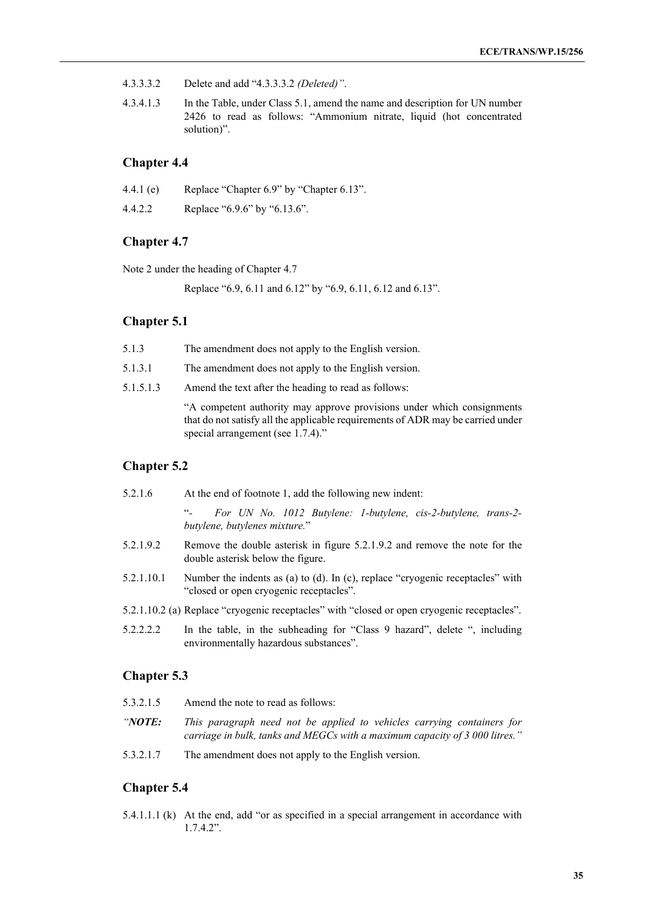4.3.3.3.2 Delete and add "4.3.3.3.2 *(Deleted)"*.

4.3.4.1.3 In the Table, under Class 5.1, amend the name and description for UN number 2426 to read as follows: "Ammonium nitrate, liquid (hot concentrated solution)".

## Chapter 4.4

4.4.1 (e) Replace "Chapter 6.9" by "Chapter 6.13".

4.4.2.2 Replace "6.9.6" by "6.13.6".

## Chapter 4.7

Note 2 under the heading of Chapter 4.7

Replace "6.9, 6.11 and 6.12" by "6.9, 6.11, 6.12 and 6.13".

## Chapter 5.1

5.1.3 The amendment does not apply to the English version.

5.1.3.1 The amendment does not apply to the English version.

5.1.5.1.3 Amend the text after the heading to read as follows:

"A competent authority may approve provisions under which consignments that do not satisfy all the applicable requirements of ADR may be carried under special arrangement (see 1.7.4)."

## Chapter 5.2

5.2.1.6 At the end of footnote 1, add the following new indent:

"- *For UN No. 1012 Butylene: 1-butylene, cis-2-butylene, trans-2-butylene, butylenes mixture.*"

5.2.1.9.2 Remove the double asterisk in figure 5.2.1.9.2 and remove the note for the double asterisk below the figure.

5.2.1.10.1 Number the indents as (a) to (d). In (c), replace "cryogenic receptacles" with "closed or open cryogenic receptacles".

5.2.1.10.2 (a) Replace "cryogenic receptacles" with "closed or open cryogenic receptacles".

5.2.2.2.2 In the table, in the subheading for "Class 9 hazard", delete ", including environmentally hazardous substances".

## Chapter 5.3

5.3.2.1.5 Amend the note to read as follows:

*"**NOTE:** This paragraph need not be applied to vehicles carrying containers for carriage in bulk, tanks and MEGCs with a maximum capacity of 3 000 litres."*

5.3.2.1.7 The amendment does not apply to the English version.

## Chapter 5.4

5.4.1.1.1 (k) At the end, add "or as specified in a special arrangement in accordance with 1.7.4.2".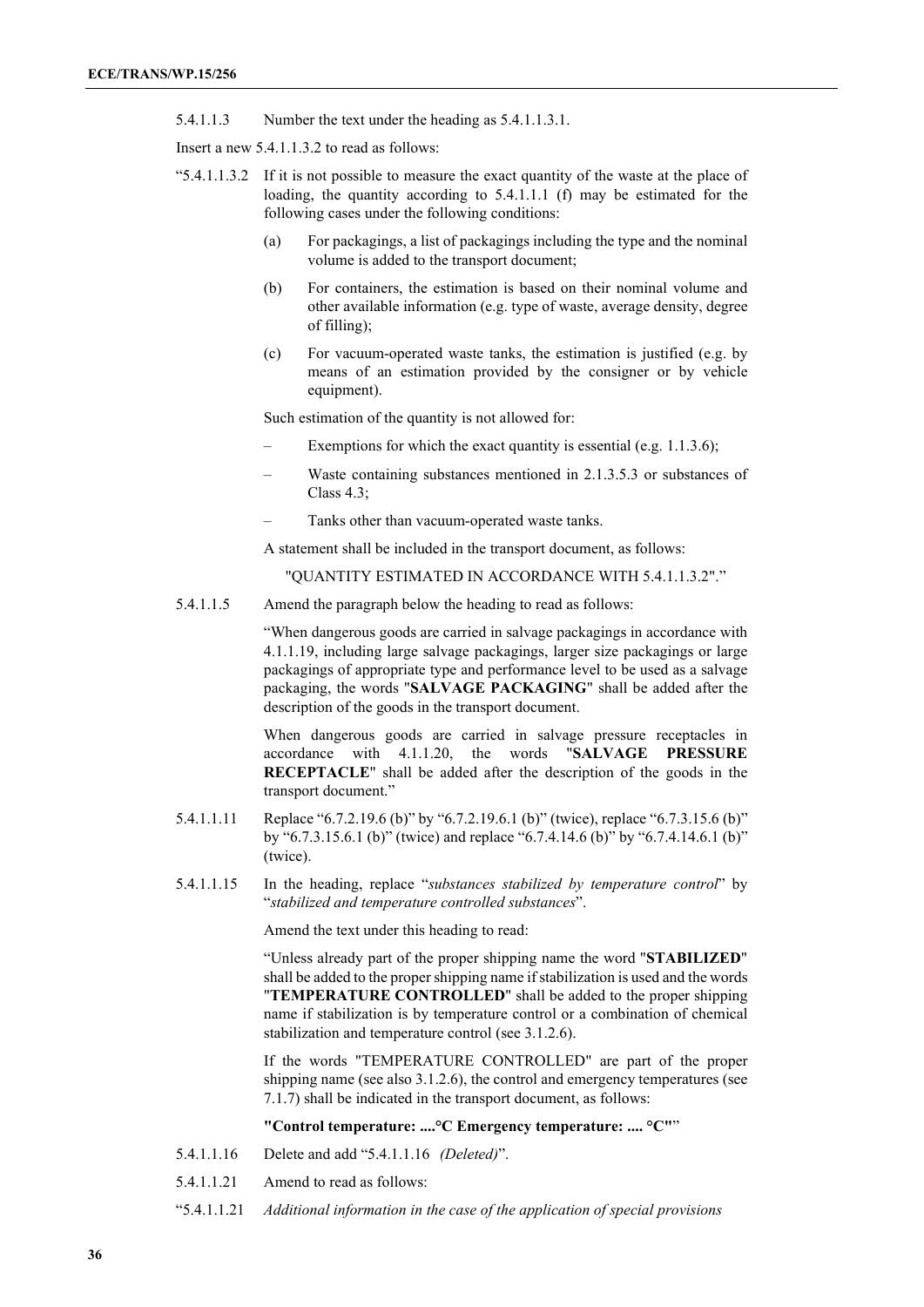5.4.1.1.3 Number the text under the heading as 5.4.1.1.3.1.

Insert a new 5.4.1.1.3.2 to read as follows:

"5.4.1.1.3.2 If it is not possible to measure the exact quantity of the waste at the place of loading, the quantity according to 5.4.1.1.1 (f) may be estimated for the following cases under the following conditions:

(a) For packagings, a list of packagings including the type and the nominal volume is added to the transport document;

(b) For containers, the estimation is based on their nominal volume and other available information (e.g. type of waste, average density, degree of filling);

(c) For vacuum-operated waste tanks, the estimation is justified (e.g. by means of an estimation provided by the consigner or by vehicle equipment).

Such estimation of the quantity is not allowed for:

– Exemptions for which the exact quantity is essential (e.g. 1.1.3.6);

– Waste containing substances mentioned in 2.1.3.5.3 or substances of Class 4.3;

– Tanks other than vacuum-operated waste tanks.

A statement shall be included in the transport document, as follows:

"QUANTITY ESTIMATED IN ACCORDANCE WITH 5.4.1.1.3.2"."

5.4.1.1.5 Amend the paragraph below the heading to read as follows:

"When dangerous goods are carried in salvage packagings in accordance with 4.1.1.19, including large salvage packagings, larger size packagings or large packagings of appropriate type and performance level to be used as a salvage packaging, the words "**SALVAGE PACKAGING**" shall be added after the description of the goods in the transport document.

When dangerous goods are carried in salvage pressure receptacles in accordance with 4.1.1.20, the words "**SALVAGE PRESSURE RECEPTACLE**" shall be added after the description of the goods in the transport document."

5.4.1.1.11 Replace "6.7.2.19.6 (b)" by "6.7.2.19.6.1 (b)" (twice), replace "6.7.3.15.6 (b)" by "6.7.3.15.6.1 (b)" (twice) and replace "6.7.4.14.6 (b)" by "6.7.4.14.6.1 (b)" (twice).

5.4.1.1.15 In the heading, replace "*substances stabilized by temperature control*" by "*stabilized and temperature controlled substances*".

Amend the text under this heading to read:

"Unless already part of the proper shipping name the word "**STABILIZED**" shall be added to the proper shipping name if stabilization is used and the words "**TEMPERATURE CONTROLLED**" shall be added to the proper shipping name if stabilization is by temperature control or a combination of chemical stabilization and temperature control (see 3.1.2.6).

If the words "TEMPERATURE CONTROLLED" are part of the proper shipping name (see also 3.1.2.6), the control and emergency temperatures (see 7.1.7) shall be indicated in the transport document, as follows:

**"Control temperature: ....°C Emergency temperature: .... °C"**"

5.4.1.1.16 Delete and add "5.4.1.1.16 *(Deleted)*".

5.4.1.1.21 Amend to read as follows:

"5.4.1.1.21 *Additional information in the case of the application of special provisions*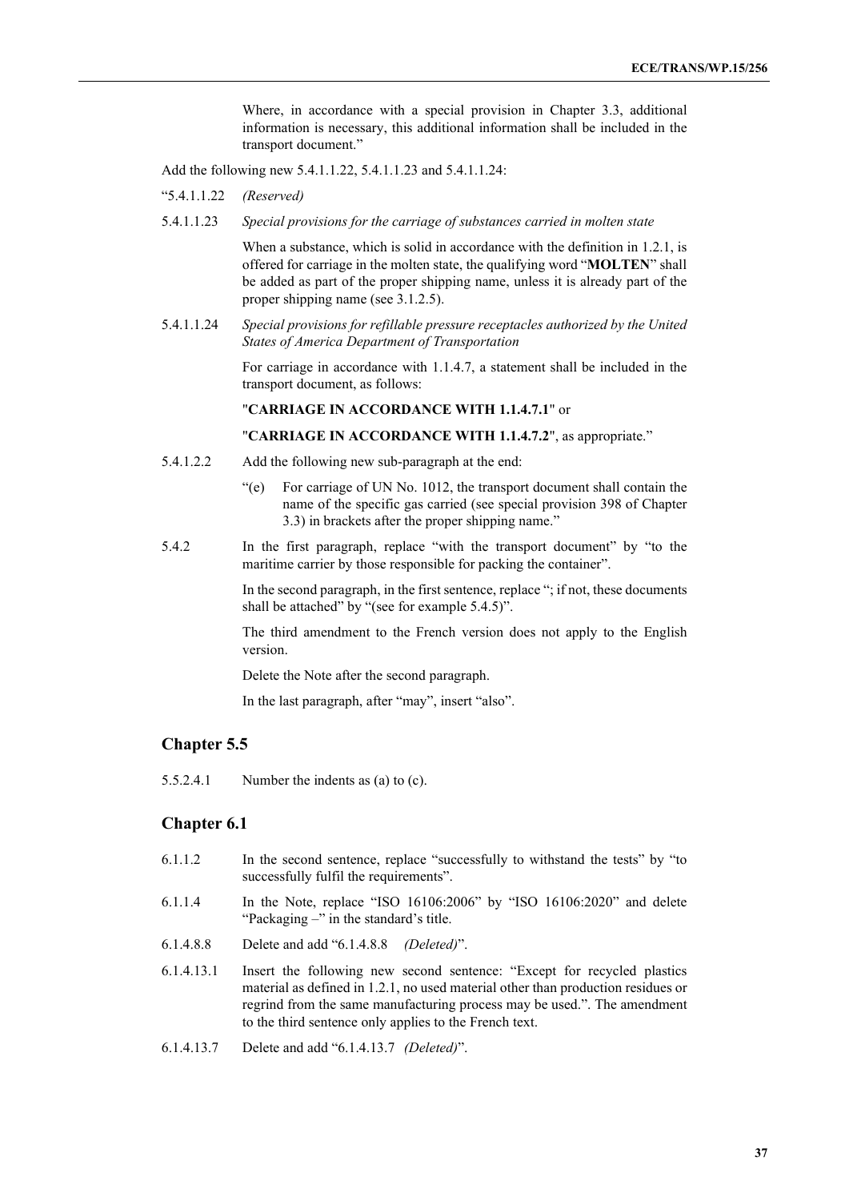Where, in accordance with a special provision in Chapter 3.3, additional information is necessary, this additional information shall be included in the transport document."

Add the following new 5.4.1.1.22, 5.4.1.1.23 and 5.4.1.1.24:

"5.4.1.1.22 *(Reserved)*

5.4.1.1.23 *Special provisions for the carriage of substances carried in molten state*

When a substance, which is solid in accordance with the definition in 1.2.1, is offered for carriage in the molten state, the qualifying word "**MOLTEN**" shall be added as part of the proper shipping name, unless it is already part of the proper shipping name (see 3.1.2.5).

5.4.1.1.24 *Special provisions for refillable pressure receptacles authorized by the United States of America Department of Transportation*

For carriage in accordance with 1.1.4.7, a statement shall be included in the transport document, as follows:

"**CARRIAGE IN ACCORDANCE WITH 1.1.4.7.1**" or

"**CARRIAGE IN ACCORDANCE WITH 1.1.4.7.2**", as appropriate."

5.4.1.2.2 Add the following new sub-paragraph at the end:

"(e) For carriage of UN No. 1012, the transport document shall contain the name of the specific gas carried (see special provision 398 of Chapter 3.3) in brackets after the proper shipping name."

5.4.2 In the first paragraph, replace "with the transport document" by "to the maritime carrier by those responsible for packing the container".

In the second paragraph, in the first sentence, replace "; if not, these documents shall be attached" by "(see for example 5.4.5)".

The third amendment to the French version does not apply to the English version.

Delete the Note after the second paragraph.

In the last paragraph, after "may", insert "also".

## Chapter 5.5

5.5.2.4.1 Number the indents as (a) to (c).

## Chapter 6.1

6.1.1.2 In the second sentence, replace "successfully to withstand the tests" by "to successfully fulfil the requirements".

6.1.1.4 In the Note, replace "ISO 16106:2006" by "ISO 16106:2020" and delete "Packaging –" in the standard's title.

6.1.4.8.8 Delete and add "6.1.4.8.8 *(Deleted)*".

6.1.4.13.1 Insert the following new second sentence: "Except for recycled plastics material as defined in 1.2.1, no used material other than production residues or regrind from the same manufacturing process may be used.". The amendment to the third sentence only applies to the French text.

6.1.4.13.7 Delete and add "6.1.4.13.7 *(Deleted)*".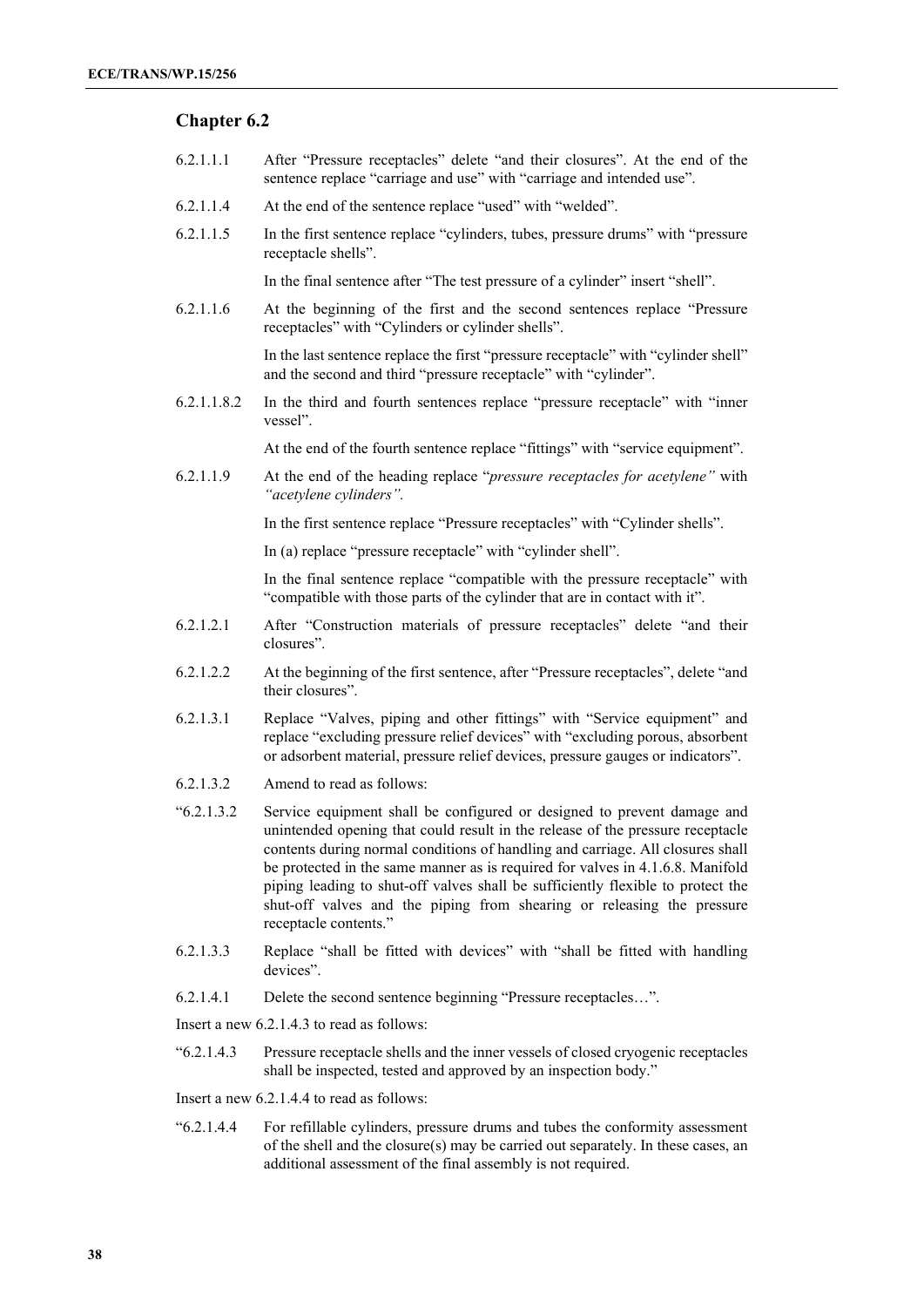## Chapter 6.2

6.2.1.1.1 After "Pressure receptacles" delete "and their closures". At the end of the sentence replace "carriage and use" with "carriage and intended use".

6.2.1.1.4 At the end of the sentence replace "used" with "welded".

6.2.1.1.5 In the first sentence replace "cylinders, tubes, pressure drums" with "pressure receptacle shells".

In the final sentence after "The test pressure of a cylinder" insert "shell".

6.2.1.1.6 At the beginning of the first and the second sentences replace "Pressure receptacles" with "Cylinders or cylinder shells".

In the last sentence replace the first "pressure receptacle" with "cylinder shell" and the second and third "pressure receptacle" with "cylinder".

6.2.1.1.8.2 In the third and fourth sentences replace "pressure receptacle" with "inner vessel".

At the end of the fourth sentence replace "fittings" with "service equipment".

6.2.1.1.9 At the end of the heading replace "*pressure receptacles for acetylene"* with *"acetylene cylinders".*

In the first sentence replace "Pressure receptacles" with "Cylinder shells".

In (a) replace "pressure receptacle" with "cylinder shell".

In the final sentence replace "compatible with the pressure receptacle" with "compatible with those parts of the cylinder that are in contact with it".

6.2.1.2.1 After "Construction materials of pressure receptacles" delete "and their closures".

6.2.1.2.2 At the beginning of the first sentence, after "Pressure receptacles", delete "and their closures".

6.2.1.3.1 Replace "Valves, piping and other fittings" with "Service equipment" and replace "excluding pressure relief devices" with "excluding porous, absorbent or adsorbent material, pressure relief devices, pressure gauges or indicators".

6.2.1.3.2 Amend to read as follows:

"6.2.1.3.2 Service equipment shall be configured or designed to prevent damage and unintended opening that could result in the release of the pressure receptacle contents during normal conditions of handling and carriage. All closures shall be protected in the same manner as is required for valves in 4.1.6.8. Manifold piping leading to shut-off valves shall be sufficiently flexible to protect the shut-off valves and the piping from shearing or releasing the pressure receptacle contents."

6.2.1.3.3 Replace "shall be fitted with devices" with "shall be fitted with handling devices".

6.2.1.4.1 Delete the second sentence beginning "Pressure receptacles…".

Insert a new 6.2.1.4.3 to read as follows:

"6.2.1.4.3 Pressure receptacle shells and the inner vessels of closed cryogenic receptacles shall be inspected, tested and approved by an inspection body."

Insert a new 6.2.1.4.4 to read as follows:

"6.2.1.4.4 For refillable cylinders, pressure drums and tubes the conformity assessment of the shell and the closure(s) may be carried out separately. In these cases, an additional assessment of the final assembly is not required.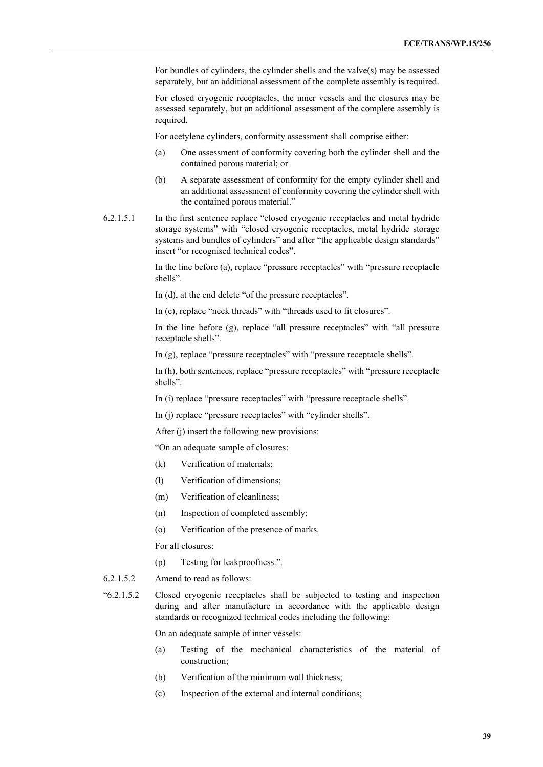For bundles of cylinders, the cylinder shells and the valve(s) may be assessed separately, but an additional assessment of the complete assembly is required.

For closed cryogenic receptacles, the inner vessels and the closures may be assessed separately, but an additional assessment of the complete assembly is required.

For acetylene cylinders, conformity assessment shall comprise either:

(a) One assessment of conformity covering both the cylinder shell and the contained porous material; or

(b) A separate assessment of conformity for the empty cylinder shell and an additional assessment of conformity covering the cylinder shell with the contained porous material."

6.2.1.5.1 In the first sentence replace "closed cryogenic receptacles and metal hydride storage systems" with "closed cryogenic receptacles, metal hydride storage systems and bundles of cylinders" and after "the applicable design standards" insert "or recognised technical codes".

In the line before (a), replace "pressure receptacles" with "pressure receptacle shells".

In (d), at the end delete "of the pressure receptacles".

In (e), replace "neck threads" with "threads used to fit closures".

In the line before (g), replace "all pressure receptacles" with "all pressure receptacle shells".

In (g), replace "pressure receptacles" with "pressure receptacle shells".

In (h), both sentences, replace "pressure receptacles" with "pressure receptacle shells".

In (i) replace "pressure receptacles" with "pressure receptacle shells".

In (j) replace "pressure receptacles" with "cylinder shells".

After (j) insert the following new provisions:

"On an adequate sample of closures:

(k) Verification of materials;

(l) Verification of dimensions;

(m) Verification of cleanliness;

(n) Inspection of completed assembly;

(o) Verification of the presence of marks.

For all closures:

(p) Testing for leakproofness.".

6.2.1.5.2 Amend to read as follows:

"6.2.1.5.2 Closed cryogenic receptacles shall be subjected to testing and inspection during and after manufacture in accordance with the applicable design standards or recognized technical codes including the following:

On an adequate sample of inner vessels:

(a) Testing of the mechanical characteristics of the material of construction;

(b) Verification of the minimum wall thickness;

(c) Inspection of the external and internal conditions;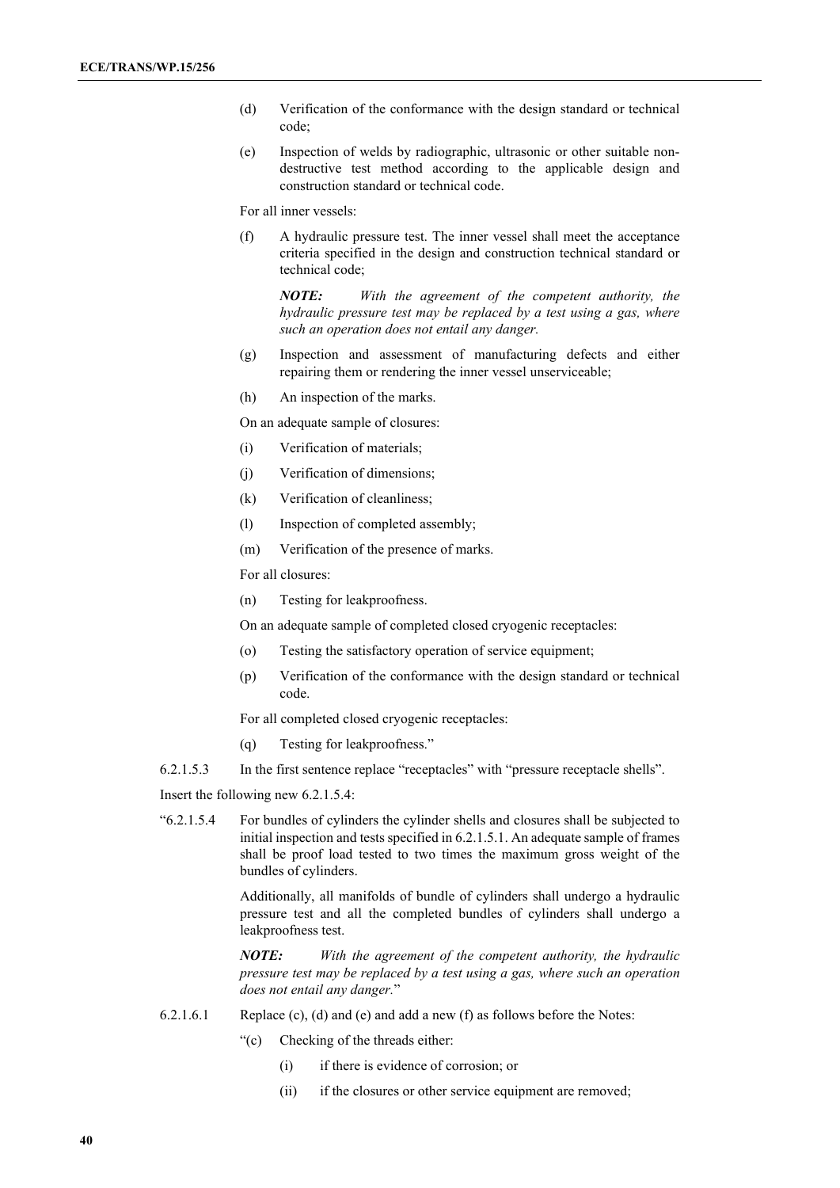(d) Verification of the conformance with the design standard or technical code;

(e) Inspection of welds by radiographic, ultrasonic or other suitable non-destructive test method according to the applicable design and construction standard or technical code.

For all inner vessels:

(f) A hydraulic pressure test. The inner vessel shall meet the acceptance criteria specified in the design and construction technical standard or technical code;

***NOTE:*** *With the agreement of the competent authority, the hydraulic pressure test may be replaced by a test using a gas, where such an operation does not entail any danger.*

(g) Inspection and assessment of manufacturing defects and either repairing them or rendering the inner vessel unserviceable;

(h) An inspection of the marks.

On an adequate sample of closures:

(i) Verification of materials;

(j) Verification of dimensions;

(k) Verification of cleanliness;

(l) Inspection of completed assembly;

(m) Verification of the presence of marks.

For all closures:

(n) Testing for leakproofness.

On an adequate sample of completed closed cryogenic receptacles:

(o) Testing the satisfactory operation of service equipment;

(p) Verification of the conformance with the design standard or technical code.

For all completed closed cryogenic receptacles:

(q) Testing for leakproofness."

6.2.1.5.3 In the first sentence replace "receptacles" with "pressure receptacle shells".

Insert the following new 6.2.1.5.4:

"6.2.1.5.4 For bundles of cylinders the cylinder shells and closures shall be subjected to initial inspection and tests specified in 6.2.1.5.1. An adequate sample of frames shall be proof load tested to two times the maximum gross weight of the bundles of cylinders.

Additionally, all manifolds of bundle of cylinders shall undergo a hydraulic pressure test and all the completed bundles of cylinders shall undergo a leakproofness test.

***NOTE:*** *With the agreement of the competent authority, the hydraulic pressure test may be replaced by a test using a gas, where such an operation does not entail any danger.*"

6.2.1.6.1 Replace (c), (d) and (e) and add a new (f) as follows before the Notes:

"(c) Checking of the threads either:

(i) if there is evidence of corrosion; or

(ii) if the closures or other service equipment are removed;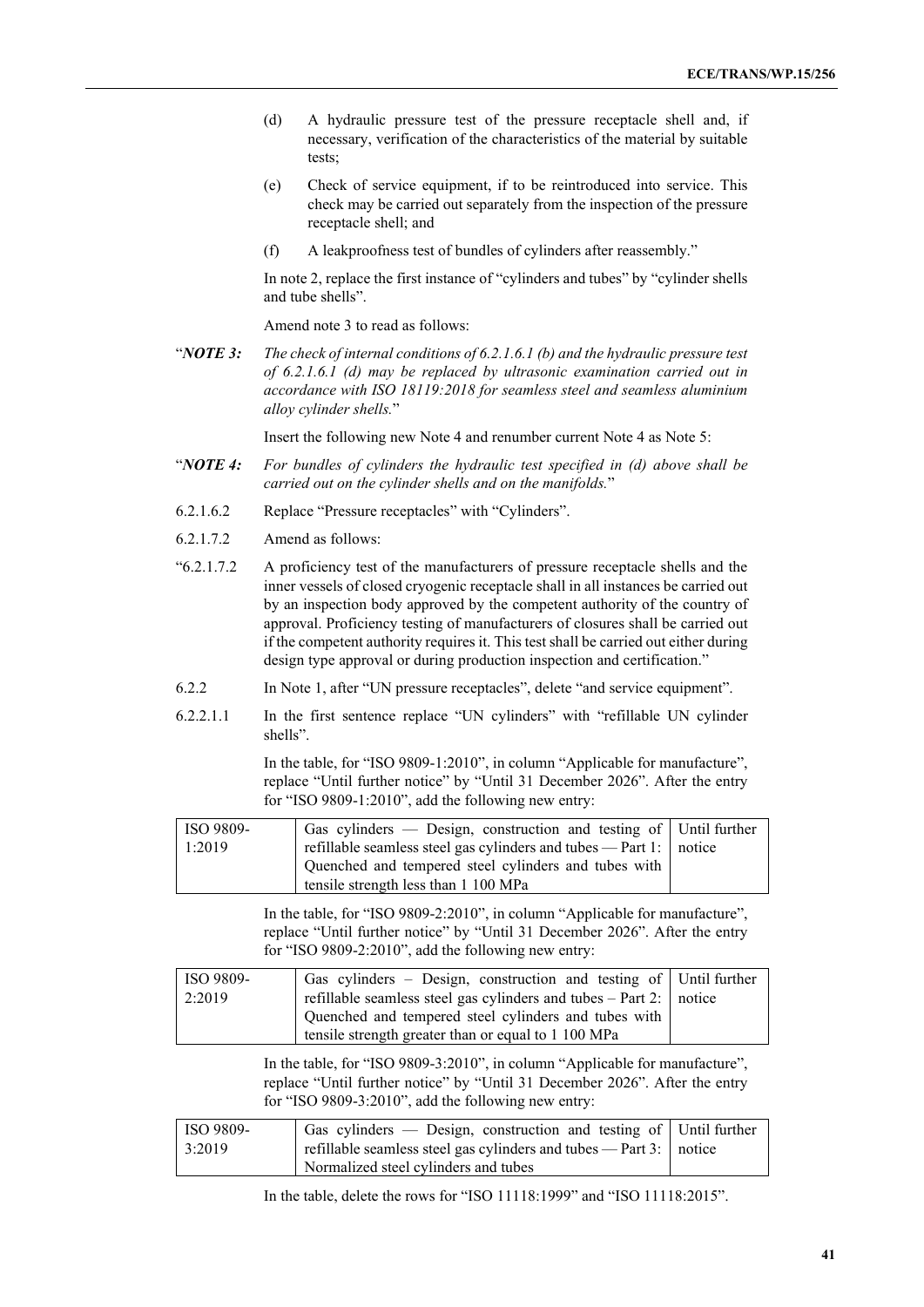(d) A hydraulic pressure test of the pressure receptacle shell and, if necessary, verification of the characteristics of the material by suitable tests;

(e) Check of service equipment, if to be reintroduced into service. This check may be carried out separately from the inspection of the pressure receptacle shell; and

(f) A leakproofness test of bundles of cylinders after reassembly."

In note 2, replace the first instance of "cylinders and tubes" by "cylinder shells and tube shells".

Amend note 3 to read as follows:

"***NOTE 3:*** *The check of internal conditions of 6.2.1.6.1 (b) and the hydraulic pressure test of 6.2.1.6.1 (d) may be replaced by ultrasonic examination carried out in accordance with ISO 18119:2018 for seamless steel and seamless aluminium alloy cylinder shells.*"

Insert the following new Note 4 and renumber current Note 4 as Note 5:

"***NOTE 4:*** *For bundles of cylinders the hydraulic test specified in (d) above shall be carried out on the cylinder shells and on the manifolds.*"

6.2.1.6.2 Replace "Pressure receptacles" with "Cylinders".

6.2.1.7.2 Amend as follows:

"6.2.1.7.2 A proficiency test of the manufacturers of pressure receptacle shells and the inner vessels of closed cryogenic receptacle shall in all instances be carried out by an inspection body approved by the competent authority of the country of approval. Proficiency testing of manufacturers of closures shall be carried out if the competent authority requires it. This test shall be carried out either during design type approval or during production inspection and certification."

6.2.2 In Note 1, after "UN pressure receptacles", delete "and service equipment".

6.2.2.1.1 In the first sentence replace "UN cylinders" with "refillable UN cylinder shells".

In the table, for "ISO 9809-1:2010", in column "Applicable for manufacture", replace "Until further notice" by "Until 31 December 2026". After the entry for "ISO 9809-1:2010", add the following new entry:

| | | |
|---|---|---|
| ISO 9809-1:2019 | Gas cylinders — Design, construction and testing of refillable seamless steel gas cylinders and tubes — Part 1: Quenched and tempered steel cylinders and tubes with tensile strength less than 1 100 MPa | Until further notice |

In the table, for "ISO 9809-2:2010", in column "Applicable for manufacture", replace "Until further notice" by "Until 31 December 2026". After the entry for "ISO 9809-2:2010", add the following new entry:

| | | |
|---|---|---|
| ISO 9809-2:2019 | Gas cylinders – Design, construction and testing of refillable seamless steel gas cylinders and tubes – Part 2: Quenched and tempered steel cylinders and tubes with tensile strength greater than or equal to 1 100 MPa | Until further notice |

In the table, for "ISO 9809-3:2010", in column "Applicable for manufacture", replace "Until further notice" by "Until 31 December 2026". After the entry for "ISO 9809-3:2010", add the following new entry:

| | | |
|---|---|---|
| ISO 9809-3:2019 | Gas cylinders — Design, construction and testing of refillable seamless steel gas cylinders and tubes — Part 3: Normalized steel cylinders and tubes | Until further notice |

In the table, delete the rows for "ISO 11118:1999" and "ISO 11118:2015".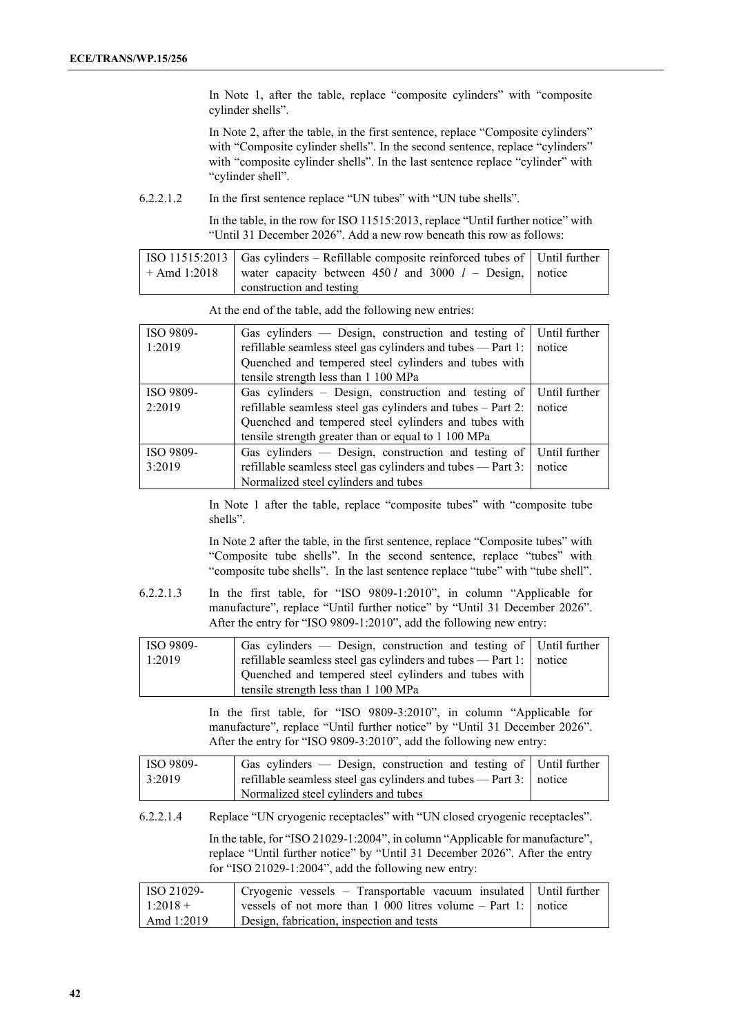In Note 1, after the table, replace "composite cylinders" with "composite cylinder shells".

In Note 2, after the table, in the first sentence, replace "Composite cylinders" with "Composite cylinder shells". In the second sentence, replace "cylinders" with "composite cylinder shells". In the last sentence replace "cylinder" with "cylinder shell".

6.2.2.1.2 In the first sentence replace "UN tubes" with "UN tube shells".

In the table, in the row for ISO 11515:2013, replace "Until further notice" with "Until 31 December 2026". Add a new row beneath this row as follows:

| | | |
|---|---|---|
| ISO 11515:2013 + Amd 1:2018 | Gas cylinders – Refillable composite reinforced tubes of water capacity between 450 *l* and 3000 *l* – Design, construction and testing | Until further notice |

At the end of the table, add the following new entries:

| | | |
|---|---|---|
| ISO 9809-1:2019 | Gas cylinders — Design, construction and testing of refillable seamless steel gas cylinders and tubes — Part 1: Quenched and tempered steel cylinders and tubes with tensile strength less than 1 100 MPa | Until further notice |
| ISO 9809-2:2019 | Gas cylinders – Design, construction and testing of refillable seamless steel gas cylinders and tubes – Part 2: Quenched and tempered steel cylinders and tubes with tensile strength greater than or equal to 1 100 MPa | Until further notice |
| ISO 9809-3:2019 | Gas cylinders — Design, construction and testing of refillable seamless steel gas cylinders and tubes — Part 3: Normalized steel cylinders and tubes | Until further notice |

In Note 1 after the table, replace "composite tubes" with "composite tube shells".

In Note 2 after the table, in the first sentence, replace "Composite tubes" with "Composite tube shells". In the second sentence, replace "tubes" with "composite tube shells". In the last sentence replace "tube" with "tube shell".

6.2.2.1.3 In the first table, for "ISO 9809-1:2010", in column "Applicable for manufacture", replace "Until further notice" by "Until 31 December 2026". After the entry for "ISO 9809-1:2010", add the following new entry:

| | | |
|---|---|---|
| ISO 9809-1:2019 | Gas cylinders — Design, construction and testing of refillable seamless steel gas cylinders and tubes — Part 1: Quenched and tempered steel cylinders and tubes with tensile strength less than 1 100 MPa | Until further notice |

In the first table, for "ISO 9809-3:2010", in column "Applicable for manufacture", replace "Until further notice" by "Until 31 December 2026". After the entry for "ISO 9809-3:2010", add the following new entry:

| | | |
|---|---|---|
| ISO 9809-3:2019 | Gas cylinders — Design, construction and testing of refillable seamless steel gas cylinders and tubes — Part 3: Normalized steel cylinders and tubes | Until further notice |

6.2.2.1.4 Replace "UN cryogenic receptacles" with "UN closed cryogenic receptacles".

In the table, for "ISO 21029-1:2004", in column "Applicable for manufacture", replace "Until further notice" by "Until 31 December 2026". After the entry for "ISO 21029-1:2004", add the following new entry:

| | | |
|---|---|---|
| ISO 21029-1:2018 + Amd 1:2019 | Cryogenic vessels – Transportable vacuum insulated vessels of not more than 1 000 litres volume – Part 1: Design, fabrication, inspection and tests | Until further notice |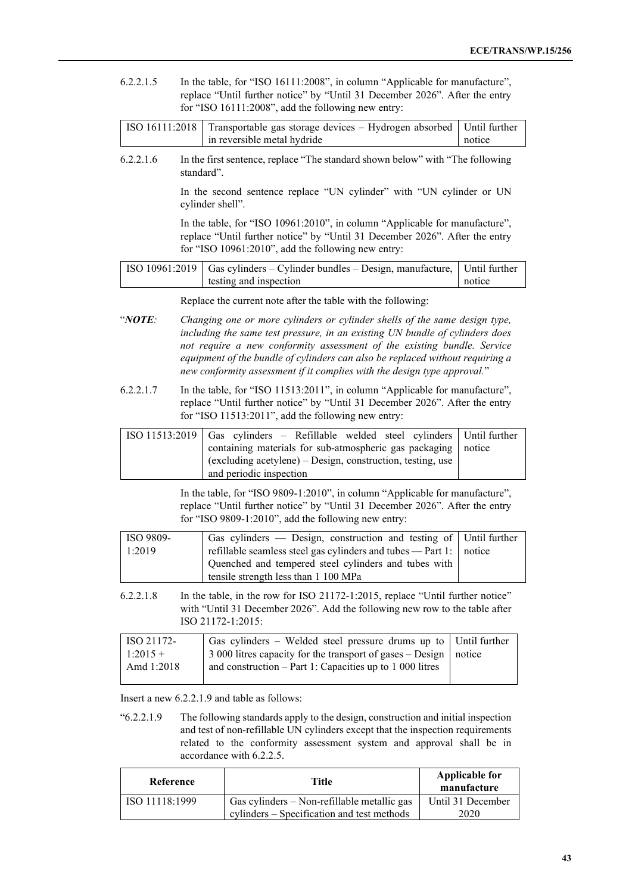6.2.2.1.5 In the table, for "ISO 16111:2008", in column "Applicable for manufacture", replace "Until further notice" by "Until 31 December 2026". After the entry for "ISO 16111:2008", add the following new entry:

| ISO 16111:2018 | Transportable gas storage devices – Hydrogen absorbed in reversible metal hydride | Until further notice |
|---|---|---|

6.2.2.1.6 In the first sentence, replace "The standard shown below" with "The following standard".

In the second sentence replace "UN cylinder" with "UN cylinder or UN cylinder shell".

In the table, for "ISO 10961:2010", in column "Applicable for manufacture", replace "Until further notice" by "Until 31 December 2026". After the entry for "ISO 10961:2010", add the following new entry:

| ISO 10961:2019 | Gas cylinders – Cylinder bundles – Design, manufacture, testing and inspection | Until further notice |
|---|---|---|

Replace the current note after the table with the following:

"***NOTE**: Changing one or more cylinders or cylinder shells of the same design type, including the same test pressure, in an existing UN bundle of cylinders does not require a new conformity assessment of the existing bundle. Service equipment of the bundle of cylinders can also be replaced without requiring a new conformity assessment if it complies with the design type approval.*"

6.2.2.1.7 In the table, for "ISO 11513:2011", in column "Applicable for manufacture", replace "Until further notice" by "Until 31 December 2026". After the entry for "ISO 11513:2011", add the following new entry:

| ISO 11513:2019 | Gas cylinders – Refillable welded steel cylinders containing materials for sub-atmospheric gas packaging (excluding acetylene) – Design, construction, testing, use and periodic inspection | Until further notice |
|---|---|---|

In the table, for "ISO 9809-1:2010", in column "Applicable for manufacture", replace "Until further notice" by "Until 31 December 2026". After the entry for "ISO 9809-1:2010", add the following new entry:

| ISO 9809-1:2019 | Gas cylinders — Design, construction and testing of refillable seamless steel gas cylinders and tubes — Part 1: Quenched and tempered steel cylinders and tubes with tensile strength less than 1 100 MPa | Until further notice |
|---|---|---|

6.2.2.1.8 In the table, in the row for ISO 21172-1:2015, replace "Until further notice" with "Until 31 December 2026". Add the following new row to the table after ISO 21172-1:2015:

| ISO 21172-1:2015 + Amd 1:2018 | Gas cylinders – Welded steel pressure drums up to 3 000 litres capacity for the transport of gases – Design and construction – Part 1: Capacities up to 1 000 litres | Until further notice |
|---|---|---|

Insert a new 6.2.2.1.9 and table as follows:

"6.2.2.1.9 The following standards apply to the design, construction and initial inspection and test of non-refillable UN cylinders except that the inspection requirements related to the conformity assessment system and approval shall be in accordance with 6.2.2.5.

| Reference | Title | Applicable for manufacture |
|---|---|---|
| ISO 11118:1999 | Gas cylinders – Non-refillable metallic gas cylinders – Specification and test methods | Until 31 December 2020 |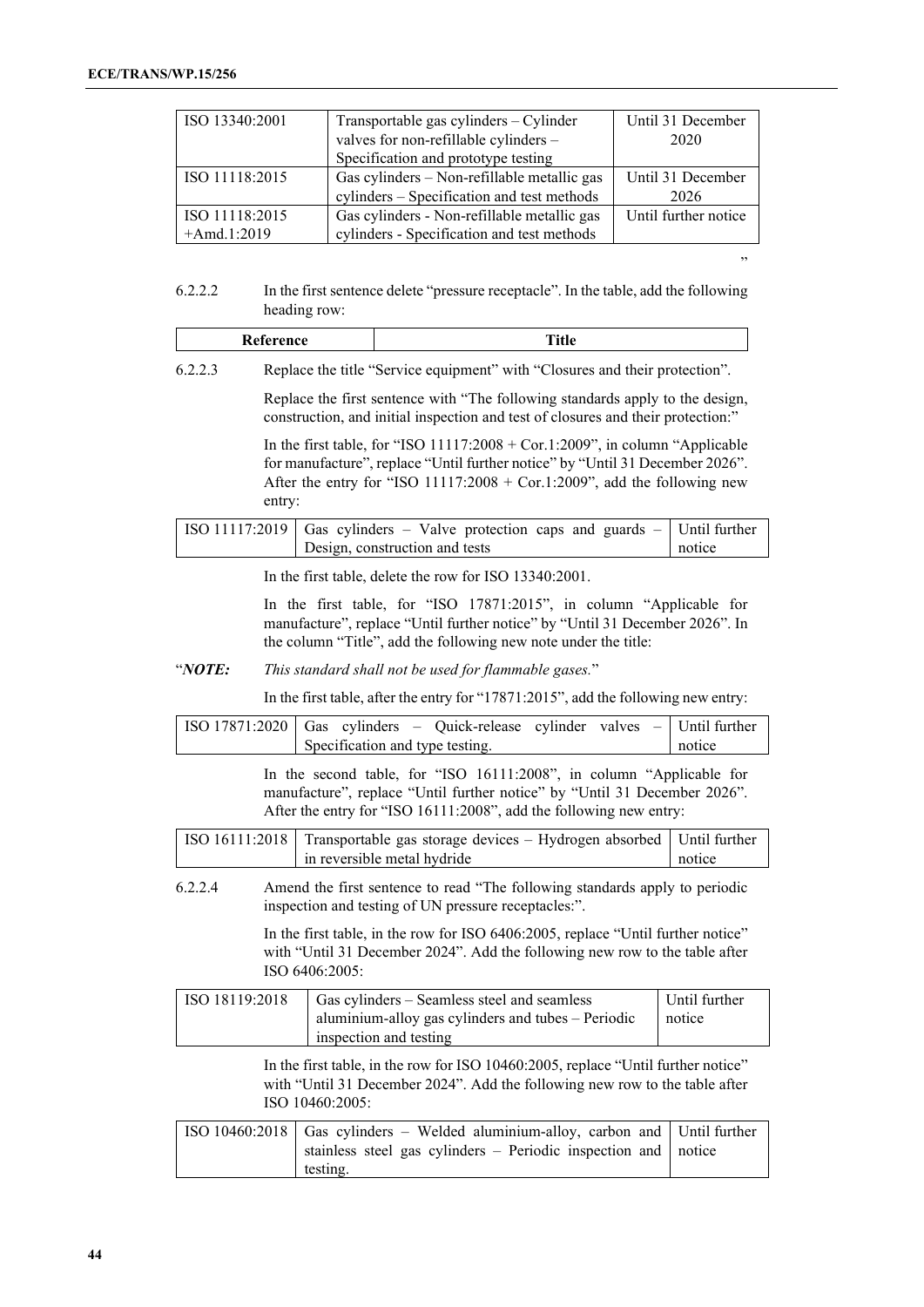| ISO 13340:2001 | Transportable gas cylinders – Cylinder valves for non-refillable cylinders – Specification and prototype testing | Until 31 December 2020 |
|---|---|---|
| ISO 11118:2015 | Gas cylinders – Non-refillable metallic gas cylinders – Specification and test methods | Until 31 December 2026 |
| ISO 11118:2015 +Amd.1:2019 | Gas cylinders - Non-refillable metallic gas cylinders - Specification and test methods | Until further notice |

”

6.2.2.2 In the first sentence delete “pressure receptacle”. In the table, add the following heading row:

| Reference | Title |
|---|---|

6.2.2.3 Replace the title “Service equipment” with “Closures and their protection”.

Replace the first sentence with “The following standards apply to the design, construction, and initial inspection and test of closures and their protection:”

In the first table, for “ISO 11117:2008 + Cor.1:2009”, in column “Applicable for manufacture”, replace “Until further notice” by “Until 31 December 2026”. After the entry for “ISO 11117:2008 + Cor.1:2009”, add the following new entry:

| ISO 11117:2019 | Gas cylinders – Valve protection caps and guards – Design, construction and tests | Until further notice |
|---|---|---|

In the first table, delete the row for ISO 13340:2001.

In the first table, for “ISO 17871:2015”, in column “Applicable for manufacture”, replace “Until further notice” by “Until 31 December 2026”. In the column “Title”, add the following new note under the title:

“***NOTE:*** *This standard shall not be used for flammable gases.*”

In the first table, after the entry for “17871:2015”, add the following new entry:

| ISO 17871:2020 | Gas cylinders – Quick-release cylinder valves – Specification and type testing. | Until further notice |
|---|---|---|

In the second table, for “ISO 16111:2008”, in column “Applicable for manufacture”, replace “Until further notice” by “Until 31 December 2026”. After the entry for “ISO 16111:2008”, add the following new entry:

| ISO 16111:2018 | Transportable gas storage devices – Hydrogen absorbed in reversible metal hydride | Until further notice |
|---|---|---|

6.2.2.4 Amend the first sentence to read “The following standards apply to periodic inspection and testing of UN pressure receptacles:”.

In the first table, in the row for ISO 6406:2005, replace “Until further notice” with “Until 31 December 2024”. Add the following new row to the table after ISO 6406:2005:

| ISO 18119:2018 | Gas cylinders – Seamless steel and seamless aluminium-alloy gas cylinders and tubes – Periodic inspection and testing | Until further notice |
|---|---|---|

In the first table, in the row for ISO 10460:2005, replace “Until further notice” with “Until 31 December 2024”. Add the following new row to the table after ISO 10460:2005:

| ISO 10460:2018 | Gas cylinders – Welded aluminium-alloy, carbon and stainless steel gas cylinders – Periodic inspection and testing. | Until further notice |
|---|---|---|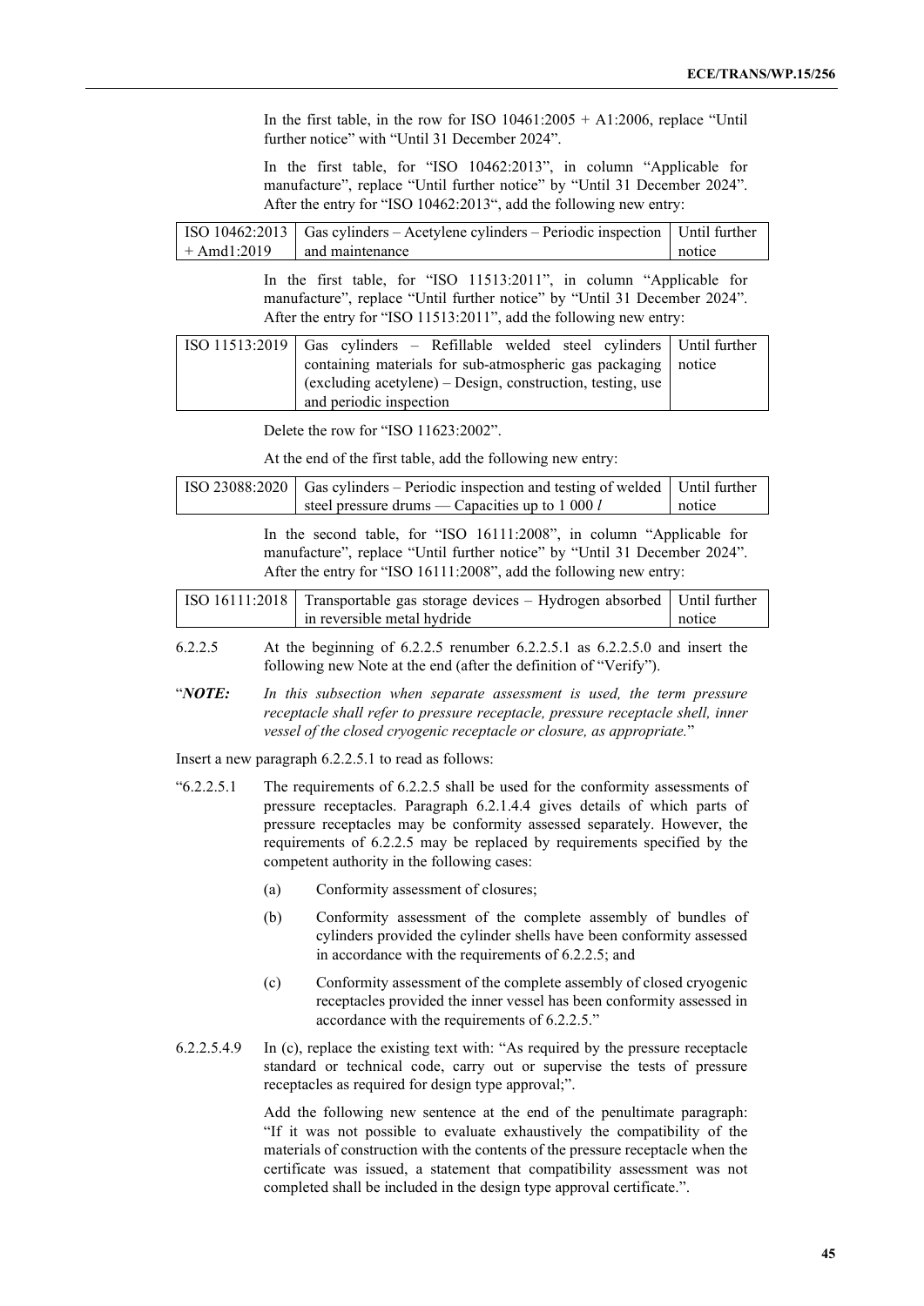In the first table, in the row for ISO 10461:2005 + A1:2006, replace "Until further notice" with "Until 31 December 2024".

In the first table, for "ISO 10462:2013", in column "Applicable for manufacture", replace "Until further notice" by "Until 31 December 2024". After the entry for "ISO 10462:2013", add the following new entry:

| | | |
|---|---|---|
| ISO 10462:2013 + Amd1:2019 | Gas cylinders – Acetylene cylinders – Periodic inspection and maintenance | Until further notice |

In the first table, for "ISO 11513:2011", in column "Applicable for manufacture", replace "Until further notice" by "Until 31 December 2024". After the entry for "ISO 11513:2011", add the following new entry:

| | | |
|---|---|---|
| ISO 11513:2019 | Gas cylinders – Refillable welded steel cylinders containing materials for sub-atmospheric gas packaging (excluding acetylene) – Design, construction, testing, use and periodic inspection | Until further notice |

Delete the row for "ISO 11623:2002".

At the end of the first table, add the following new entry:

| | | |
|---|---|---|
| ISO 23088:2020 | Gas cylinders – Periodic inspection and testing of welded steel pressure drums — Capacities up to 1 000 *l* | Until further notice |

In the second table, for "ISO 16111:2008", in column "Applicable for manufacture", replace "Until further notice" by "Until 31 December 2024". After the entry for "ISO 16111:2008", add the following new entry:

| | | |
|---|---|---|
| ISO 16111:2018 | Transportable gas storage devices – Hydrogen absorbed in reversible metal hydride | Until further notice |

6.2.2.5 At the beginning of 6.2.2.5 renumber 6.2.2.5.1 as 6.2.2.5.0 and insert the following new Note at the end (after the definition of "Verify").

"***NOTE:*** *In this subsection when separate assessment is used, the term pressure receptacle shall refer to pressure receptacle, pressure receptacle shell, inner vessel of the closed cryogenic receptacle or closure, as appropriate.*"

Insert a new paragraph 6.2.2.5.1 to read as follows:

"6.2.2.5.1 The requirements of 6.2.2.5 shall be used for the conformity assessments of pressure receptacles. Paragraph 6.2.1.4.4 gives details of which parts of pressure receptacles may be conformity assessed separately. However, the requirements of 6.2.2.5 may be replaced by requirements specified by the competent authority in the following cases:

(a) Conformity assessment of closures;

(b) Conformity assessment of the complete assembly of bundles of cylinders provided the cylinder shells have been conformity assessed in accordance with the requirements of 6.2.2.5; and

(c) Conformity assessment of the complete assembly of closed cryogenic receptacles provided the inner vessel has been conformity assessed in accordance with the requirements of 6.2.2.5."

6.2.2.5.4.9 In (c), replace the existing text with: "As required by the pressure receptacle standard or technical code, carry out or supervise the tests of pressure receptacles as required for design type approval;".

Add the following new sentence at the end of the penultimate paragraph: "If it was not possible to evaluate exhaustively the compatibility of the materials of construction with the contents of the pressure receptacle when the certificate was issued, a statement that compatibility assessment was not completed shall be included in the design type approval certificate.".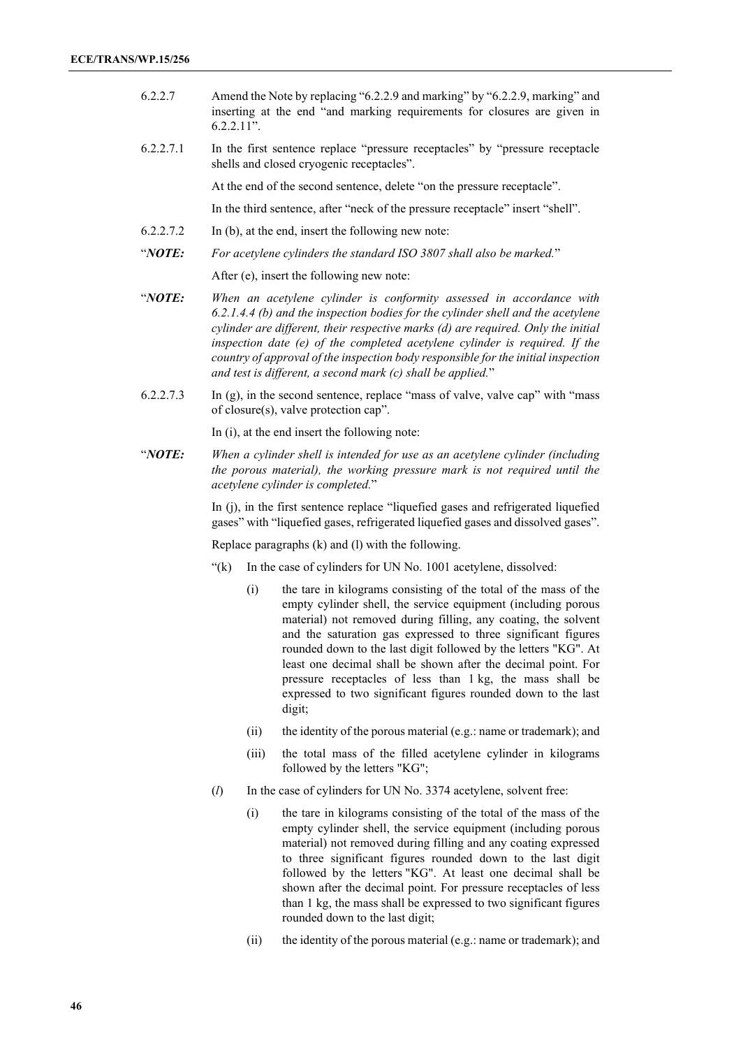6.2.2.7 Amend the Note by replacing "6.2.2.9 and marking" by "6.2.2.9, marking" and inserting at the end "and marking requirements for closures are given in 6.2.2.11".

6.2.2.7.1 In the first sentence replace "pressure receptacles" by "pressure receptacle shells and closed cryogenic receptacles".

At the end of the second sentence, delete "on the pressure receptacle".

In the third sentence, after "neck of the pressure receptacle" insert "shell".

6.2.2.7.2 In (b), at the end, insert the following new note:

"***NOTE:*** *For acetylene cylinders the standard ISO 3807 shall also be marked.*"

After (e), insert the following new note:

"***NOTE:*** *When an acetylene cylinder is conformity assessed in accordance with 6.2.1.4.4 (b) and the inspection bodies for the cylinder shell and the acetylene cylinder are different, their respective marks (d) are required. Only the initial inspection date (e) of the completed acetylene cylinder is required. If the country of approval of the inspection body responsible for the initial inspection and test is different, a second mark (c) shall be applied.*"

6.2.2.7.3 In (g), in the second sentence, replace "mass of valve, valve cap" with "mass of closure(s), valve protection cap".

In (i), at the end insert the following note:

"***NOTE:*** *When a cylinder shell is intended for use as an acetylene cylinder (including the porous material), the working pressure mark is not required until the acetylene cylinder is completed.*"

In (j), in the first sentence replace "liquefied gases and refrigerated liquefied gases" with "liquefied gases, refrigerated liquefied gases and dissolved gases".

Replace paragraphs (k) and (l) with the following.

"(k) In the case of cylinders for UN No. 1001 acetylene, dissolved:

(i) the tare in kilograms consisting of the total of the mass of the empty cylinder shell, the service equipment (including porous material) not removed during filling, any coating, the solvent and the saturation gas expressed to three significant figures rounded down to the last digit followed by the letters "KG". At least one decimal shall be shown after the decimal point. For pressure receptacles of less than 1 kg, the mass shall be expressed to two significant figures rounded down to the last digit;

(ii) the identity of the porous material (e.g.: name or trademark); and

(iii) the total mass of the filled acetylene cylinder in kilograms followed by the letters "KG";

(*l*) In the case of cylinders for UN No. 3374 acetylene, solvent free:

(i) the tare in kilograms consisting of the total of the mass of the empty cylinder shell, the service equipment (including porous material) not removed during filling and any coating expressed to three significant figures rounded down to the last digit followed by the letters "KG". At least one decimal shall be shown after the decimal point. For pressure receptacles of less than 1 kg, the mass shall be expressed to two significant figures rounded down to the last digit;

(ii) the identity of the porous material (e.g.: name or trademark); and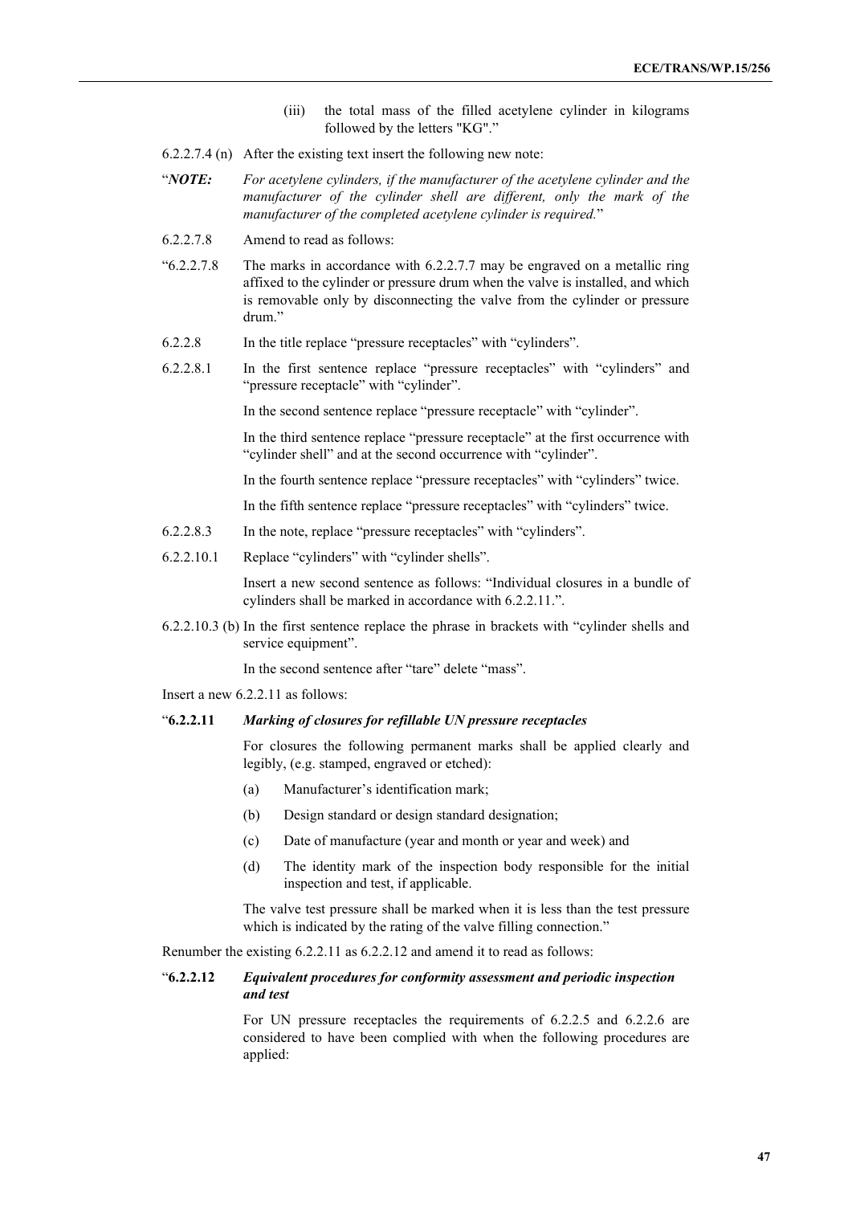(iii) the total mass of the filled acetylene cylinder in kilograms followed by the letters "KG"."

6.2.2.7.4 (n) After the existing text insert the following new note:

"***NOTE:*** *For acetylene cylinders, if the manufacturer of the acetylene cylinder and the manufacturer of the cylinder shell are different, only the mark of the manufacturer of the completed acetylene cylinder is required.*"

6.2.2.7.8 Amend to read as follows:

"6.2.2.7.8 The marks in accordance with 6.2.2.7.7 may be engraved on a metallic ring affixed to the cylinder or pressure drum when the valve is installed, and which is removable only by disconnecting the valve from the cylinder or pressure drum."

6.2.2.8 In the title replace "pressure receptacles" with "cylinders".

6.2.2.8.1 In the first sentence replace "pressure receptacles" with "cylinders" and "pressure receptacle" with "cylinder".

In the second sentence replace "pressure receptacle" with "cylinder".

In the third sentence replace "pressure receptacle" at the first occurrence with "cylinder shell" and at the second occurrence with "cylinder".

In the fourth sentence replace "pressure receptacles" with "cylinders" twice.

In the fifth sentence replace "pressure receptacles" with "cylinders" twice.

6.2.2.8.3 In the note, replace "pressure receptacles" with "cylinders".

6.2.2.10.1 Replace "cylinders" with "cylinder shells".

Insert a new second sentence as follows: "Individual closures in a bundle of cylinders shall be marked in accordance with 6.2.2.11.".

6.2.2.10.3 (b) In the first sentence replace the phrase in brackets with "cylinder shells and service equipment".

In the second sentence after "tare" delete "mass".

Insert a new 6.2.2.11 as follows:

"**6.2.2.11** ***Marking of closures for refillable UN pressure receptacles***

For closures the following permanent marks shall be applied clearly and legibly, (e.g. stamped, engraved or etched):

(a) Manufacturer's identification mark;

(b) Design standard or design standard designation;

(c) Date of manufacture (year and month or year and week) and

(d) The identity mark of the inspection body responsible for the initial inspection and test, if applicable.

The valve test pressure shall be marked when it is less than the test pressure which is indicated by the rating of the valve filling connection."

Renumber the existing 6.2.2.11 as 6.2.2.12 and amend it to read as follows:

"**6.2.2.12** ***Equivalent procedures for conformity assessment and periodic inspection and test***

For UN pressure receptacles the requirements of 6.2.2.5 and 6.2.2.6 are considered to have been complied with when the following procedures are applied: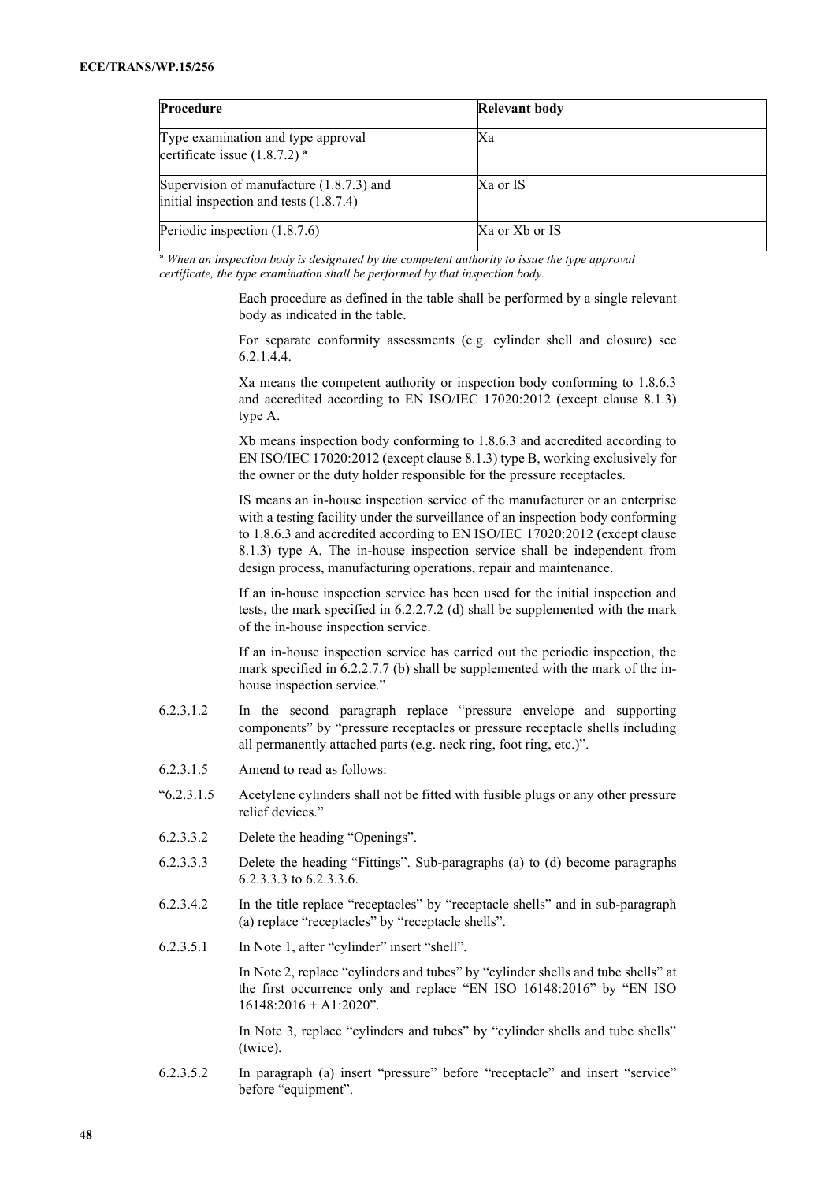| Procedure | Relevant body |
|---|---|
| Type examination and type approval certificate issue (1.8.7.2) [a] | Xa |
| Supervision of manufacture (1.8.7.3) and initial inspection and tests (1.8.7.4) | Xa or IS |
| Periodic inspection (1.8.7.6) | Xa or Xb or IS |

[a] *When an inspection body is designated by the competent authority to issue the type approval certificate, the type examination shall be performed by that inspection body.*

Each procedure as defined in the table shall be performed by a single relevant body as indicated in the table.

For separate conformity assessments (e.g. cylinder shell and closure) see 6.2.1.4.4.

Xa means the competent authority or inspection body conforming to 1.8.6.3 and accredited according to EN ISO/IEC 17020:2012 (except clause 8.1.3) type A.

Xb means inspection body conforming to 1.8.6.3 and accredited according to EN ISO/IEC 17020:2012 (except clause 8.1.3) type B, working exclusively for the owner or the duty holder responsible for the pressure receptacles.

IS means an in-house inspection service of the manufacturer or an enterprise with a testing facility under the surveillance of an inspection body conforming to 1.8.6.3 and accredited according to EN ISO/IEC 17020:2012 (except clause 8.1.3) type A. The in-house inspection service shall be independent from design process, manufacturing operations, repair and maintenance.

If an in-house inspection service has been used for the initial inspection and tests, the mark specified in 6.2.2.7.2 (d) shall be supplemented with the mark of the in-house inspection service.

If an in-house inspection service has carried out the periodic inspection, the mark specified in 6.2.2.7.7 (b) shall be supplemented with the mark of the in-house inspection service."

6.2.3.1.2 In the second paragraph replace "pressure envelope and supporting components" by "pressure receptacles or pressure receptacle shells including all permanently attached parts (e.g. neck ring, foot ring, etc.)".

6.2.3.1.5 Amend to read as follows:

"6.2.3.1.5 Acetylene cylinders shall not be fitted with fusible plugs or any other pressure relief devices."

6.2.3.3.2 Delete the heading "Openings".

6.2.3.3.3 Delete the heading "Fittings". Sub-paragraphs (a) to (d) become paragraphs 6.2.3.3.3 to 6.2.3.3.6.

6.2.3.4.2 In the title replace "receptacles" by "receptacle shells" and in sub-paragraph (a) replace "receptacles" by "receptacle shells".

6.2.3.5.1 In Note 1, after "cylinder" insert "shell".

In Note 2, replace "cylinders and tubes" by "cylinder shells and tube shells" at the first occurrence only and replace "EN ISO 16148:2016" by "EN ISO 16148:2016 + A1:2020".

In Note 3, replace "cylinders and tubes" by "cylinder shells and tube shells" (twice).

6.2.3.5.2 In paragraph (a) insert "pressure" before "receptacle" and insert "service" before "equipment".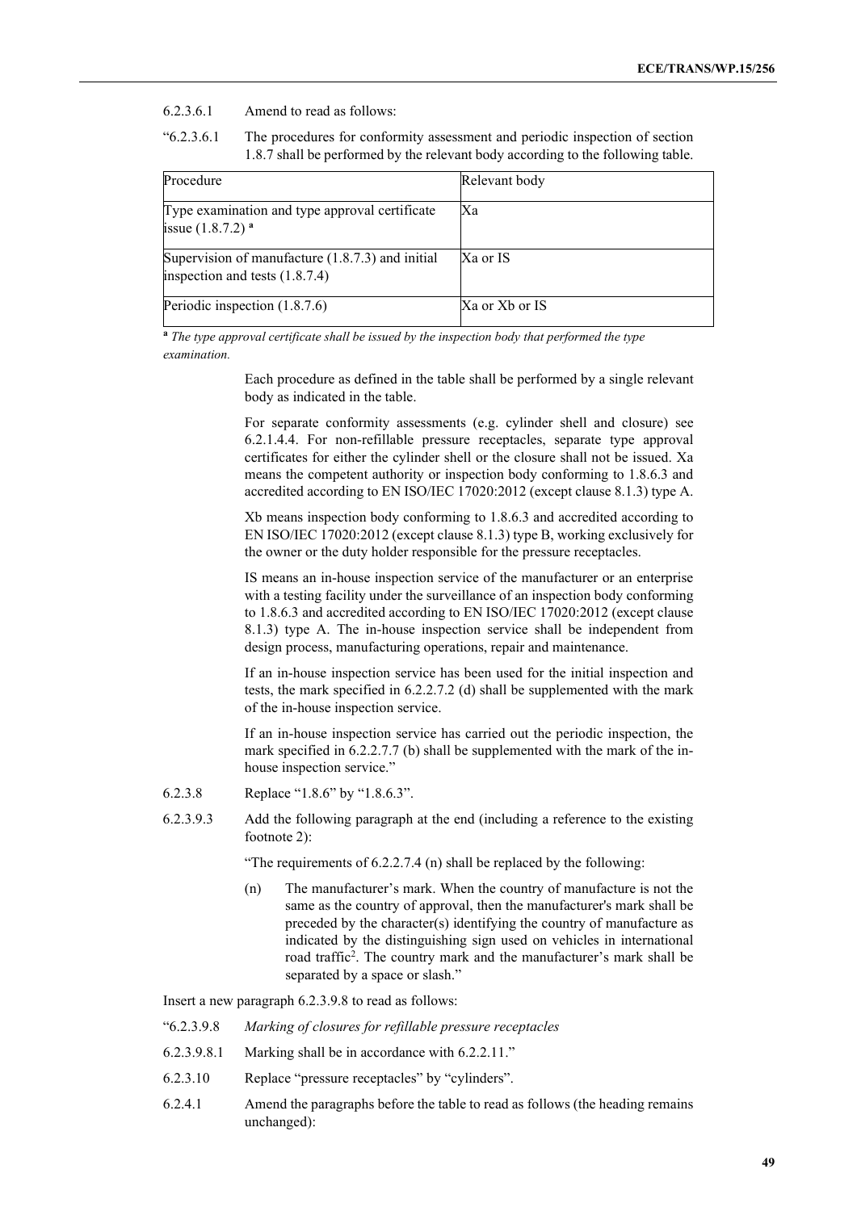6.2.3.6.1 Amend to read as follows:

"6.2.3.6.1 The procedures for conformity assessment and periodic inspection of section 1.8.7 shall be performed by the relevant body according to the following table.

| Procedure | Relevant body |
| --- | --- |
| Type examination and type approval certificate issue (1.8.7.2) [a] | Xa |
| Supervision of manufacture (1.8.7.3) and initial inspection and tests (1.8.7.4) | Xa or IS |
| Periodic inspection (1.8.7.6) | Xa or Xb or IS |

[a] *The type approval certificate shall be issued by the inspection body that performed the type examination.*

Each procedure as defined in the table shall be performed by a single relevant body as indicated in the table.

For separate conformity assessments (e.g. cylinder shell and closure) see 6.2.1.4.4. For non-refillable pressure receptacles, separate type approval certificates for either the cylinder shell or the closure shall not be issued. Xa means the competent authority or inspection body conforming to 1.8.6.3 and accredited according to EN ISO/IEC 17020:2012 (except clause 8.1.3) type A.

Xb means inspection body conforming to 1.8.6.3 and accredited according to EN ISO/IEC 17020:2012 (except clause 8.1.3) type B, working exclusively for the owner or the duty holder responsible for the pressure receptacles.

IS means an in-house inspection service of the manufacturer or an enterprise with a testing facility under the surveillance of an inspection body conforming to 1.8.6.3 and accredited according to EN ISO/IEC 17020:2012 (except clause 8.1.3) type A. The in-house inspection service shall be independent from design process, manufacturing operations, repair and maintenance.

If an in-house inspection service has been used for the initial inspection and tests, the mark specified in 6.2.2.7.2 (d) shall be supplemented with the mark of the in-house inspection service.

If an in-house inspection service has carried out the periodic inspection, the mark specified in 6.2.2.7.7 (b) shall be supplemented with the mark of the in-house inspection service."

6.2.3.8 Replace "1.8.6" by "1.8.6.3".

6.2.3.9.3 Add the following paragraph at the end (including a reference to the existing footnote 2):

"The requirements of 6.2.2.7.4 (n) shall be replaced by the following:

(n) The manufacturer's mark. When the country of manufacture is not the same as the country of approval, then the manufacturer's mark shall be preceded by the character(s) identifying the country of manufacture as indicated by the distinguishing sign used on vehicles in international road traffic[2]. The country mark and the manufacturer's mark shall be separated by a space or slash."

Insert a new paragraph 6.2.3.9.8 to read as follows:

"6.2.3.9.8 *Marking of closures for refillable pressure receptacles*

6.2.3.9.8.1 Marking shall be in accordance with 6.2.2.11."

6.2.3.10 Replace "pressure receptacles" by "cylinders".

6.2.4.1 Amend the paragraphs before the table to read as follows (the heading remains unchanged):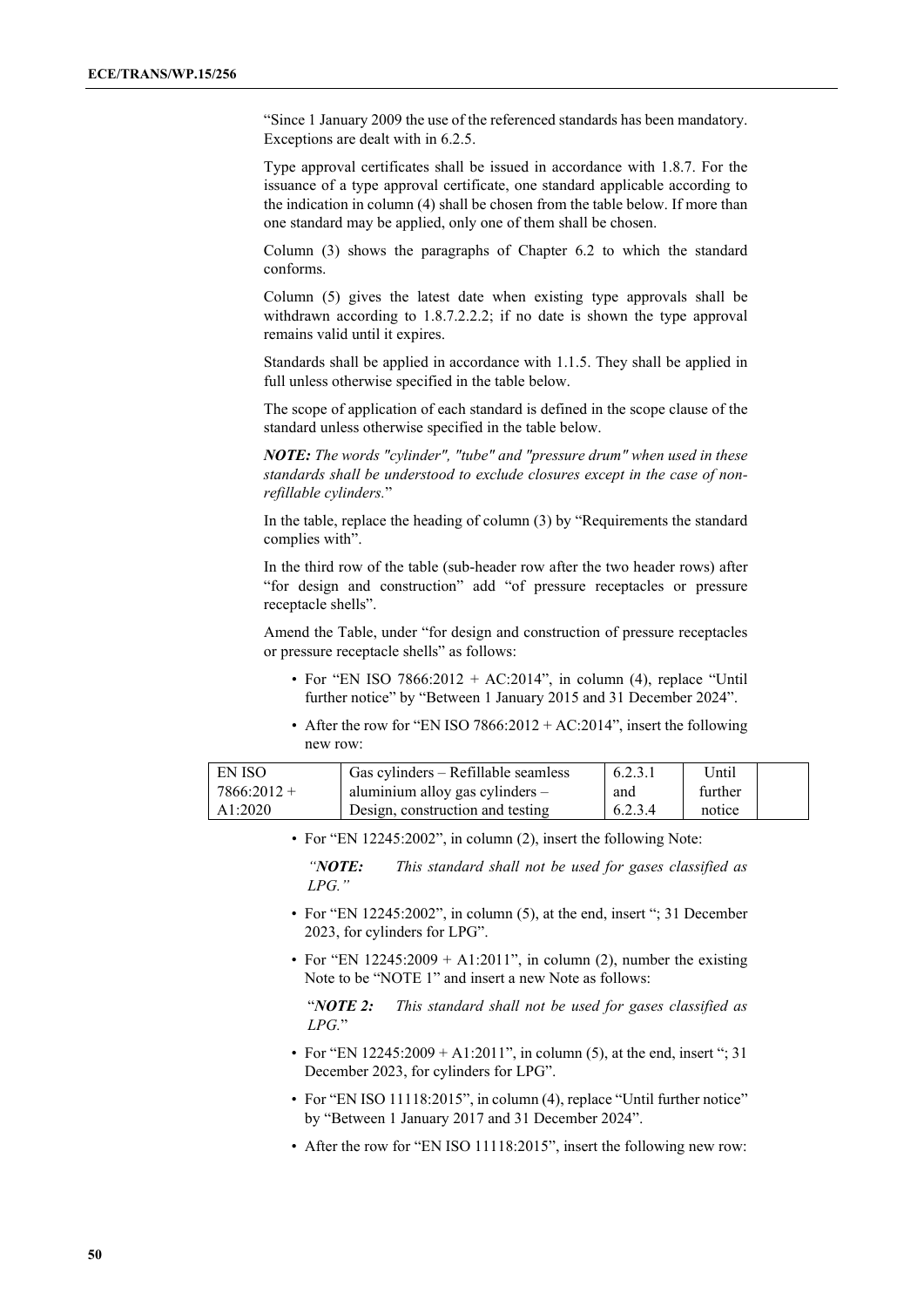"Since 1 January 2009 the use of the referenced standards has been mandatory. Exceptions are dealt with in 6.2.5.

Type approval certificates shall be issued in accordance with 1.8.7. For the issuance of a type approval certificate, one standard applicable according to the indication in column (4) shall be chosen from the table below. If more than one standard may be applied, only one of them shall be chosen.

Column (3) shows the paragraphs of Chapter 6.2 to which the standard conforms.

Column (5) gives the latest date when existing type approvals shall be withdrawn according to 1.8.7.2.2.2; if no date is shown the type approval remains valid until it expires.

Standards shall be applied in accordance with 1.1.5. They shall be applied in full unless otherwise specified in the table below.

The scope of application of each standard is defined in the scope clause of the standard unless otherwise specified in the table below.

***NOTE:*** *The words "cylinder", "tube" and "pressure drum" when used in these standards shall be understood to exclude closures except in the case of non-refillable cylinders.*"

In the table, replace the heading of column (3) by "Requirements the standard complies with".

In the third row of the table (sub-header row after the two header rows) after "for design and construction" add "of pressure receptacles or pressure receptacle shells".

Amend the Table, under "for design and construction of pressure receptacles or pressure receptacle shells" as follows:

- For "EN ISO 7866:2012 + AC:2014", in column (4), replace "Until further notice" by "Between 1 January 2015 and 31 December 2024".
- After the row for "EN ISO 7866:2012 + AC:2014", insert the following new row:

| | | | | |
|---|---|---|---|---|
| EN ISO 7866:2012 + A1:2020 | Gas cylinders – Refillable seamless aluminium alloy gas cylinders – Design, construction and testing | 6.2.3.1 and 6.2.3.4 | Until further notice | |

- For "EN 12245:2002", in column (2), insert the following Note:

  *"**NOTE:** This standard shall not be used for gases classified as LPG."*

- For "EN 12245:2002", in column (5), at the end, insert "; 31 December 2023, for cylinders for LPG".
- For "EN 12245:2009 + A1:2011", in column (2), number the existing Note to be "NOTE 1" and insert a new Note as follows:

  "***NOTE 2:*** *This standard shall not be used for gases classified as LPG.*"

- For "EN 12245:2009 + A1:2011", in column (5), at the end, insert "; 31 December 2023, for cylinders for LPG".
- For "EN ISO 11118:2015", in column (4), replace "Until further notice" by "Between 1 January 2017 and 31 December 2024".
- After the row for "EN ISO 11118:2015", insert the following new row: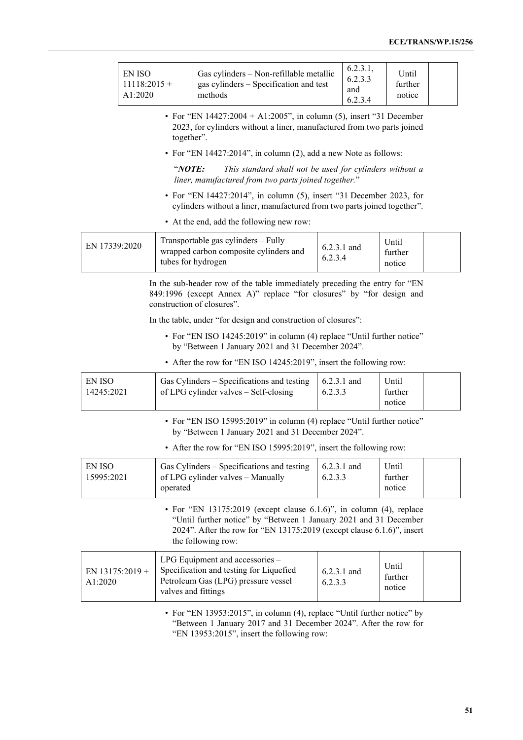| EN ISO 11118:2015 + A1:2020 | Gas cylinders – Non-refillable metallic gas cylinders – Specification and test methods | 6.2.3.1, 6.2.3.3 and 6.2.3.4 | Until further notice | |
|---|---|---|---|---|

- For "EN 14427:2004 + A1:2005", in column (5), insert "31 December 2023, for cylinders without a liner, manufactured from two parts joined together".
- For "EN 14427:2014", in column (2), add a new Note as follows:

  "***NOTE:*** *This standard shall not be used for cylinders without a liner, manufactured from two parts joined together.*"

- For "EN 14427:2014", in column (5), insert "31 December 2023, for cylinders without a liner, manufactured from two parts joined together".
- At the end, add the following new row:

| EN 17339:2020 | Transportable gas cylinders – Fully wrapped carbon composite cylinders and tubes for hydrogen | 6.2.3.1 and 6.2.3.4 | Until further notice | |
|---|---|---|---|---|

In the sub-header row of the table immediately preceding the entry for "EN 849:1996 (except Annex A)" replace "for closures" by "for design and construction of closures".

In the table, under "for design and construction of closures":

- For "EN ISO 14245:2019" in column (4) replace "Until further notice" by "Between 1 January 2021 and 31 December 2024".
- After the row for "EN ISO 14245:2019", insert the following row:

| EN ISO 14245:2021 | Gas Cylinders – Specifications and testing of LPG cylinder valves – Self-closing | 6.2.3.1 and 6.2.3.3 | Until further notice | |
|---|---|---|---|---|

- For "EN ISO 15995:2019" in column (4) replace "Until further notice" by "Between 1 January 2021 and 31 December 2024".
- After the row for "EN ISO 15995:2019", insert the following row:

| EN ISO 15995:2021 | Gas Cylinders – Specifications and testing of LPG cylinder valves – Manually operated | 6.2.3.1 and 6.2.3.3 | Until further notice | |
|---|---|---|---|---|

- For "EN 13175:2019 (except clause 6.1.6)", in column (4), replace "Until further notice" by "Between 1 January 2021 and 31 December 2024". After the row for "EN 13175:2019 (except clause 6.1.6)", insert the following row:

| EN 13175:2019 + A1:2020 | LPG Equipment and accessories – Specification and testing for Liquefied Petroleum Gas (LPG) pressure vessel valves and fittings | 6.2.3.1 and 6.2.3.3 | Until further notice | |
|---|---|---|---|---|

- For "EN 13953:2015", in column (4), replace "Until further notice" by "Between 1 January 2017 and 31 December 2024". After the row for "EN 13953:2015", insert the following row: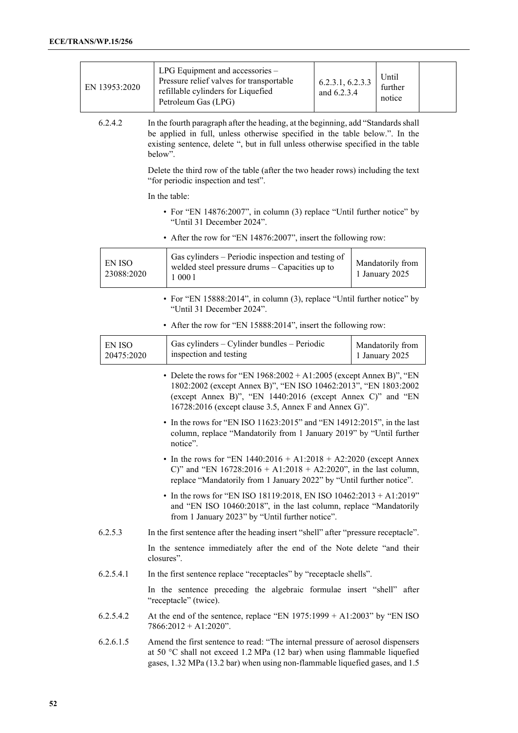| EN 13953:2020 | LPG Equipment and accessories – Pressure relief valves for transportable refillable cylinders for Liquefied Petroleum Gas (LPG) | 6.2.3.1, 6.2.3.3 and 6.2.3.4 | Until further notice | |
|---|---|---|---|---|

6.2.4.2 In the fourth paragraph after the heading, at the beginning, add "Standards shall be applied in full, unless otherwise specified in the table below.". In the existing sentence, delete ", but in full unless otherwise specified in the table below".

Delete the third row of the table (after the two header rows) including the text "for periodic inspection and test".

In the table:

- For "EN 14876:2007", in column (3) replace "Until further notice" by "Until 31 December 2024".
- After the row for "EN 14876:2007", insert the following row:

| EN ISO 23088:2020 | Gas cylinders – Periodic inspection and testing of welded steel pressure drums – Capacities up to 1 000 l | Mandatorily from 1 January 2025 |
|---|---|---|

- For "EN 15888:2014", in column (3), replace "Until further notice" by "Until 31 December 2024".
- After the row for "EN 15888:2014", insert the following row:

| EN ISO 20475:2020 | Gas cylinders – Cylinder bundles – Periodic inspection and testing | Mandatorily from 1 January 2025 |
|---|---|---|

- Delete the rows for "EN 1968:2002 + A1:2005 (except Annex B)", "EN 1802:2002 (except Annex B)", "EN ISO 10462:2013", "EN 1803:2002 (except Annex B)", "EN 1440:2016 (except Annex C)" and "EN 16728:2016 (except clause 3.5, Annex F and Annex G)".
- In the rows for "EN ISO 11623:2015" and "EN 14912:2015", in the last column, replace "Mandatorily from 1 January 2019" by "Until further notice".
- In the rows for "EN 1440:2016 + A1:2018 + A2:2020 (except Annex C)" and "EN 16728:2016 + A1:2018 + A2:2020", in the last column, replace "Mandatorily from 1 January 2022" by "Until further notice".
- In the rows for "EN ISO 18119:2018, EN ISO 10462:2013 + A1:2019" and "EN ISO 10460:2018", in the last column, replace "Mandatorily from 1 January 2023" by "Until further notice".

6.2.5.3 In the first sentence after the heading insert "shell" after "pressure receptacle".

In the sentence immediately after the end of the Note delete "and their closures".

6.2.5.4.1 In the first sentence replace "receptacles" by "receptacle shells".

In the sentence preceding the algebraic formulae insert "shell" after "receptacle" (twice).

6.2.5.4.2 At the end of the sentence, replace "EN 1975:1999 + A1:2003" by "EN ISO 7866:2012 + A1:2020".

6.2.6.1.5 Amend the first sentence to read: "The internal pressure of aerosol dispensers at 50 °C shall not exceed 1.2 MPa (12 bar) when using flammable liquefied gases, 1.32 MPa (13.2 bar) when using non-flammable liquefied gases, and 1.5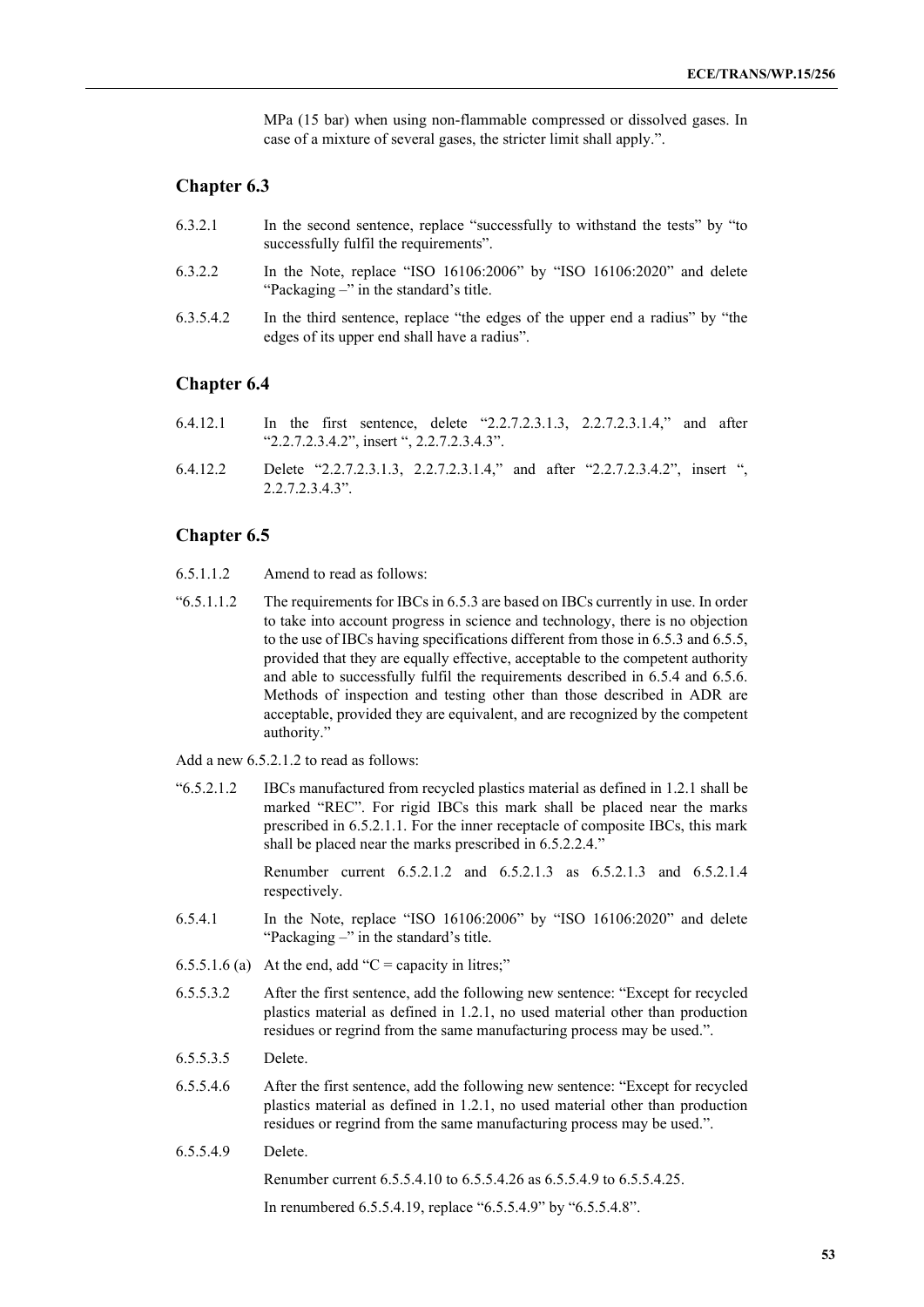MPa (15 bar) when using non-flammable compressed or dissolved gases. In case of a mixture of several gases, the stricter limit shall apply.".

## Chapter 6.3

6.3.2.1 In the second sentence, replace "successfully to withstand the tests" by "to successfully fulfil the requirements".

6.3.2.2 In the Note, replace "ISO 16106:2006" by "ISO 16106:2020" and delete "Packaging –" in the standard's title.

6.3.5.4.2 In the third sentence, replace "the edges of the upper end a radius" by "the edges of its upper end shall have a radius".

## Chapter 6.4

6.4.12.1 In the first sentence, delete "2.2.7.2.3.1.3, 2.2.7.2.3.1.4," and after "2.2.7.2.3.4.2", insert ", 2.2.7.2.3.4.3".

6.4.12.2 Delete "2.2.7.2.3.1.3, 2.2.7.2.3.1.4," and after "2.2.7.2.3.4.2", insert ", 2.2.7.2.3.4.3".

## Chapter 6.5

6.5.1.1.2 Amend to read as follows:

"6.5.1.1.2 The requirements for IBCs in 6.5.3 are based on IBCs currently in use. In order to take into account progress in science and technology, there is no objection to the use of IBCs having specifications different from those in 6.5.3 and 6.5.5, provided that they are equally effective, acceptable to the competent authority and able to successfully fulfil the requirements described in 6.5.4 and 6.5.6. Methods of inspection and testing other than those described in ADR are acceptable, provided they are equivalent, and are recognized by the competent authority."

Add a new 6.5.2.1.2 to read as follows:

"6.5.2.1.2 IBCs manufactured from recycled plastics material as defined in 1.2.1 shall be marked "REC". For rigid IBCs this mark shall be placed near the marks prescribed in 6.5.2.1.1. For the inner receptacle of composite IBCs, this mark shall be placed near the marks prescribed in 6.5.2.2.4."

Renumber current 6.5.2.1.2 and 6.5.2.1.3 as 6.5.2.1.3 and 6.5.2.1.4 respectively.

6.5.4.1 In the Note, replace "ISO 16106:2006" by "ISO 16106:2020" and delete "Packaging –" in the standard's title.

6.5.5.1.6 (a) At the end, add "C = capacity in litres;"

6.5.5.3.2 After the first sentence, add the following new sentence: "Except for recycled plastics material as defined in 1.2.1, no used material other than production residues or regrind from the same manufacturing process may be used.".

6.5.5.3.5 Delete.

6.5.5.4.6 After the first sentence, add the following new sentence: "Except for recycled plastics material as defined in 1.2.1, no used material other than production residues or regrind from the same manufacturing process may be used.".

6.5.5.4.9 Delete.

Renumber current 6.5.5.4.10 to 6.5.5.4.26 as 6.5.5.4.9 to 6.5.5.4.25.

In renumbered 6.5.5.4.19, replace "6.5.5.4.9" by "6.5.5.4.8".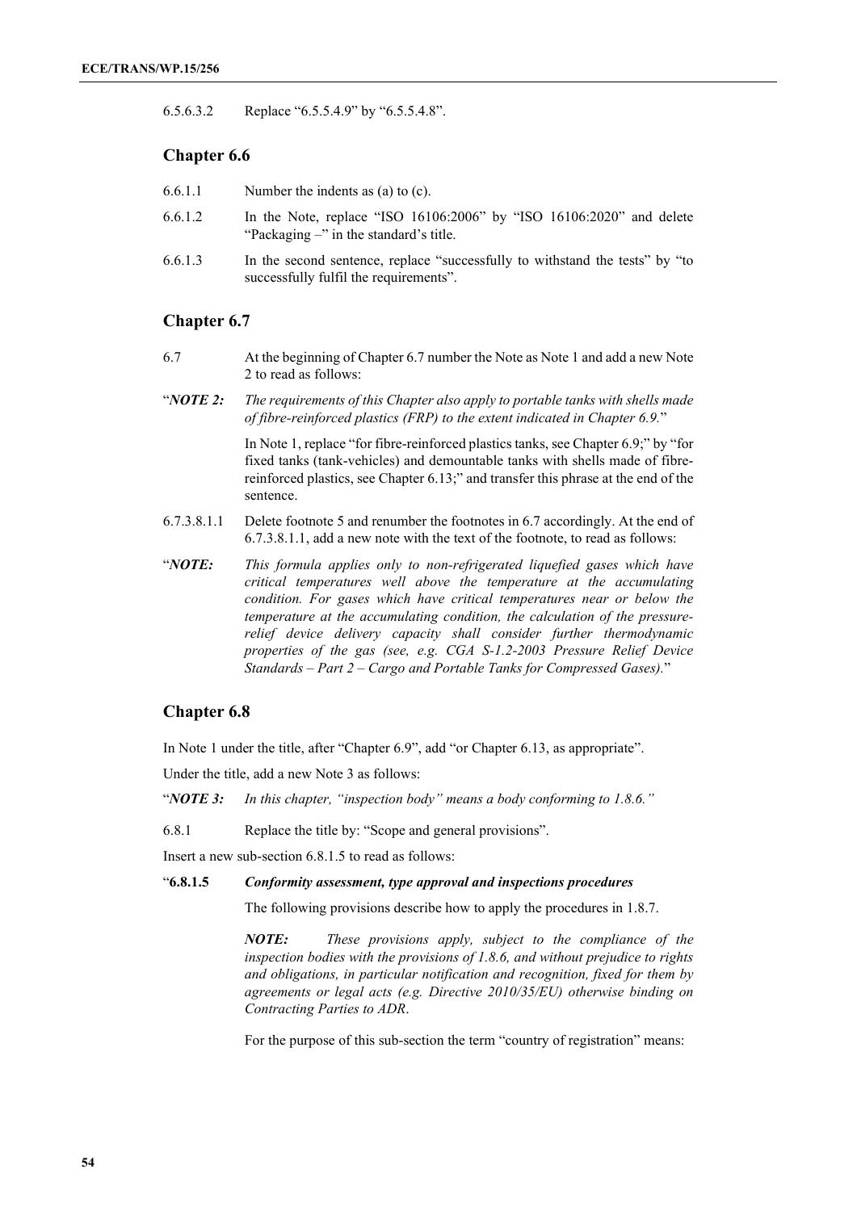6.5.6.3.2 Replace "6.5.5.4.9" by "6.5.5.4.8".

## Chapter 6.6

6.6.1.1 Number the indents as (a) to (c).

6.6.1.2 In the Note, replace "ISO 16106:2006" by "ISO 16106:2020" and delete "Packaging –" in the standard's title.

6.6.1.3 In the second sentence, replace "successfully to withstand the tests" by "to successfully fulfil the requirements".

## Chapter 6.7

6.7 At the beginning of Chapter 6.7 number the Note as Note 1 and add a new Note 2 to read as follows:

"***NOTE 2:*** *The requirements of this Chapter also apply to portable tanks with shells made of fibre-reinforced plastics (FRP) to the extent indicated in Chapter 6.9.*"

In Note 1, replace "for fibre-reinforced plastics tanks, see Chapter 6.9;" by "for fixed tanks (tank-vehicles) and demountable tanks with shells made of fibre-reinforced plastics, see Chapter 6.13;" and transfer this phrase at the end of the sentence.

6.7.3.8.1.1 Delete footnote 5 and renumber the footnotes in 6.7 accordingly. At the end of 6.7.3.8.1.1, add a new note with the text of the footnote, to read as follows:

"***NOTE:*** *This formula applies only to non-refrigerated liquefied gases which have critical temperatures well above the temperature at the accumulating condition. For gases which have critical temperatures near or below the temperature at the accumulating condition, the calculation of the pressure-relief device delivery capacity shall consider further thermodynamic properties of the gas (see, e.g. CGA S-1.2-2003 Pressure Relief Device Standards – Part 2 – Cargo and Portable Tanks for Compressed Gases).*"

## Chapter 6.8

In Note 1 under the title, after "Chapter 6.9", add "or Chapter 6.13, as appropriate".

Under the title, add a new Note 3 as follows:

"***NOTE 3:*** *In this chapter, "inspection body" means a body conforming to 1.8.6."*

6.8.1 Replace the title by: "Scope and general provisions".

Insert a new sub-section 6.8.1.5 to read as follows:

"**6.8.1.5** ***Conformity assessment, type approval and inspections procedures***

The following provisions describe how to apply the procedures in 1.8.7.

***NOTE:*** *These provisions apply, subject to the compliance of the inspection bodies with the provisions of 1.8.6, and without prejudice to rights and obligations, in particular notification and recognition, fixed for them by agreements or legal acts (e.g. Directive 2010/35/EU) otherwise binding on Contracting Parties to ADR*.

For the purpose of this sub-section the term "country of registration" means: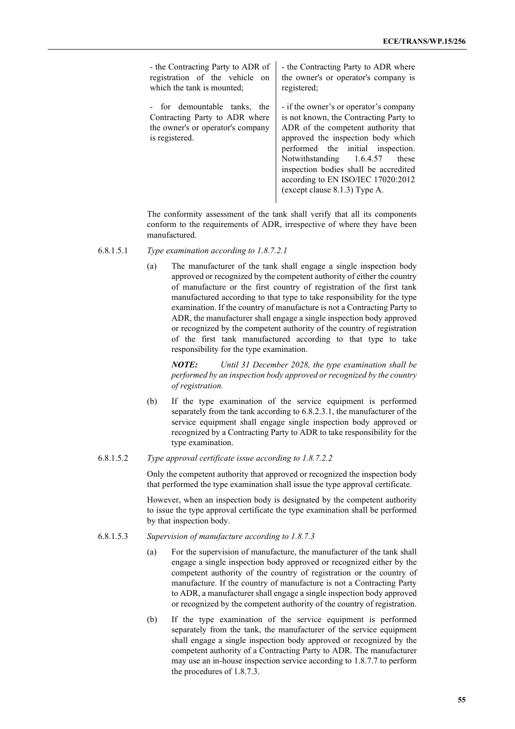| | |
|---|---|
| - the Contracting Party to ADR of registration of the vehicle on which the tank is mounted; | - the Contracting Party to ADR where the owner's or operator's company is registered; |
| - for demountable tanks, the Contracting Party to ADR where the owner's or operator's company is registered. | - if the owner's or operator's company is not known, the Contracting Party to ADR of the competent authority that approved the inspection body which performed the initial inspection. Notwithstanding 1.6.4.57 these inspection bodies shall be accredited according to EN ISO/IEC 17020:2012 (except clause 8.1.3) Type A. |

The conformity assessment of the tank shall verify that all its components conform to the requirements of ADR, irrespective of where they have been manufactured.

6.8.1.5.1 *Type examination according to 1.8.7.2.1*

(a) The manufacturer of the tank shall engage a single inspection body approved or recognized by the competent authority of either the country of manufacture or the first country of registration of the first tank manufactured according to that type to take responsibility for the type examination. If the country of manufacture is not a Contracting Party to ADR, the manufacturer shall engage a single inspection body approved or recognized by the competent authority of the country of registration of the first tank manufactured according to that type to take responsibility for the type examination.

*NOTE: Until 31 December 2028, the type examination shall be performed by an inspection body approved or recognized by the country of registration.*

(b) If the type examination of the service equipment is performed separately from the tank according to 6.8.2.3.1, the manufacturer of the service equipment shall engage single inspection body approved or recognized by a Contracting Party to ADR to take responsibility for the type examination.

6.8.1.5.2 *Type approval certificate issue according to 1.8.7.2.2*

Only the competent authority that approved or recognized the inspection body that performed the type examination shall issue the type approval certificate.

However, when an inspection body is designated by the competent authority to issue the type approval certificate the type examination shall be performed by that inspection body.

6.8.1.5.3 *Supervision of manufacture according to 1.8.7.3*

(a) For the supervision of manufacture, the manufacturer of the tank shall engage a single inspection body approved or recognized either by the competent authority of the country of registration or the country of manufacture. If the country of manufacture is not a Contracting Party to ADR, a manufacturer shall engage a single inspection body approved or recognized by the competent authority of the country of registration.

(b) If the type examination of the service equipment is performed separately from the tank, the manufacturer of the service equipment shall engage a single inspection body approved or recognized by the competent authority of a Contracting Party to ADR. The manufacturer may use an in-house inspection service according to 1.8.7.7 to perform the procedures of 1.8.7.3.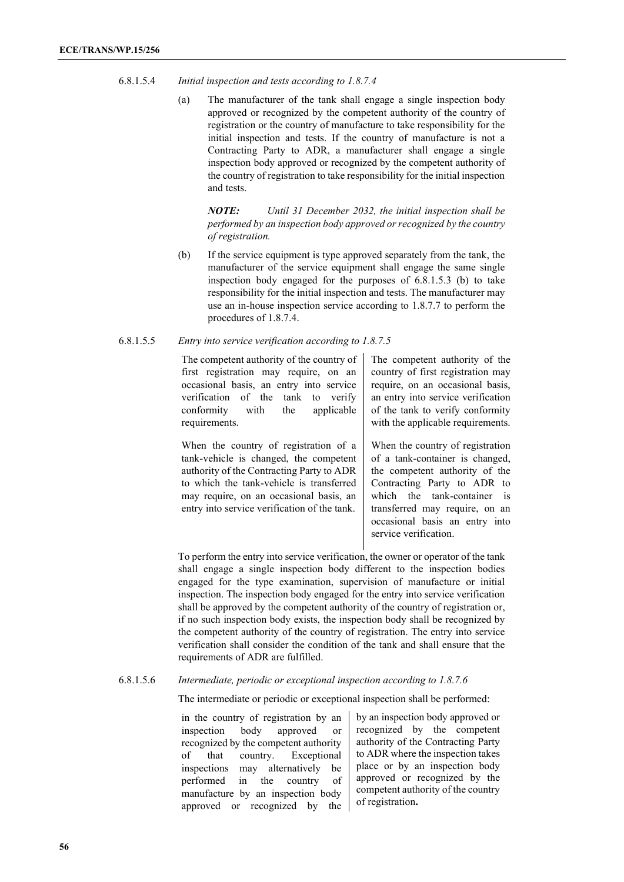6.8.1.5.4 *Initial inspection and tests according to 1.8.7.4*

(a) The manufacturer of the tank shall engage a single inspection body approved or recognized by the competent authority of the country of registration or the country of manufacture to take responsibility for the initial inspection and tests. If the country of manufacture is not a Contracting Party to ADR, a manufacturer shall engage a single inspection body approved or recognized by the competent authority of the country of registration to take responsibility for the initial inspection and tests.

***NOTE:*** *Until 31 December 2032, the initial inspection shall be performed by an inspection body approved or recognized by the country of registration.*

(b) If the service equipment is type approved separately from the tank, the manufacturer of the service equipment shall engage the same single inspection body engaged for the purposes of 6.8.1.5.3 (b) to take responsibility for the initial inspection and tests. The manufacturer may use an in-house inspection service according to 1.8.7.7 to perform the procedures of 1.8.7.4.

6.8.1.5.5 *Entry into service verification according to 1.8.7.5*

| | |
|---|---|
| The competent authority of the country of first registration may require, on an occasional basis, an entry into service verification of the tank to verify conformity with the applicable requirements. | The competent authority of the country of first registration may require, on an occasional basis, an entry into service verification of the tank to verify conformity with the applicable requirements. |
| When the country of registration of a tank-vehicle is changed, the competent authority of the Contracting Party to ADR to which the tank-vehicle is transferred may require, on an occasional basis, an entry into service verification of the tank. | When the country of registration of a tank-container is changed, the competent authority of the Contracting Party to ADR to which the tank-container is transferred may require, on an occasional basis an entry into service verification. |

To perform the entry into service verification, the owner or operator of the tank shall engage a single inspection body different to the inspection bodies engaged for the type examination, supervision of manufacture or initial inspection. The inspection body engaged for the entry into service verification shall be approved by the competent authority of the country of registration or, if no such inspection body exists, the inspection body shall be recognized by the competent authority of the country of registration. The entry into service verification shall consider the condition of the tank and shall ensure that the requirements of ADR are fulfilled.

6.8.1.5.6 *Intermediate, periodic or exceptional inspection according to 1.8.7.6*

The intermediate or periodic or exceptional inspection shall be performed:

| | |
|---|---|
| in the country of registration by an inspection body approved or recognized by the competent authority of that country. Exceptional inspections may alternatively be performed in the country of manufacture by an inspection body approved or recognized by the | by an inspection body approved or recognized by the competent authority of the Contracting Party to ADR where the inspection takes place or by an inspection body approved or recognized by the competent authority of the country of registration**.** |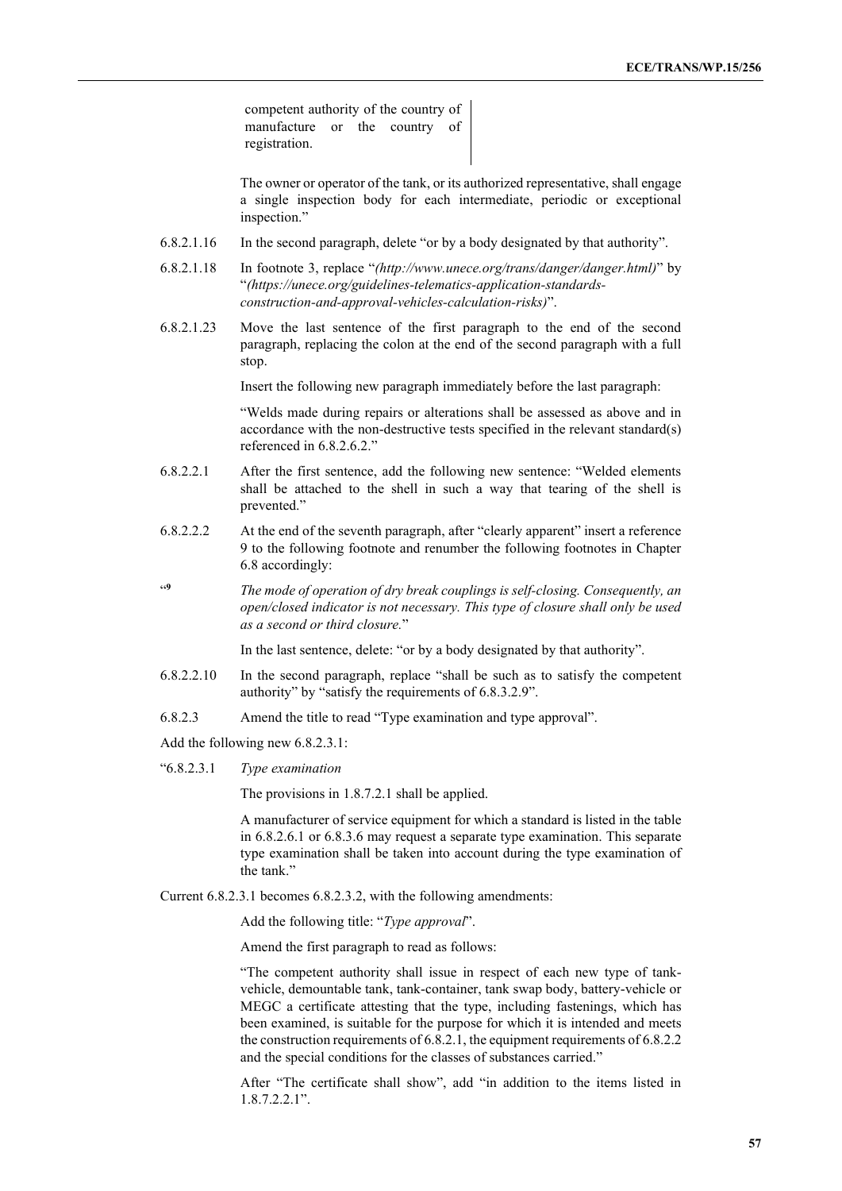competent authority of the country of manufacture or the country of registration.

The owner or operator of the tank, or its authorized representative, shall engage a single inspection body for each intermediate, periodic or exceptional inspection."

6.8.2.1.16 In the second paragraph, delete "or by a body designated by that authority".

6.8.2.1.18 In footnote 3, replace "*(http://www.unece.org/trans/danger/danger.html)*" by "*(https://unece.org/guidelines-telematics-application-standards-construction-and-approval-vehicles-calculation-risks)*".

6.8.2.1.23 Move the last sentence of the first paragraph to the end of the second paragraph, replacing the colon at the end of the second paragraph with a full stop.

Insert the following new paragraph immediately before the last paragraph:

"Welds made during repairs or alterations shall be assessed as above and in accordance with the non-destructive tests specified in the relevant standard(s) referenced in 6.8.2.6.2."

6.8.2.2.1 After the first sentence, add the following new sentence: "Welded elements shall be attached to the shell in such a way that tearing of the shell is prevented."

6.8.2.2.2 At the end of the seventh paragraph, after "clearly apparent" insert a reference 9 to the following footnote and renumber the following footnotes in Chapter 6.8 accordingly:

"9 *The mode of operation of dry break couplings is self-closing. Consequently, an open/closed indicator is not necessary. This type of closure shall only be used as a second or third closure.*"

In the last sentence, delete: "or by a body designated by that authority".

6.8.2.2.10 In the second paragraph, replace "shall be such as to satisfy the competent authority" by "satisfy the requirements of 6.8.3.2.9".

6.8.2.3 Amend the title to read "Type examination and type approval".

Add the following new 6.8.2.3.1:

"6.8.2.3.1 *Type examination*

The provisions in 1.8.7.2.1 shall be applied.

A manufacturer of service equipment for which a standard is listed in the table in 6.8.2.6.1 or 6.8.3.6 may request a separate type examination. This separate type examination shall be taken into account during the type examination of the tank."

Current 6.8.2.3.1 becomes 6.8.2.3.2, with the following amendments:

Add the following title: "*Type approval*".

Amend the first paragraph to read as follows:

"The competent authority shall issue in respect of each new type of tank-vehicle, demountable tank, tank-container, tank swap body, battery-vehicle or MEGC a certificate attesting that the type, including fastenings, which has been examined, is suitable for the purpose for which it is intended and meets the construction requirements of 6.8.2.1, the equipment requirements of 6.8.2.2 and the special conditions for the classes of substances carried."

After "The certificate shall show", add "in addition to the items listed in 1.8.7.2.2.1".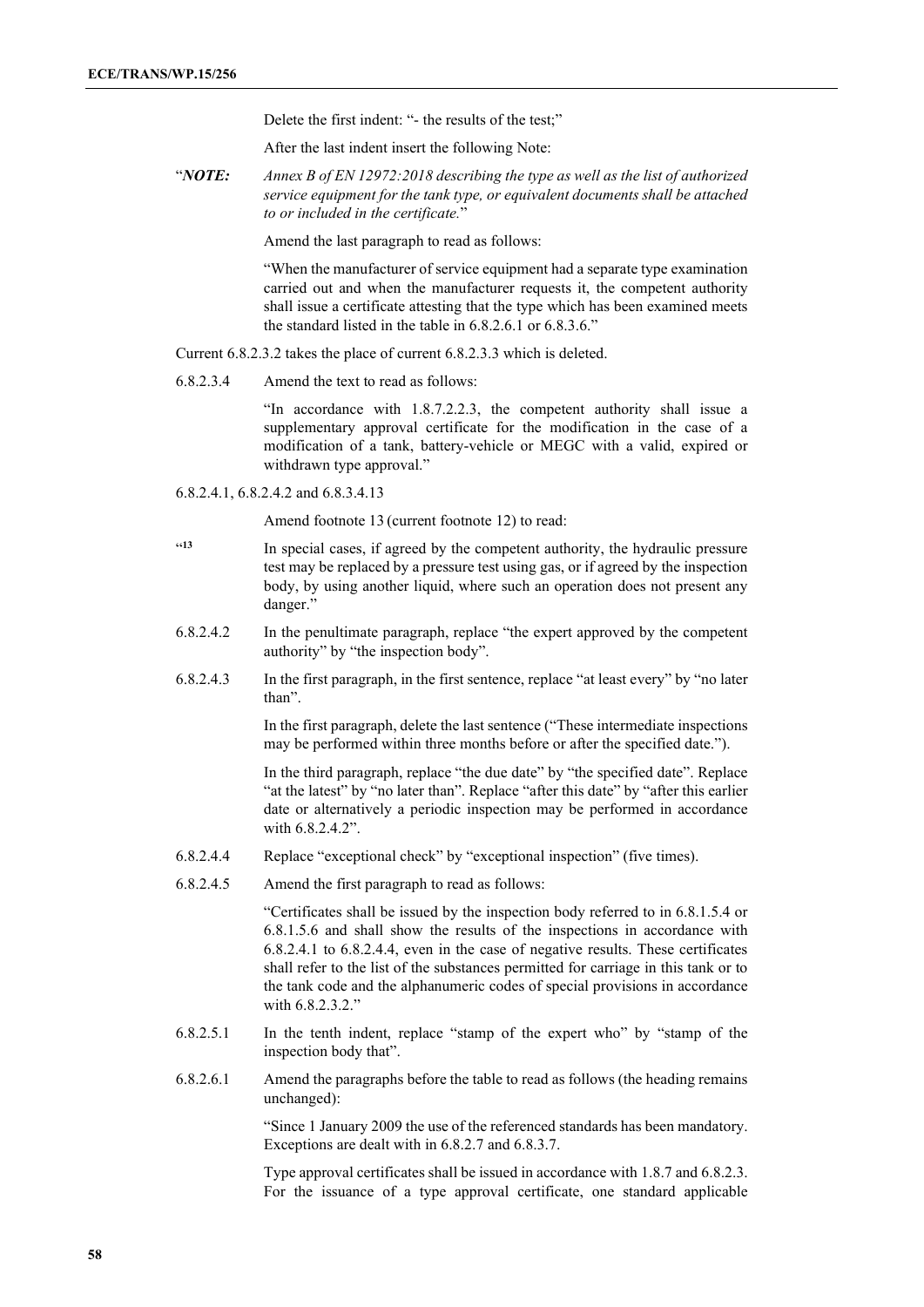Delete the first indent: "- the results of the test;"

After the last indent insert the following Note:

"*NOTE:* *Annex B of EN 12972:2018 describing the type as well as the list of authorized service equipment for the tank type, or equivalent documents shall be attached to or included in the certificate.*"

Amend the last paragraph to read as follows:

"When the manufacturer of service equipment had a separate type examination carried out and when the manufacturer requests it, the competent authority shall issue a certificate attesting that the type which has been examined meets the standard listed in the table in 6.8.2.6.1 or 6.8.3.6."

Current 6.8.2.3.2 takes the place of current 6.8.2.3.3 which is deleted.

6.8.2.3.4 Amend the text to read as follows:

"In accordance with 1.8.7.2.2.3, the competent authority shall issue a supplementary approval certificate for the modification in the case of a modification of a tank, battery-vehicle or MEGC with a valid, expired or withdrawn type approval."

6.8.2.4.1, 6.8.2.4.2 and 6.8.3.4.13

Amend footnote 13 (current footnote 12) to read:

"13 In special cases, if agreed by the competent authority, the hydraulic pressure test may be replaced by a pressure test using gas, or if agreed by the inspection body, by using another liquid, where such an operation does not present any danger."

6.8.2.4.2 In the penultimate paragraph, replace "the expert approved by the competent authority" by "the inspection body".

6.8.2.4.3 In the first paragraph, in the first sentence, replace "at least every" by "no later than".

In the first paragraph, delete the last sentence ("These intermediate inspections may be performed within three months before or after the specified date.").

In the third paragraph, replace "the due date" by "the specified date". Replace "at the latest" by "no later than". Replace "after this date" by "after this earlier date or alternatively a periodic inspection may be performed in accordance with 6.8.2.4.2".

6.8.2.4.4 Replace "exceptional check" by "exceptional inspection" (five times).

6.8.2.4.5 Amend the first paragraph to read as follows:

"Certificates shall be issued by the inspection body referred to in 6.8.1.5.4 or 6.8.1.5.6 and shall show the results of the inspections in accordance with 6.8.2.4.1 to 6.8.2.4.4, even in the case of negative results. These certificates shall refer to the list of the substances permitted for carriage in this tank or to the tank code and the alphanumeric codes of special provisions in accordance with 6.8.2.3.2."

6.8.2.5.1 In the tenth indent, replace "stamp of the expert who" by "stamp of the inspection body that".

6.8.2.6.1 Amend the paragraphs before the table to read as follows (the heading remains unchanged):

"Since 1 January 2009 the use of the referenced standards has been mandatory. Exceptions are dealt with in 6.8.2.7 and 6.8.3.7.

Type approval certificates shall be issued in accordance with 1.8.7 and 6.8.2.3. For the issuance of a type approval certificate, one standard applicable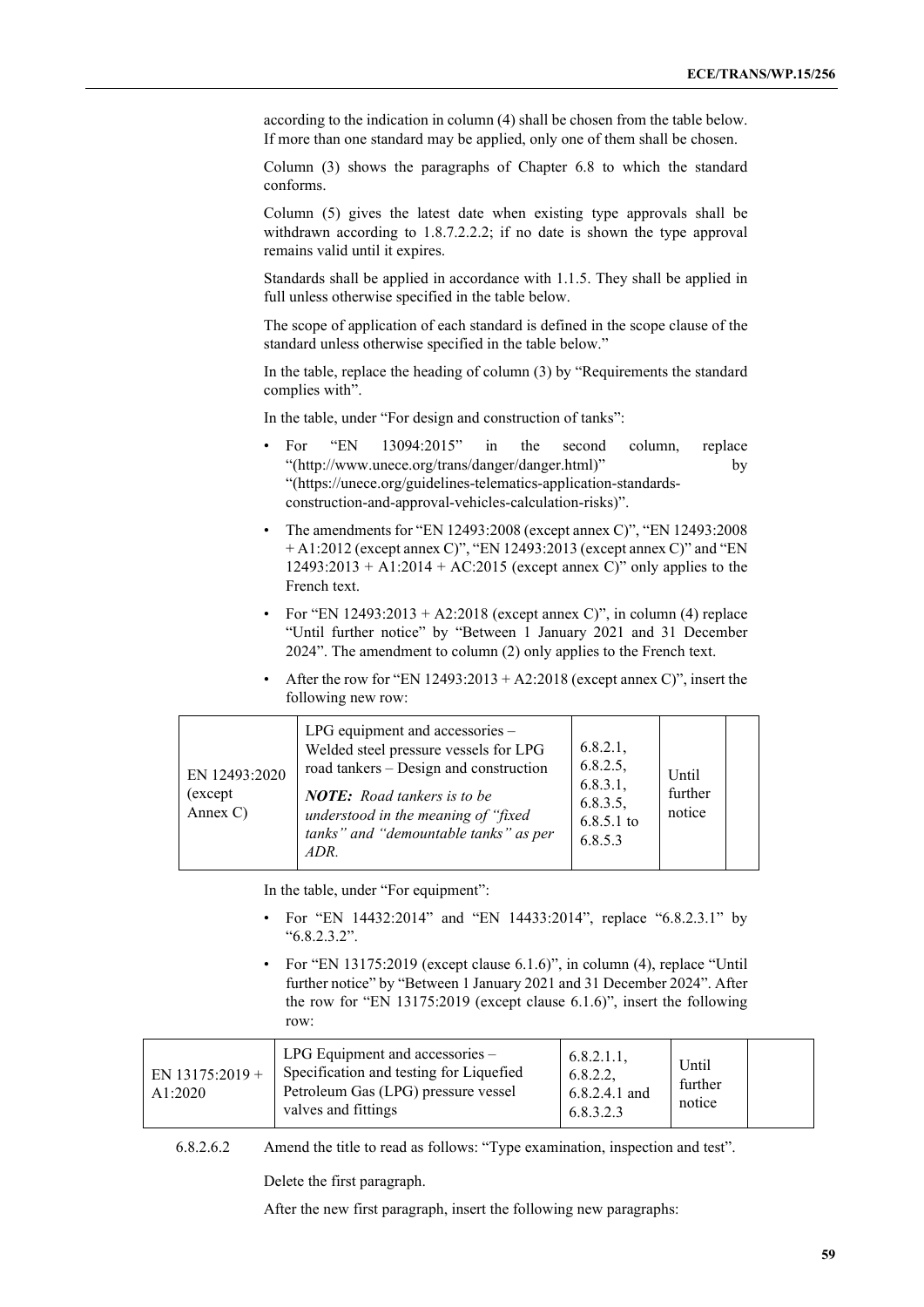according to the indication in column (4) shall be chosen from the table below. If more than one standard may be applied, only one of them shall be chosen.

Column (3) shows the paragraphs of Chapter 6.8 to which the standard conforms.

Column (5) gives the latest date when existing type approvals shall be withdrawn according to 1.8.7.2.2.2; if no date is shown the type approval remains valid until it expires.

Standards shall be applied in accordance with 1.1.5. They shall be applied in full unless otherwise specified in the table below.

The scope of application of each standard is defined in the scope clause of the standard unless otherwise specified in the table below."

In the table, replace the heading of column (3) by "Requirements the standard complies with".

In the table, under "For design and construction of tanks":

- For "EN 13094:2015" in the second column, replace "(http://www.unece.org/trans/danger/danger.html)" by "(https://unece.org/guidelines-telematics-application-standards-construction-and-approval-vehicles-calculation-risks)".
- The amendments for "EN 12493:2008 (except annex C)", "EN 12493:2008 + A1:2012 (except annex C)", "EN 12493:2013 (except annex C)" and "EN 12493:2013 + A1:2014 + AC:2015 (except annex C)" only applies to the French text.
- For "EN 12493:2013 + A2:2018 (except annex C)", in column (4) replace "Until further notice" by "Between 1 January 2021 and 31 December 2024". The amendment to column (2) only applies to the French text.
- After the row for "EN 12493:2013 + A2:2018 (except annex C)", insert the following new row:

| | | | | |
|---|---|---|---|---|
| EN 12493:2020 (except Annex C) | LPG equipment and accessories – Welded steel pressure vessels for LPG road tankers – Design and construction<br>***NOTE:** Road tankers is to be understood in the meaning of "fixed tanks" and "demountable tanks" as per ADR.* | 6.8.2.1, 6.8.2.5, 6.8.3.1, 6.8.3.5, 6.8.5.1 to 6.8.5.3 | Until further notice | |

In the table, under "For equipment":

- For "EN 14432:2014" and "EN 14433:2014", replace "6.8.2.3.1" by "6.8.2.3.2".
- For "EN 13175:2019 (except clause 6.1.6)", in column (4), replace "Until further notice" by "Between 1 January 2021 and 31 December 2024". After the row for "EN 13175:2019 (except clause 6.1.6)", insert the following row:

| | | | | |
|---|---|---|---|---|
| EN 13175:2019 + A1:2020 | LPG Equipment and accessories – Specification and testing for Liquefied Petroleum Gas (LPG) pressure vessel valves and fittings | 6.8.2.1.1, 6.8.2.2, 6.8.2.4.1 and 6.8.3.2.3 | Until further notice | |

6.8.2.6.2 Amend the title to read as follows: "Type examination, inspection and test".

Delete the first paragraph.

After the new first paragraph, insert the following new paragraphs: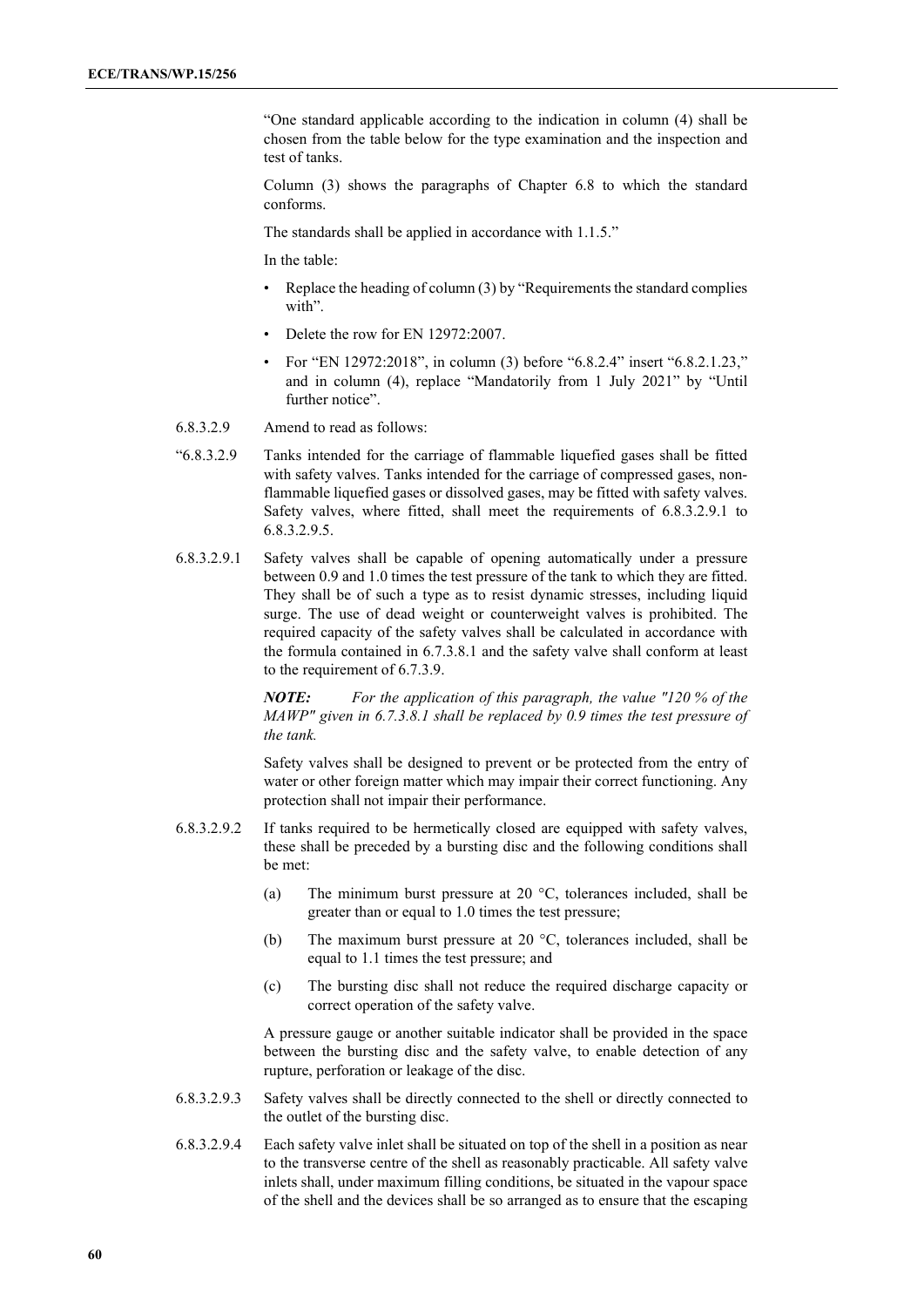"One standard applicable according to the indication in column (4) shall be chosen from the table below for the type examination and the inspection and test of tanks.

Column (3) shows the paragraphs of Chapter 6.8 to which the standard conforms.

The standards shall be applied in accordance with 1.1.5."

In the table:

- Replace the heading of column (3) by "Requirements the standard complies with".
- Delete the row for EN 12972:2007.
- For "EN 12972:2018", in column (3) before "6.8.2.4" insert "6.8.2.1.23," and in column (4), replace "Mandatorily from 1 July 2021" by "Until further notice".

6.8.3.2.9 Amend to read as follows:

"6.8.3.2.9 Tanks intended for the carriage of flammable liquefied gases shall be fitted with safety valves. Tanks intended for the carriage of compressed gases, non-flammable liquefied gases or dissolved gases, may be fitted with safety valves. Safety valves, where fitted, shall meet the requirements of 6.8.3.2.9.1 to 6.8.3.2.9.5.

6.8.3.2.9.1 Safety valves shall be capable of opening automatically under a pressure between 0.9 and 1.0 times the test pressure of the tank to which they are fitted. They shall be of such a type as to resist dynamic stresses, including liquid surge. The use of dead weight or counterweight valves is prohibited. The required capacity of the safety valves shall be calculated in accordance with the formula contained in 6.7.3.8.1 and the safety valve shall conform at least to the requirement of 6.7.3.9.

***NOTE:*** *For the application of this paragraph, the value "120 % of the MAWP" given in 6.7.3.8.1 shall be replaced by 0.9 times the test pressure of the tank.*

Safety valves shall be designed to prevent or be protected from the entry of water or other foreign matter which may impair their correct functioning. Any protection shall not impair their performance.

6.8.3.2.9.2 If tanks required to be hermetically closed are equipped with safety valves, these shall be preceded by a bursting disc and the following conditions shall be met:

(a) The minimum burst pressure at 20 °C, tolerances included, shall be greater than or equal to 1.0 times the test pressure;

(b) The maximum burst pressure at 20 °C, tolerances included, shall be equal to 1.1 times the test pressure; and

(c) The bursting disc shall not reduce the required discharge capacity or correct operation of the safety valve.

A pressure gauge or another suitable indicator shall be provided in the space between the bursting disc and the safety valve, to enable detection of any rupture, perforation or leakage of the disc.

6.8.3.2.9.3 Safety valves shall be directly connected to the shell or directly connected to the outlet of the bursting disc.

6.8.3.2.9.4 Each safety valve inlet shall be situated on top of the shell in a position as near to the transverse centre of the shell as reasonably practicable. All safety valve inlets shall, under maximum filling conditions, be situated in the vapour space of the shell and the devices shall be so arranged as to ensure that the escaping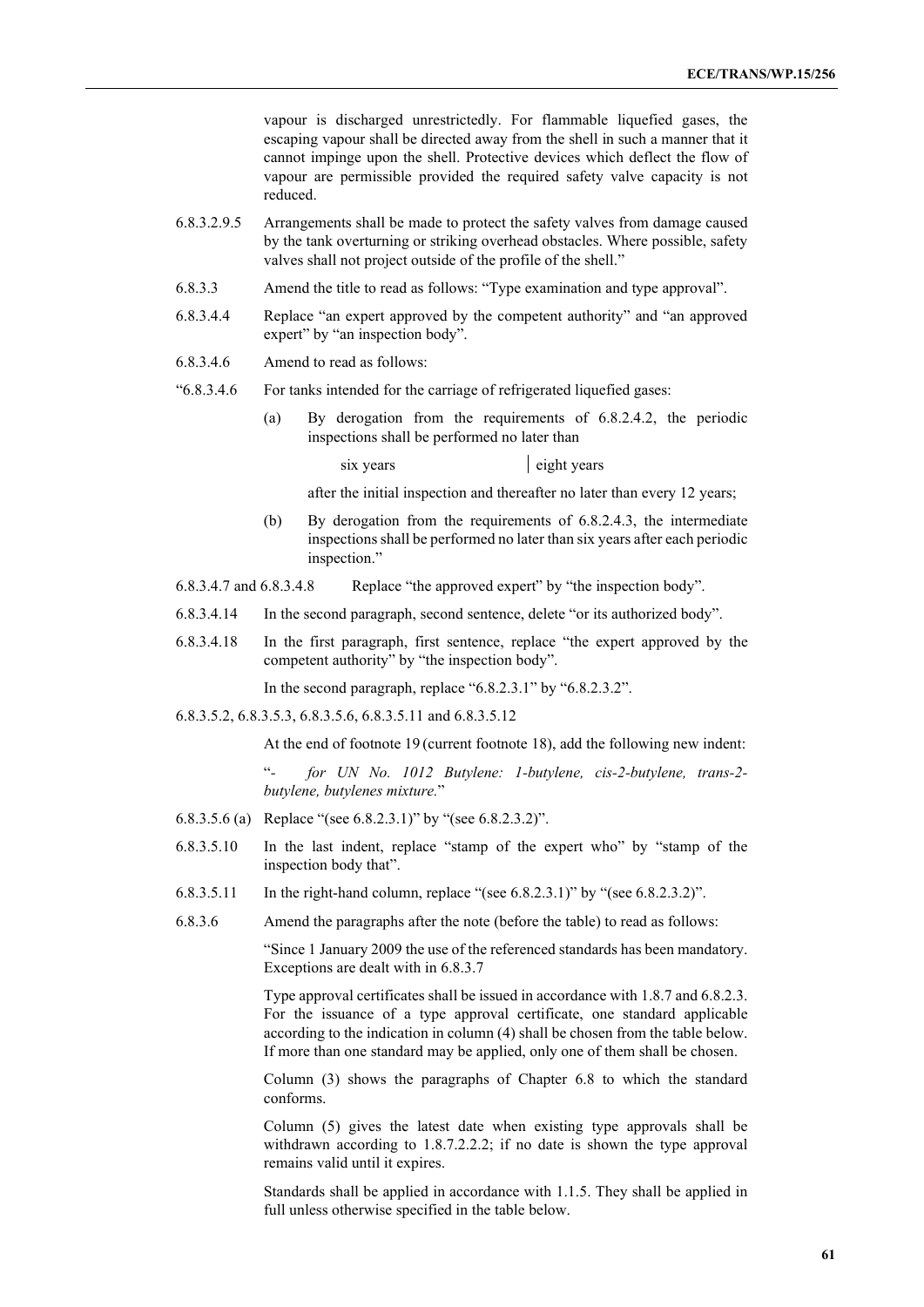vapour is discharged unrestrictedly. For flammable liquefied gases, the escaping vapour shall be directed away from the shell in such a manner that it cannot impinge upon the shell. Protective devices which deflect the flow of vapour are permissible provided the required safety valve capacity is not reduced.

6.8.3.2.9.5 Arrangements shall be made to protect the safety valves from damage caused by the tank overturning or striking overhead obstacles. Where possible, safety valves shall not project outside of the profile of the shell."

6.8.3.3 Amend the title to read as follows: "Type examination and type approval".

6.8.3.4.4 Replace "an expert approved by the competent authority" and "an approved expert" by "an inspection body".

6.8.3.4.6 Amend to read as follows:

"6.8.3.4.6 For tanks intended for the carriage of refrigerated liquefied gases:

(a) By derogation from the requirements of 6.8.2.4.2, the periodic inspections shall be performed no later than

six years | eight years

after the initial inspection and thereafter no later than every 12 years;

(b) By derogation from the requirements of 6.8.2.4.3, the intermediate inspections shall be performed no later than six years after each periodic inspection."

6.8.3.4.7 and 6.8.3.4.8 Replace "the approved expert" by "the inspection body".

6.8.3.4.14 In the second paragraph, second sentence, delete "or its authorized body".

6.8.3.4.18 In the first paragraph, first sentence, replace "the expert approved by the competent authority" by "the inspection body".

In the second paragraph, replace "6.8.2.3.1" by "6.8.2.3.2".

6.8.3.5.2, 6.8.3.5.3, 6.8.3.5.6, 6.8.3.5.11 and 6.8.3.5.12

At the end of footnote 19 (current footnote 18), add the following new indent:

"- *for UN No. 1012 Butylene: 1-butylene, cis-2-butylene, trans-2-butylene, butylenes mixture.*"

6.8.3.5.6 (a) Replace "(see 6.8.2.3.1)" by "(see 6.8.2.3.2)".

6.8.3.5.10 In the last indent, replace "stamp of the expert who" by "stamp of the inspection body that".

6.8.3.5.11 In the right-hand column, replace "(see 6.8.2.3.1)" by "(see 6.8.2.3.2)".

6.8.3.6 Amend the paragraphs after the note (before the table) to read as follows:

"Since 1 January 2009 the use of the referenced standards has been mandatory. Exceptions are dealt with in 6.8.3.7

Type approval certificates shall be issued in accordance with 1.8.7 and 6.8.2.3. For the issuance of a type approval certificate, one standard applicable according to the indication in column (4) shall be chosen from the table below. If more than one standard may be applied, only one of them shall be chosen.

Column (3) shows the paragraphs of Chapter 6.8 to which the standard conforms.

Column (5) gives the latest date when existing type approvals shall be withdrawn according to 1.8.7.2.2.2; if no date is shown the type approval remains valid until it expires.

Standards shall be applied in accordance with 1.1.5. They shall be applied in full unless otherwise specified in the table below.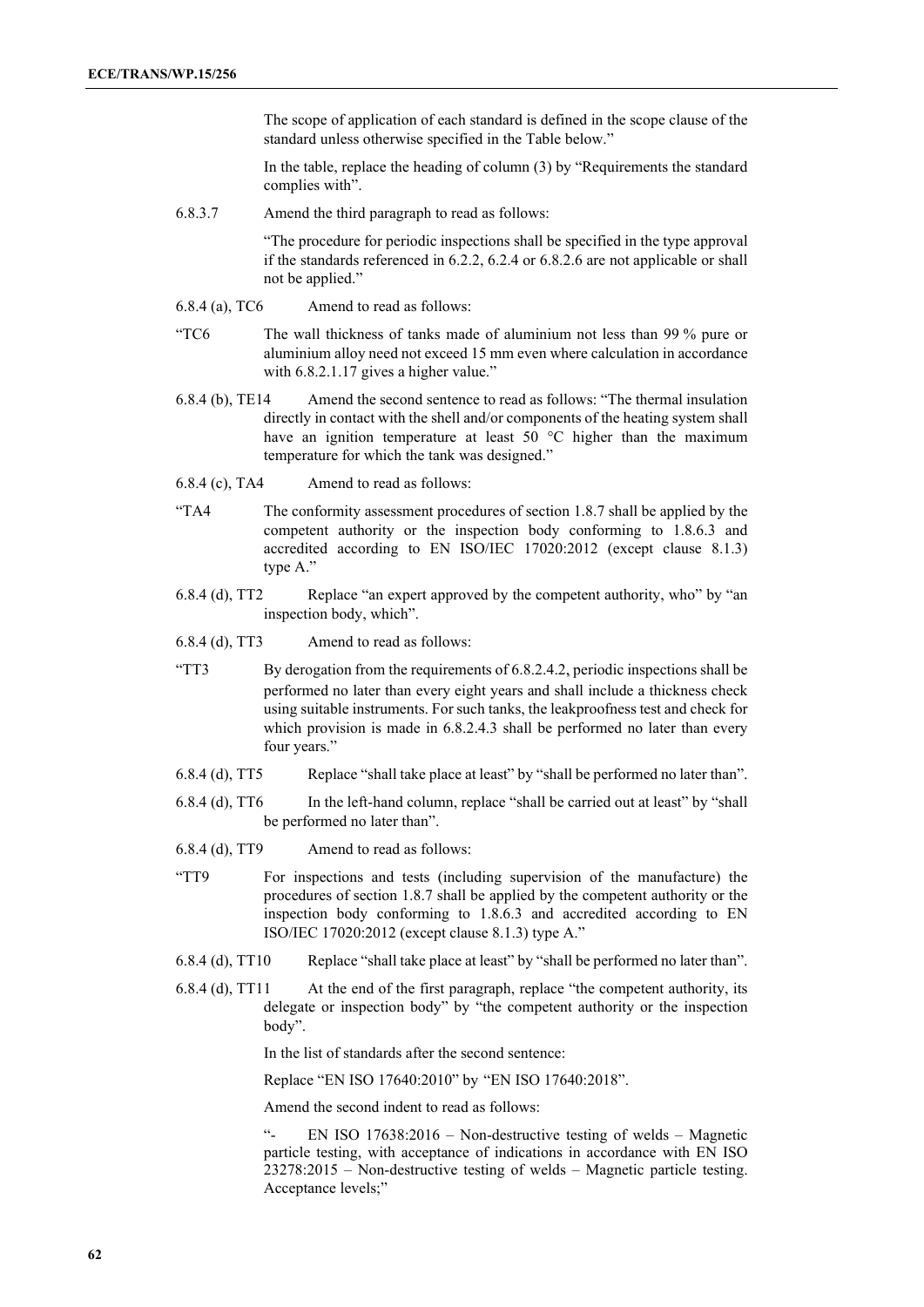The scope of application of each standard is defined in the scope clause of the standard unless otherwise specified in the Table below."

In the table, replace the heading of column (3) by "Requirements the standard complies with".

6.8.3.7 Amend the third paragraph to read as follows:

"The procedure for periodic inspections shall be specified in the type approval if the standards referenced in 6.2.2, 6.2.4 or 6.8.2.6 are not applicable or shall not be applied."

6.8.4 (a), TC6 Amend to read as follows:

"TC6 The wall thickness of tanks made of aluminium not less than 99 % pure or aluminium alloy need not exceed 15 mm even where calculation in accordance with 6.8.2.1.17 gives a higher value."

6.8.4 (b), TE14 Amend the second sentence to read as follows: "The thermal insulation directly in contact with the shell and/or components of the heating system shall have an ignition temperature at least 50 °C higher than the maximum temperature for which the tank was designed."

6.8.4 (c), TA4 Amend to read as follows:

"TA4 The conformity assessment procedures of section 1.8.7 shall be applied by the competent authority or the inspection body conforming to 1.8.6.3 and accredited according to EN ISO/IEC 17020:2012 (except clause 8.1.3) type A."

6.8.4 (d), TT2 Replace "an expert approved by the competent authority, who" by "an inspection body, which".

6.8.4 (d), TT3 Amend to read as follows:

"TT3 By derogation from the requirements of 6.8.2.4.2, periodic inspections shall be performed no later than every eight years and shall include a thickness check using suitable instruments. For such tanks, the leakproofness test and check for which provision is made in 6.8.2.4.3 shall be performed no later than every four years."

6.8.4 (d), TT5 Replace "shall take place at least" by "shall be performed no later than".

6.8.4 (d), TT6 In the left-hand column, replace "shall be carried out at least" by "shall be performed no later than".

6.8.4 (d), TT9 Amend to read as follows:

"TT9 For inspections and tests (including supervision of the manufacture) the procedures of section 1.8.7 shall be applied by the competent authority or the inspection body conforming to 1.8.6.3 and accredited according to EN ISO/IEC 17020:2012 (except clause 8.1.3) type A."

6.8.4 (d), TT10 Replace "shall take place at least" by "shall be performed no later than".

6.8.4 (d), TT11 At the end of the first paragraph, replace "the competent authority, its delegate or inspection body" by "the competent authority or the inspection body".

In the list of standards after the second sentence:

Replace "EN ISO 17640:2010" by "EN ISO 17640:2018".

Amend the second indent to read as follows:

"- EN ISO 17638:2016 – Non-destructive testing of welds – Magnetic particle testing, with acceptance of indications in accordance with EN ISO 23278:2015 – Non-destructive testing of welds – Magnetic particle testing. Acceptance levels;"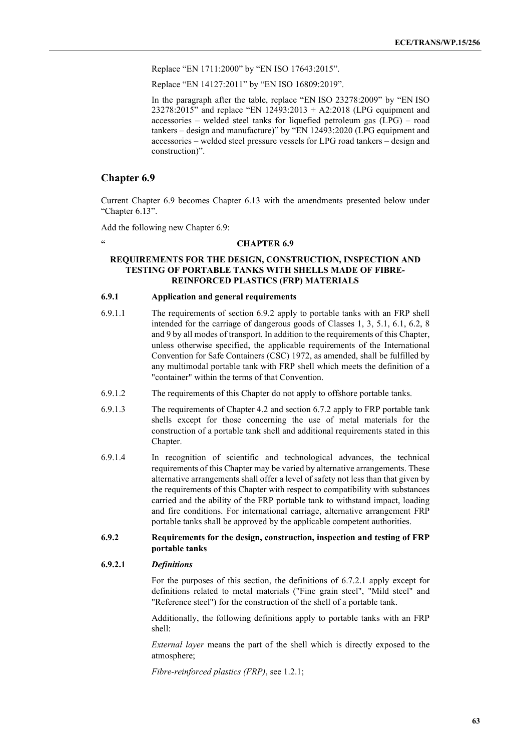Replace “EN 1711:2000” by “EN ISO 17643:2015”.

Replace “EN 14127:2011” by “EN ISO 16809:2019”.

In the paragraph after the table, replace “EN ISO 23278:2009” by “EN ISO 23278:2015” and replace “EN 12493:2013 + A2:2018 (LPG equipment and accessories – welded steel tanks for liquefied petroleum gas (LPG) – road tankers – design and manufacture)” by “EN 12493:2020 (LPG equipment and accessories – welded steel pressure vessels for LPG road tankers – design and construction)”.

## Chapter 6.9

Current Chapter 6.9 becomes Chapter 6.13 with the amendments presented below under “Chapter 6.13”.

Add the following new Chapter 6.9:

“ **CHAPTER 6.9**

**REQUIREMENTS FOR THE DESIGN, CONSTRUCTION, INSPECTION AND TESTING OF PORTABLE TANKS WITH SHELLS MADE OF FIBRE-REINFORCED PLASTICS (FRP) MATERIALS**

**6.9.1 Application and general requirements**

6.9.1.1 The requirements of section 6.9.2 apply to portable tanks with an FRP shell intended for the carriage of dangerous goods of Classes 1, 3, 5.1, 6.1, 6.2, 8 and 9 by all modes of transport. In addition to the requirements of this Chapter, unless otherwise specified, the applicable requirements of the International Convention for Safe Containers (CSC) 1972, as amended, shall be fulfilled by any multimodal portable tank with FRP shell which meets the definition of a "container" within the terms of that Convention.

6.9.1.2 The requirements of this Chapter do not apply to offshore portable tanks.

6.9.1.3 The requirements of Chapter 4.2 and section 6.7.2 apply to FRP portable tank shells except for those concerning the use of metal materials for the construction of a portable tank shell and additional requirements stated in this Chapter.

6.9.1.4 In recognition of scientific and technological advances, the technical requirements of this Chapter may be varied by alternative arrangements. These alternative arrangements shall offer a level of safety not less than that given by the requirements of this Chapter with respect to compatibility with substances carried and the ability of the FRP portable tank to withstand impact, loading and fire conditions. For international carriage, alternative arrangement FRP portable tanks shall be approved by the applicable competent authorities.

**6.9.2 Requirements for the design, construction, inspection and testing of FRP portable tanks**

**6.9.2.1** ***Definitions***

For the purposes of this section, the definitions of 6.7.2.1 apply except for definitions related to metal materials ("Fine grain steel", "Mild steel" and "Reference steel") for the construction of the shell of a portable tank.

Additionally, the following definitions apply to portable tanks with an FRP shell:

*External layer* means the part of the shell which is directly exposed to the atmosphere;

*Fibre-reinforced plastics (FRP)*, see 1.2.1;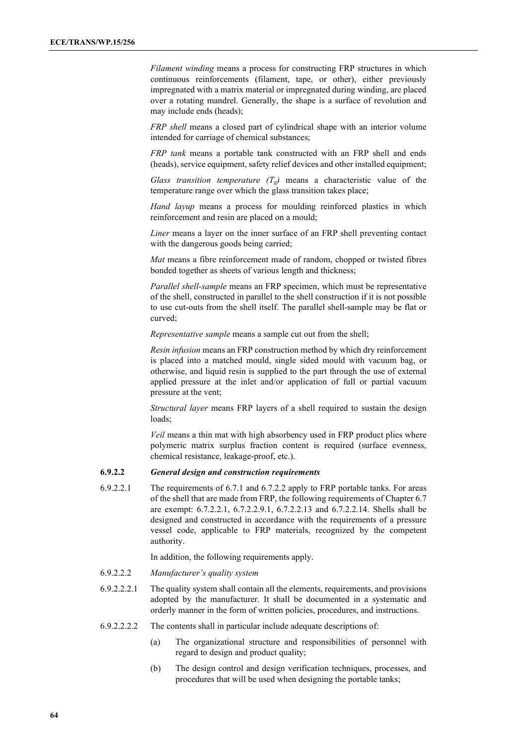*Filament winding* means a process for constructing FRP structures in which continuous reinforcements (filament, tape, or other), either previously impregnated with a matrix material or impregnated during winding, are placed over a rotating mandrel. Generally, the shape is a surface of revolution and may include ends (heads);

*FRP shell* means a closed part of cylindrical shape with an interior volume intended for carriage of chemical substances;

*FRP tank* means a portable tank constructed with an FRP shell and ends (heads), service equipment, safety relief devices and other installed equipment;

*Glass transition temperature ($T_g$)* means a characteristic value of the temperature range over which the glass transition takes place;

*Hand layup* means a process for moulding reinforced plastics in which reinforcement and resin are placed on a mould;

*Liner* means a layer on the inner surface of an FRP shell preventing contact with the dangerous goods being carried;

*Mat* means a fibre reinforcement made of random, chopped or twisted fibres bonded together as sheets of various length and thickness;

*Parallel shell-sample* means an FRP specimen, which must be representative of the shell, constructed in parallel to the shell construction if it is not possible to use cut-outs from the shell itself. The parallel shell-sample may be flat or curved;

*Representative sample* means a sample cut out from the shell;

*Resin infusion* means an FRP construction method by which dry reinforcement is placed into a matched mould, single sided mould with vacuum bag, or otherwise, and liquid resin is supplied to the part through the use of external applied pressure at the inlet and/or application of full or partial vacuum pressure at the vent;

*Structural layer* means FRP layers of a shell required to sustain the design loads;

*Veil* means a thin mat with high absorbency used in FRP product plies where polymeric matrix surplus fraction content is required (surface evenness, chemical resistance, leakage-proof, etc.).

**6.9.2.2 *General design and construction requirements***

6.9.2.2.1 The requirements of 6.7.1 and 6.7.2.2 apply to FRP portable tanks. For areas of the shell that are made from FRP, the following requirements of Chapter 6.7 are exempt: 6.7.2.2.1, 6.7.2.2.9.1, 6.7.2.2.13 and 6.7.2.2.14. Shells shall be designed and constructed in accordance with the requirements of a pressure vessel code, applicable to FRP materials, recognized by the competent authority.

In addition, the following requirements apply.

6.9.2.2.2 *Manufacturer's quality system*

6.9.2.2.2.1 The quality system shall contain all the elements, requirements, and provisions adopted by the manufacturer. It shall be documented in a systematic and orderly manner in the form of written policies, procedures, and instructions.

6.9.2.2.2.2 The contents shall in particular include adequate descriptions of:

(a) The organizational structure and responsibilities of personnel with regard to design and product quality;

(b) The design control and design verification techniques, processes, and procedures that will be used when designing the portable tanks;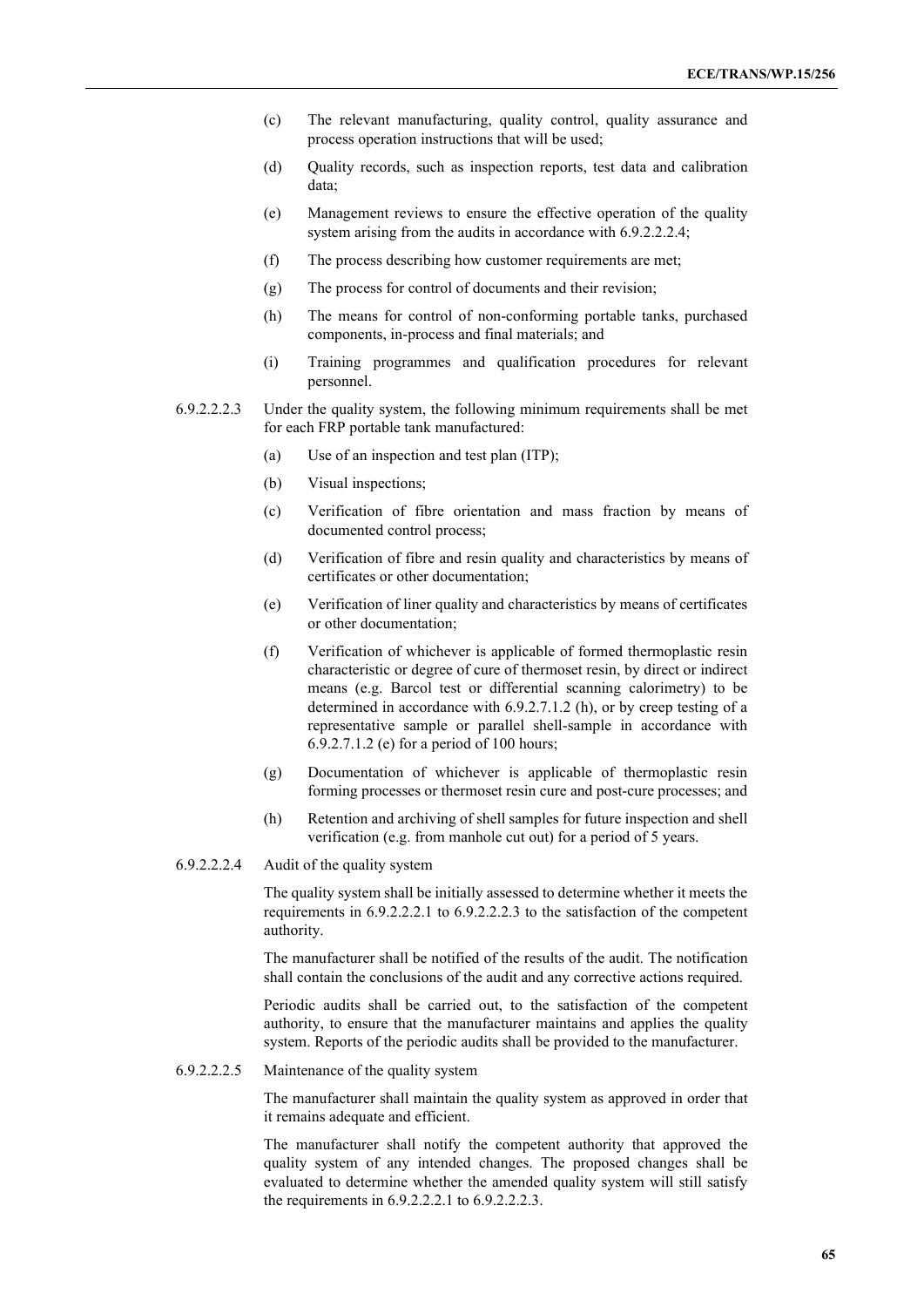(c) The relevant manufacturing, quality control, quality assurance and process operation instructions that will be used;

(d) Quality records, such as inspection reports, test data and calibration data;

(e) Management reviews to ensure the effective operation of the quality system arising from the audits in accordance with 6.9.2.2.2.4;

(f) The process describing how customer requirements are met;

(g) The process for control of documents and their revision;

(h) The means for control of non-conforming portable tanks, purchased components, in-process and final materials; and

(i) Training programmes and qualification procedures for relevant personnel.

6.9.2.2.2.3 Under the quality system, the following minimum requirements shall be met for each FRP portable tank manufactured:

(a) Use of an inspection and test plan (ITP);

(b) Visual inspections;

(c) Verification of fibre orientation and mass fraction by means of documented control process;

(d) Verification of fibre and resin quality and characteristics by means of certificates or other documentation;

(e) Verification of liner quality and characteristics by means of certificates or other documentation;

(f) Verification of whichever is applicable of formed thermoplastic resin characteristic or degree of cure of thermoset resin, by direct or indirect means (e.g. Barcol test or differential scanning calorimetry) to be determined in accordance with 6.9.2.7.1.2 (h), or by creep testing of a representative sample or parallel shell-sample in accordance with 6.9.2.7.1.2 (e) for a period of 100 hours;

(g) Documentation of whichever is applicable of thermoplastic resin forming processes or thermoset resin cure and post-cure processes; and

(h) Retention and archiving of shell samples for future inspection and shell verification (e.g. from manhole cut out) for a period of 5 years.

6.9.2.2.2.4 Audit of the quality system

The quality system shall be initially assessed to determine whether it meets the requirements in 6.9.2.2.2.1 to 6.9.2.2.2.3 to the satisfaction of the competent authority.

The manufacturer shall be notified of the results of the audit. The notification shall contain the conclusions of the audit and any corrective actions required.

Periodic audits shall be carried out, to the satisfaction of the competent authority, to ensure that the manufacturer maintains and applies the quality system. Reports of the periodic audits shall be provided to the manufacturer.

6.9.2.2.2.5 Maintenance of the quality system

The manufacturer shall maintain the quality system as approved in order that it remains adequate and efficient.

The manufacturer shall notify the competent authority that approved the quality system of any intended changes. The proposed changes shall be evaluated to determine whether the amended quality system will still satisfy the requirements in 6.9.2.2.2.1 to 6.9.2.2.2.3.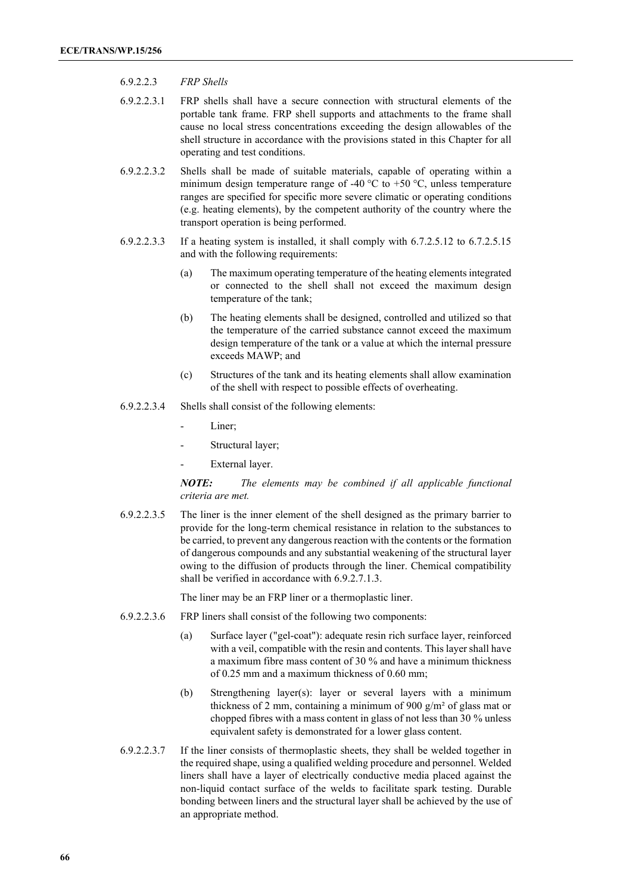6.9.2.2.3 *FRP Shells*

6.9.2.2.3.1 FRP shells shall have a secure connection with structural elements of the portable tank frame. FRP shell supports and attachments to the frame shall cause no local stress concentrations exceeding the design allowables of the shell structure in accordance with the provisions stated in this Chapter for all operating and test conditions.

6.9.2.2.3.2 Shells shall be made of suitable materials, capable of operating within a minimum design temperature range of -40 °C to +50 °C, unless temperature ranges are specified for specific more severe climatic or operating conditions (e.g. heating elements), by the competent authority of the country where the transport operation is being performed.

6.9.2.2.3.3 If a heating system is installed, it shall comply with 6.7.2.5.12 to 6.7.2.5.15 and with the following requirements:

(a) The maximum operating temperature of the heating elements integrated or connected to the shell shall not exceed the maximum design temperature of the tank;

(b) The heating elements shall be designed, controlled and utilized so that the temperature of the carried substance cannot exceed the maximum design temperature of the tank or a value at which the internal pressure exceeds MAWP; and

(c) Structures of the tank and its heating elements shall allow examination of the shell with respect to possible effects of overheating.

6.9.2.2.3.4 Shells shall consist of the following elements:

- Liner;
- Structural layer;
- External layer.

***NOTE:*** *The elements may be combined if all applicable functional criteria are met.*

6.9.2.2.3.5 The liner is the inner element of the shell designed as the primary barrier to provide for the long-term chemical resistance in relation to the substances to be carried, to prevent any dangerous reaction with the contents or the formation of dangerous compounds and any substantial weakening of the structural layer owing to the diffusion of products through the liner. Chemical compatibility shall be verified in accordance with 6.9.2.7.1.3.

The liner may be an FRP liner or a thermoplastic liner.

6.9.2.2.3.6 FRP liners shall consist of the following two components:

(a) Surface layer ("gel-coat"): adequate resin rich surface layer, reinforced with a veil, compatible with the resin and contents. This layer shall have a maximum fibre mass content of 30 % and have a minimum thickness of 0.25 mm and a maximum thickness of 0.60 mm;

(b) Strengthening layer(s): layer or several layers with a minimum thickness of 2 mm, containing a minimum of 900 g/m² of glass mat or chopped fibres with a mass content in glass of not less than 30 % unless equivalent safety is demonstrated for a lower glass content.

6.9.2.2.3.7 If the liner consists of thermoplastic sheets, they shall be welded together in the required shape, using a qualified welding procedure and personnel. Welded liners shall have a layer of electrically conductive media placed against the non-liquid contact surface of the welds to facilitate spark testing. Durable bonding between liners and the structural layer shall be achieved by the use of an appropriate method.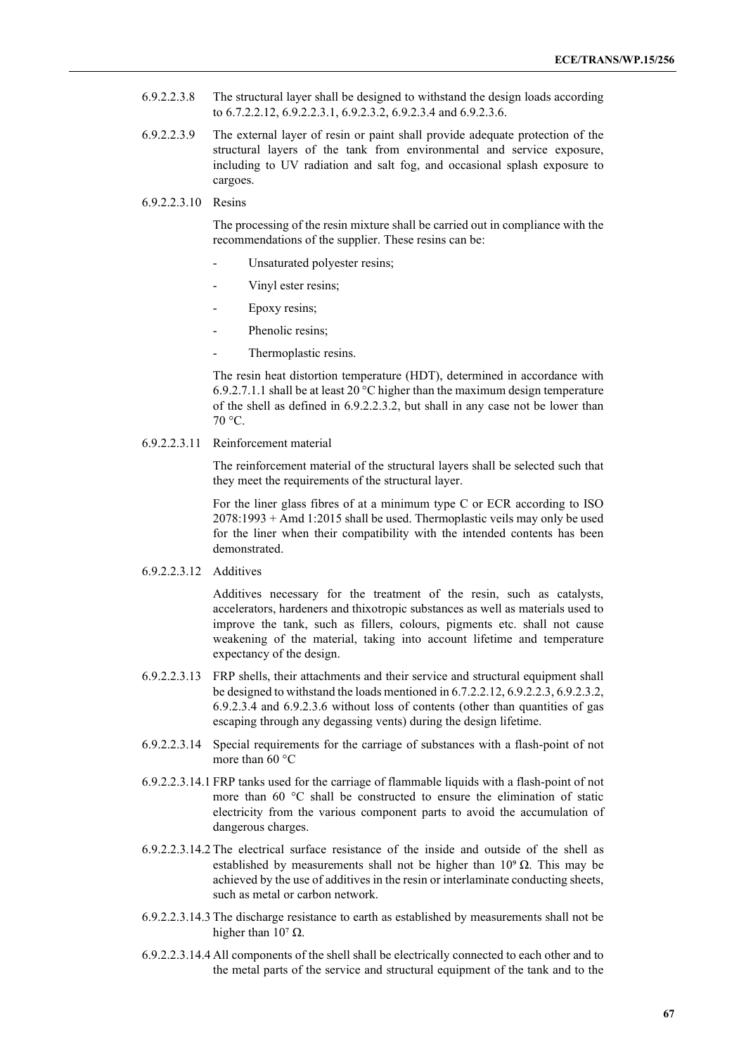6.9.2.2.3.8 The structural layer shall be designed to withstand the design loads according to 6.7.2.2.12, 6.9.2.2.3.1, 6.9.2.3.2, 6.9.2.3.4 and 6.9.2.3.6.

6.9.2.2.3.9 The external layer of resin or paint shall provide adequate protection of the structural layers of the tank from environmental and service exposure, including to UV radiation and salt fog, and occasional splash exposure to cargoes.

6.9.2.2.3.10 Resins

The processing of the resin mixture shall be carried out in compliance with the recommendations of the supplier. These resins can be:

- Unsaturated polyester resins;
- Vinyl ester resins;
- Epoxy resins;
- Phenolic resins;
- Thermoplastic resins.

The resin heat distortion temperature (HDT), determined in accordance with 6.9.2.7.1.1 shall be at least 20 °C higher than the maximum design temperature of the shell as defined in 6.9.2.2.3.2, but shall in any case not be lower than 70 °C.

6.9.2.2.3.11 Reinforcement material

The reinforcement material of the structural layers shall be selected such that they meet the requirements of the structural layer.

For the liner glass fibres of at a minimum type C or ECR according to ISO 2078:1993 + Amd 1:2015 shall be used. Thermoplastic veils may only be used for the liner when their compatibility with the intended contents has been demonstrated.

6.9.2.2.3.12 Additives

Additives necessary for the treatment of the resin, such as catalysts, accelerators, hardeners and thixotropic substances as well as materials used to improve the tank, such as fillers, colours, pigments etc. shall not cause weakening of the material, taking into account lifetime and temperature expectancy of the design.

6.9.2.2.3.13 FRP shells, their attachments and their service and structural equipment shall be designed to withstand the loads mentioned in 6.7.2.2.12, 6.9.2.2.3, 6.9.2.3.2, 6.9.2.3.4 and 6.9.2.3.6 without loss of contents (other than quantities of gas escaping through any degassing vents) during the design lifetime.

6.9.2.2.3.14 Special requirements for the carriage of substances with a flash-point of not more than 60 °C

6.9.2.2.3.14.1 FRP tanks used for the carriage of flammable liquids with a flash-point of not more than 60 °C shall be constructed to ensure the elimination of static electricity from the various component parts to avoid the accumulation of dangerous charges.

6.9.2.2.3.14.2 The electrical surface resistance of the inside and outside of the shell as established by measurements shall not be higher than $10^9$ Ω. This may be achieved by the use of additives in the resin or interlaminate conducting sheets, such as metal or carbon network.

6.9.2.2.3.14.3 The discharge resistance to earth as established by measurements shall not be higher than $10^7$ Ω.

6.9.2.2.3.14.4 All components of the shell shall be electrically connected to each other and to the metal parts of the service and structural equipment of the tank and to the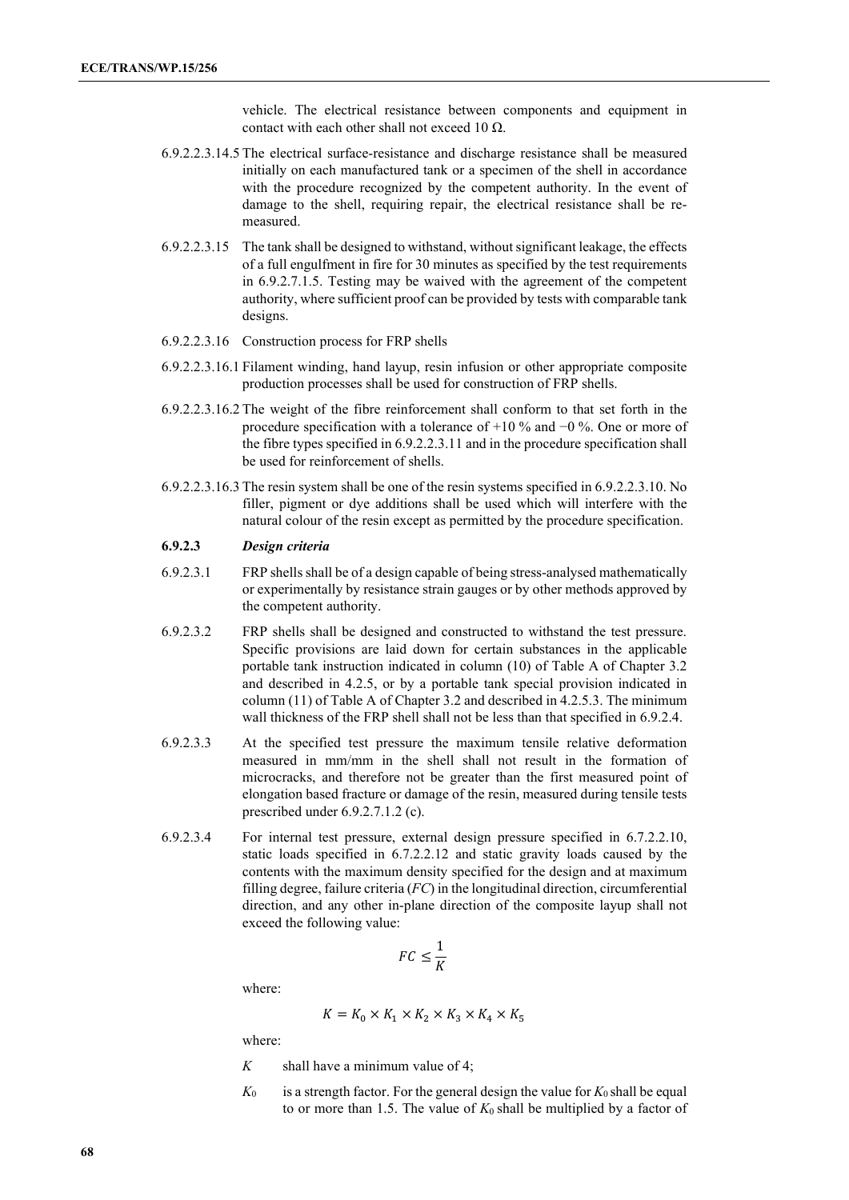vehicle. The electrical resistance between components and equipment in contact with each other shall not exceed 10 Ω.

6.9.2.2.3.14.5 The electrical surface-resistance and discharge resistance shall be measured initially on each manufactured tank or a specimen of the shell in accordance with the procedure recognized by the competent authority. In the event of damage to the shell, requiring repair, the electrical resistance shall be re-measured.

6.9.2.2.3.15 The tank shall be designed to withstand, without significant leakage, the effects of a full engulfment in fire for 30 minutes as specified by the test requirements in 6.9.2.7.1.5. Testing may be waived with the agreement of the competent authority, where sufficient proof can be provided by tests with comparable tank designs.

6.9.2.2.3.16 Construction process for FRP shells

6.9.2.2.3.16.1 Filament winding, hand layup, resin infusion or other appropriate composite production processes shall be used for construction of FRP shells.

6.9.2.2.3.16.2 The weight of the fibre reinforcement shall conform to that set forth in the procedure specification with a tolerance of +10 % and −0 %. One or more of the fibre types specified in 6.9.2.2.3.11 and in the procedure specification shall be used for reinforcement of shells.

6.9.2.2.3.16.3 The resin system shall be one of the resin systems specified in 6.9.2.2.3.10. No filler, pigment or dye additions shall be used which will interfere with the natural colour of the resin except as permitted by the procedure specification.

**6.9.2.3 *Design criteria***

6.9.2.3.1 FRP shells shall be of a design capable of being stress-analysed mathematically or experimentally by resistance strain gauges or by other methods approved by the competent authority.

6.9.2.3.2 FRP shells shall be designed and constructed to withstand the test pressure. Specific provisions are laid down for certain substances in the applicable portable tank instruction indicated in column (10) of Table A of Chapter 3.2 and described in 4.2.5, or by a portable tank special provision indicated in column (11) of Table A of Chapter 3.2 and described in 4.2.5.3. The minimum wall thickness of the FRP shell shall not be less than that specified in 6.9.2.4.

6.9.2.3.3 At the specified test pressure the maximum tensile relative deformation measured in mm/mm in the shell shall not result in the formation of microcracks, and therefore not be greater than the first measured point of elongation based fracture or damage of the resin, measured during tensile tests prescribed under 6.9.2.7.1.2 (c).

6.9.2.3.4 For internal test pressure, external design pressure specified in 6.7.2.2.10, static loads specified in 6.7.2.2.12 and static gravity loads caused by the contents with the maximum density specified for the design and at maximum filling degree, failure criteria (*FC*) in the longitudinal direction, circumferential direction, and any other in-plane direction of the composite layup shall not exceed the following value:

$$FC \leq \frac{1}{K}$$

where:

$$K = K_0 \times K_1 \times K_2 \times K_3 \times K_4 \times K_5$$

where:

$K$ shall have a minimum value of 4;

$K_0$ is a strength factor. For the general design the value for $K_0$ shall be equal to or more than 1.5. The value of $K_0$ shall be multiplied by a factor of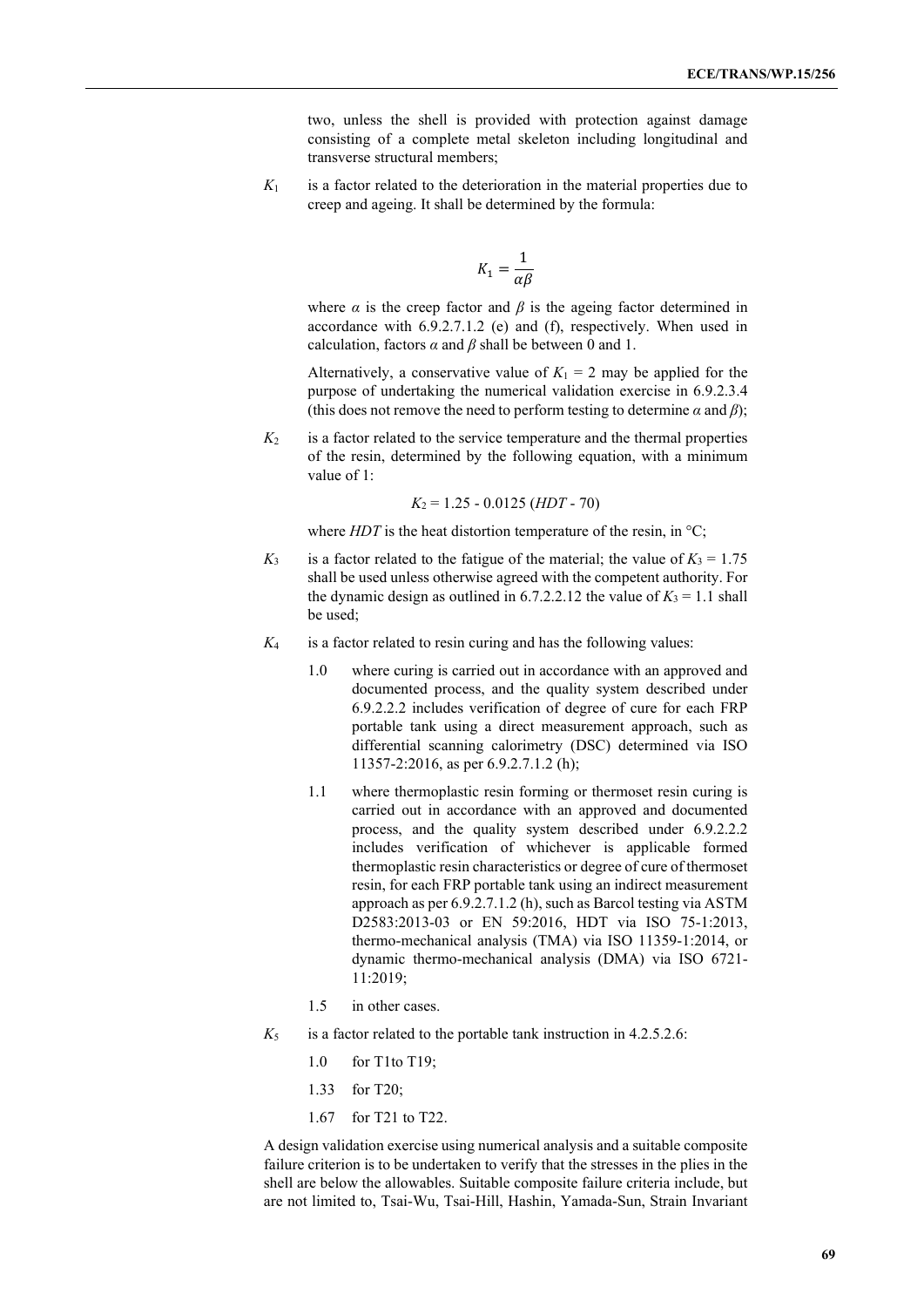two, unless the shell is provided with protection against damage consisting of a complete metal skeleton including longitudinal and transverse structural members;

$K_1$ is a factor related to the deterioration in the material properties due to creep and ageing. It shall be determined by the formula:

$$K_1 = \frac{1}{\alpha\beta}$$

where $\alpha$ is the creep factor and $\beta$ is the ageing factor determined in accordance with 6.9.2.7.1.2 (e) and (f), respectively. When used in calculation, factors $\alpha$ and $\beta$ shall be between 0 and 1.

Alternatively, a conservative value of $K_1 = 2$ may be applied for the purpose of undertaking the numerical validation exercise in 6.9.2.3.4 (this does not remove the need to perform testing to determine $\alpha$ and $\beta$);

$K_2$ is a factor related to the service temperature and the thermal properties of the resin, determined by the following equation, with a minimum value of 1:

$$K_2 = 1.25 - 0.0125\,(HDT - 70)$$

where $HDT$ is the heat distortion temperature of the resin, in °C;

$K_3$ is a factor related to the fatigue of the material; the value of $K_3 = 1.75$ shall be used unless otherwise agreed with the competent authority. For the dynamic design as outlined in 6.7.2.2.12 the value of $K_3 = 1.1$ shall be used;

$K_4$ is a factor related to resin curing and has the following values:

1.0 where curing is carried out in accordance with an approved and documented process, and the quality system described under 6.9.2.2.2 includes verification of degree of cure for each FRP portable tank using a direct measurement approach, such as differential scanning calorimetry (DSC) determined via ISO 11357-2:2016, as per 6.9.2.7.1.2 (h);

1.1 where thermoplastic resin forming or thermoset resin curing is carried out in accordance with an approved and documented process, and the quality system described under 6.9.2.2.2 includes verification of whichever is applicable formed thermoplastic resin characteristics or degree of cure of thermoset resin, for each FRP portable tank using an indirect measurement approach as per 6.9.2.7.1.2 (h), such as Barcol testing via ASTM D2583:2013-03 or EN 59:2016, HDT via ISO 75-1:2013, thermo-mechanical analysis (TMA) via ISO 11359-1:2014, or dynamic thermo-mechanical analysis (DMA) via ISO 6721-11:2019;

1.5 in other cases.

$K_5$ is a factor related to the portable tank instruction in 4.2.5.2.6:

1.0 for T1to T19;

1.33 for T20;

1.67 for T21 to T22.

A design validation exercise using numerical analysis and a suitable composite failure criterion is to be undertaken to verify that the stresses in the plies in the shell are below the allowables. Suitable composite failure criteria include, but are not limited to, Tsai-Wu, Tsai-Hill, Hashin, Yamada-Sun, Strain Invariant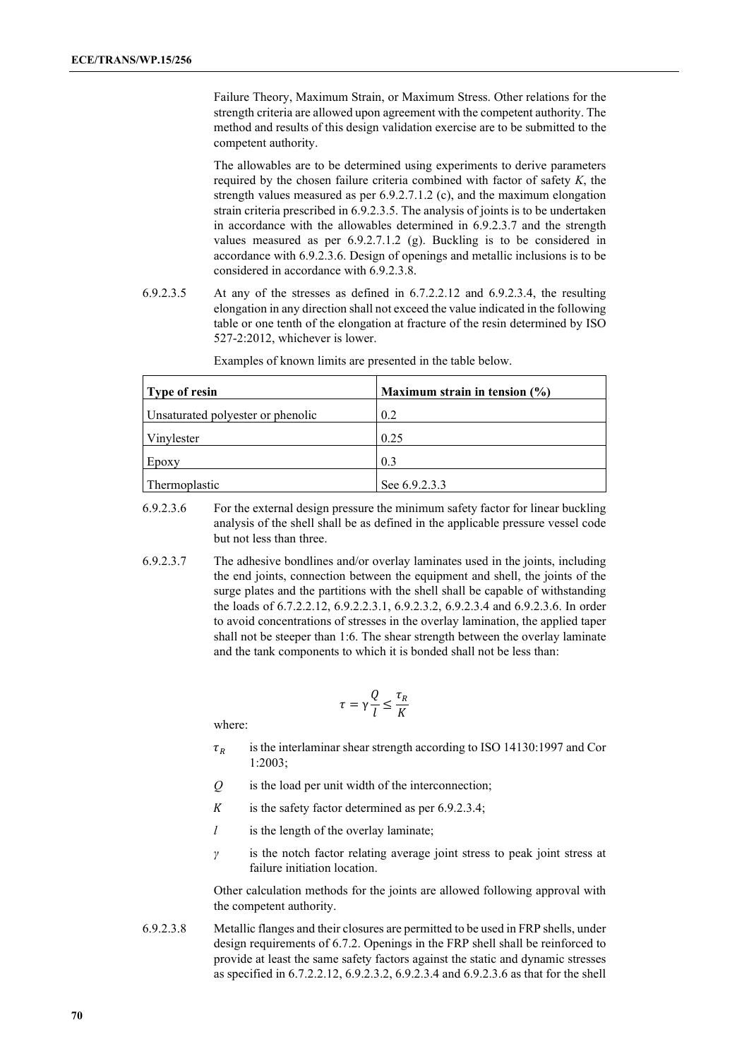Failure Theory, Maximum Strain, or Maximum Stress. Other relations for the strength criteria are allowed upon agreement with the competent authority. The method and results of this design validation exercise are to be submitted to the competent authority.

The allowables are to be determined using experiments to derive parameters required by the chosen failure criteria combined with factor of safety *K*, the strength values measured as per 6.9.2.7.1.2 (c), and the maximum elongation strain criteria prescribed in 6.9.2.3.5. The analysis of joints is to be undertaken in accordance with the allowables determined in 6.9.2.3.7 and the strength values measured as per 6.9.2.7.1.2 (g). Buckling is to be considered in accordance with 6.9.2.3.6. Design of openings and metallic inclusions is to be considered in accordance with 6.9.2.3.8.

6.9.2.3.5 At any of the stresses as defined in 6.7.2.2.12 and 6.9.2.3.4, the resulting elongation in any direction shall not exceed the value indicated in the following table or one tenth of the elongation at fracture of the resin determined by ISO 527-2:2012, whichever is lower.

Examples of known limits are presented in the table below.

| **Type of resin** | **Maximum strain in tension (%)** |
|---|---|
| Unsaturated polyester or phenolic | 0.2 |
| Vinylester | 0.25 |
| Epoxy | 0.3 |
| Thermoplastic | See 6.9.2.3.3 |

6.9.2.3.6 For the external design pressure the minimum safety factor for linear buckling analysis of the shell shall be as defined in the applicable pressure vessel code but not less than three.

6.9.2.3.7 The adhesive bondlines and/or overlay laminates used in the joints, including the end joints, connection between the equipment and shell, the joints of the surge plates and the partitions with the shell shall be capable of withstanding the loads of 6.7.2.2.12, 6.9.2.2.3.1, 6.9.2.3.2, 6.9.2.3.4 and 6.9.2.3.6. In order to avoid concentrations of stresses in the overlay lamination, the applied taper shall not be steeper than 1:6. The shear strength between the overlay laminate and the tank components to which it is bonded shall not be less than:

$$\tau = \gamma \frac{Q}{l} \leq \frac{\tau_R}{K}$$

where:

- $\tau_R$ is the interlaminar shear strength according to ISO 14130:1997 and Cor 1:2003;
- $Q$ is the load per unit width of the interconnection;
- $K$ is the safety factor determined as per 6.9.2.3.4;
- $l$ is the length of the overlay laminate;
- $\gamma$ is the notch factor relating average joint stress to peak joint stress at failure initiation location.

Other calculation methods for the joints are allowed following approval with the competent authority.

6.9.2.3.8 Metallic flanges and their closures are permitted to be used in FRP shells, under design requirements of 6.7.2. Openings in the FRP shell shall be reinforced to provide at least the same safety factors against the static and dynamic stresses as specified in 6.7.2.2.12, 6.9.2.3.2, 6.9.2.3.4 and 6.9.2.3.6 as that for the shell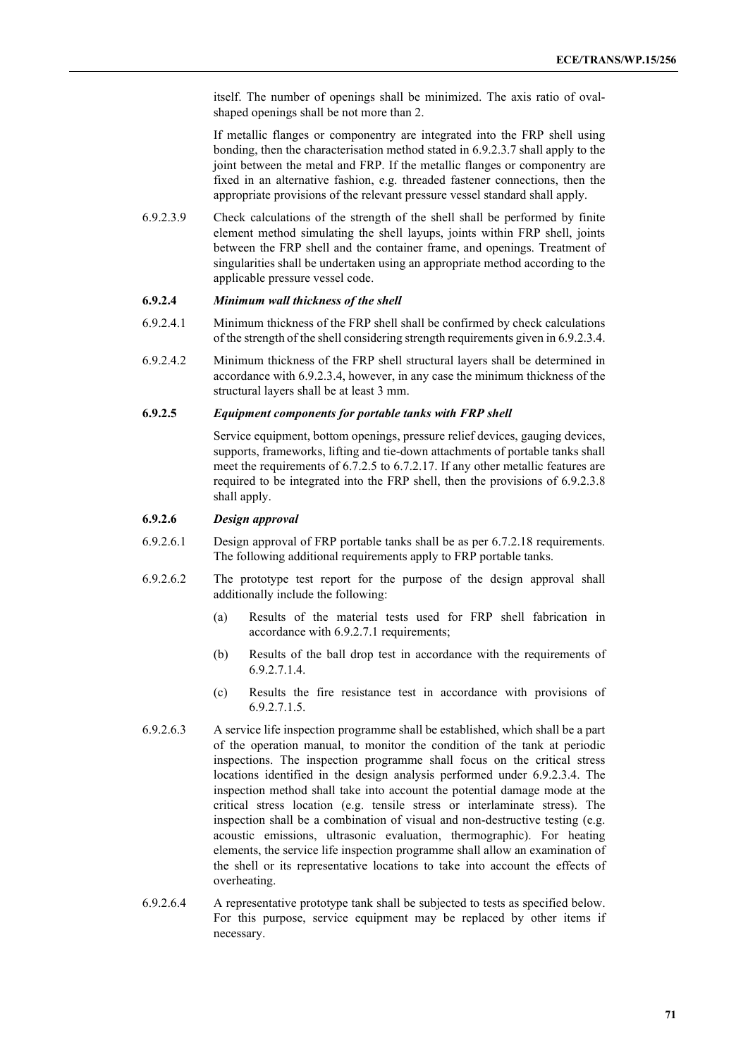itself. The number of openings shall be minimized. The axis ratio of oval-shaped openings shall be not more than 2.

If metallic flanges or componentry are integrated into the FRP shell using bonding, then the characterisation method stated in 6.9.2.3.7 shall apply to the joint between the metal and FRP. If the metallic flanges or componentry are fixed in an alternative fashion, e.g. threaded fastener connections, then the appropriate provisions of the relevant pressure vessel standard shall apply.

6.9.2.3.9 Check calculations of the strength of the shell shall be performed by finite element method simulating the shell layups, joints within FRP shell, joints between the FRP shell and the container frame, and openings. Treatment of singularities shall be undertaken using an appropriate method according to the applicable pressure vessel code.

**6.9.2.4** ***Minimum wall thickness of the shell***

6.9.2.4.1 Minimum thickness of the FRP shell shall be confirmed by check calculations of the strength of the shell considering strength requirements given in 6.9.2.3.4.

6.9.2.4.2 Minimum thickness of the FRP shell structural layers shall be determined in accordance with 6.9.2.3.4, however, in any case the minimum thickness of the structural layers shall be at least 3 mm.

**6.9.2.5** ***Equipment components for portable tanks with FRP shell***

Service equipment, bottom openings, pressure relief devices, gauging devices, supports, frameworks, lifting and tie-down attachments of portable tanks shall meet the requirements of 6.7.2.5 to 6.7.2.17. If any other metallic features are required to be integrated into the FRP shell, then the provisions of 6.9.2.3.8 shall apply.

**6.9.2.6** ***Design approval***

6.9.2.6.1 Design approval of FRP portable tanks shall be as per 6.7.2.18 requirements. The following additional requirements apply to FRP portable tanks.

6.9.2.6.2 The prototype test report for the purpose of the design approval shall additionally include the following:

(a) Results of the material tests used for FRP shell fabrication in accordance with 6.9.2.7.1 requirements;

(b) Results of the ball drop test in accordance with the requirements of 6.9.2.7.1.4.

(c) Results the fire resistance test in accordance with provisions of 6.9.2.7.1.5.

6.9.2.6.3 A service life inspection programme shall be established, which shall be a part of the operation manual, to monitor the condition of the tank at periodic inspections. The inspection programme shall focus on the critical stress locations identified in the design analysis performed under 6.9.2.3.4. The inspection method shall take into account the potential damage mode at the critical stress location (e.g. tensile stress or interlaminate stress). The inspection shall be a combination of visual and non-destructive testing (e.g. acoustic emissions, ultrasonic evaluation, thermographic). For heating elements, the service life inspection programme shall allow an examination of the shell or its representative locations to take into account the effects of overheating.

6.9.2.6.4 A representative prototype tank shall be subjected to tests as specified below. For this purpose, service equipment may be replaced by other items if necessary.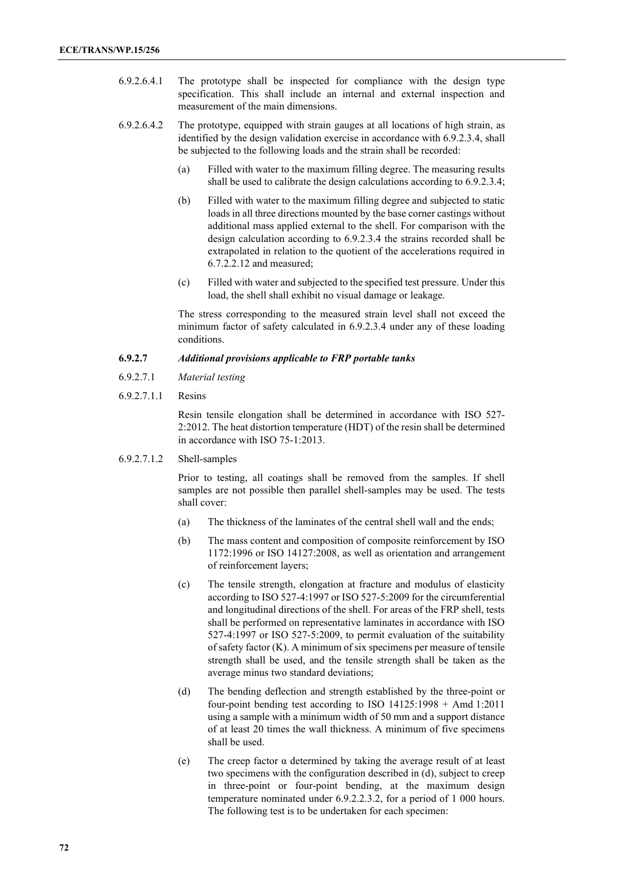6.9.2.6.4.1 The prototype shall be inspected for compliance with the design type specification. This shall include an internal and external inspection and measurement of the main dimensions.

6.9.2.6.4.2 The prototype, equipped with strain gauges at all locations of high strain, as identified by the design validation exercise in accordance with 6.9.2.3.4, shall be subjected to the following loads and the strain shall be recorded:

(a) Filled with water to the maximum filling degree. The measuring results shall be used to calibrate the design calculations according to 6.9.2.3.4;

(b) Filled with water to the maximum filling degree and subjected to static loads in all three directions mounted by the base corner castings without additional mass applied external to the shell. For comparison with the design calculation according to 6.9.2.3.4 the strains recorded shall be extrapolated in relation to the quotient of the accelerations required in 6.7.2.2.12 and measured;

(c) Filled with water and subjected to the specified test pressure. Under this load, the shell shall exhibit no visual damage or leakage.

The stress corresponding to the measured strain level shall not exceed the minimum factor of safety calculated in 6.9.2.3.4 under any of these loading conditions.

**6.9.2.7** ***Additional provisions applicable to FRP portable tanks***

6.9.2.7.1 *Material testing*

6.9.2.7.1.1 Resins

Resin tensile elongation shall be determined in accordance with ISO 527-2:2012. The heat distortion temperature (HDT) of the resin shall be determined in accordance with ISO 75-1:2013.

6.9.2.7.1.2 Shell-samples

Prior to testing, all coatings shall be removed from the samples. If shell samples are not possible then parallel shell-samples may be used. The tests shall cover:

(a) The thickness of the laminates of the central shell wall and the ends;

(b) The mass content and composition of composite reinforcement by ISO 1172:1996 or ISO 14127:2008, as well as orientation and arrangement of reinforcement layers;

(c) The tensile strength, elongation at fracture and modulus of elasticity according to ISO 527-4:1997 or ISO 527-5:2009 for the circumferential and longitudinal directions of the shell. For areas of the FRP shell, tests shall be performed on representative laminates in accordance with ISO 527-4:1997 or ISO 527-5:2009, to permit evaluation of the suitability of safety factor (K). A minimum of six specimens per measure of tensile strength shall be used, and the tensile strength shall be taken as the average minus two standard deviations;

(d) The bending deflection and strength established by the three-point or four-point bending test according to ISO 14125:1998 + Amd 1:2011 using a sample with a minimum width of 50 mm and a support distance of at least 20 times the wall thickness. A minimum of five specimens shall be used.

(e) The creep factor $\alpha$ determined by taking the average result of at least two specimens with the configuration described in (d), subject to creep in three-point or four-point bending, at the maximum design temperature nominated under 6.9.2.2.3.2, for a period of 1 000 hours. The following test is to be undertaken for each specimen: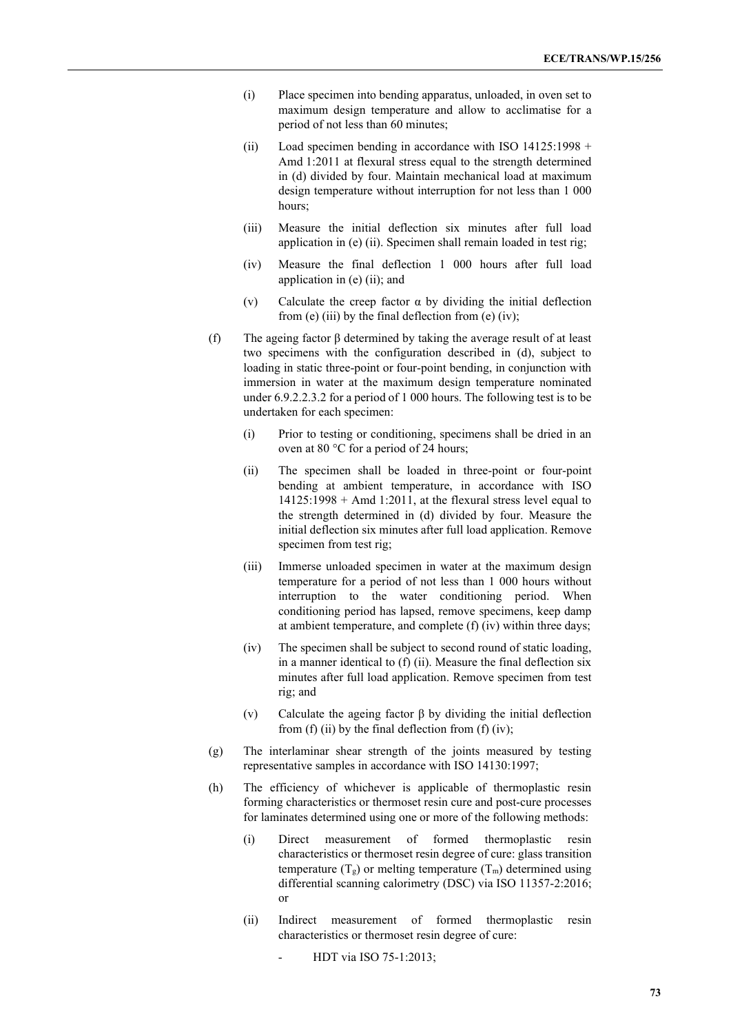(i) Place specimen into bending apparatus, unloaded, in oven set to maximum design temperature and allow to acclimatise for a period of not less than 60 minutes;

(ii) Load specimen bending in accordance with ISO 14125:1998 + Amd 1:2011 at flexural stress equal to the strength determined in (d) divided by four. Maintain mechanical load at maximum design temperature without interruption for not less than 1 000 hours;

(iii) Measure the initial deflection six minutes after full load application in (e) (ii). Specimen shall remain loaded in test rig;

(iv) Measure the final deflection 1 000 hours after full load application in (e) (ii); and

(v) Calculate the creep factor α by dividing the initial deflection from (e) (iii) by the final deflection from (e) (iv);

(f) The ageing factor β determined by taking the average result of at least two specimens with the configuration described in (d), subject to loading in static three-point or four-point bending, in conjunction with immersion in water at the maximum design temperature nominated under 6.9.2.2.3.2 for a period of 1 000 hours. The following test is to be undertaken for each specimen:

(i) Prior to testing or conditioning, specimens shall be dried in an oven at 80 °C for a period of 24 hours;

(ii) The specimen shall be loaded in three-point or four-point bending at ambient temperature, in accordance with ISO 14125:1998 + Amd 1:2011, at the flexural stress level equal to the strength determined in (d) divided by four. Measure the initial deflection six minutes after full load application. Remove specimen from test rig;

(iii) Immerse unloaded specimen in water at the maximum design temperature for a period of not less than 1 000 hours without interruption to the water conditioning period. When conditioning period has lapsed, remove specimens, keep damp at ambient temperature, and complete (f) (iv) within three days;

(iv) The specimen shall be subject to second round of static loading, in a manner identical to (f) (ii). Measure the final deflection six minutes after full load application. Remove specimen from test rig; and

(v) Calculate the ageing factor β by dividing the initial deflection from (f) (ii) by the final deflection from (f) (iv);

(g) The interlaminar shear strength of the joints measured by testing representative samples in accordance with ISO 14130:1997;

(h) The efficiency of whichever is applicable of thermoplastic resin forming characteristics or thermoset resin cure and post-cure processes for laminates determined using one or more of the following methods:

(i) Direct measurement of formed thermoplastic resin characteristics or thermoset resin degree of cure: glass transition temperature ($T_g$) or melting temperature ($T_m$) determined using differential scanning calorimetry (DSC) via ISO 11357-2:2016; or

(ii) Indirect measurement of formed thermoplastic resin characteristics or thermoset resin degree of cure:

- HDT via ISO 75-1:2013;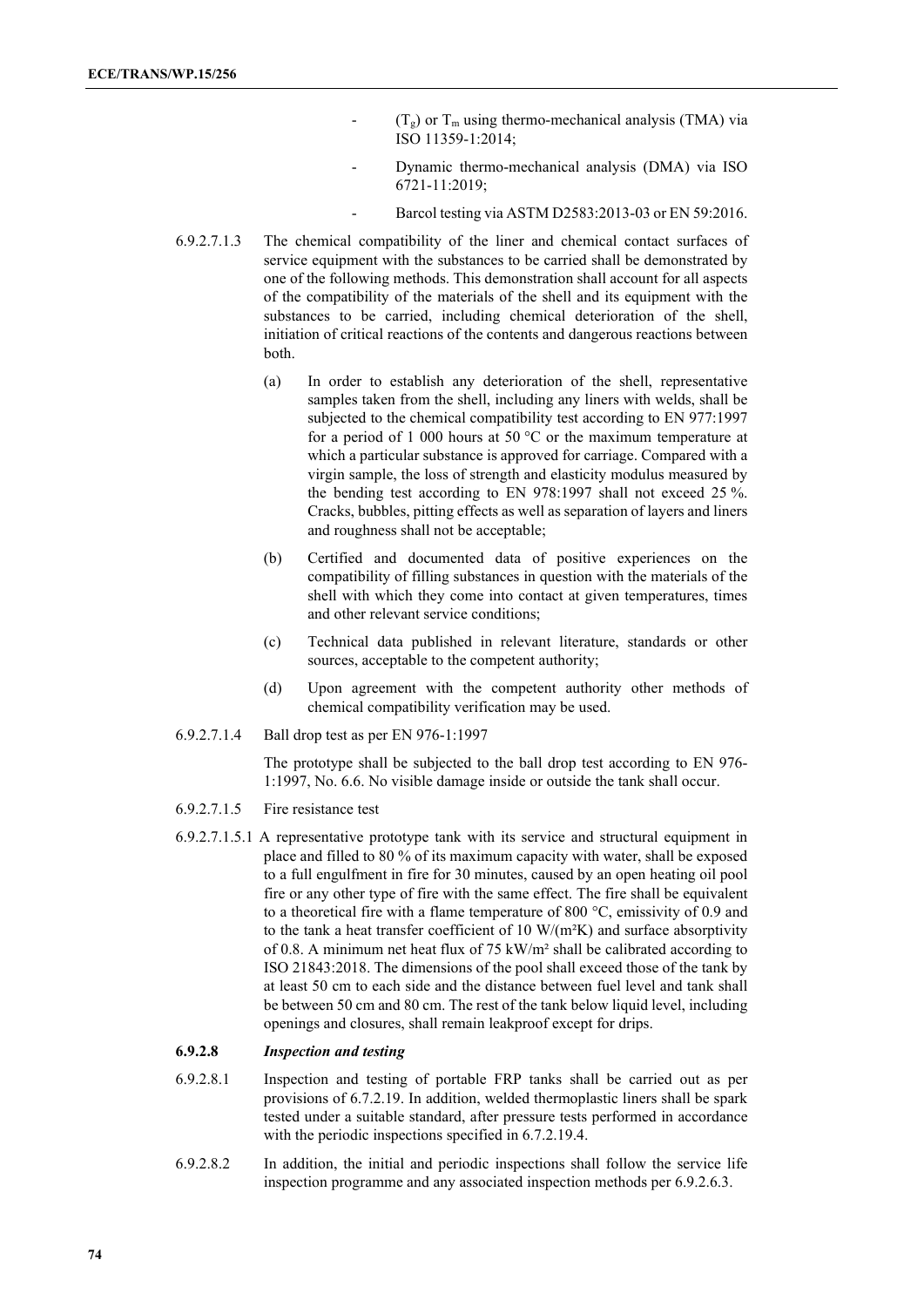- ($T_g$) or $T_m$ using thermo-mechanical analysis (TMA) via ISO 11359-1:2014;
- Dynamic thermo-mechanical analysis (DMA) via ISO 6721-11:2019;
- Barcol testing via ASTM D2583:2013-03 or EN 59:2016.

6.9.2.7.1.3 The chemical compatibility of the liner and chemical contact surfaces of service equipment with the substances to be carried shall be demonstrated by one of the following methods. This demonstration shall account for all aspects of the compatibility of the materials of the shell and its equipment with the substances to be carried, including chemical deterioration of the shell, initiation of critical reactions of the contents and dangerous reactions between both.

(a) In order to establish any deterioration of the shell, representative samples taken from the shell, including any liners with welds, shall be subjected to the chemical compatibility test according to EN 977:1997 for a period of 1 000 hours at 50 °C or the maximum temperature at which a particular substance is approved for carriage. Compared with a virgin sample, the loss of strength and elasticity modulus measured by the bending test according to EN 978:1997 shall not exceed 25 %. Cracks, bubbles, pitting effects as well as separation of layers and liners and roughness shall not be acceptable;

(b) Certified and documented data of positive experiences on the compatibility of filling substances in question with the materials of the shell with which they come into contact at given temperatures, times and other relevant service conditions;

(c) Technical data published in relevant literature, standards or other sources, acceptable to the competent authority;

(d) Upon agreement with the competent authority other methods of chemical compatibility verification may be used.

6.9.2.7.1.4 Ball drop test as per EN 976-1:1997

The prototype shall be subjected to the ball drop test according to EN 976-1:1997, No. 6.6. No visible damage inside or outside the tank shall occur.

6.9.2.7.1.5 Fire resistance test

6.9.2.7.1.5.1 A representative prototype tank with its service and structural equipment in place and filled to 80 % of its maximum capacity with water, shall be exposed to a full engulfment in fire for 30 minutes, caused by an open heating oil pool fire or any other type of fire with the same effect. The fire shall be equivalent to a theoretical fire with a flame temperature of 800 °C, emissivity of 0.9 and to the tank a heat transfer coefficient of 10 W/(m²K) and surface absorptivity of 0.8. A minimum net heat flux of 75 kW/m² shall be calibrated according to ISO 21843:2018. The dimensions of the pool shall exceed those of the tank by at least 50 cm to each side and the distance between fuel level and tank shall be between 50 cm and 80 cm. The rest of the tank below liquid level, including openings and closures, shall remain leakproof except for drips.

**6.9.2.8** ***Inspection and testing***

6.9.2.8.1 Inspection and testing of portable FRP tanks shall be carried out as per provisions of 6.7.2.19. In addition, welded thermoplastic liners shall be spark tested under a suitable standard, after pressure tests performed in accordance with the periodic inspections specified in 6.7.2.19.4.

6.9.2.8.2 In addition, the initial and periodic inspections shall follow the service life inspection programme and any associated inspection methods per 6.9.2.6.3.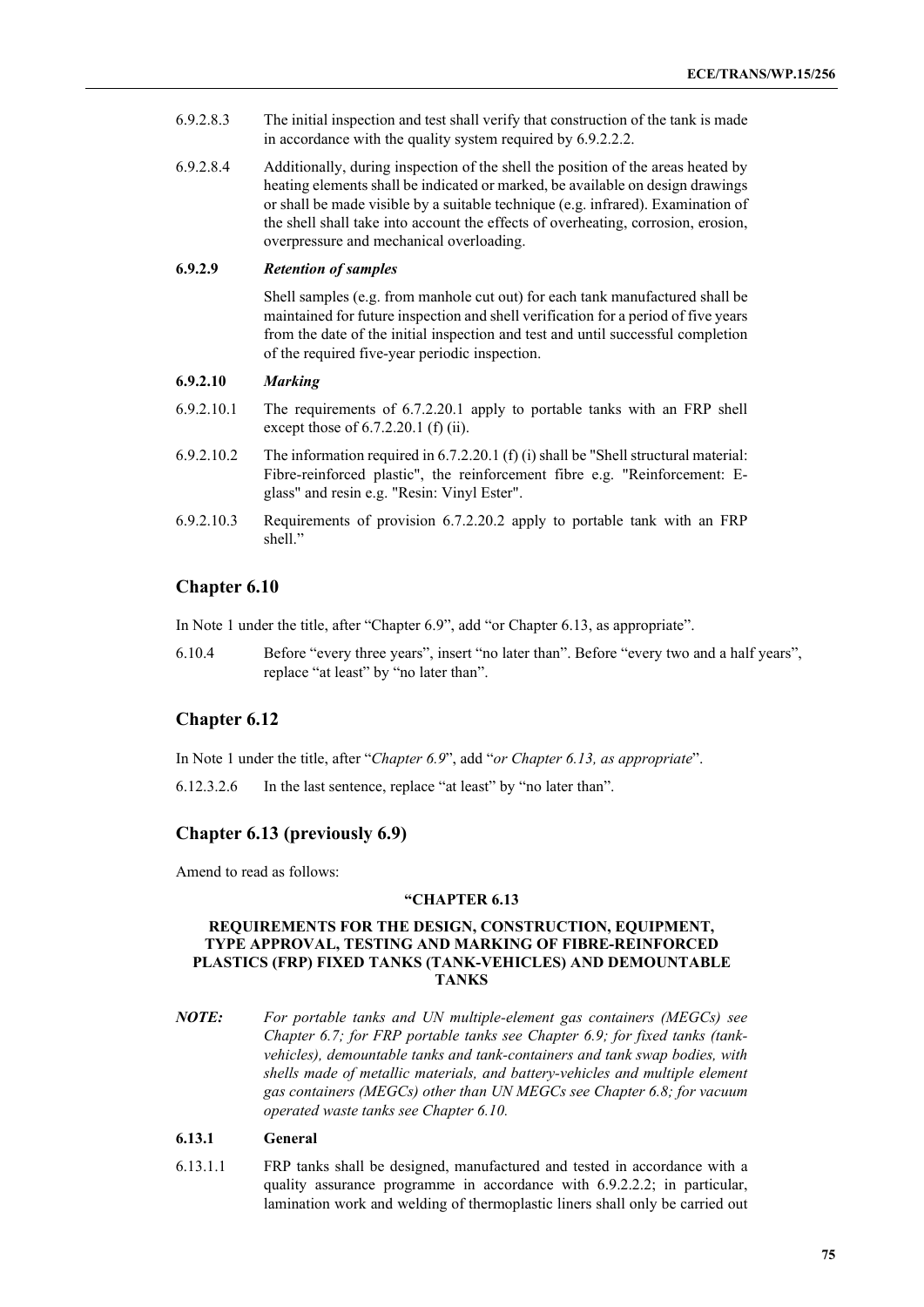6.9.2.8.3 The initial inspection and test shall verify that construction of the tank is made in accordance with the quality system required by 6.9.2.2.2.

6.9.2.8.4 Additionally, during inspection of the shell the position of the areas heated by heating elements shall be indicated or marked, be available on design drawings or shall be made visible by a suitable technique (e.g. infrared). Examination of the shell shall take into account the effects of overheating, corrosion, erosion, overpressure and mechanical overloading.

**6.9.2.9** ***Retention of samples***

Shell samples (e.g. from manhole cut out) for each tank manufactured shall be maintained for future inspection and shell verification for a period of five years from the date of the initial inspection and test and until successful completion of the required five-year periodic inspection.

**6.9.2.10** ***Marking***

6.9.2.10.1 The requirements of 6.7.2.20.1 apply to portable tanks with an FRP shell except those of 6.7.2.20.1 (f) (ii).

6.9.2.10.2 The information required in 6.7.2.20.1 (f) (i) shall be "Shell structural material: Fibre-reinforced plastic", the reinforcement fibre e.g. "Reinforcement: E-glass" and resin e.g. "Resin: Vinyl Ester".

6.9.2.10.3 Requirements of provision 6.7.2.20.2 apply to portable tank with an FRP shell."

## Chapter 6.10

In Note 1 under the title, after "Chapter 6.9", add "or Chapter 6.13, as appropriate".

6.10.4 Before "every three years", insert "no later than". Before "every two and a half years", replace "at least" by "no later than".

## Chapter 6.12

In Note 1 under the title, after "*Chapter 6.9*", add "*or Chapter 6.13, as appropriate*".

6.12.3.2.6 In the last sentence, replace "at least" by "no later than".

## Chapter 6.13 (previously 6.9)

Amend to read as follows:

**"CHAPTER 6.13**

**REQUIREMENTS FOR THE DESIGN, CONSTRUCTION, EQUIPMENT, TYPE APPROVAL, TESTING AND MARKING OF FIBRE-REINFORCED PLASTICS (FRP) FIXED TANKS (TANK-VEHICLES) AND DEMOUNTABLE TANKS**

***NOTE:*** *For portable tanks and UN multiple-element gas containers (MEGCs) see Chapter 6.7; for FRP portable tanks see Chapter 6.9; for fixed tanks (tank-vehicles), demountable tanks and tank-containers and tank swap bodies, with shells made of metallic materials, and battery-vehicles and multiple element gas containers (MEGCs) other than UN MEGCs see Chapter 6.8; for vacuum operated waste tanks see Chapter 6.10.*

**6.13.1 General**

6.13.1.1 FRP tanks shall be designed, manufactured and tested in accordance with a quality assurance programme in accordance with 6.9.2.2.2; in particular, lamination work and welding of thermoplastic liners shall only be carried out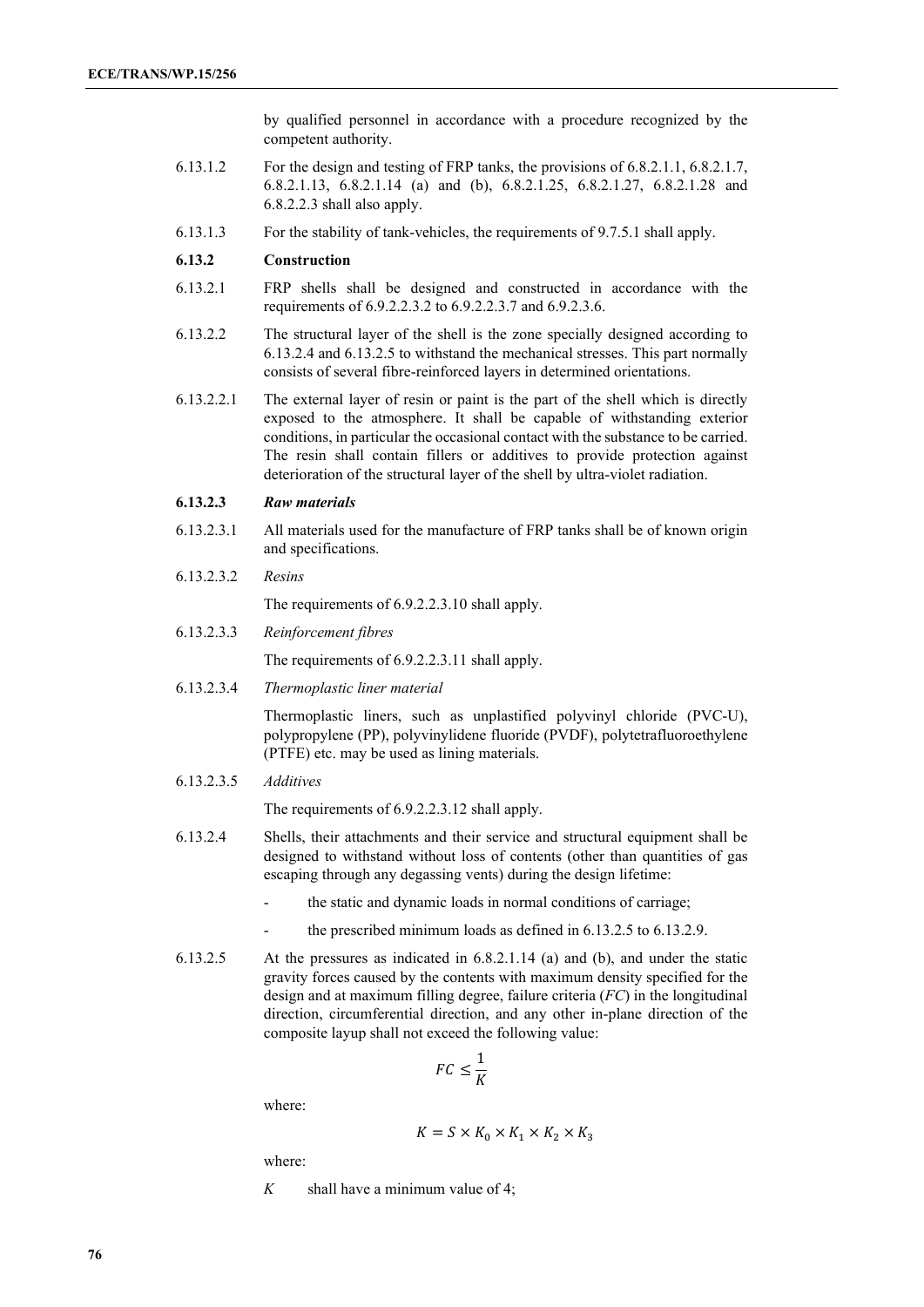by qualified personnel in accordance with a procedure recognized by the competent authority.

6.13.1.2 For the design and testing of FRP tanks, the provisions of 6.8.2.1.1, 6.8.2.1.7, 6.8.2.1.13, 6.8.2.1.14 (a) and (b), 6.8.2.1.25, 6.8.2.1.27, 6.8.2.1.28 and 6.8.2.2.3 shall also apply.

6.13.1.3 For the stability of tank-vehicles, the requirements of 9.7.5.1 shall apply.

**6.13.2 Construction**

6.13.2.1 FRP shells shall be designed and constructed in accordance with the requirements of 6.9.2.2.3.2 to 6.9.2.2.3.7 and 6.9.2.3.6.

6.13.2.2 The structural layer of the shell is the zone specially designed according to 6.13.2.4 and 6.13.2.5 to withstand the mechanical stresses. This part normally consists of several fibre-reinforced layers in determined orientations.

6.13.2.2.1 The external layer of resin or paint is the part of the shell which is directly exposed to the atmosphere. It shall be capable of withstanding exterior conditions, in particular the occasional contact with the substance to be carried. The resin shall contain fillers or additives to provide protection against deterioration of the structural layer of the shell by ultra-violet radiation.

***6.13.2.3 Raw materials***

6.13.2.3.1 All materials used for the manufacture of FRP tanks shall be of known origin and specifications.

6.13.2.3.2 *Resins*

The requirements of 6.9.2.2.3.10 shall apply.

6.13.2.3.3 *Reinforcement fibres*

The requirements of 6.9.2.2.3.11 shall apply.

6.13.2.3.4 *Thermoplastic liner material*

Thermoplastic liners, such as unplastified polyvinyl chloride (PVC-U), polypropylene (PP), polyvinylidene fluoride (PVDF), polytetrafluoroethylene (PTFE) etc. may be used as lining materials.

6.13.2.3.5 *Additives*

The requirements of 6.9.2.2.3.12 shall apply.

6.13.2.4 Shells, their attachments and their service and structural equipment shall be designed to withstand without loss of contents (other than quantities of gas escaping through any degassing vents) during the design lifetime:

- the static and dynamic loads in normal conditions of carriage;
- the prescribed minimum loads as defined in 6.13.2.5 to 6.13.2.9.

6.13.2.5 At the pressures as indicated in 6.8.2.1.14 (a) and (b), and under the static gravity forces caused by the contents with maximum density specified for the design and at maximum filling degree, failure criteria (*FC*) in the longitudinal direction, circumferential direction, and any other in-plane direction of the composite layup shall not exceed the following value:

$$FC \leq \frac{1}{K}$$

where:

$$K = S \times K_0 \times K_1 \times K_2 \times K_3$$

where:

$K$ shall have a minimum value of 4;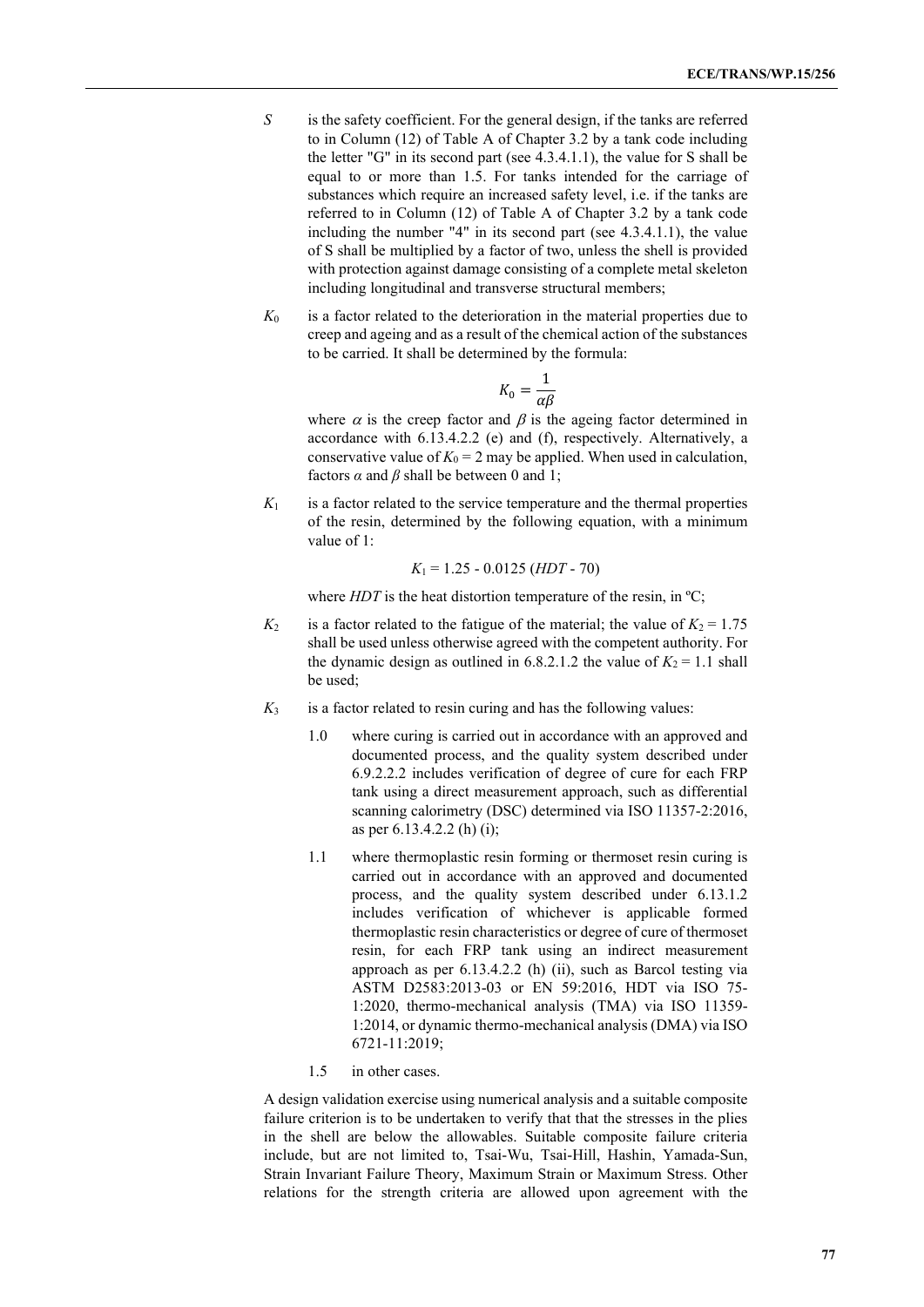$S$ is the safety coefficient. For the general design, if the tanks are referred to in Column (12) of Table A of Chapter 3.2 by a tank code including the letter "G" in its second part (see 4.3.4.1.1), the value for S shall be equal to or more than 1.5. For tanks intended for the carriage of substances which require an increased safety level, i.e. if the tanks are referred to in Column (12) of Table A of Chapter 3.2 by a tank code including the number "4" in its second part (see 4.3.4.1.1), the value of S shall be multiplied by a factor of two, unless the shell is provided with protection against damage consisting of a complete metal skeleton including longitudinal and transverse structural members;

$K_0$ is a factor related to the deterioration in the material properties due to creep and ageing and as a result of the chemical action of the substances to be carried. It shall be determined by the formula:

$$K_0 = \frac{1}{\alpha\beta}$$

where $\alpha$ is the creep factor and $\beta$ is the ageing factor determined in accordance with 6.13.4.2.2 (e) and (f), respectively. Alternatively, a conservative value of $K_0 = 2$ may be applied. When used in calculation, factors $\alpha$ and $\beta$ shall be between 0 and 1;

$K_1$ is a factor related to the service temperature and the thermal properties of the resin, determined by the following equation, with a minimum value of 1:

$$K_1 = 1.25 - 0.0125\,(HDT - 70)$$

where $HDT$ is the heat distortion temperature of the resin, in ºC;

$K_2$ is a factor related to the fatigue of the material; the value of $K_2 = 1.75$ shall be used unless otherwise agreed with the competent authority. For the dynamic design as outlined in 6.8.2.1.2 the value of $K_2 = 1.1$ shall be used;

$K_3$ is a factor related to resin curing and has the following values:

1.0 where curing is carried out in accordance with an approved and documented process, and the quality system described under 6.9.2.2.2 includes verification of degree of cure for each FRP tank using a direct measurement approach, such as differential scanning calorimetry (DSC) determined via ISO 11357-2:2016, as per 6.13.4.2.2 (h) (i);

1.1 where thermoplastic resin forming or thermoset resin curing is carried out in accordance with an approved and documented process, and the quality system described under 6.13.1.2 includes verification of whichever is applicable formed thermoplastic resin characteristics or degree of cure of thermoset resin, for each FRP tank using an indirect measurement approach as per 6.13.4.2.2 (h) (ii), such as Barcol testing via ASTM D2583:2013-03 or EN 59:2016, HDT via ISO 75-1:2020, thermo-mechanical analysis (TMA) via ISO 11359-1:2014, or dynamic thermo-mechanical analysis (DMA) via ISO 6721-11:2019;

1.5 in other cases.

A design validation exercise using numerical analysis and a suitable composite failure criterion is to be undertaken to verify that that the stresses in the plies in the shell are below the allowables. Suitable composite failure criteria include, but are not limited to, Tsai-Wu, Tsai-Hill, Hashin, Yamada-Sun, Strain Invariant Failure Theory, Maximum Strain or Maximum Stress. Other relations for the strength criteria are allowed upon agreement with the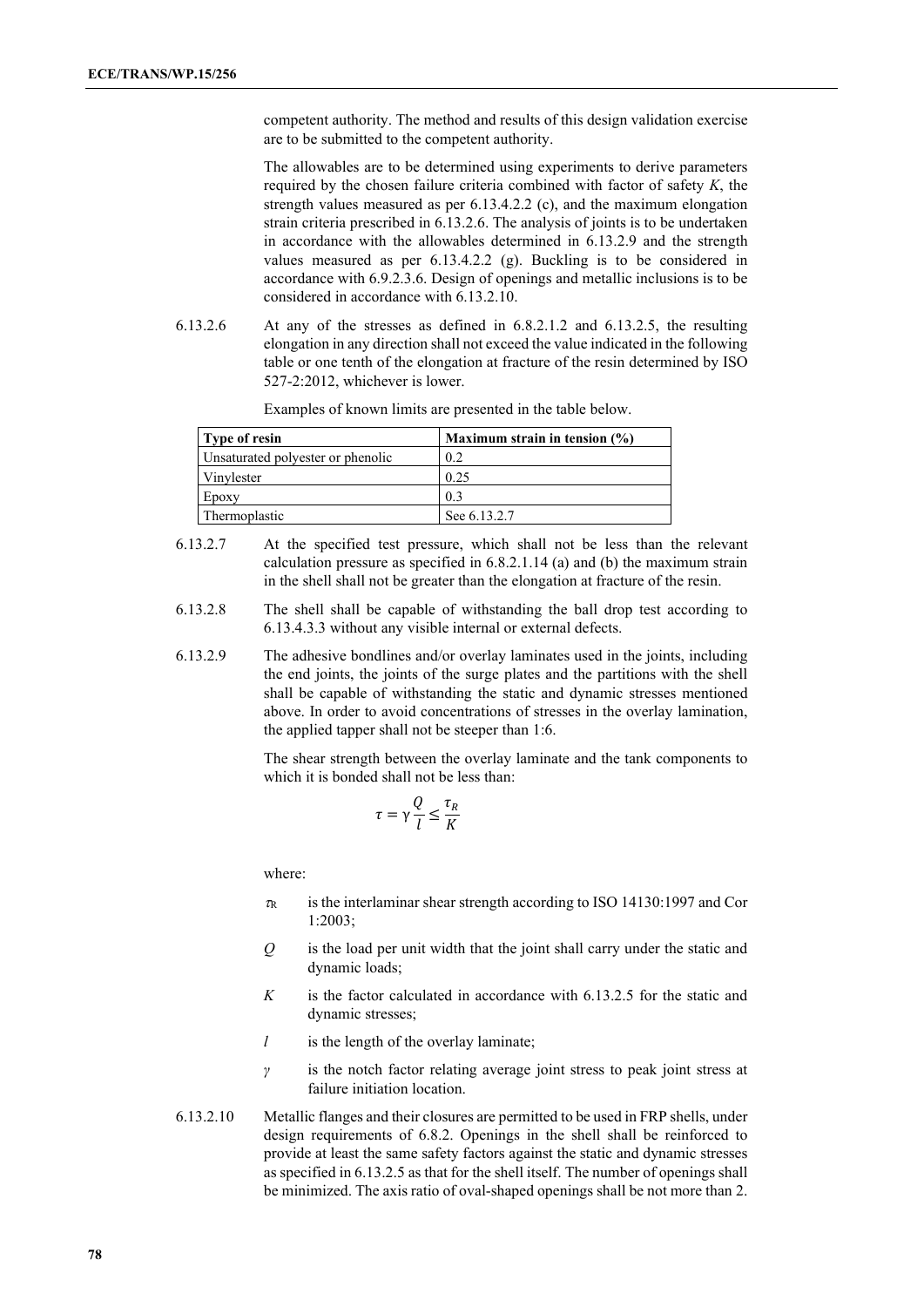competent authority. The method and results of this design validation exercise are to be submitted to the competent authority.

The allowables are to be determined using experiments to derive parameters required by the chosen failure criteria combined with factor of safety *K*, the strength values measured as per 6.13.4.2.2 (c), and the maximum elongation strain criteria prescribed in 6.13.2.6. The analysis of joints is to be undertaken in accordance with the allowables determined in 6.13.2.9 and the strength values measured as per 6.13.4.2.2 (g). Buckling is to be considered in accordance with 6.9.2.3.6. Design of openings and metallic inclusions is to be considered in accordance with 6.13.2.10.

6.13.2.6 At any of the stresses as defined in 6.8.2.1.2 and 6.13.2.5, the resulting elongation in any direction shall not exceed the value indicated in the following table or one tenth of the elongation at fracture of the resin determined by ISO 527-2:2012, whichever is lower.

Examples of known limits are presented in the table below.

| Type of resin | Maximum strain in tension (%) |
|---|---|
| Unsaturated polyester or phenolic | 0.2 |
| Vinylester | 0.25 |
| Epoxy | 0.3 |
| Thermoplastic | See 6.13.2.7 |

6.13.2.7 At the specified test pressure, which shall not be less than the relevant calculation pressure as specified in 6.8.2.1.14 (a) and (b) the maximum strain in the shell shall not be greater than the elongation at fracture of the resin.

6.13.2.8 The shell shall be capable of withstanding the ball drop test according to 6.13.4.3.3 without any visible internal or external defects.

6.13.2.9 The adhesive bondlines and/or overlay laminates used in the joints, including the end joints, the joints of the surge plates and the partitions with the shell shall be capable of withstanding the static and dynamic stresses mentioned above. In order to avoid concentrations of stresses in the overlay lamination, the applied tapper shall not be steeper than 1:6.

The shear strength between the overlay laminate and the tank components to which it is bonded shall not be less than:

$$\tau = \gamma \frac{Q}{l} \leq \frac{\tau_R}{K}$$

where:

$\tau_R$ is the interlaminar shear strength according to ISO 14130:1997 and Cor 1:2003;

$Q$ is the load per unit width that the joint shall carry under the static and dynamic loads;

$K$ is the factor calculated in accordance with 6.13.2.5 for the static and dynamic stresses;

$l$ is the length of the overlay laminate;

$\gamma$ is the notch factor relating average joint stress to peak joint stress at failure initiation location.

6.13.2.10 Metallic flanges and their closures are permitted to be used in FRP shells, under design requirements of 6.8.2. Openings in the shell shall be reinforced to provide at least the same safety factors against the static and dynamic stresses as specified in 6.13.2.5 as that for the shell itself. The number of openings shall be minimized. The axis ratio of oval-shaped openings shall be not more than 2.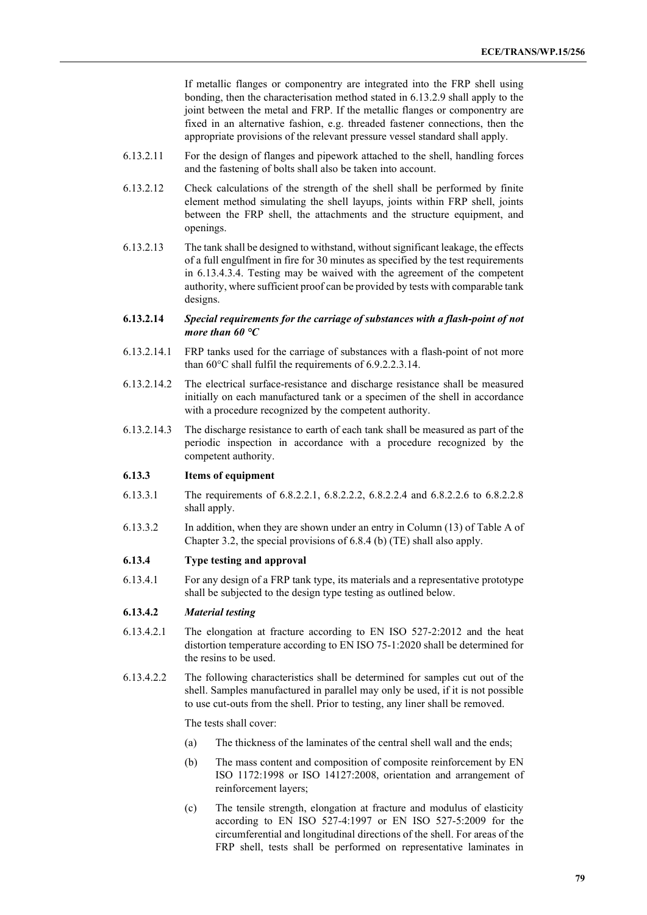If metallic flanges or componentry are integrated into the FRP shell using bonding, then the characterisation method stated in 6.13.2.9 shall apply to the joint between the metal and FRP. If the metallic flanges or componentry are fixed in an alternative fashion, e.g. threaded fastener connections, then the appropriate provisions of the relevant pressure vessel standard shall apply.

6.13.2.11 For the design of flanges and pipework attached to the shell, handling forces and the fastening of bolts shall also be taken into account.

6.13.2.12 Check calculations of the strength of the shell shall be performed by finite element method simulating the shell layups, joints within FRP shell, joints between the FRP shell, the attachments and the structure equipment, and openings.

6.13.2.13 The tank shall be designed to withstand, without significant leakage, the effects of a full engulfment in fire for 30 minutes as specified by the test requirements in 6.13.4.3.4. Testing may be waived with the agreement of the competent authority, where sufficient proof can be provided by tests with comparable tank designs.

**6.13.2.14** ***Special requirements for the carriage of substances with a flash-point of not more than 60 °C***

6.13.2.14.1 FRP tanks used for the carriage of substances with a flash-point of not more than 60°C shall fulfil the requirements of 6.9.2.2.3.14.

6.13.2.14.2 The electrical surface-resistance and discharge resistance shall be measured initially on each manufactured tank or a specimen of the shell in accordance with a procedure recognized by the competent authority.

6.13.2.14.3 The discharge resistance to earth of each tank shall be measured as part of the periodic inspection in accordance with a procedure recognized by the competent authority.

**6.13.3 Items of equipment**

6.13.3.1 The requirements of 6.8.2.2.1, 6.8.2.2.2, 6.8.2.2.4 and 6.8.2.2.6 to 6.8.2.2.8 shall apply.

6.13.3.2 In addition, when they are shown under an entry in Column (13) of Table A of Chapter 3.2, the special provisions of 6.8.4 (b) (TE) shall also apply.

**6.13.4 Type testing and approval**

6.13.4.1 For any design of a FRP tank type, its materials and a representative prototype shall be subjected to the design type testing as outlined below.

**6.13.4.2** ***Material testing***

6.13.4.2.1 The elongation at fracture according to EN ISO 527-2:2012 and the heat distortion temperature according to EN ISO 75-1:2020 shall be determined for the resins to be used.

6.13.4.2.2 The following characteristics shall be determined for samples cut out of the shell. Samples manufactured in parallel may only be used, if it is not possible to use cut-outs from the shell. Prior to testing, any liner shall be removed.

The tests shall cover:

(a) The thickness of the laminates of the central shell wall and the ends;

(b) The mass content and composition of composite reinforcement by EN ISO 1172:1998 or ISO 14127:2008, orientation and arrangement of reinforcement layers;

(c) The tensile strength, elongation at fracture and modulus of elasticity according to EN ISO 527-4:1997 or EN ISO 527-5:2009 for the circumferential and longitudinal directions of the shell. For areas of the FRP shell, tests shall be performed on representative laminates in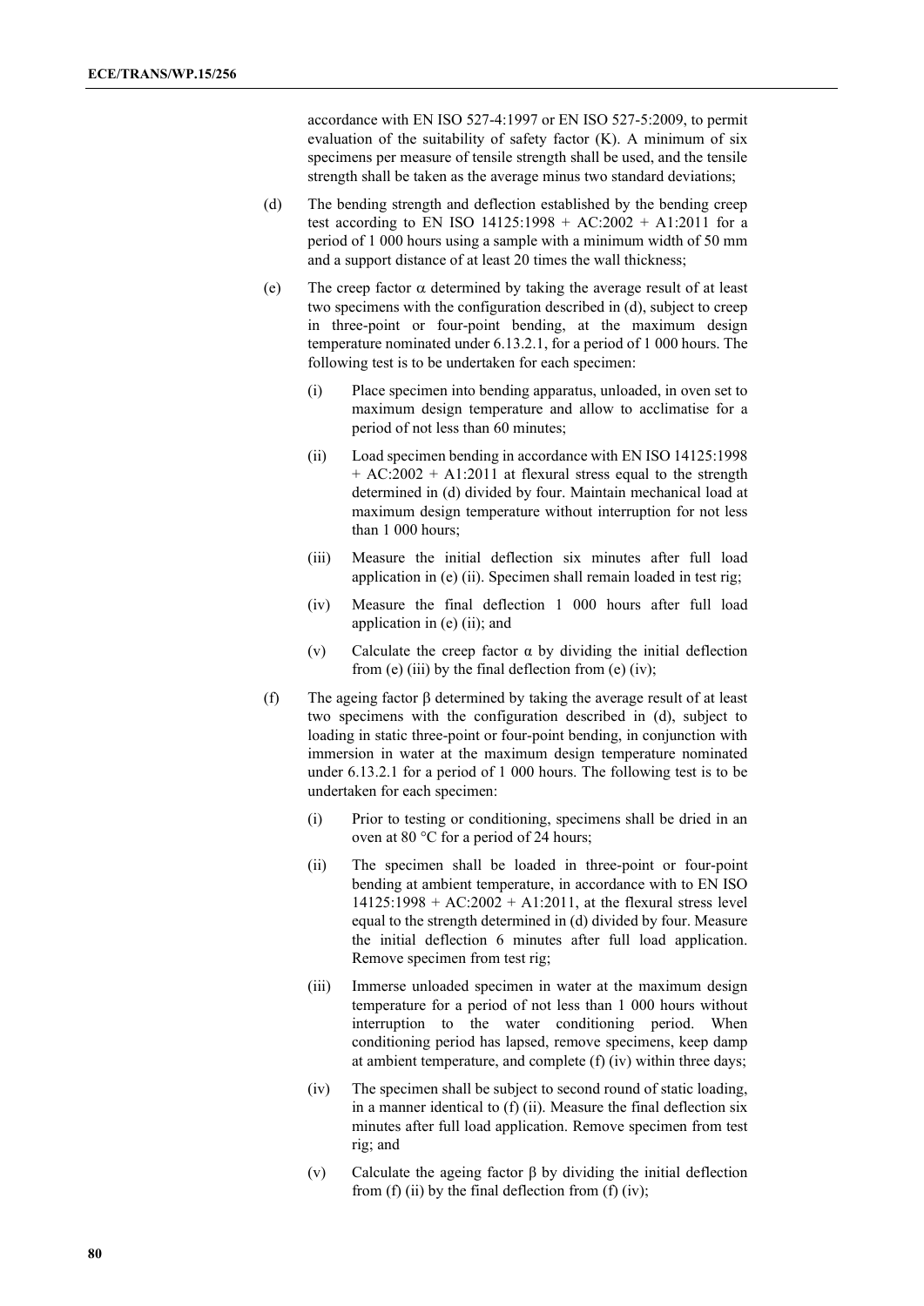accordance with EN ISO 527-4:1997 or EN ISO 527-5:2009, to permit evaluation of the suitability of safety factor (K). A minimum of six specimens per measure of tensile strength shall be used, and the tensile strength shall be taken as the average minus two standard deviations;

(d) The bending strength and deflection established by the bending creep test according to EN ISO 14125:1998 + AC:2002 + A1:2011 for a period of 1 000 hours using a sample with a minimum width of 50 mm and a support distance of at least 20 times the wall thickness;

(e) The creep factor $\alpha$ determined by taking the average result of at least two specimens with the configuration described in (d), subject to creep in three-point or four-point bending, at the maximum design temperature nominated under 6.13.2.1, for a period of 1 000 hours. The following test is to be undertaken for each specimen:

  (i) Place specimen into bending apparatus, unloaded, in oven set to maximum design temperature and allow to acclimatise for a period of not less than 60 minutes;

  (ii) Load specimen bending in accordance with EN ISO 14125:1998 + AC:2002 + A1:2011 at flexural stress equal to the strength determined in (d) divided by four. Maintain mechanical load at maximum design temperature without interruption for not less than 1 000 hours;

  (iii) Measure the initial deflection six minutes after full load application in (e) (ii). Specimen shall remain loaded in test rig;

  (iv) Measure the final deflection 1 000 hours after full load application in (e) (ii); and

  (v) Calculate the creep factor $\alpha$ by dividing the initial deflection from (e) (iii) by the final deflection from (e) (iv);

(f) The ageing factor $\beta$ determined by taking the average result of at least two specimens with the configuration described in (d), subject to loading in static three-point or four-point bending, in conjunction with immersion in water at the maximum design temperature nominated under 6.13.2.1 for a period of 1 000 hours. The following test is to be undertaken for each specimen:

  (i) Prior to testing or conditioning, specimens shall be dried in an oven at 80 °C for a period of 24 hours;

  (ii) The specimen shall be loaded in three-point or four-point bending at ambient temperature, in accordance with to EN ISO 14125:1998 + AC:2002 + A1:2011, at the flexural stress level equal to the strength determined in (d) divided by four. Measure the initial deflection 6 minutes after full load application. Remove specimen from test rig;

  (iii) Immerse unloaded specimen in water at the maximum design temperature for a period of not less than 1 000 hours without interruption to the water conditioning period. When conditioning period has lapsed, remove specimens, keep damp at ambient temperature, and complete (f) (iv) within three days;

  (iv) The specimen shall be subject to second round of static loading, in a manner identical to (f) (ii). Measure the final deflection six minutes after full load application. Remove specimen from test rig; and

  (v) Calculate the ageing factor $\beta$ by dividing the initial deflection from (f) (ii) by the final deflection from (f) (iv);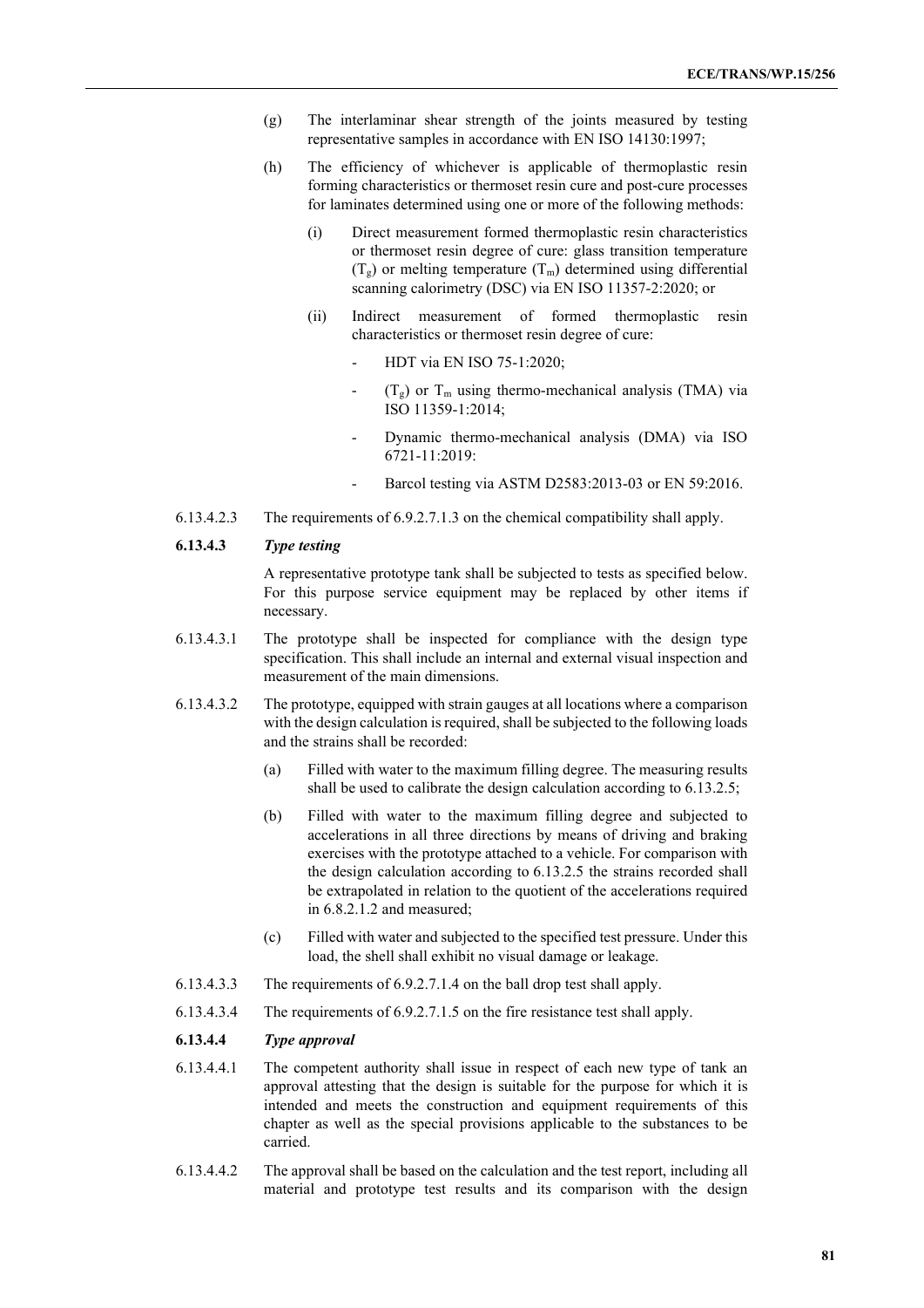(g) The interlaminar shear strength of the joints measured by testing representative samples in accordance with EN ISO 14130:1997;

(h) The efficiency of whichever is applicable of thermoplastic resin forming characteristics or thermoset resin cure and post-cure processes for laminates determined using one or more of the following methods:

(i) Direct measurement formed thermoplastic resin characteristics or thermoset resin degree of cure: glass transition temperature ($T_g$) or melting temperature ($T_m$) determined using differential scanning calorimetry (DSC) via EN ISO 11357-2:2020; or

(ii) Indirect measurement of formed thermoplastic resin characteristics or thermoset resin degree of cure:

- HDT via EN ISO 75-1:2020;
- ($T_g$) or $T_m$ using thermo-mechanical analysis (TMA) via ISO 11359-1:2014;
- Dynamic thermo-mechanical analysis (DMA) via ISO 6721-11:2019:
- Barcol testing via ASTM D2583:2013-03 or EN 59:2016.

6.13.4.2.3 The requirements of 6.9.2.7.1.3 on the chemical compatibility shall apply.

**6.13.4.3** ***Type testing***

A representative prototype tank shall be subjected to tests as specified below. For this purpose service equipment may be replaced by other items if necessary.

6.13.4.3.1 The prototype shall be inspected for compliance with the design type specification. This shall include an internal and external visual inspection and measurement of the main dimensions.

6.13.4.3.2 The prototype, equipped with strain gauges at all locations where a comparison with the design calculation is required, shall be subjected to the following loads and the strains shall be recorded:

(a) Filled with water to the maximum filling degree. The measuring results shall be used to calibrate the design calculation according to 6.13.2.5;

(b) Filled with water to the maximum filling degree and subjected to accelerations in all three directions by means of driving and braking exercises with the prototype attached to a vehicle. For comparison with the design calculation according to 6.13.2.5 the strains recorded shall be extrapolated in relation to the quotient of the accelerations required in 6.8.2.1.2 and measured;

(c) Filled with water and subjected to the specified test pressure. Under this load, the shell shall exhibit no visual damage or leakage.

6.13.4.3.3 The requirements of 6.9.2.7.1.4 on the ball drop test shall apply.

6.13.4.3.4 The requirements of 6.9.2.7.1.5 on the fire resistance test shall apply.

**6.13.4.4** ***Type approval***

6.13.4.4.1 The competent authority shall issue in respect of each new type of tank an approval attesting that the design is suitable for the purpose for which it is intended and meets the construction and equipment requirements of this chapter as well as the special provisions applicable to the substances to be carried.

6.13.4.4.2 The approval shall be based on the calculation and the test report, including all material and prototype test results and its comparison with the design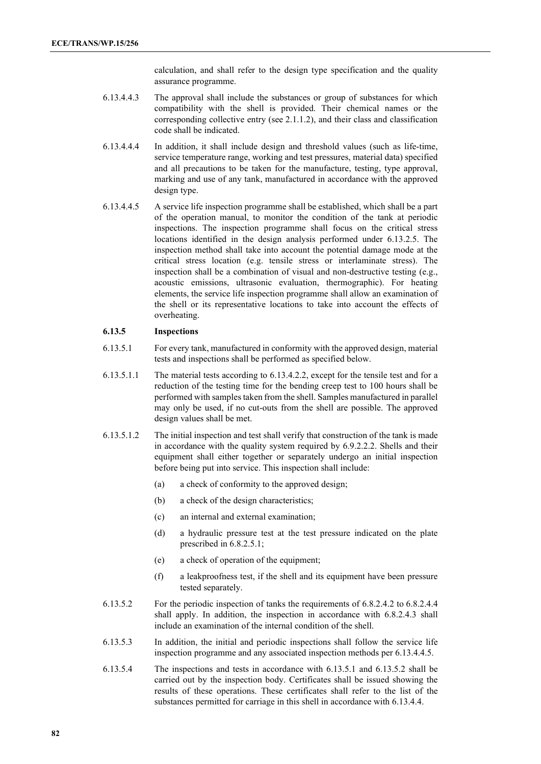calculation, and shall refer to the design type specification and the quality assurance programme.

6.13.4.4.3 The approval shall include the substances or group of substances for which compatibility with the shell is provided. Their chemical names or the corresponding collective entry (see 2.1.1.2), and their class and classification code shall be indicated.

6.13.4.4.4 In addition, it shall include design and threshold values (such as life-time, service temperature range, working and test pressures, material data) specified and all precautions to be taken for the manufacture, testing, type approval, marking and use of any tank, manufactured in accordance with the approved design type.

6.13.4.4.5 A service life inspection programme shall be established, which shall be a part of the operation manual, to monitor the condition of the tank at periodic inspections. The inspection programme shall focus on the critical stress locations identified in the design analysis performed under 6.13.2.5. The inspection method shall take into account the potential damage mode at the critical stress location (e.g. tensile stress or interlaminate stress). The inspection shall be a combination of visual and non-destructive testing (e.g., acoustic emissions, ultrasonic evaluation, thermographic). For heating elements, the service life inspection programme shall allow an examination of the shell or its representative locations to take into account the effects of overheating.

**6.13.5 Inspections**

6.13.5.1 For every tank, manufactured in conformity with the approved design, material tests and inspections shall be performed as specified below.

6.13.5.1.1 The material tests according to 6.13.4.2.2, except for the tensile test and for a reduction of the testing time for the bending creep test to 100 hours shall be performed with samples taken from the shell. Samples manufactured in parallel may only be used, if no cut-outs from the shell are possible. The approved design values shall be met.

6.13.5.1.2 The initial inspection and test shall verify that construction of the tank is made in accordance with the quality system required by 6.9.2.2.2. Shells and their equipment shall either together or separately undergo an initial inspection before being put into service. This inspection shall include:

(a) a check of conformity to the approved design;

(b) a check of the design characteristics;

(c) an internal and external examination;

(d) a hydraulic pressure test at the test pressure indicated on the plate prescribed in 6.8.2.5.1;

(e) a check of operation of the equipment;

(f) a leakproofness test, if the shell and its equipment have been pressure tested separately.

6.13.5.2 For the periodic inspection of tanks the requirements of 6.8.2.4.2 to 6.8.2.4.4 shall apply. In addition, the inspection in accordance with 6.8.2.4.3 shall include an examination of the internal condition of the shell.

6.13.5.3 In addition, the initial and periodic inspections shall follow the service life inspection programme and any associated inspection methods per 6.13.4.4.5.

6.13.5.4 The inspections and tests in accordance with 6.13.5.1 and 6.13.5.2 shall be carried out by the inspection body. Certificates shall be issued showing the results of these operations. These certificates shall refer to the list of the substances permitted for carriage in this shell in accordance with 6.13.4.4.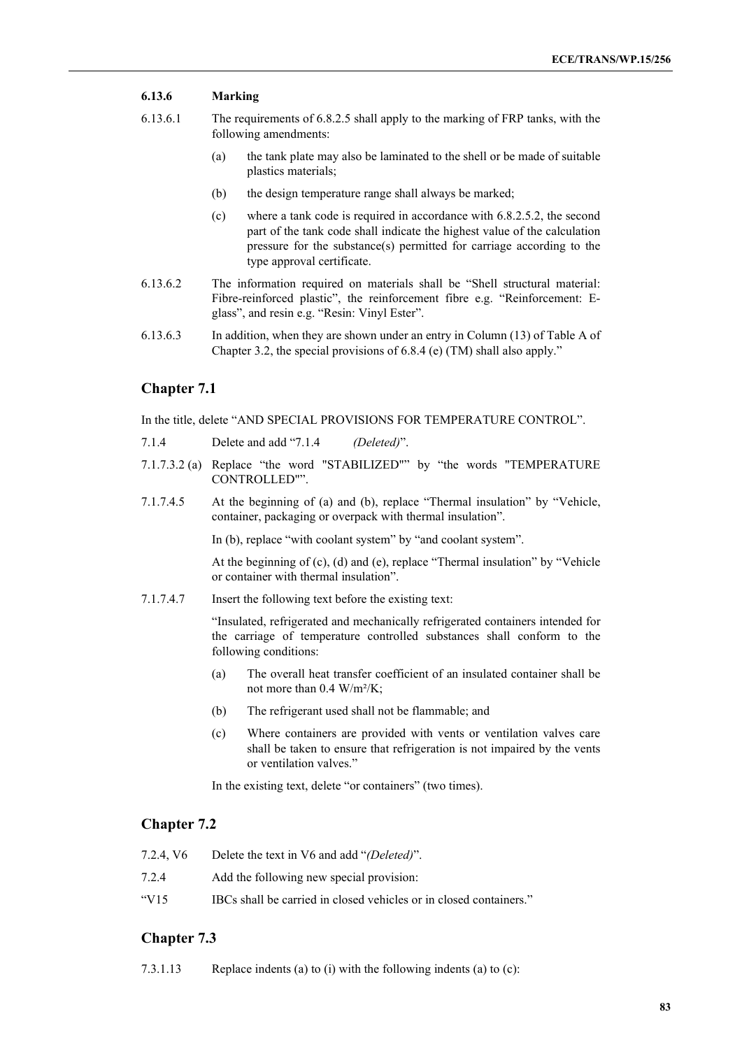**6.13.6 Marking**

6.13.6.1 The requirements of 6.8.2.5 shall apply to the marking of FRP tanks, with the following amendments:

(a) the tank plate may also be laminated to the shell or be made of suitable plastics materials;

(b) the design temperature range shall always be marked;

(c) where a tank code is required in accordance with 6.8.2.5.2, the second part of the tank code shall indicate the highest value of the calculation pressure for the substance(s) permitted for carriage according to the type approval certificate.

6.13.6.2 The information required on materials shall be "Shell structural material: Fibre-reinforced plastic", the reinforcement fibre e.g. "Reinforcement: E-glass", and resin e.g. "Resin: Vinyl Ester".

6.13.6.3 In addition, when they are shown under an entry in Column (13) of Table A of Chapter 3.2, the special provisions of 6.8.4 (e) (TM) shall also apply."

## Chapter 7.1

In the title, delete "AND SPECIAL PROVISIONS FOR TEMPERATURE CONTROL".

7.1.4 Delete and add "7.1.4 *(Deleted)*".

7.1.7.3.2 (a) Replace "the word "STABILIZED"" by "the words "TEMPERATURE CONTROLLED"".

7.1.7.4.5 At the beginning of (a) and (b), replace "Thermal insulation" by "Vehicle, container, packaging or overpack with thermal insulation".

In (b), replace "with coolant system" by "and coolant system".

At the beginning of (c), (d) and (e), replace "Thermal insulation" by "Vehicle or container with thermal insulation".

7.1.7.4.7 Insert the following text before the existing text:

"Insulated, refrigerated and mechanically refrigerated containers intended for the carriage of temperature controlled substances shall conform to the following conditions:

(a) The overall heat transfer coefficient of an insulated container shall be not more than 0.4 W/m²/K;

(b) The refrigerant used shall not be flammable; and

(c) Where containers are provided with vents or ventilation valves care shall be taken to ensure that refrigeration is not impaired by the vents or ventilation valves."

In the existing text, delete "or containers" (two times).

## Chapter 7.2

7.2.4, V6 Delete the text in V6 and add "*(Deleted)*".

7.2.4 Add the following new special provision:

"V15 IBCs shall be carried in closed vehicles or in closed containers."

## Chapter 7.3

7.3.1.13 Replace indents (a) to (i) with the following indents (a) to (c):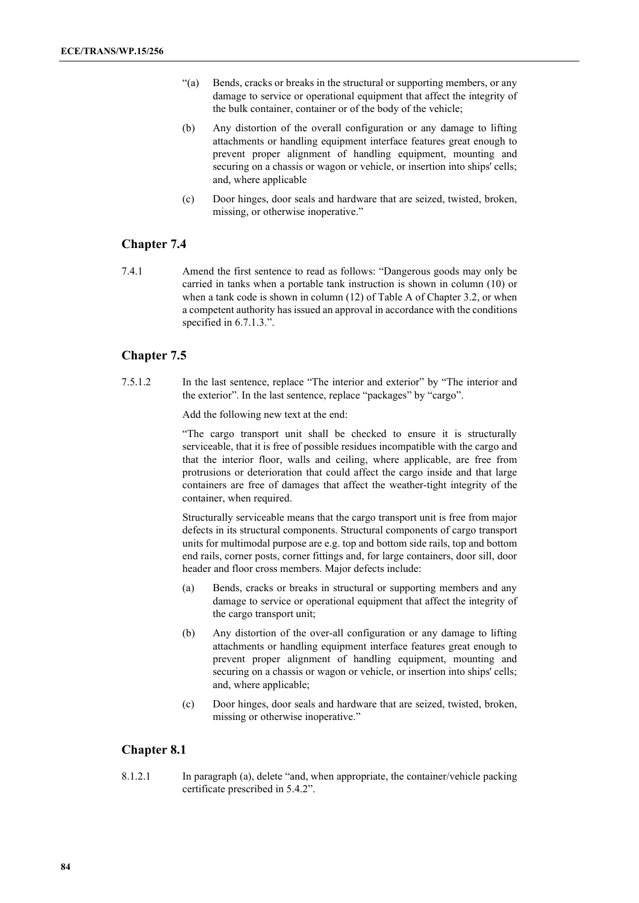"(a) Bends, cracks or breaks in the structural or supporting members, or any damage to service or operational equipment that affect the integrity of the bulk container, container or of the body of the vehicle;

(b) Any distortion of the overall configuration or any damage to lifting attachments or handling equipment interface features great enough to prevent proper alignment of handling equipment, mounting and securing on a chassis or wagon or vehicle, or insertion into ships' cells; and, where applicable

(c) Door hinges, door seals and hardware that are seized, twisted, broken, missing, or otherwise inoperative."

## Chapter 7.4

7.4.1 Amend the first sentence to read as follows: "Dangerous goods may only be carried in tanks when a portable tank instruction is shown in column (10) or when a tank code is shown in column (12) of Table A of Chapter 3.2, or when a competent authority has issued an approval in accordance with the conditions specified in 6.7.1.3.".

## Chapter 7.5

7.5.1.2 In the last sentence, replace "The interior and exterior" by "The interior and the exterior". In the last sentence, replace "packages" by "cargo".

Add the following new text at the end:

"The cargo transport unit shall be checked to ensure it is structurally serviceable, that it is free of possible residues incompatible with the cargo and that the interior floor, walls and ceiling, where applicable, are free from protrusions or deterioration that could affect the cargo inside and that large containers are free of damages that affect the weather-tight integrity of the container, when required.

Structurally serviceable means that the cargo transport unit is free from major defects in its structural components. Structural components of cargo transport units for multimodal purpose are e.g. top and bottom side rails, top and bottom end rails, corner posts, corner fittings and, for large containers, door sill, door header and floor cross members. Major defects include:

(a) Bends, cracks or breaks in structural or supporting members and any damage to service or operational equipment that affect the integrity of the cargo transport unit;

(b) Any distortion of the over-all configuration or any damage to lifting attachments or handling equipment interface features great enough to prevent proper alignment of handling equipment, mounting and securing on a chassis or wagon or vehicle, or insertion into ships' cells; and, where applicable;

(c) Door hinges, door seals and hardware that are seized, twisted, broken, missing or otherwise inoperative."

## Chapter 8.1

8.1.2.1 In paragraph (a), delete "and, when appropriate, the container/vehicle packing certificate prescribed in 5.4.2".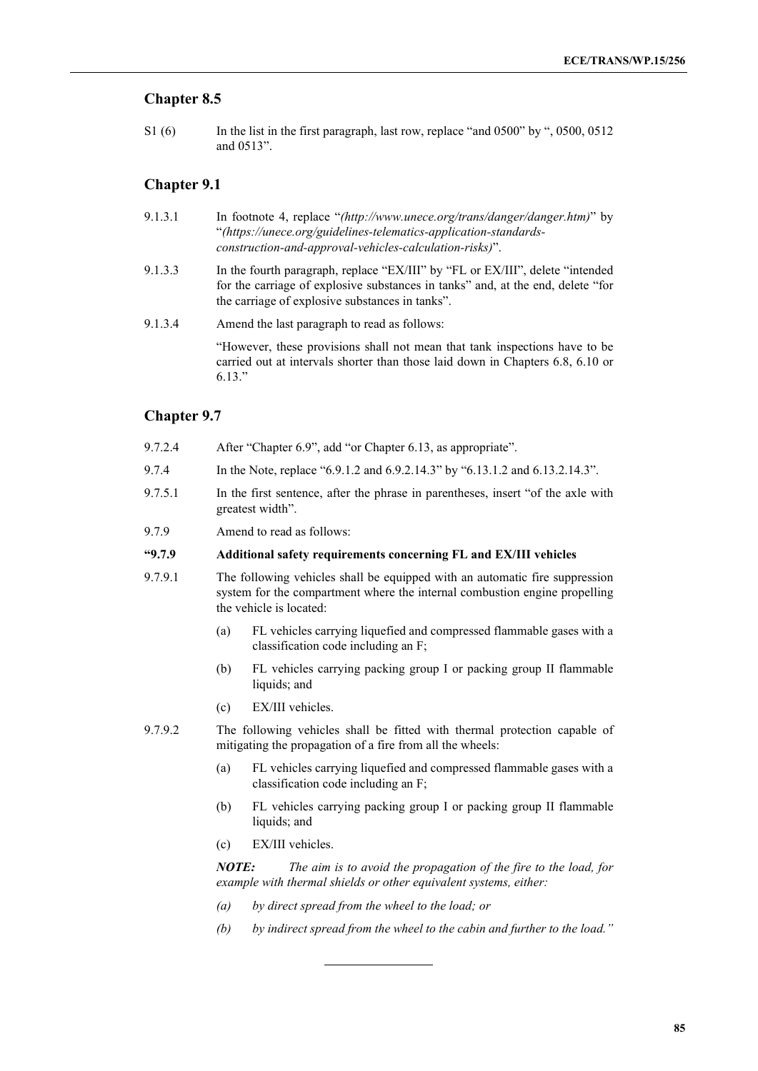## Chapter 8.5

S1 (6) In the list in the first paragraph, last row, replace "and 0500" by ", 0500, 0512 and 0513".

## Chapter 9.1

9.1.3.1 In footnote 4, replace "*(http://www.unece.org/trans/danger/danger.htm)*" by "*(https://unece.org/guidelines-telematics-application-standards-construction-and-approval-vehicles-calculation-risks)*".

9.1.3.3 In the fourth paragraph, replace "EX/III" by "FL or EX/III", delete "intended for the carriage of explosive substances in tanks" and, at the end, delete "for the carriage of explosive substances in tanks".

9.1.3.4 Amend the last paragraph to read as follows:

"However, these provisions shall not mean that tank inspections have to be carried out at intervals shorter than those laid down in Chapters 6.8, 6.10 or 6.13."

## Chapter 9.7

9.7.2.4 After "Chapter 6.9", add "or Chapter 6.13, as appropriate".

9.7.4 In the Note, replace "6.9.1.2 and 6.9.2.14.3" by "6.13.1.2 and 6.13.2.14.3".

9.7.5.1 In the first sentence, after the phrase in parentheses, insert "of the axle with greatest width".

9.7.9 Amend to read as follows:

**"9.7.9 Additional safety requirements concerning FL and EX/III vehicles**

9.7.9.1 The following vehicles shall be equipped with an automatic fire suppression system for the compartment where the internal combustion engine propelling the vehicle is located:

(a) FL vehicles carrying liquefied and compressed flammable gases with a classification code including an F;

(b) FL vehicles carrying packing group I or packing group II flammable liquids; and

(c) EX/III vehicles.

9.7.9.2 The following vehicles shall be fitted with thermal protection capable of mitigating the propagation of a fire from all the wheels:

(a) FL vehicles carrying liquefied and compressed flammable gases with a classification code including an F;

(b) FL vehicles carrying packing group I or packing group II flammable liquids; and

(c) EX/III vehicles.

***NOTE:*** *The aim is to avoid the propagation of the fire to the load, for example with thermal shields or other equivalent systems, either:*

*(a) by direct spread from the wheel to the load; or*

*(b) by indirect spread from the wheel to the cabin and further to the load."*